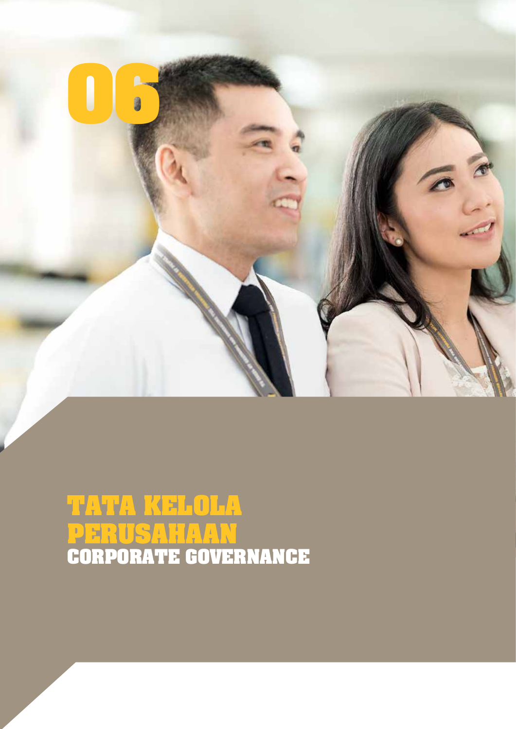06

# TATA KELOLA PERUSAHAAN
# CORPORATE GOVERNANCE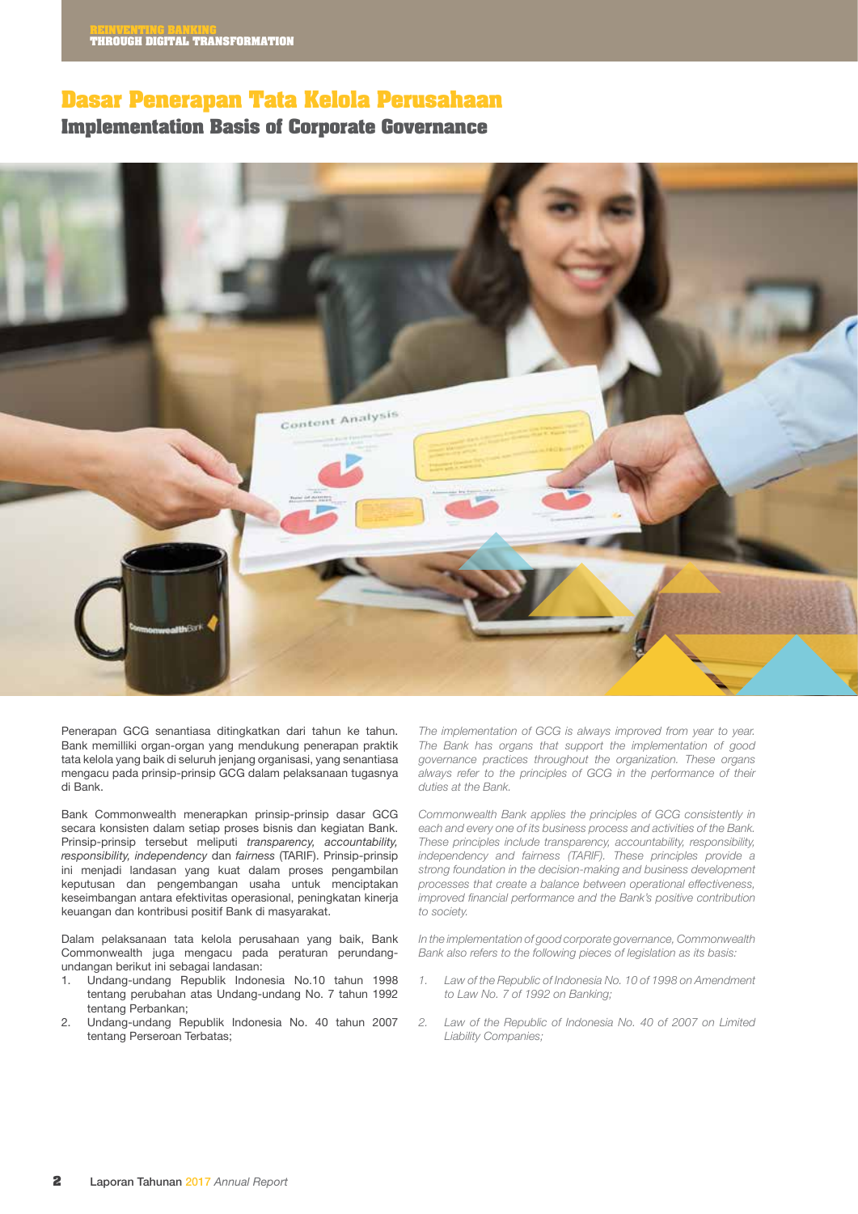# Dasar Penerapan Tata Kelola Perusahaan

## Implementation Basis of Corporate Governance

Penerapan GCG senantiasa ditingkatkan dari tahun ke tahun. Bank memilliki organ-organ yang mendukung penerapan praktik tata kelola yang baik di seluruh jenjang organisasi, yang senantiasa mengacu pada prinsip-prinsip GCG dalam pelaksanaan tugasnya di Bank.

Bank Commonwealth menerapkan prinsip-prinsip dasar GCG secara konsisten dalam setiap proses bisnis dan kegiatan Bank. Prinsip-prinsip tersebut meliputi *transparency, accountability, responsibility, independency* dan *fairness* (TARIF). Prinsip-prinsip ini menjadi landasan yang kuat dalam proses pengambilan keputusan dan pengembangan usaha untuk menciptakan keseimbangan antara efektivitas operasional, peningkatan kinerja keuangan dan kontribusi positif Bank di masyarakat.

Dalam pelaksanaan tata kelola perusahaan yang baik, Bank Commonwealth juga mengacu pada peraturan perundang-undangan berikut ini sebagai landasan:

1. Undang-undang Republik Indonesia No.10 tahun 1998 tentang perubahan atas Undang-undang No. 7 tahun 1992 tentang Perbankan;
2. Undang-undang Republik Indonesia No. 40 tahun 2007 tentang Perseroan Terbatas;

*The implementation of GCG is always improved from year to year. The Bank has organs that support the implementation of good governance practices throughout the organization. These organs always refer to the principles of GCG in the performance of their duties at the Bank.*

*Commonwealth Bank applies the principles of GCG consistently in each and every one of its business process and activities of the Bank. These principles include transparency, accountability, responsibility, independency and fairness (TARIF). These principles provide a strong foundation in the decision-making and business development processes that create a balance between operational effectiveness, improved financial performance and the Bank's positive contribution to society.*

*In the implementation of good corporate governance, Commonwealth Bank also refers to the following pieces of legislation as its basis:*

1. *Law of the Republic of Indonesia No. 10 of 1998 on Amendment to Law No. 7 of 1992 on Banking;*
2. *Law of the Republic of Indonesia No. 40 of 2007 on Limited Liability Companies;*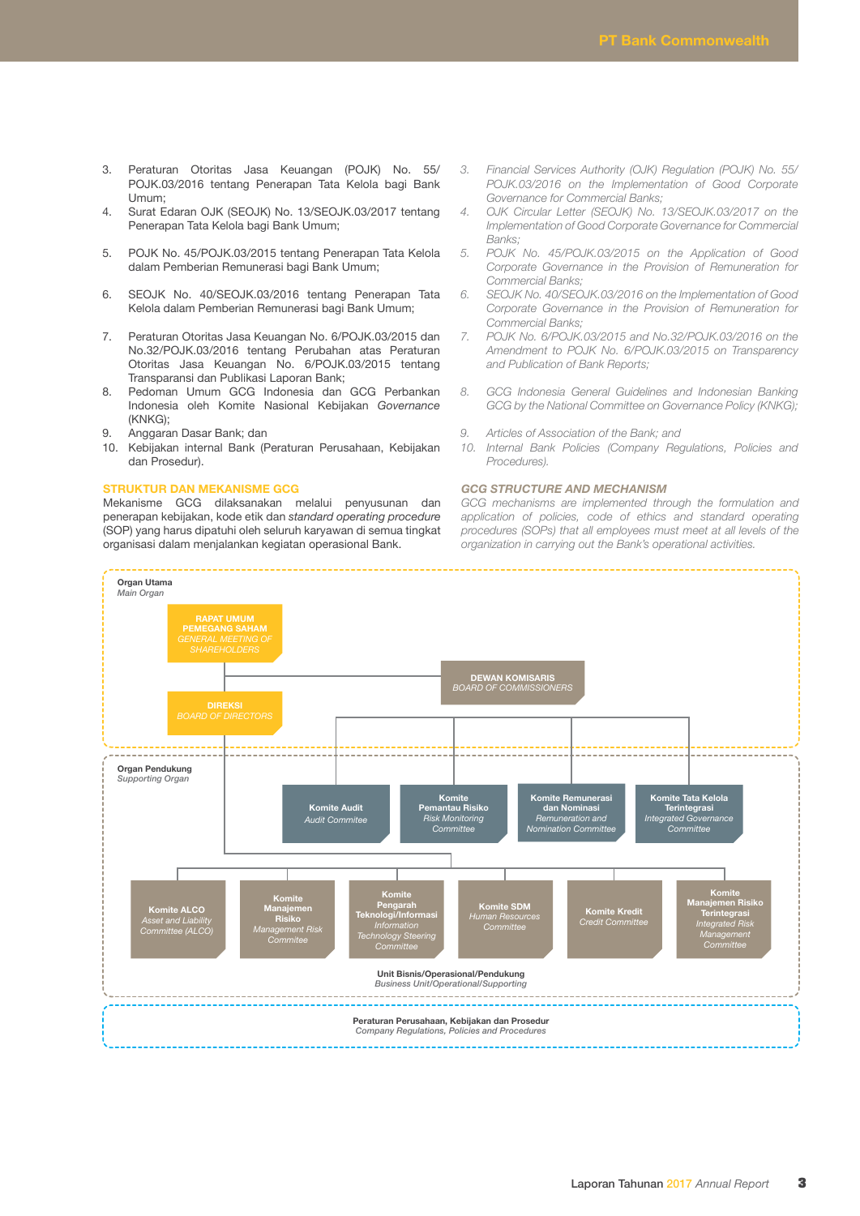3. Peraturan Otoritas Jasa Keuangan (POJK) No. 55/ POJK.03/2016 tentang Penerapan Tata Kelola bagi Bank Umum;
4. Surat Edaran OJK (SEOJK) No. 13/SEOJK.03/2017 tentang Penerapan Tata Kelola bagi Bank Umum;
5. POJK No. 45/POJK.03/2015 tentang Penerapan Tata Kelola dalam Pemberian Remunerasi bagi Bank Umum;
6. SEOJK No. 40/SEOJK.03/2016 tentang Penerapan Tata Kelola dalam Pemberian Remunerasi bagi Bank Umum;
7. Peraturan Otoritas Jasa Keuangan No. 6/POJK.03/2015 dan No.32/POJK.03/2016 tentang Perubahan atas Peraturan Otoritas Jasa Keuangan No. 6/POJK.03/2015 tentang Transparansi dan Publikasi Laporan Bank;
8. Pedoman Umum GCG Indonesia dan GCG Perbankan Indonesia oleh Komite Nasional Kebijakan *Governance* (KNKG);
9. Anggaran Dasar Bank; dan
10. Kebijakan internal Bank (Peraturan Perusahaan, Kebijakan dan Prosedur).

*3. Financial Services Authority (OJK) Regulation (POJK) No. 55/ POJK.03/2016 on the Implementation of Good Corporate Governance for Commercial Banks;*
*4. OJK Circular Letter (SEOJK) No. 13/SEOJK.03/2017 on the Implementation of Good Corporate Governance for Commercial Banks;*
*5. POJK No. 45/POJK.03/2015 on the Application of Good Corporate Governance in the Provision of Remuneration for Commercial Banks;*
*6. SEOJK No. 40/SEOJK.03/2016 on the Implementation of Good Corporate Governance in the Provision of Remuneration for Commercial Banks;*
*7. POJK No. 6/POJK.03/2015 and No.32/POJK.03/2016 on the Amendment to POJK No. 6/POJK.03/2015 on Transparency and Publication of Bank Reports;*
*8. GCG Indonesia General Guidelines and Indonesian Banking GCG by the National Committee on Governance Policy (KNKG);*
*9. Articles of Association of the Bank; and*
*10. Internal Bank Policies (Company Regulations, Policies and Procedures).*

## STRUKTUR DAN MEKANISME GCG

Mekanisme GCG dilaksanakan melalui penyusunan dan penerapan kebijakan, kode etik dan *standard operating procedure* (SOP) yang harus dipatuhi oleh seluruh karyawan di semua tingkat organisasi dalam menjalankan kegiatan operasional Bank.

## *GCG STRUCTURE AND MECHANISM*

*GCG mechanisms are implemented through the formulation and application of policies, code of ethics and standard operating procedures (SOPs) that all employees must meet at all levels of the organization in carrying out the Bank's operational activities.*

**Organ Utama**
*Main Organ*

- RAPAT UMUM PEMEGANG SAHAM / *GENERAL MEETING OF SHAREHOLDERS*
- DEWAN KOMISARIS / *BOARD OF COMMISSIONERS*
- DIREKSI / *BOARD OF DIRECTORS*

**Organ Pendukung**
*Supporting Organ*

Komite di bawah Dewan Komisaris:
- Komite Audit / *Audit Commitee*
- Komite Pemantau Risiko / *Risk Monitoring Committee*
- Komite Remunerasi dan Nominasi / *Remuneration and Nomination Committee*
- Komite Tata Kelola Terintegrasi / *Integrated Governance Committee*

Komite di bawah Direksi:
- Komite ALCO / *Asset and Liability Committee (ALCO)*
- Komite Manajemen Risiko / *Management Risk Commitee*
- Komite Pengarah Teknologi/Informasi / *Information Technology Steering Committee*
- Komite SDM / *Human Resources Committee*
- Komite Kredit / *Credit Committee*
- Komite Manajemen Risiko Terintegrasi / *Integrated Risk Management Committee*

**Unit Bisnis/Operasional/Pendukung**
*Business Unit/Operational/Supporting*

**Peraturan Perusahaan, Kebijakan dan Prosedur**
*Company Regulations, Policies and Procedures*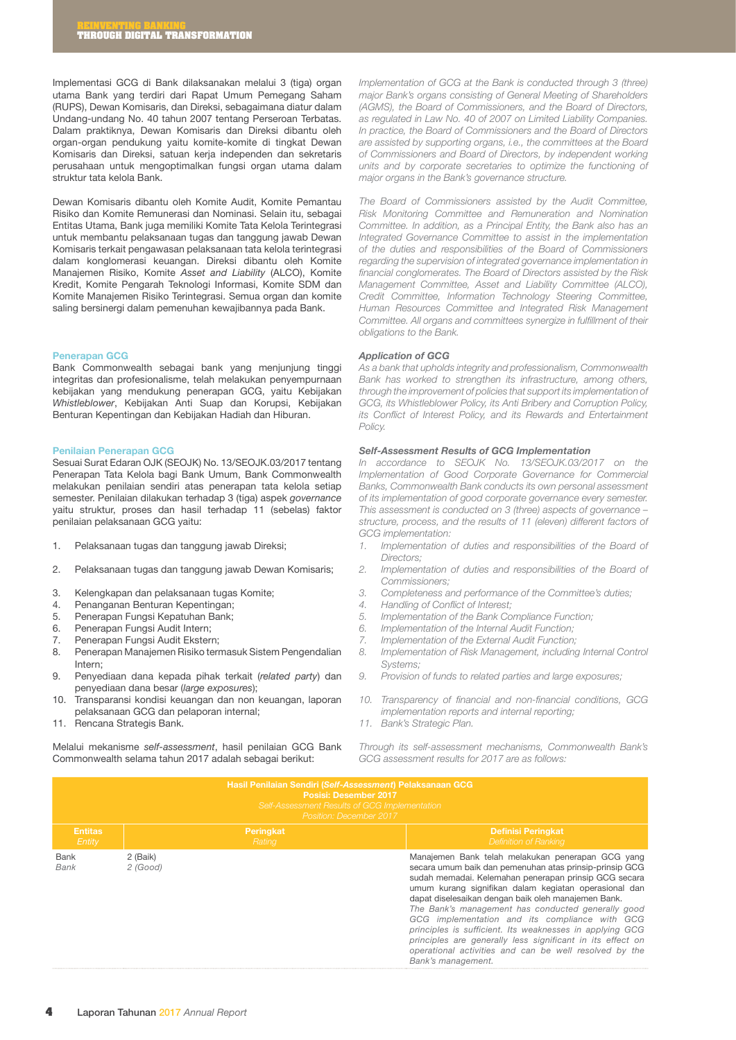Implementasi GCG di Bank dilaksanakan melalui 3 (tiga) organ utama Bank yang terdiri dari Rapat Umum Pemegang Saham (RUPS), Dewan Komisaris, dan Direksi, sebagaimana diatur dalam Undang-undang No. 40 tahun 2007 tentang Perseroan Terbatas. Dalam praktiknya, Dewan Komisaris dan Direksi dibantu oleh organ-organ pendukung yaitu komite-komite di tingkat Dewan Komisaris dan Direksi, satuan kerja independen dan sekretaris perusahaan untuk mengoptimalkan fungsi organ utama dalam struktur tata kelola Bank.

*Implementation of GCG at the Bank is conducted through 3 (three) major Bank's organs consisting of General Meeting of Shareholders (AGMS), the Board of Commissioners, and the Board of Directors, as regulated in Law No. 40 of 2007 on Limited Liability Companies. In practice, the Board of Commissioners and the Board of Directors are assisted by supporting organs, i.e., the committees at the Board of Commissioners and Board of Directors, by independent working units and by corporate secretaries to optimize the functioning of major organs in the Bank's governance structure.*

Dewan Komisaris dibantu oleh Komite Audit, Komite Pemantau Risiko dan Komite Remunerasi dan Nominasi. Selain itu, sebagai Entitas Utama, Bank juga memiliki Komite Tata Kelola Terintegrasi untuk membantu pelaksanaan tugas dan tanggung jawab Dewan Komisaris terkait pengawasan pelaksanaan tata kelola terintegrasi dalam konglomerasi keuangan. Direksi dibantu oleh Komite Manajemen Risiko, Komite *Asset and Liability* (ALCO), Komite Kredit, Komite Pengarah Teknologi Informasi, Komite SDM dan Komite Manajemen Risiko Terintegrasi. Semua organ dan komite saling bersinergi dalam pemenuhan kewajibannya pada Bank.

*The Board of Commissioners assisted by the Audit Committee, Risk Monitoring Committee and Remuneration and Nomination Committee. In addition, as a Principal Entity, the Bank also has an Integrated Governance Committee to assist in the implementation of the duties and responsibilities of the Board of Commissioners regarding the supervision of integrated governance implementation in financial conglomerates. The Board of Directors assisted by the Risk Management Committee, Asset and Liability Committee (ALCO), Credit Committee, Information Technology Steering Committee, Human Resources Committee and Integrated Risk Management Committee. All organs and committees synergize in fulfillment of their obligations to the Bank.*

### Penerapan GCG

Bank Commonwealth sebagai bank yang menjunjung tinggi integritas dan profesionalisme, telah melakukan penyempurnaan kebijakan yang mendukung penerapan GCG, yaitu Kebijakan *Whistleblower*, Kebijakan Anti Suap dan Korupsi, Kebijakan Benturan Kepentingan dan Kebijakan Hadiah dan Hiburan.

### *Application of GCG*

*As a bank that upholds integrity and professionalism, Commonwealth Bank has worked to strengthen its infrastructure, among others, through the improvement of policies that support its implementation of GCG, its Whistleblower Policy, its Anti Bribery and Corruption Policy, its Conflict of Interest Policy, and its Rewards and Entertainment Policy.*

### Penilaian Penerapan GCG

Sesuai Surat Edaran OJK (SEOJK) No. 13/SEOJK.03/2017 tentang Penerapan Tata Kelola bagi Bank Umum, Bank Commonwealth melakukan penilaian sendiri atas penerapan tata kelola setiap semester. Penilaian dilakukan terhadap 3 (tiga) aspek *governance* yaitu struktur, proses dan hasil terhadap 11 (sebelas) faktor penilaian pelaksanaan GCG yaitu:

1. Pelaksanaan tugas dan tanggung jawab Direksi;
2. Pelaksanaan tugas dan tanggung jawab Dewan Komisaris;
3. Kelengkapan dan pelaksanaan tugas Komite;
4. Penanganan Benturan Kepentingan;
5. Penerapan Fungsi Kepatuhan Bank;
6. Penerapan Fungsi Audit Intern;
7. Penerapan Fungsi Audit Ekstern;
8. Penerapan Manajemen Risiko termasuk Sistem Pengendalian Intern;
9. Penyediaan dana kepada pihak terkait (*related party*) dan penyediaan dana besar (*large exposures*);
10. Transparansi kondisi keuangan dan non keuangan, laporan pelaksanaan GCG dan pelaporan internal;
11. Rencana Strategis Bank.

### *Self-Assessment Results of GCG Implementation*

*In accordance to SEOJK No. 13/SEOJK.03/2017 on the Implementation of Good Corporate Governance for Commercial Banks, Commonwealth Bank conducts its own personal assessment of its implementation of good corporate governance every semester. This assessment is conducted on 3 (three) aspects of governance – structure, process, and the results of 11 (eleven) different factors of GCG implementation:*

1. *Implementation of duties and responsibilities of the Board of Directors;*
2. *Implementation of duties and responsibilities of the Board of Commissioners;*
3. *Completeness and performance of the Committee's duties;*
4. *Handling of Conflict of Interest;*
5. *Implementation of the Bank Compliance Function;*
6. *Implementation of the Internal Audit Function;*
7. *Implementation of the External Audit Function;*
8. *Implementation of Risk Management, including Internal Control Systems;*
9. *Provision of funds to related parties and large exposures;*
10. *Transparency of financial and non-financial conditions, GCG implementation reports and internal reporting;*
11. *Bank's Strategic Plan.*

Melalui mekanisme *self-assessment*, hasil penilaian GCG Bank Commonwealth selama tahun 2017 adalah sebagai berikut:

*Through its self-assessment mechanisms, Commonwealth Bank's GCG assessment results for 2017 are as follows:*

**Hasil Penilaian Sendiri (*Self-Assessment*) Pelaksanaan GCG**
**Posisi: Desember 2017**
*Self-Assessment Results of GCG Implementation*
*Position: December 2017*

| Entitas<br>*Entity* | Peringkat<br>*Rating* | Definisi Peringkat<br>*Definition of Ranking* |
|---|---|---|
| Bank<br>*Bank* | 2 (Baik)<br>*2 (Good)* | Manajemen Bank telah melakukan penerapan GCG yang secara umum baik dan pemenuhan atas prinsip-prinsip GCG sudah memadai. Kelemahan penerapan prinsip GCG secara umum kurang signifikan dalam kegiatan operasional dan dapat diselesaikan dengan baik oleh manajemen Bank.<br>*The Bank's management has conducted generally good GCG implementation and its compliance with GCG principles is sufficient. Its weaknesses in applying GCG principles are generally less significant in its effect on operational activities and can be well resolved by the Bank's management.* |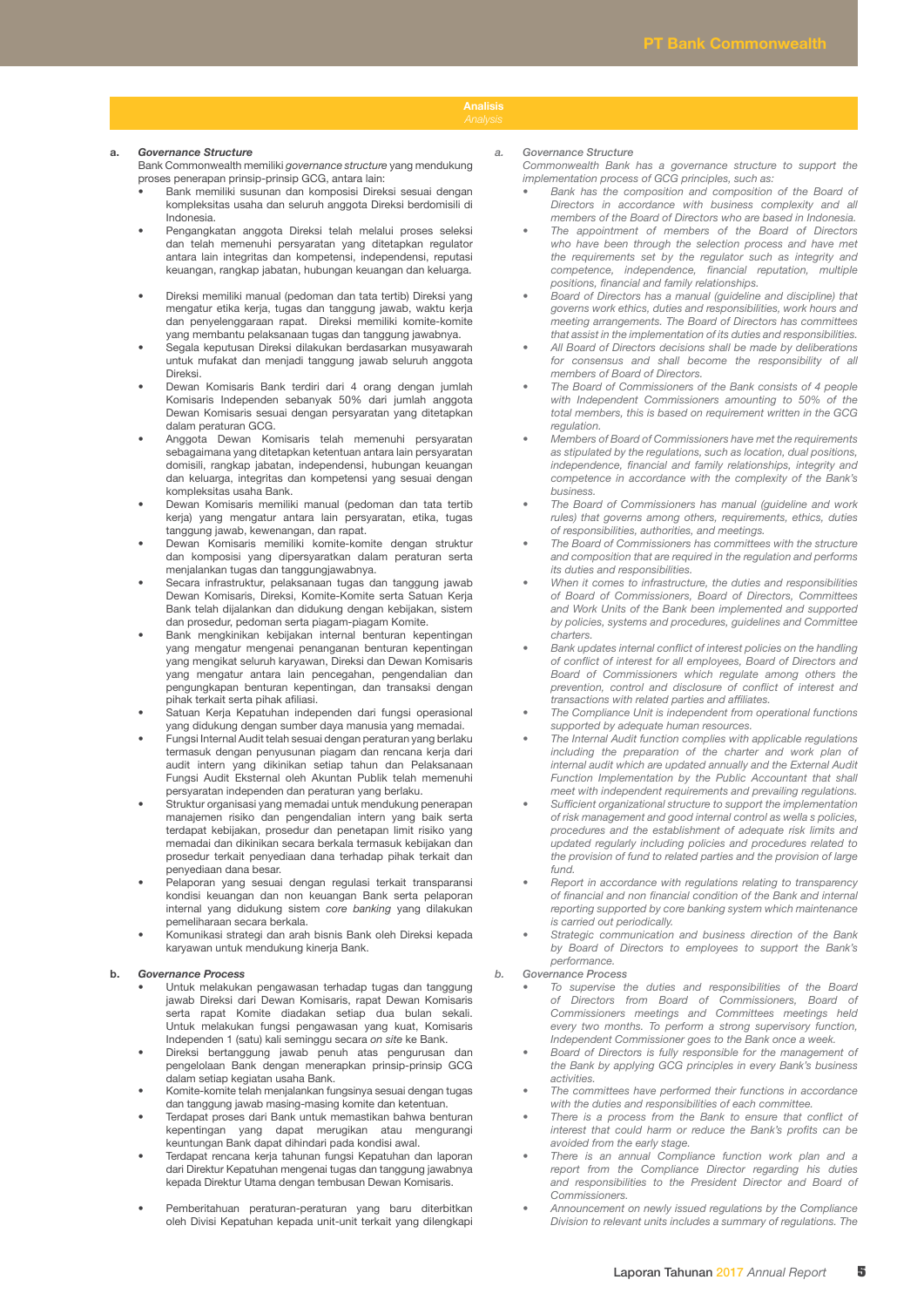## Analisis
*Analysis*

**a. *Governance Structure***

Bank Commonwealth memiliki *governance structure* yang mendukung proses penerapan prinsip-prinsip GCG, antara lain:

- Bank memiliki susunan dan komposisi Direksi sesuai dengan kompleksitas usaha dan seluruh anggota Direksi berdomisili di Indonesia.
- Pengangkatan anggota Direksi telah melalui proses seleksi dan telah memenuhi persyaratan yang ditetapkan regulator antara lain integritas dan kompetensi, independensi, reputasi keuangan, rangkap jabatan, hubungan keuangan dan keluarga.
- Direksi memiliki manual (pedoman dan tata tertib) Direksi yang mengatur etika kerja, tugas dan tanggung jawab, waktu kerja dan penyelenggaraan rapat. Direksi memiliki komite-komite yang membantu pelaksanaan tugas dan tanggung jawabnya.
- Segala keputusan Direksi dilakukan berdasarkan musyawarah untuk mufakat dan menjadi tanggung jawab seluruh anggota Direksi.
- Dewan Komisaris Bank terdiri dari 4 orang dengan jumlah Komisaris Independen sebanyak 50% dari jumlah anggota Dewan Komisaris sesuai dengan persyaratan yang ditetapkan dalam peraturan GCG.
- Anggota Dewan Komisaris telah memenuhi persyaratan sebagaimana yang ditetapkan ketentuan antara lain persyaratan domisili, rangkap jabatan, independensi, hubungan keuangan dan keluarga, integritas dan kompetensi yang sesuai dengan kompleksitas usaha Bank.
- Dewan Komisaris memiliki manual (pedoman dan tata tertib kerja) yang mengatur antara lain persyaratan, etika, tugas tanggung jawab, kewenangan, dan rapat.
- Dewan Komisaris memiliki komite-komite dengan struktur dan komposisi yang dipersyaratkan dalam peraturan serta menjalankan tugas dan tanggungjawabnya.
- Secara infrastruktur, pelaksanaan tugas dan tanggung jawab Dewan Komisaris, Direksi, Komite-Komite serta Satuan Kerja Bank telah dijalankan dan didukung dengan kebijakan, sistem dan prosedur, pedoman serta piagam-piagam Komite.
- Bank mengkinikan kebijakan internal benturan kepentingan yang mengatur mengenai penanganan benturan kepentingan yang mengikat seluruh karyawan, Direksi dan Dewan Komisaris yang mengatur antara lain pencegahan, pengendalian dan pengungkapan benturan kepentingan, dan transaksi dengan pihak terkait serta pihak afiliasi.
- Satuan Kerja Kepatuhan independen dari fungsi operasional yang didukung dengan sumber daya manusia yang memadai.
- Fungsi Internal Audit telah sesuai dengan peraturan yang berlaku termasuk dengan penyusunan piagam dan rencana kerja dari audit intern yang dikinikan setiap tahun dan Pelaksanaan Fungsi Audit Eksternal oleh Akuntan Publik telah memenuhi persyaratan independen dan peraturan yang berlaku.
- Struktur organisasi yang memadai untuk mendukung penerapan manajemen risiko dan pengendalian intern yang baik serta terdapat kebijakan, prosedur dan penetapan limit risiko yang memadai dan dikinikan secara berkala termasuk kebijakan dan prosedur terkait penyediaan dana terhadap pihak terkait dan penyediaan dana besar.
- Pelaporan yang sesuai dengan regulasi terkait transparansi kondisi keuangan dan non keuangan Bank serta pelaporan internal yang didukung sistem *core banking* yang dilakukan pemeliharaan secara berkala.
- Komunikasi strategi dan arah bisnis Bank oleh Direksi kepada karyawan untuk mendukung kinerja Bank.

**b. *Governance Process***

- Untuk melakukan pengawasan terhadap tugas dan tanggung jawab Direksi dari Dewan Komisaris, rapat Dewan Komisaris serta rapat Komite diadakan setiap dua bulan sekali. Untuk melakukan fungsi pengawasan yang kuat, Komisaris Independen 1 (satu) kali seminggu secara *on site* ke Bank.
- Direksi bertanggung jawab penuh atas pengurusan dan pengelolaan Bank dengan menerapkan prinsip-prinsip GCG dalam setiap kegiatan usaha Bank.
- Komite-komite telah menjalankan fungsinya sesuai dengan tugas dan tanggung jawab masing-masing komite dan ketentuan.
- Terdapat proses dari Bank untuk memastikan bahwa benturan kepentingan yang dapat merugikan atau mengurangi keuntungan Bank dapat dihindari pada kondisi awal.
- Terdapat rencana kerja tahunan fungsi Kepatuhan dan laporan dari Direktur Kepatuhan mengenai tugas dan tanggung jawabnya kepada Direktur Utama dengan tembusan Dewan Komisaris.
- Pemberitahuan peraturan-peraturan yang baru diterbitkan oleh Divisi Kepatuhan kepada unit-unit terkait yang dilengkapi

*a. Governance Structure*

*Commonwealth Bank has a governance structure to support the implementation process of GCG principles, such as:*

- *Bank has the composition and composition of the Board of Directors in accordance with business complexity and all members of the Board of Directors who are based in Indonesia.*
- *The appointment of members of the Board of Directors who have been through the selection process and have met the requirements set by the regulator such as integrity and competence, independence, financial reputation, multiple positions, financial and family relationships.*
- *Board of Directors has a manual (guideline and discipline) that governs work ethics, duties and responsibilities, work hours and meeting arrangements. The Board of Directors has committees that assist in the implementation of its duties and responsibilities.*
- *All Board of Directors decisions shall be made by deliberations for consensus and shall become the responsibility of all members of Board of Directors.*
- *The Board of Commissioners of the Bank consists of 4 people with Independent Commissioners amounting to 50% of the total members, this is based on requirement written in the GCG regulation.*
- *Members of Board of Commissioners have met the requirements as stipulated by the regulations, such as location, dual positions, independence, financial and family relationships, integrity and competence in accordance with the complexity of the Bank's business.*
- *The Board of Commissioners has manual (guideline and work rules) that governs among others, requirements, ethics, duties of responsibilities, authorities, and meetings.*
- *The Board of Commissioners has committees with the structure and composition that are required in the regulation and performs its duties and responsibilities.*
- *When it comes to infrastructure, the duties and responsibilities of Board of Commissioners, Board of Directors, Committees and Work Units of the Bank been implemented and supported by policies, systems and procedures, guidelines and Committee charters.*
- *Bank updates internal conflict of interest policies on the handling of conflict of interest for all employees, Board of Directors and Board of Commissioners which regulate among others the prevention, control and disclosure of conflict of interest and transactions with related parties and affiliates.*
- *The Compliance Unit is independent from operational functions supported by adequate human resources.*
- *The Internal Audit function complies with applicable regulations including the preparation of the charter and work plan of internal audit which are updated annually and the External Audit Function Implementation by the Public Accountant that shall meet with independent requirements and prevailing regulations.*
- *Sufficient organizational structure to support the implementation of risk management and good internal control as wella s policies, procedures and the establishment of adequate risk limits and updated regularly including policies and procedures related to the provision of fund to related parties and the provision of large fund.*
- *Report in accordance with regulations relating to transparency of financial and non financial condition of the Bank and internal reporting supported by core banking system which maintenance is carried out periodically.*
- *Strategic communication and business direction of the Bank by Board of Directors to employees to support the Bank's performance.*

*b. Governance Process*

- *To supervise the duties and responsibilities of the Board of Directors from Board of Commissioners, Board of Commissioners meetings and Committees meetings held every two months. To perform a strong supervisory function, Independent Commissioner goes to the Bank once a week.*
- *Board of Directors is fully responsible for the management of the Bank by applying GCG principles in every Bank's business activities.*
- *The committees have performed their functions in accordance with the duties and responsibilities of each committee.*
- *There is a process from the Bank to ensure that conflict of interest that could harm or reduce the Bank's profits can be avoided from the early stage.*
- *There is an annual Compliance function work plan and a report from the Compliance Director regarding his duties and responsibilities to the President Director and Board of Commissioners.*
- *Announcement on newly issued regulations by the Compliance Division to relevant units includes a summary of regulations. The*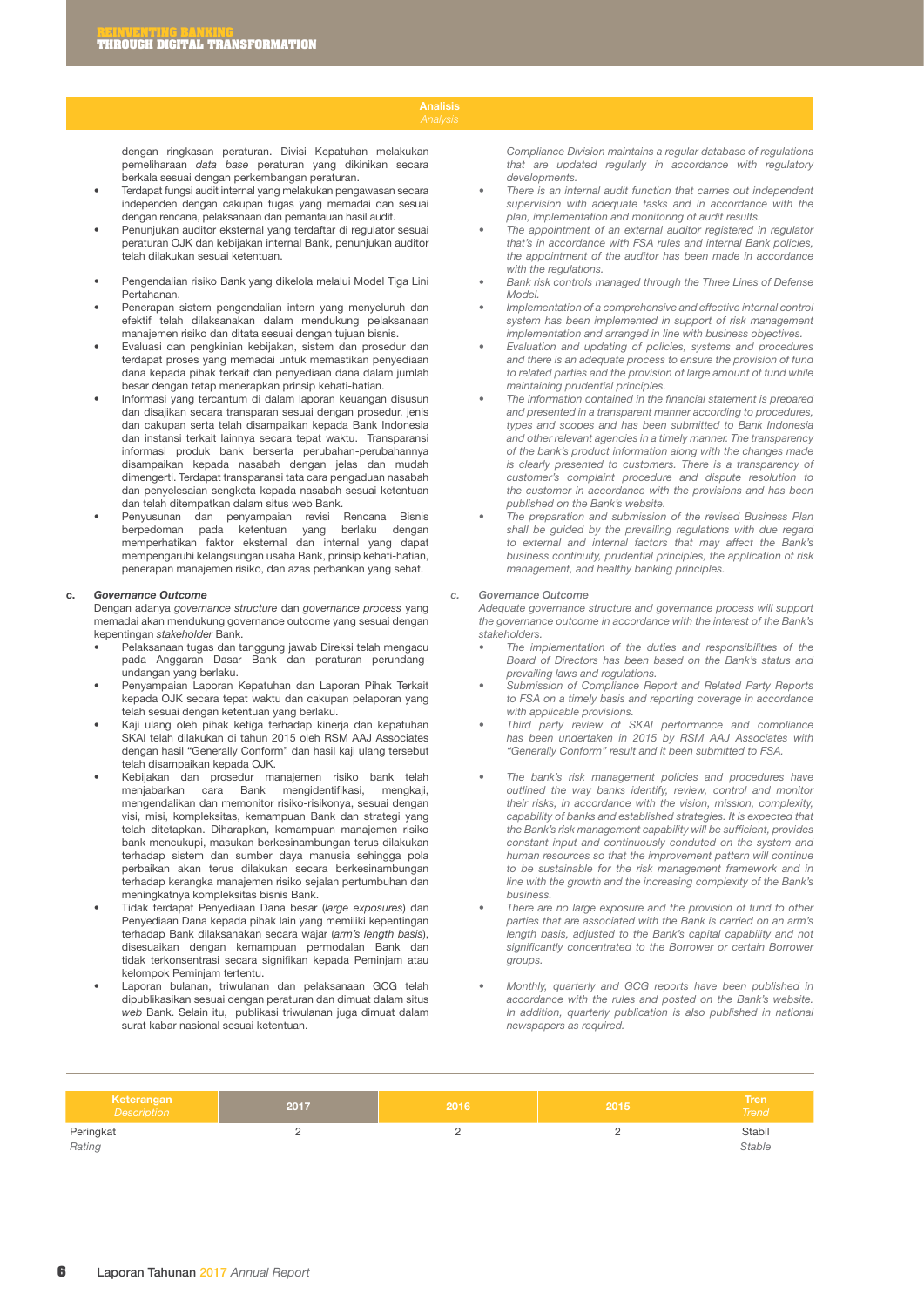## Analisis
*Analysis*

dengan ringkasan peraturan. Divisi Kepatuhan melakukan pemeliharaan *data base* peraturan yang dikinikan secara berkala sesuai dengan perkembangan peraturan.

- Terdapat fungsi audit internal yang melakukan pengawasan secara independen dengan cakupan tugas yang memadai dan sesuai dengan rencana, pelaksanaan dan pemantauan hasil audit.
- Penunjukan auditor eksternal yang terdaftar di regulator sesuai peraturan OJK dan kebijakan internal Bank, penunjukan auditor telah dilakukan sesuai ketentuan.
- Pengendalian risiko Bank yang dikelola melalui Model Tiga Lini Pertahanan.
- Penerapan sistem pengendalian intern yang menyeluruh dan efektif telah dilaksanakan dalam mendukung pelaksanaan manajemen risiko dan ditata sesuai dengan tujuan bisnis.
- Evaluasi dan pengkinian kebijakan, sistem dan prosedur dan terdapat proses yang memadai untuk memastikan penyediaan dana kepada pihak terkait dan penyediaan dana dalam jumlah besar dengan tetap menerapkan prinsip kehati-hatian.
- Informasi yang tercantum di dalam laporan keuangan disusun dan disajikan secara transparan sesuai dengan prosedur, jenis dan cakupan serta telah disampaikan kepada Bank Indonesia dan instansi terkait lainnya secara tepat waktu. Transparansi informasi produk bank beserta perubahan-perubahannya disampaikan kepada nasabah dengan jelas dan mudah dimengerti. Terdapat transparansi tata cara pengaduan nasabah dan penyelesaian sengketa kepada nasabah sesuai ketentuan dan telah ditempatkan dalam situs web Bank.
- Penyusunan dan penyampaian revisi Rencana Bisnis berpedoman pada ketentuan yang berlaku dengan memperhatikan faktor eksternal dan internal yang dapat mempengaruhi kelangsungan usaha Bank, prinsip kehati-hatian, penerapan manajemen risiko, dan azas perbankan yang sehat.

**c. *Governance Outcome***

Dengan adanya *governance structure* dan *governance process* yang memadai akan mendukung governance outcome yang sesuai dengan kepentingan *stakeholder* Bank.

- Pelaksanaan tugas dan tanggung jawab Direksi telah mengacu pada Anggaran Dasar Bank dan peraturan perundang-undangan yang berlaku.
- Penyampaian Laporan Kepatuhan dan Laporan Pihak Terkait kepada OJK secara tepat waktu dan cakupan pelaporan yang telah sesuai dengan ketentuan yang berlaku.
- Kaji ulang oleh pihak ketiga terhadap kinerja dan kepatuhan SKAI telah dilakukan di tahun 2015 oleh RSM AAJ Associates dengan hasil "Generally Conform" dan hasil kaji ulang tersebut telah disampaikan kepada OJK.
- Kebijakan dan prosedur manajemen risiko bank telah menjabarkan cara Bank mengidentifikasi, mengkaji, mengendalikan dan memonitor risiko-risikonya, sesuai dengan visi, misi, kompleksitas, kemampuan Bank dan strategi yang telah ditetapkan. Diharapkan, kemampuan manajemen risiko bank mencukupi, masukan berkesinambungan terus dilakukan terhadap sistem dan sumber daya manusia sehingga pola perbaikan akan terus dilakukan secara berkesinambungan terhadap kerangka manajemen risiko sejalan pertumbuhan dan meningkatnya kompleksitas bisnis Bank.
- Tidak terdapat Penyediaan Dana besar (*large exposures*) dan Penyediaan Dana kepada pihak lain yang memiliki kepentingan terhadap Bank dilaksanakan secara wajar (*arm's length basis*), disesuaikan dengan kemampuan permodalan Bank dan tidak terkonsentrasi secara signifikan kepada Peminjam atau kelompok Peminjam tertentu.
- Laporan bulanan, triwulanan dan pelaksanaan GCG telah dipublikasikan sesuai dengan peraturan dan dimuat dalam situs *web* Bank. Selain itu, publikasi triwulanan juga dimuat dalam surat kabar nasional sesuai ketentuan.

*Compliance Division maintains a regular database of regulations that are updated regularly in accordance with regulatory developments.*

- *There is an internal audit function that carries out independent supervision with adequate tasks and in accordance with the plan, implementation and monitoring of audit results.*
- *The appointment of an external auditor registered in regulator that's in accordance with FSA rules and internal Bank policies, the appointment of the auditor has been made in accordance with the regulations.*
- *Bank risk controls managed through the Three Lines of Defense Model.*
- *Implementation of a comprehensive and effective internal control system has been implemented in support of risk management implementation and arranged in line with business objectives.*
- *Evaluation and updating of policies, systems and procedures and there is an adequate process to ensure the provision of fund to related parties and the provision of large amount of fund while maintaining prudential principles.*
- *The information contained in the financial statement is prepared and presented in a transparent manner according to procedures, types and scopes and has been submitted to Bank Indonesia and other relevant agencies in a timely manner. The transparency of the bank's product information along with the changes made is clearly presented to customers. There is a transparency of customer's complaint procedure and dispute resolution to the customer in accordance with the provisions and has been published on the Bank's website.*
- *The preparation and submission of the revised Business Plan shall be guided by the prevailing regulations with due regard to external and internal factors that may affect the Bank's business continuity, prudential principles, the application of risk management, and healthy banking principles.*

***c. Governance Outcome***

*Adequate governance structure and governance process will support the governance outcome in accordance with the interest of the Bank's stakeholders.*

- *The implementation of the duties and responsibilities of the Board of Directors has been based on the Bank's status and prevailing laws and regulations.*
- *Submission of Compliance Report and Related Party Reports to FSA on a timely basis and reporting coverage in accordance with applicable provisions.*
- *Third party review of SKAI performance and compliance has been undertaken in 2015 by RSM AAJ Associates with "Generally Conform" result and it been submitted to FSA.*
- *The bank's risk management policies and procedures have outlined the way banks identify, review, control and monitor their risks, in accordance with the vision, mission, complexity, capability of banks and established strategies. It is expected that the Bank's risk management capability will be sufficient, provides constant input and continuously conduted on the system and human resources so that the improvement pattern will continue to be sustainable for the risk management framework and in line with the growth and the increasing complexity of the Bank's business.*
- *There are no large exposure and the provision of fund to other parties that are associated with the Bank is carried on an arm's length basis, adjusted to the Bank's capital capability and not significantly concentrated to the Borrower or certain Borrower groups.*
- *Monthly, quarterly and GCG reports have been published in accordance with the rules and posted on the Bank's website. In addition, quarterly publication is also published in national newspapers as required.*

| Keterangan<br>*Description* | 2017 | 2016 | 2015 | Tren<br>*Trend* |
|---|---|---|---|---|
| Peringkat<br>*Rating* | 2 | 2 | 2 | Stabil<br>*Stable* |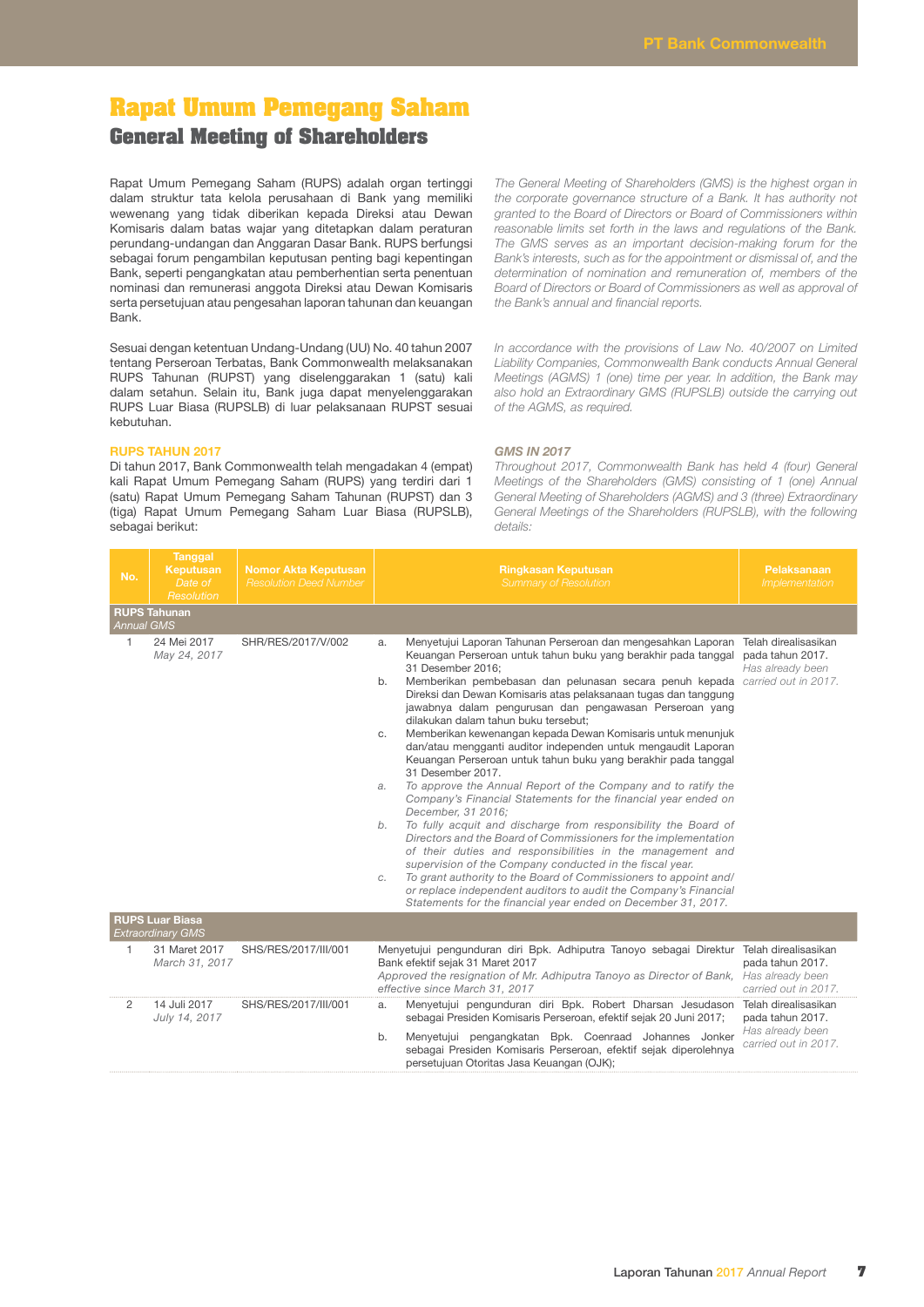# Rapat Umum Pemegang Saham

## General Meeting of Shareholders

Rapat Umum Pemegang Saham (RUPS) adalah organ tertinggi dalam struktur tata kelola perusahaan di Bank yang memiliki wewenang yang tidak diberikan kepada Direksi atau Dewan Komisaris dalam batas wajar yang ditetapkan dalam peraturan perundang-undangan dan Anggaran Dasar Bank. RUPS berfungsi sebagai forum pengambilan keputusan penting bagi kepentingan Bank, seperti pengangkatan atau pemberhentian serta penentuan nominasi dan remunerasi anggota Direksi atau Dewan Komisaris serta persetujuan atau pengesahan laporan tahunan dan keuangan Bank.

*The General Meeting of Shareholders (GMS) is the highest organ in the corporate governance structure of a Bank. It has authority not granted to the Board of Directors or Board of Commissioners within reasonable limits set forth in the laws and regulations of the Bank. The GMS serves as an important decision-making forum for the Bank's interests, such as for the appointment or dismissal of, and the determination of nomination and remuneration of, members of the Board of Directors or Board of Commissioners as well as approval of the Bank's annual and financial reports.*

Sesuai dengan ketentuan Undang-Undang (UU) No. 40 tahun 2007 tentang Perseroan Terbatas, Bank Commonwealth melaksanakan RUPS Tahunan (RUPST) yang diselenggarakan 1 (satu) kali dalam setahun. Selain itu, Bank juga dapat menyelenggarakan RUPS Luar Biasa (RUPSLB) di luar pelaksanaan RUPST sesuai kebutuhan.

*In accordance with the provisions of Law No. 40/2007 on Limited Liability Companies, Commonwealth Bank conducts Annual General Meetings (AGMS) 1 (one) time per year. In addition, the Bank may also hold an Extraordinary GMS (RUPSLB) outside the carrying out of the AGMS, as required.*

### RUPS TAHUN 2017

Di tahun 2017, Bank Commonwealth telah mengadakan 4 (empat) kali Rapat Umum Pemegang Saham (RUPS) yang terdiri dari 1 (satu) Rapat Umum Pemegang Saham Tahunan (RUPST) dan 3 (tiga) Rapat Umum Pemegang Saham Luar Biasa (RUPSLB), sebagai berikut:

### *GMS IN 2017*

*Throughout 2017, Commonwealth Bank has held 4 (four) General Meetings of the Shareholders (GMS) consisting of 1 (one) Annual General Meeting of Shareholders (AGMS) and 3 (three) Extraordinary General Meetings of the Shareholders (RUPSLB), with the following details:*

| No. | Tanggal Keputusan *Date of Resolution* | Nomor Akta Keputusan *Resolution Deed Number* | Ringkasan Keputusan *Summary of Resolution* | Pelaksanaan *Implementation* |
|---|---|---|---|---|
| **RUPS Tahunan** *Annual GMS* | | | | |
| 1 | 24 Mei 2017 *May 24, 2017* | SHR/RES/2017/V/002 | a. Menyetujui Laporan Tahunan Perseroan dan mengesahkan Laporan Keuangan Perseroan untuk tahun buku yang berakhir pada tanggal 31 Desember 2016;<br>b. Memberikan pembebasan dan pelunasan secara penuh kepada Direksi dan Dewan Komisaris atas pelaksanaan tugas dan tanggung jawabnya dalam pengurusan dan pengawasan Perseroan yang dilakukan dalam tahun buku tersebut;<br>c. Memberikan kewenangan kepada Dewan Komisaris untuk menunjuk dan/atau mengganti auditor independen untuk mengaudit Laporan Keuangan Perseroan untuk tahun buku yang berakhir pada tanggal 31 Desember 2017.<br>*a. To approve the Annual Report of the Company and to ratify the Company's Financial Statements for the financial year ended on December, 31 2016;*<br>*b. To fully acquit and discharge from responsibility the Board of Directors and the Board of Commissioners for the implementation of their duties and responsibilities in the management and supervision of the Company conducted in the fiscal year.*<br>*c. To grant authority to the Board of Commissioners to appoint and/or replace independent auditors to audit the Company's Financial Statements for the financial year ended on December 31, 2017.* | Telah direalisasikan pada tahun 2017. *Has already been carried out in 2017.* |
| **RUPS Luar Biasa** *Extraordinary GMS* | | | | |
| 1 | 31 Maret 2017 *March 31, 2017* | SHS/RES/2017/III/001 | Menyetujui pengunduran diri Bpk. Adhiputra Tanoyo sebagai Direktur Bank efektif sejak 31 Maret 2017<br>*Approved the resignation of Mr. Adhiputra Tanoyo as Director of Bank, effective since March 31, 2017* | Telah direalisasikan pada tahun 2017. *Has already been carried out in 2017.* |
| 2 | 14 Juli 2017 *July 14, 2017* | SHS/RES/2017/III/001 | a. Menyetujui pengunduran diri Bpk. Robert Dharsan Jesudason sebagai Presiden Komisaris Perseroan, efektif sejak 20 Juni 2017;<br>b. Menyetujui pengangkatan Bpk. Coenraad Johannes Jonker sebagai Presiden Komisaris Perseroan, efektif sejak diperolehnya persetujuan Otoritas Jasa Keuangan (OJK); | Telah direalisasikan pada tahun 2017. *Has already been carried out in 2017.* |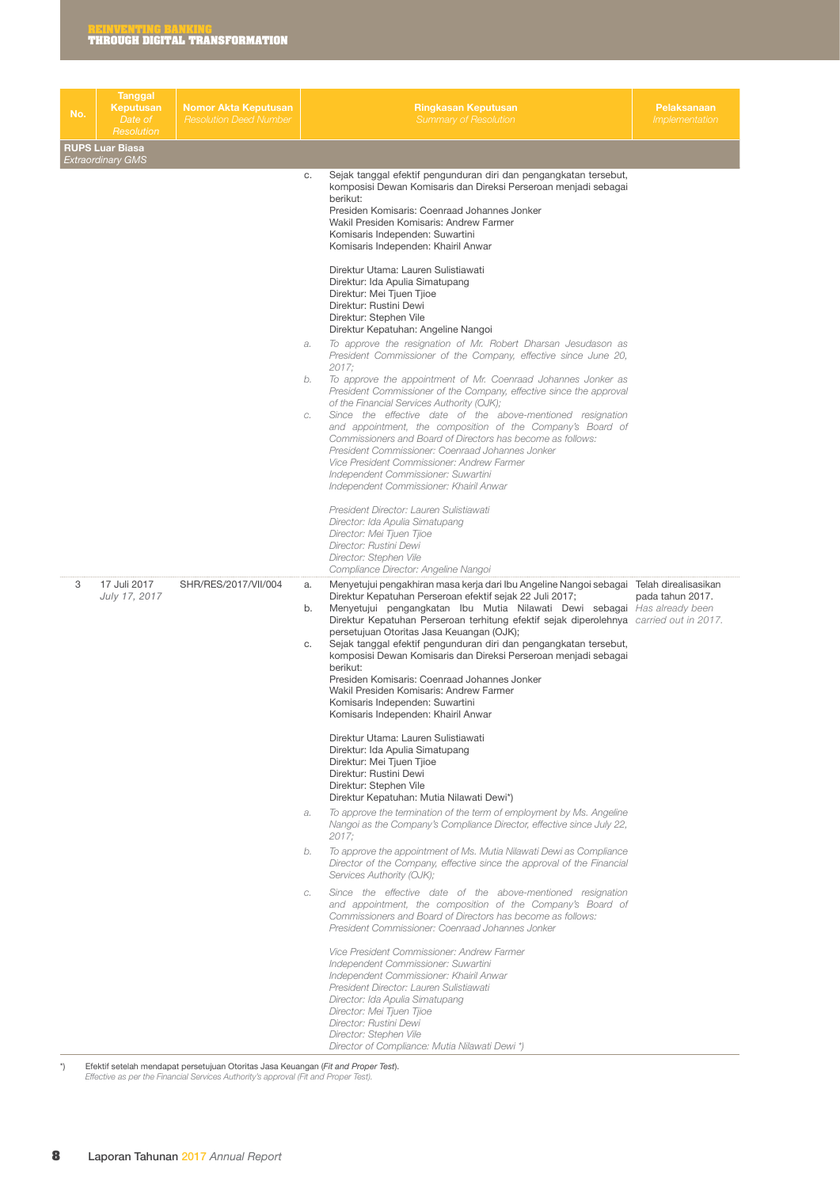| No. | Tanggal Keputusan *Date of Resolution* | Nomor Akta Keputusan *Resolution Deed Number* | Ringkasan Keputusan *Summary of Resolution* | Pelaksanaan *Implementation* |
|---|---|---|---|---|
| **RUPS Luar Biasa** *Extraordinary GMS* | | | | |
| | | | c. Sejak tanggal efektif pengunduran diri dan pengangkatan tersebut, komposisi Dewan Komisaris dan Direksi Perseroan menjadi sebagai berikut:<br>Presiden Komisaris: Coenraad Johannes Jonker<br>Wakil Presiden Komisaris: Andrew Farmer<br>Komisaris Independen: Suwartini<br>Komisaris Independen: Khairil Anwar<br><br>Direktur Utama: Lauren Sulistiawati<br>Direktur: Ida Apulia Simatupang<br>Direktur: Mei Tjuen Tjioe<br>Direktur: Rustini Dewi<br>Direktur: Stephen Vile<br>Direktur Kepatuhan: Angeline Nangoi<br>*a. To approve the resignation of Mr. Robert Dharsan Jesudason as President Commissioner of the Company, effective since June 20, 2017;*<br>*b. To approve the appointment of Mr. Coenraad Johannes Jonker as President Commissioner of the Company, effective since the approval of the Financial Services Authority (OJK);*<br>*c. Since the effective date of the above-mentioned resignation and appointment, the composition of the Company's Board of Commissioners and Board of Directors has become as follows:*<br>*President Commissioner: Coenraad Johannes Jonker*<br>*Vice President Commissioner: Andrew Farmer*<br>*Independent Commissioner: Suwartini*<br>*Independent Commissioner: Khairil Anwar*<br><br>*President Director: Lauren Sulistiawati*<br>*Director: Ida Apulia Simatupang*<br>*Director: Mei Tjuen Tjioe*<br>*Director: Rustini Dewi*<br>*Director: Stephen Vile*<br>*Compliance Director: Angeline Nangoi* | |
| 3 | 17 Juli 2017 *July 17, 2017* | SHR/RES/2017/VII/004 | a. Menyetujui pengakhiran masa kerja dari Ibu Angeline Nangoi sebagai Direktur Kepatuhan Perseroan efektif sejak 22 Juli 2017;<br>b. Menyetujui pengangkatan Ibu Mutia Nilawati Dewi sebagai Direktur Kepatuhan Perseroan terhitung efektif sejak diperolehnya persetujuan Otoritas Jasa Keuangan (OJK);<br>c. Sejak tanggal efektif pengunduran diri dan pengangkatan tersebut, komposisi Dewan Komisaris dan Direksi Perseroan menjadi sebagai berikut:<br>Presiden Komisaris: Coenraad Johannes Jonker<br>Wakil Presiden Komisaris: Andrew Farmer<br>Komisaris Independen: Suwartini<br>Komisaris Independen: Khairil Anwar<br><br>Direktur Utama: Lauren Sulistiawati<br>Direktur: Ida Apulia Simatupang<br>Direktur: Mei Tjuen Tjioe<br>Direktur: Rustini Dewi<br>Direktur: Stephen Vile<br>Direktur Kepatuhan: Mutia Nilawati Dewi*)<br>*a. To approve the termination of the term of employment by Ms. Angeline Nangoi as the Company's Compliance Director, effective since July 22, 2017;*<br>*b. To approve the appointment of Ms. Mutia Nilawati Dewi as Compliance Director of the Company, effective since the approval of the Financial Services Authority (OJK);*<br>*c. Since the effective date of the above-mentioned resignation and appointment, the composition of the Company's Board of Commissioners and Board of Directors has become as follows:*<br>*President Commissioner: Coenraad Johannes Jonker*<br><br>*Vice President Commissioner: Andrew Farmer*<br>*Independent Commissioner: Suwartini*<br>*Independent Commissioner: Khairil Anwar*<br>*President Director: Lauren Sulistiawati*<br>*Director: Ida Apulia Simatupang*<br>*Director: Mei Tjuen Tjioe*<br>*Director: Rustini Dewi*<br>*Director: Stephen Vile*<br>*Director of Compliance: Mutia Nilawati Dewi \*)* | Telah direalisasikan pada tahun 2017.<br>*Has already been carried out in 2017.* |

*) Efektif setelah mendapat persetujuan Otoritas Jasa Keuangan (*Fit and Proper Test*).
*Effective as per the Financial Services Authority's approval (Fit and Proper Test).*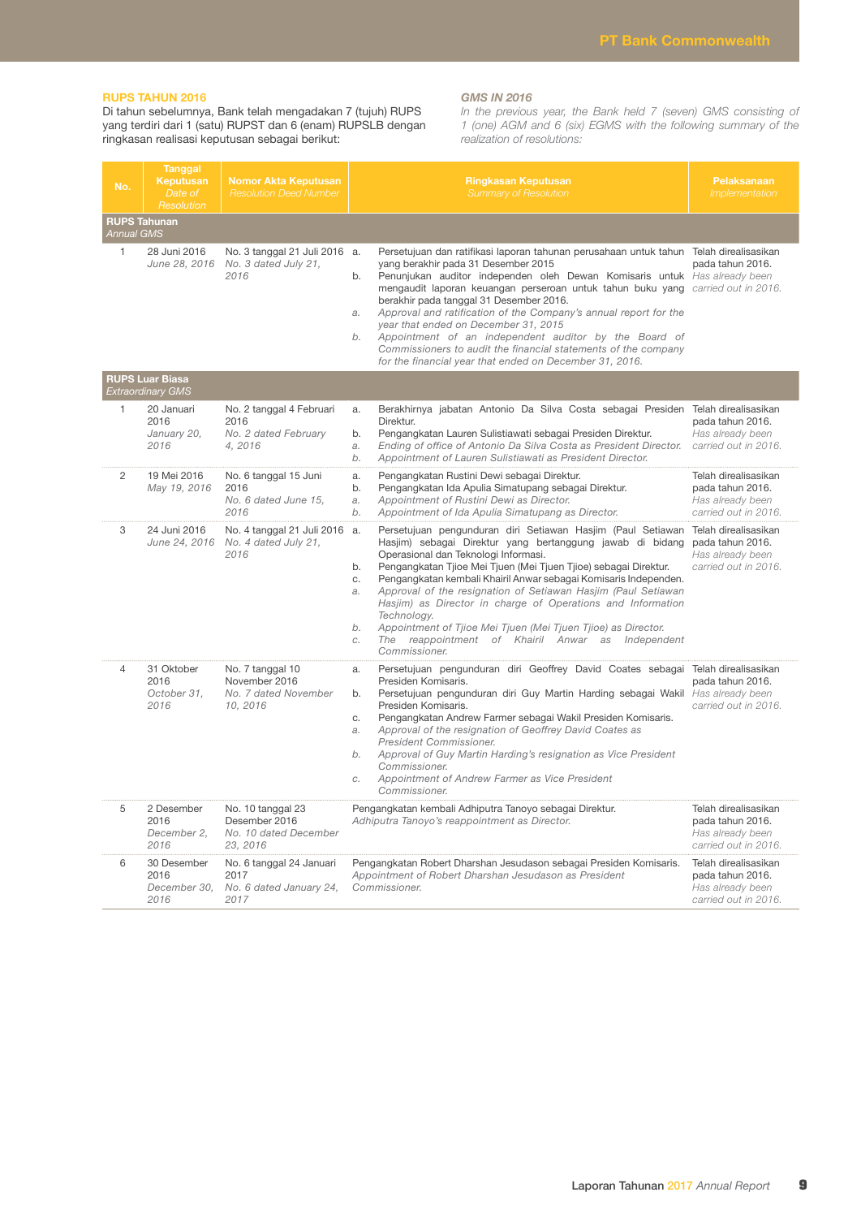## RUPS TAHUN 2016

Di tahun sebelumnya, Bank telah mengadakan 7 (tujuh) RUPS yang terdiri dari 1 (satu) RUPST dan 6 (enam) RUPSLB dengan ringkasan realisasi keputusan sebagai berikut:

## *GMS IN 2016*

*In the previous year, the Bank held 7 (seven) GMS consisting of 1 (one) AGM and 6 (six) EGMS with the following summary of the realization of resolutions:*

| No. | Tanggal Keputusan *Date of Resolution* | Nomor Akta Keputusan *Resolution Deed Number* | Ringkasan Keputusan *Summary of Resolution* | Pelaksanaan *Implementation* |
|---|---|---|---|---|
| **RUPS Tahunan** *Annual GMS* | | | | |
| 1 | 28 Juni 2016 *June 28, 2016* | No. 3 tanggal 21 Juli 2016 *No. 3 dated July 21, 2016* | a. Persetujuan dan ratifikasi laporan tahunan perusahaan untuk tahun yang berakhir pada 31 Desember 2015<br>b. Penunjukan auditor independen oleh Dewan Komisaris untuk mengaudit laporan keuangan perseroan untuk tahun buku yang berakhir pada tanggal 31 Desember 2016.<br>*a. Approval and ratification of the Company's annual report for the year that ended on December 31, 2015*<br>*b. Appointment of an independent auditor by the Board of Commissioners to audit the financial statements of the company for the financial year that ended on December 31, 2016.* | Telah direalisasikan pada tahun 2016. *Has already been carried out in 2016.* |
| **RUPS Luar Biasa** *Extraordinary GMS* | | | | |
| 1 | 20 Januari 2016 *January 20, 2016* | No. 2 tanggal 4 Februari 2016 *No. 2 dated February 4, 2016* | a. Berakhirnya jabatan Antonio Da Silva Costa sebagai Presiden Direktur.<br>b. Pengangkatan Lauren Sulistiawati sebagai Presiden Direktur.<br>*a. Ending of office of Antonio Da Silva Costa as President Director.*<br>*b. Appointment of Lauren Sulistiawati as President Director.* | Telah direalisasikan pada tahun 2016. *Has already been carried out in 2016.* |
| 2 | 19 Mei 2016 *May 19, 2016* | No. 6 tanggal 15 Juni 2016 *No. 6 dated June 15, 2016* | a. Pengangkatan Rustini Dewi sebagai Direktur.<br>b. Pengangkatan Ida Apulia Simatupang sebagai Direktur.<br>*a. Appointment of Rustini Dewi as Director.*<br>*b. Appointment of Ida Apulia Simatupang as Director.* | Telah direalisasikan pada tahun 2016. *Has already been carried out in 2016.* |
| 3 | 24 Juni 2016 *June 24, 2016* | No. 4 tanggal 21 Juli 2016 *No. 4 dated July 21, 2016* | a. Persetujuan pengunduran diri Setiawan Hasjim (Paul Setiawan Hasjim) sebagai Direktur yang bertanggung jawab di bidang Operasional dan Teknologi Informasi.<br>b. Pengangkatan Tjioe Mei Tjuen (Mei Tjuen Tjioe) sebagai Direktur.<br>c. Pengangkatan kembali Khairil Anwar sebagai Komisaris Independen.<br>*a. Approval of the resignation of Setiawan Hasjim (Paul Setiawan Hasjim) as Director in charge of Operations and Information Technology.*<br>*b. Appointment of Tjioe Mei Tjuen (Mei Tjuen Tjioe) as Director.*<br>*c. The reappointment of Khairil Anwar as Independent Commissioner.* | Telah direalisasikan pada tahun 2016. *Has already been carried out in 2016.* |
| 4 | 31 Oktober 2016 *October 31, 2016* | No. 7 tanggal 10 November 2016 *No. 7 dated November 10, 2016* | a. Persetujuan pengunduran diri Geoffrey David Coates sebagai Presiden Komisaris.<br>b. Persetujuan pengunduran diri Guy Martin Harding sebagai Wakil Presiden Komisaris.<br>c. Pengangkatan Andrew Farmer sebagai Wakil Presiden Komisaris.<br>*a. Approval of the resignation of Geoffrey David Coates as President Commissioner.*<br>*b. Approval of Guy Martin Harding's resignation as Vice President Commissioner.*<br>*c. Appointment of Andrew Farmer as Vice President Commissioner.* | Telah direalisasikan pada tahun 2016. *Has already been carried out in 2016.* |
| 5 | 2 Desember 2016 *December 2, 2016* | No. 10 tanggal 23 Desember 2016 *No. 10 dated December 23, 2016* | Pengangkatan kembali Adhiputra Tanoyo sebagai Direktur.<br>*Adhiputra Tanoyo's reappointment as Director.* | Telah direalisasikan pada tahun 2016. *Has already been carried out in 2016.* |
| 6 | 30 Desember 2016 *December 30, 2016* | No. 6 tanggal 24 Januari 2017 *No. 6 dated January 24, 2017* | Pengangkatan Robert Dharshan Jesudason sebagai Presiden Komisaris.<br>*Appointment of Robert Dharshan Jesudason as President Commissioner.* | Telah direalisasikan pada tahun 2016. *Has already been carried out in 2016.* |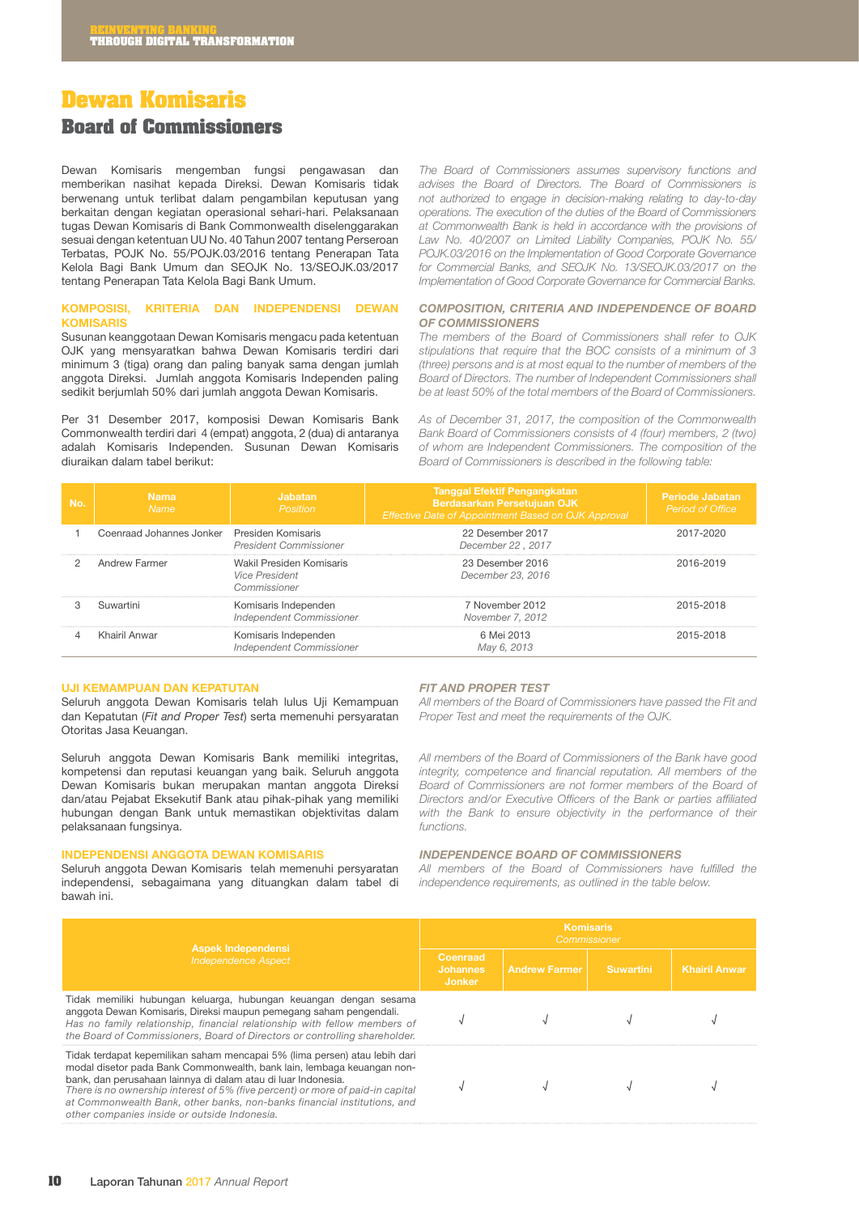# Dewan Komisaris

## Board of Commissioners

Dewan Komisaris mengemban fungsi pengawasan dan memberikan nasihat kepada Direksi. Dewan Komisaris tidak berwenang untuk terlibat dalam pengambilan keputusan yang berkaitan dengan kegiatan operasional sehari-hari. Pelaksanaan tugas Dewan Komisaris di Bank Commonwealth diselenggarakan sesuai dengan ketentuan UU No. 40 Tahun 2007 tentang Perseroan Terbatas, POJK No. 55/POJK.03/2016 tentang Penerapan Tata Kelola Bagi Bank Umum dan SEOJK No. 13/SEOJK.03/2017 tentang Penerapan Tata Kelola Bagi Bank Umum.

*The Board of Commissioners assumes supervisory functions and advises the Board of Directors. The Board of Commissioners is not authorized to engage in decision-making relating to day-to-day operations. The execution of the duties of the Board of Commissioners at Commonwealth Bank is held in accordance with the provisions of Law No. 40/2007 on Limited Liability Companies, POJK No. 55/ POJK.03/2016 on the Implementation of Good Corporate Governance for Commercial Banks, and SEOJK No. 13/SEOJK.03/2017 on the Implementation of Good Corporate Governance for Commercial Banks.*

### KOMPOSISI, KRITERIA DAN INDEPENDENSI DEWAN KOMISARIS

*COMPOSITION, CRITERIA AND INDEPENDENCE OF BOARD OF COMMISSIONERS*

Susunan keanggotaan Dewan Komisaris mengacu pada ketentuan OJK yang mensyaratkan bahwa Dewan Komisaris terdiri dari minimum 3 (tiga) orang dan paling banyak sama dengan jumlah anggota Direksi. Jumlah anggota Komisaris Independen paling sedikit berjumlah 50% dari jumlah anggota Dewan Komisaris.

*The members of the Board of Commissioners shall refer to OJK stipulations that require that the BOC consists of a minimum of 3 (three) persons and is at most equal to the number of members of the Board of Directors. The number of Independent Commissioners shall be at least 50% of the total members of the Board of Commissioners.*

Per 31 Desember 2017, komposisi Dewan Komisaris Bank Commonwealth terdiri dari 4 (empat) anggota, 2 (dua) di antaranya adalah Komisaris Independen. Susunan Dewan Komisaris diuraikan dalam tabel berikut:

*As of December 31, 2017, the composition of the Commonwealth Bank Board of Commissioners consists of 4 (four) members, 2 (two) of whom are Independent Commissioners. The composition of the Board of Commissioners is described in the following table:*

| No. | Nama *Name* | Jabatan *Position* | Tanggal Efektif Pengangkatan Berdasarkan Persetujuan OJK *Effective Date of Appointment Based on OJK Approval* | Periode Jabatan *Period of Office* |
|---|---|---|---|---|
| 1 | Coenraad Johannes Jonker | Presiden Komisaris *President Commissioner* | 22 Desember 2017 *December 22 , 2017* | 2017-2020 |
| 2 | Andrew Farmer | Wakil Presiden Komisaris *Vice President Commissioner* | 23 Desember 2016 *December 23, 2016* | 2016-2019 |
| 3 | Suwartini | Komisaris Independen *Independent Commissioner* | 7 November 2012 *November 7, 2012* | 2015-2018 |
| 4 | Khairil Anwar | Komisaris Independen *Independent Commissioner* | 6 Mei 2013 *May 6, 2013* | 2015-2018 |

### UJI KEMAMPUAN DAN KEPATUTAN

*FIT AND PROPER TEST*

Seluruh anggota Dewan Komisaris telah lulus Uji Kemampuan dan Kepatutan (*Fit and Proper Test*) serta memenuhi persyaratan Otoritas Jasa Keuangan.

*All members of the Board of Commissioners have passed the Fit and Proper Test and meet the requirements of the OJK.*

Seluruh anggota Dewan Komisaris Bank memiliki integritas, kompetensi dan reputasi keuangan yang baik. Seluruh anggota Dewan Komisaris bukan merupakan mantan anggota Direksi dan/atau Pejabat Eksekutif Bank atau pihak-pihak yang memiliki hubungan dengan Bank untuk memastikan objektivitas dalam pelaksanaan fungsinya.

*All members of the Board of Commissioners of the Bank have good integrity, competence and financial reputation. All members of the Board of Commissioners are not former members of the Board of Directors and/or Executive Officers of the Bank or parties affiliated with the Bank to ensure objectivity in the performance of their functions.*

### INDEPENDENSI ANGGOTA DEWAN KOMISARIS

*INDEPENDENCE BOARD OF COMMISSIONERS*

Seluruh anggota Dewan Komisaris telah memenuhi persyaratan independensi, sebagaimana yang dituangkan dalam tabel di bawah ini.

*All members of the Board of Commissioners have fulfilled the independence requirements, as outlined in the table below.*

| Aspek Independensi *Independence Aspect* | Komisaris *Commissioner* | | | |
|---|---|---|---|---|
| | Coenraad Johannes Jonker | Andrew Farmer | Suwartini | Khairil Anwar |
| Tidak memiliki hubungan keluarga, hubungan keuangan dengan sesama anggota Dewan Komisaris, Direksi maupun pemegang saham pengendali. *Has no family relationship, financial relationship with fellow members of the Board of Commissioners, Board of Directors or controlling shareholder.* | √ | √ | √ | √ |
| Tidak terdapat kepemilikan saham mencapai 5% (lima persen) atau lebih dari modal disetor pada Bank Commonwealth, bank lain, lembaga keuangan non-bank, dan perusahaan lainnya di dalam atau di luar Indonesia. *There is no ownership interest of 5% (five percent) or more of paid-in capital at Commonwealth Bank, other banks, non-banks financial institutions, and other companies inside or outside Indonesia.* | √ | √ | √ | √ |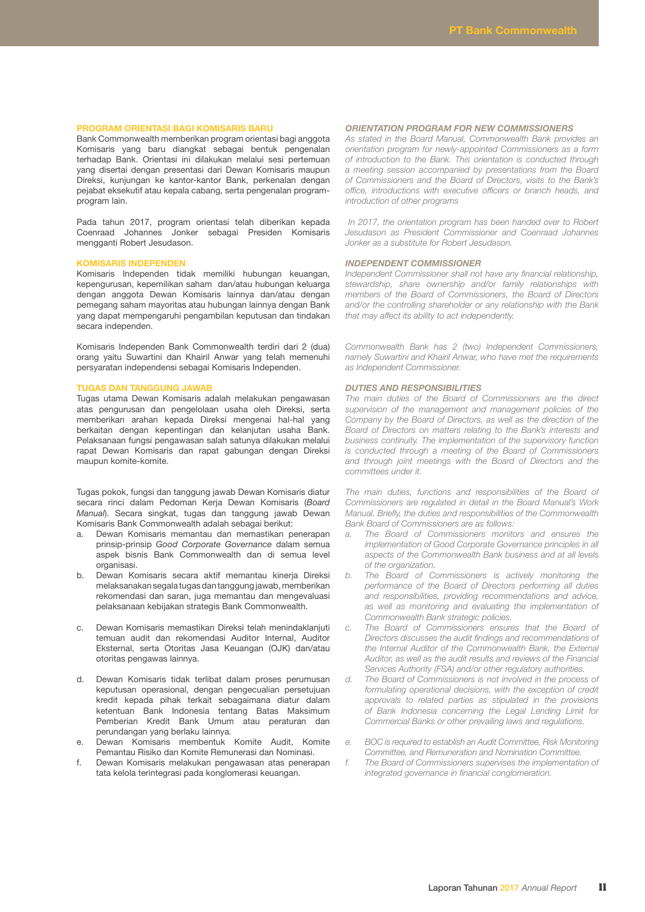## PROGRAM ORIENTASI BAGI KOMISARIS BARU

Bank Commonwealth memberikan program orientasi bagi anggota Komisaris yang baru diangkat sebagai bentuk pengenalan terhadap Bank. Orientasi ini dilakukan melalui sesi pertemuan yang disertai dengan presentasi dari Dewan Komisaris maupun Direksi, kunjungan ke kantor-kantor Bank, perkenalan dengan pejabat eksekutif atau kepala cabang, serta pengenalan program-program lain.

Pada tahun 2017, program orientasi telah diberikan kepada Coenraad Johannes Jonker sebagai Presiden Komisaris mengganti Robert Jesudason.

## KOMISARIS INDEPENDEN

Komisaris Independen tidak memiliki hubungan keuangan, kepengurusan, kepemilikan saham dan/atau hubungan keluarga dengan anggota Dewan Komisaris lainnya dan/atau dengan pemegang saham mayoritas atau hubungan lainnya dengan Bank yang dapat mempengaruhi pengambilan keputusan dan tindakan secara independen.

Komisaris Independen Bank Commonwealth terdiri dari 2 (dua) orang yaitu Suwartini dan Khairil Anwar yang telah memenuhi persyaratan independensi sebagai Komisaris Independen.

## TUGAS DAN TANGGUNG JAWAB

Tugas utama Dewan Komisaris adalah melakukan pengawasan atas pengurusan dan pengelolaan usaha oleh Direksi, serta memberikan arahan kepada Direksi mengenai hal-hal yang berkaitan dengan kepentingan dan kelanjutan usaha Bank. Pelaksanaan fungsi pengawasan salah satunya dilakukan melalui rapat Dewan Komisaris dan rapat gabungan dengan Direksi maupun komite-komite.

Tugas pokok, fungsi dan tanggung jawab Dewan Komisaris diatur secara rinci dalam Pedoman Kerja Dewan Komisaris (*Board Manual*). Secara singkat, tugas dan tanggung jawab Dewan Komisaris Bank Commonwealth adalah sebagai berikut:

a. Dewan Komisaris memantau dan memastikan penerapan prinsip-prinsip *Good Corporate Governance* dalam semua aspek bisnis Bank Commonwealth dan di semua level organisasi.
b. Dewan Komisaris secara aktif memantau kinerja Direksi melaksanakan segala tugas dan tanggung jawab, memberikan rekomendasi dan saran, juga memantau dan mengevaluasi pelaksanaan kebijakan strategis Bank Commonwealth.
c. Dewan Komisaris memastikan Direksi telah menindaklanjuti temuan audit dan rekomendasi Auditor Internal, Auditor Eksternal, serta Otoritas Jasa Keuangan (OJK) dan/atau otoritas pengawas lainnya.
d. Dewan Komisaris tidak terlibat dalam proses perumusan keputusan operasional, dengan pengecualian persetujuan kredit kepada pihak terkait sebagaimana diatur dalam ketentuan Bank Indonesia tentang Batas Maksimum Pemberian Kredit Bank Umum atau peraturan dan perundangan yang berlaku lainnya.
e. Dewan Komisaris membentuk Komite Audit, Komite Pemantau Risiko dan Komite Remunerasi dan Nominasi.
f. Dewan Komisaris melakukan pengawasan atas penerapan tata kelola terintegrasi pada konglomerasi keuangan.

## *ORIENTATION PROGRAM FOR NEW COMMISSIONERS*

*As stated in the Board Manual, Commonwealth Bank provides an orientation program for newly-appointed Commissioners as a form of introduction to the Bank. This orientation is conducted through a meeting session accompanied by presentations from the Board of Commissioners and the Board of Directors, visits to the Bank's office, introductions with executive officers or branch heads, and introduction of other programs*

*In 2017, the orientation program has been handed over to Robert Jesudason as President Commissioner and Coenraad Johannes Jonker as a substitute for Robert Jesudason.*

## *INDEPENDENT COMMISSIONER*

*Independent Commissioner shall not have any financial relationship, stewardship, share ownership and/or family relationships with members of the Board of Commissioners, the Board of Directors and/or the controlling shareholder or any relationship with the Bank that may affect its ability to act independently.*

*Commonwealth Bank has 2 (two) Independent Commissioners, namely Suwartini and Khairil Anwar, who have met the requirements as Independent Commissioner.*

## *DUTIES AND RESPONSIBILITIES*

*The main duties of the Board of Commissioners are the direct supervision of the management and management policies of the Company by the Board of Directors, as well as the direction of the Board of Directors on matters relating to the Bank's interests and business continuity. The implementation of the supervisory function is conducted through a meeting of the Board of Commissioners and through joint meetings with the Board of Directors and the committees under it.*

*The main duties, functions and responsibilities of the Board of Commissioners are regulated in detail in the Board Manual's Work Manual. Briefly, the duties and responsibilities of the Commonwealth Bank Board of Commissioners are as follows:*

*a. The Board of Commissioners monitors and ensures the implementation of Good Corporate Governance principles in all aspects of the Commonwealth Bank business and at all levels of the organization.*
*b. The Board of Commissioners is actively monitoring the performance of the Board of Directors performing all duties and responsibilities, providing recommendations and advice, as well as monitoring and evaluating the implementation of Commonwealth Bank strategic policies.*
*c. The Board of Commissioners ensures that the Board of Directors discusses the audit findings and recommendations of the Internal Auditor of the Commonwealth Bank, the External Auditor, as well as the audit results and reviews of the Financial Services Authority (FSA) and/or other regulatory authorities.*
*d. The Board of Commissioners is not involved in the process of formulating operational decisions, with the exception of credit approvals to related parties as stipulated in the provisions of Bank Indonesia concerning the Legal Lending Limit for Commercial Banks or other prevailing laws and regulations.*
*e. BOC is required to establish an Audit Committee, Risk Monitoring Committee, and Remuneration and Nomination Committee.*
*f. The Board of Commissioners supervises the implementation of integrated governance in financial conglomeration.*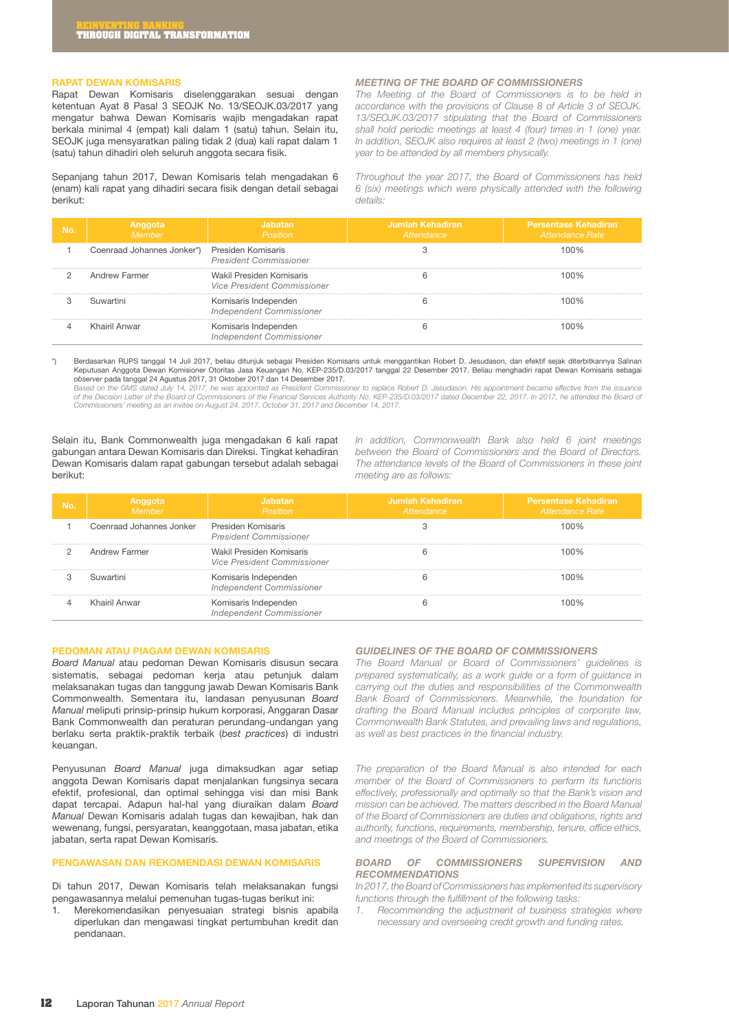## RAPAT DEWAN KOMISARIS

Rapat Dewan Komisaris diselenggarakan sesuai dengan ketentuan Ayat 8 Pasal 3 SEOJK No. 13/SEOJK.03/2017 yang mengatur bahwa Dewan Komisaris wajib mengadakan rapat berkala minimal 4 (empat) kali dalam 1 (satu) tahun. Selain itu, SEOJK juga mensyaratkan paling tidak 2 (dua) kali rapat dalam 1 (satu) tahun dihadiri oleh seluruh anggota secara fisik.

Sepanjang tahun 2017, Dewan Komisaris telah mengadakan 6 (enam) kali rapat yang dihadiri secara fisik dengan detail sebagai berikut:

## *MEETING OF THE BOARD OF COMMISSIONERS*

*The Meeting of the Board of Commissioners is to be held in accordance with the provisions of Clause 8 of Article 3 of SEOJK. 13/SEOJK.03/2017 stipulating that the Board of Commissioners shall hold periodic meetings at least 4 (four) times in 1 (one) year. In addition, SEOJK also requires at least 2 (two) meetings in 1 (one) year to be attended by all members physically.*

*Throughout the year 2017, the Board of Commissioners has held 6 (six) meetings which were physically attended with the following details:*

| No. | Anggota *Member* | Jabatan *Position* | Jumlah Kehadiran *Attendance* | Persentase Kehadiran *Attendance Rate* |
|---|---|---|---|---|
| 1 | Coenraad Johannes Jonker*) | Presiden Komisaris *President Commissioner* | 3 | 100% |
| 2 | Andrew Farmer | Wakil Presiden Komisaris *Vice President Commissioner* | 6 | 100% |
| 3 | Suwartini | Komisaris Independen *Independent Commissioner* | 6 | 100% |
| 4 | Khairil Anwar | Komisaris Independen *Independent Commissioner* | 6 | 100% |

*) Berdasarkan RUPS tanggal 14 Juli 2017, beliau ditunjuk sebagai Presiden Komisaris untuk menggantikan Robert D. Jesudason, dan efektif sejak diterbitkannya Salinan Keputusan Anggota Dewan Komisioner Otoritas Jasa Keuangan No. KEP-235/D.03/2017 tanggal 22 Desember 2017. Beliau menghadiri rapat Dewan Komisaris sebagai *observer* pada tanggal 24 Agustus 2017, 31 Oktober 2017 dan 14 Desember 2017.
*Based on the GMS dated July 14, 2017, he was appointed as President Commissioner to replace Robert D. Jesudason. His appointment became effective from the issuance of the Decision Letter of the Board of Commissioners of the Financial Services Authority No. KEP-235/D.03/2017 dated December 22, 2017. In 2017, he attended the Board of Commissioners' meeting as an invitee on August 24, 2017, October 31, 2017 and December 14, 2017.*

Selain itu, Bank Commonwealth juga mengadakan 6 kali rapat gabungan antara Dewan Komisaris dan Direksi. Tingkat kehadiran Dewan Komisaris dalam rapat gabungan tersebut adalah sebagai berikut:

*In addition, Commonwealth Bank also held 6 joint meetings between the Board of Commissioners and the Board of Directors. The attendance levels of the Board of Commissioners in these joint meeting are as follows:*

| No. | Anggota *Member* | Jabatan *Position* | Jumlah Kehadiran *Attendance* | Persentase Kehadiran *Attendance Rate* |
|---|---|---|---|---|
| 1 | Coenraad Johannes Jonker | Presiden Komisaris *President Commissioner* | 3 | 100% |
| 2 | Andrew Farmer | Wakil Presiden Komisaris *Vice President Commissioner* | 6 | 100% |
| 3 | Suwartini | Komisaris Independen *Independent Commissioner* | 6 | 100% |
| 4 | Khairil Anwar | Komisaris Independen *Independent Commissioner* | 6 | 100% |

## PEDOMAN ATAU PIAGAM DEWAN KOMISARIS

*Board Manual* atau pedoman Dewan Komisaris disusun secara sistematis, sebagai pedoman kerja atau petunjuk dalam melaksanakan tugas dan tanggung jawab Dewan Komisaris Bank Commonwealth. Sementara itu, landasan penyusunan *Board Manual* meliputi prinsip-prinsip hukum korporasi, Anggaran Dasar Bank Commonwealth dan peraturan perundang-undangan yang berlaku serta praktik-praktik terbaik (*best practices*) di industri keuangan.

Penyusunan *Board Manual* juga dimaksudkan agar setiap anggota Dewan Komisaris dapat menjalankan fungsinya secara efektif, profesional, dan optimal sehingga visi dan misi Bank dapat tercapai. Adapun hal-hal yang diuraikan dalam *Board Manual* Dewan Komisaris adalah tugas dan kewajiban, hak dan wewenang, fungsi, persyaratan, keanggotaan, masa jabatan, etika jabatan, serta rapat Dewan Komisaris.

## *GUIDELINES OF THE BOARD OF COMMISSIONERS*

*The Board Manual or Board of Commissioners' guidelines is prepared systematically, as a work guide or a form of guidance in carrying out the duties and responsibilities of the Commonwealth Bank Board of Commissioners. Meanwhile, the foundation for drafting the Board Manual includes principles of corporate law, Commonwealth Bank Statutes, and prevailing laws and regulations, as well as best practices in the financial industry.*

*The preparation of the Board Manual is also intended for each member of the Board of Commissioners to perform its functions effectively, professionally and optimally so that the Bank's vision and mission can be achieved. The matters described in the Board Manual of the Board of Commissioners are duties and obligations, rights and authority, functions, requirements, membership, tenure, office ethics, and meetings of the Board of Commissioners.*

## PENGAWASAN DAN REKOMENDASI DEWAN KOMISARIS

Di tahun 2017, Dewan Komisaris telah melaksanakan fungsi pengawasannya melalui pemenuhan tugas-tugas berikut ini:

1. Merekomendasikan penyesuaian strategi bisnis apabila diperlukan dan mengawasi tingkat pertumbuhan kredit dan pendanaan.

## *BOARD OF COMMISSIONERS SUPERVISION AND RECOMMENDATIONS*

*In 2017, the Board of Commissioners has implemented its supervisory functions through the fulfillment of the following tasks:*

1. *Recommending the adjustment of business strategies where necessary and overseeing credit growth and funding rates.*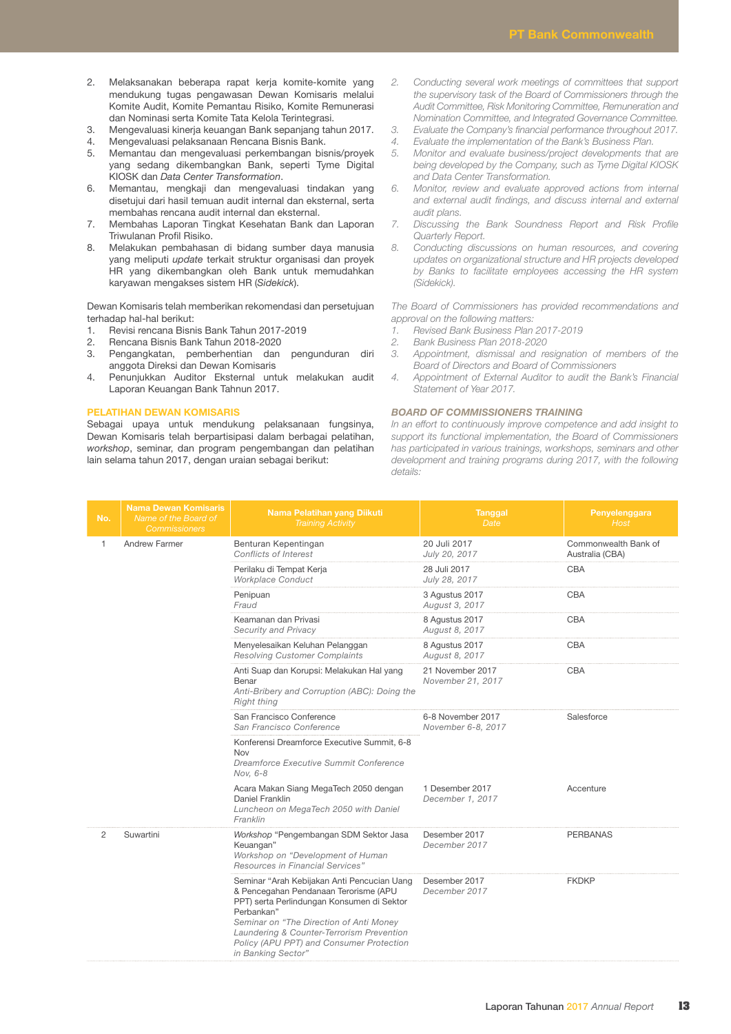2. Melaksanakan beberapa rapat kerja komite-komite yang mendukung tugas pengawasan Dewan Komisaris melalui Komite Audit, Komite Pemantau Risiko, Komite Remunerasi dan Nominasi serta Komite Tata Kelola Terintegrasi.
3. Mengevaluasi kinerja keuangan Bank sepanjang tahun 2017.
4. Mengevaluasi pelaksanaan Rencana Bisnis Bank.
5. Memantau dan mengevaluasi perkembangan bisnis/proyek yang sedang dikembangkan Bank, seperti Tyme Digital KIOSK dan *Data Center Transformation*.
6. Memantau, mengkaji dan mengevaluasi tindakan yang disetujui dari hasil temuan audit internal dan eksternal, serta membahas rencana audit internal dan eksternal.
7. Membahas Laporan Tingkat Kesehatan Bank dan Laporan Triwulanan Profil Risiko.
8. Melakukan pembahasan di bidang sumber daya manusia yang meliputi *update* terkait struktur organisasi dan proyek HR yang dikembangkan oleh Bank untuk memudahkan karyawan mengakses sistem HR (*Sidekick*).

Dewan Komisaris telah memberikan rekomendasi dan persetujuan terhadap hal-hal berikut:

1. Revisi rencana Bisnis Bank Tahun 2017-2019
2. Rencana Bisnis Bank Tahun 2018-2020
3. Pengangkatan, pemberhentian dan pengunduran diri anggota Direksi dan Dewan Komisaris
4. Penunjukkan Auditor Eksternal untuk melakukan audit Laporan Keuangan Bank Tahnun 2017.

*2. Conducting several work meetings of committees that support the supervisory task of the Board of Commissioners through the Audit Committee, Risk Monitoring Committee, Remuneration and Nomination Committee, and Integrated Governance Committee.*
*3. Evaluate the Company's financial performance throughout 2017.*
*4. Evaluate the implementation of the Bank's Business Plan.*
*5. Monitor and evaluate business/project developments that are being developed by the Company, such as Tyme Digital KIOSK and Data Center Transformation.*
*6. Monitor, review and evaluate approved actions from internal and external audit findings, and discuss internal and external audit plans.*
*7. Discussing the Bank Soundness Report and Risk Profile Quarterly Report.*
*8. Conducting discussions on human resources, and covering updates on organizational structure and HR projects developed by Banks to facilitate employees accessing the HR system (Sidekick).*

*The Board of Commissioners has provided recommendations and approval on the following matters:*

*1. Revised Bank Business Plan 2017-2019*
*2. Bank Business Plan 2018-2020*
*3. Appointment, dismissal and resignation of members of the Board of Directors and Board of Commissioners*
*4. Appointment of External Auditor to audit the Bank's Financial Statement of Year 2017.*

## PELATIHAN DEWAN KOMISARIS

Sebagai upaya untuk mendukung pelaksanaan fungsinya, Dewan Komisaris telah berpartisipasi dalam berbagai pelatihan, *workshop*, seminar, dan program pengembangan dan pelatihan lain selama tahun 2017, dengan uraian sebagai berikut:

## *BOARD OF COMMISSIONERS TRAINING*

*In an effort to continuously improve competence and add insight to support its functional implementation, the Board of Commissioners has participated in various trainings, workshops, seminars and other development and training programs during 2017, with the following details:*

| No. | Nama Dewan Komisaris *Name of the Board of Commissioners* | Nama Pelatihan yang Diikuti *Training Activity* | Tanggal *Date* | Penyelenggara *Host* |
|---|---|---|---|---|
| 1 | Andrew Farmer | Benturan Kepentingan *Conflicts of Interest* | 20 Juli 2017 *July 20, 2017* | Commonwealth Bank of Australia (CBA) |
| | | Perilaku di Tempat Kerja *Workplace Conduct* | 28 Juli 2017 *July 28, 2017* | CBA |
| | | Penipuan *Fraud* | 3 Agustus 2017 *August 3, 2017* | CBA |
| | | Keamanan dan Privasi *Security and Privacy* | 8 Agustus 2017 *August 8, 2017* | CBA |
| | | Menyelesaikan Keluhan Pelanggan *Resolving Customer Complaints* | 8 Agustus 2017 *August 8, 2017* | CBA |
| | | Anti Suap dan Korupsi: Melakukan Hal yang Benar *Anti-Bribery and Corruption (ABC): Doing the Right thing* | 21 November 2017 *November 21, 2017* | CBA |
| | | San Francisco Conference *San Francisco Conference* | 6-8 November 2017 *November 6-8, 2017* | Salesforce |
| | | Konferensi Dreamforce Executive Summit, 6-8 Nov *Dreamforce Executive Summit Conference Nov, 6-8* | | |
| | | Acara Makan Siang MegaTech 2050 dengan Daniel Franklin *Luncheon on MegaTech 2050 with Daniel Franklin* | 1 Desember 2017 *December 1, 2017* | Accenture |
| 2 | Suwartini | *Workshop* "Pengembangan SDM Sektor Jasa Keuangan" *Workshop on "Development of Human Resources in Financial Services"* | Desember 2017 *December 2017* | PERBANAS |
| | | Seminar "Arah Kebijakan Anti Pencucian Uang & Pencegahan Pendanaan Terorisme (APU PPT) serta Perlindungan Konsumen di Sektor Perbankan" *Seminar on "The Direction of Anti Money Laundering & Counter-Terrorism Prevention Policy (APU PPT) and Consumer Protection in Banking Sector"* | Desember 2017 *December 2017* | FKDKP |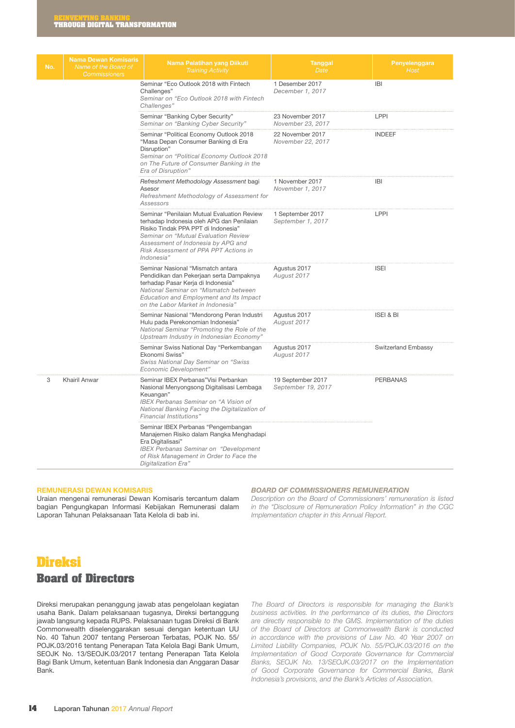| No. | Nama Dewan Komisaris *Name of the Board of Commissioners* | Nama Pelatihan yang Diikuti *Training Activity* | Tanggal *Date* | Penyelenggara *Host* |
|---|---|---|---|---|
| | | Seminar "Eco Outlook 2018 with Fintech Challenges" *Seminar on "Eco Outlook 2018 with Fintech Challenges"* | 1 Desember 2017 *December 1, 2017* | IBI |
| | | Seminar "Banking Cyber Security" *Seminar on "Banking Cyber Security"* | 23 November 2017 *November 23, 2017* | LPPI |
| | | Seminar "Political Economy Outlook 2018 "Masa Depan Consumer Banking di Era Disruption" *Seminar on "Political Economy Outlook 2018 on The Future of Consumer Banking in the Era of Disruption"* | 22 November 2017 *November 22, 2017* | INDEEF |
| | | *Refreshment Methodology Assessment* bagi Asesor *Refreshment Methodology of Assessment for Assessors* | 1 November 2017 *November 1, 2017* | IBI |
| | | Seminar "Penilaian Mutual Evaluation Review terhadap Indonesia oleh APG dan Penilaian Risiko Tindak PPA PPT di Indonesia" *Seminar on "Mutual Evaluation Review Assessment of Indonesia by APG and Risk Assessment of PPA PPT Actions in Indonesia"* | 1 September 2017 *September 1, 2017* | LPPI |
| | | Seminar Nasional "Mismatch antara Pendidikan dan Pekerjaan serta Dampaknya terhadap Pasar Kerja di Indonesia" *National Seminar on "Mismatch between Education and Employment and Its Impact on the Labor Market in Indonesia"* | Agustus 2017 *August 2017* | ISEI |
| | | Seminar Nasional "Mendorong Peran Industri Hulu pada Perekonomian Indonesia" *National Seminar "Promoting the Role of the Upstream Industry in Indonesian Economy"* | Agustus 2017 *August 2017* | ISEI & BI |
| | | Seminar Swiss National Day "Perkembangan Ekonomi Swiss" *Swiss National Day Seminar on "Swiss Economic Development"* | Agustus 2017 *August 2017* | Switzerland Embassy |
| 3 | Khairil Anwar | Seminar IBEX Perbanas"Visi Perbankan Nasional Menyongsong Digitalisasi Lembaga Keuangan" *IBEX Perbanas Seminar on "A Vision of National Banking Facing the Digitalization of Financial Institutions"* | 19 September 2017 *September 19, 2017* | PERBANAS |
| | | Seminar IBEX Perbanas "Pengembangan Manajemen Risiko dalam Rangka Menghadapi Era Digitalisasi" *IBEX Perbanas Seminar on "Development of Risk Management in Order to Face the Digitalization Era"* | | |

**REMUNERASI DEWAN KOMISARIS**

Uraian mengenai remunerasi Dewan Komisaris tercantum dalam bagian Pengungkapan Informasi Kebijakan Remunerasi dalam Laporan Tahunan Pelaksanaan Tata Kelola di bab ini.

***BOARD OF COMMISSIONERS REMUNERATION***

*Description on the Board of Commissioners' remuneration is listed in the "Disclosure of Remuneration Policy Information" in the CGC Implementation chapter in this Annual Report.*

# Direksi
## Board of Directors

Direksi merupakan penanggung jawab atas pengelolaan kegiatan usaha Bank. Dalam pelaksanaan tugasnya, Direksi bertanggung jawab langsung kepada RUPS. Pelaksanaan tugas Direksi di Bank Commonwealth diselenggarakan sesuai dengan ketentuan UU No. 40 Tahun 2007 tentang Perseroan Terbatas, POJK No. 55/POJK.03/2016 tentang Penerapan Tata Kelola Bagi Bank Umum, SEOJK No. 13/SEOJK.03/2017 tentang Penerapan Tata Kelola Bagi Bank Umum, ketentuan Bank Indonesia dan Anggaran Dasar Bank.

*The Board of Directors is responsible for managing the Bank's business activities. In the performance of its duties, the Directors are directly responsible to the GMS. Implementation of the duties of the Board of Directors at Commonwealth Bank is conducted in accordance with the provisions of Law No. 40 Year 2007 on Limited Liability Companies, POJK No. 55/POJK.03/2016 on the Implementation of Good Corporate Governance for Commercial Banks, SEOJK No. 13/SEOJK.03/2017 on the Implementation of Good Corporate Governance for Commercial Banks, Bank Indonesia's provisions, and the Bank's Articles of Association.*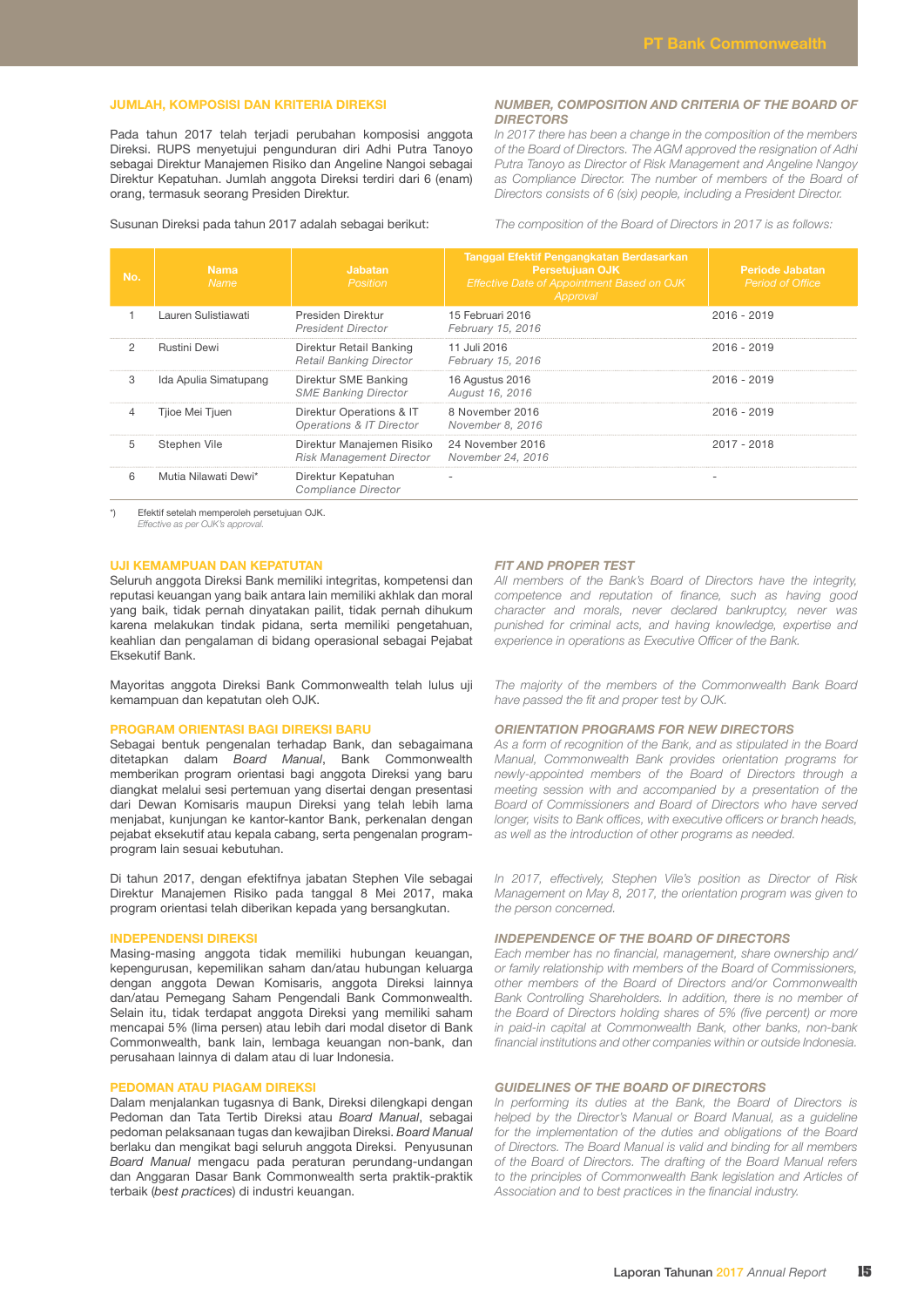## JUMLAH, KOMPOSISI DAN KRITERIA DIREKSI

Pada tahun 2017 telah terjadi perubahan komposisi anggota Direksi. RUPS menyetujui pengunduran diri Adhi Putra Tanoyo sebagai Direktur Manajemen Risiko dan Angeline Nangoi sebagai Direktur Kepatuhan. Jumlah anggota Direksi terdiri dari 6 (enam) orang, termasuk seorang Presiden Direktur.

Susunan Direksi pada tahun 2017 adalah sebagai berikut:

## *NUMBER, COMPOSITION AND CRITERIA OF THE BOARD OF DIRECTORS*

*In 2017 there has been a change in the composition of the members of the Board of Directors. The AGM approved the resignation of Adhi Putra Tanoyo as Director of Risk Management and Angeline Nangoy as Compliance Director. The number of members of the Board of Directors consists of 6 (six) people, including a President Director.*

*The composition of the Board of Directors in 2017 is as follows:*

| No. | Nama *Name* | Jabatan *Position* | Tanggal Efektif Pengangkatan Berdasarkan Persetujuan OJK *Effective Date of Appointment Based on OJK Approval* | Periode Jabatan *Period of Office* |
|---|---|---|---|---|
| 1 | Lauren Sulistiawati | Presiden Direktur *President Director* | 15 Februari 2016 *February 15, 2016* | 2016 - 2019 |
| 2 | Rustini Dewi | Direktur Retail Banking *Retail Banking Director* | 11 Juli 2016 *February 15, 2016* | 2016 - 2019 |
| 3 | Ida Apulia Simatupang | Direktur SME Banking *SME Banking Director* | 16 Agustus 2016 *August 16, 2016* | 2016 - 2019 |
| 4 | Tjioe Mei Tjuen | Direktur Operations & IT *Operations & IT Director* | 8 November 2016 *November 8, 2016* | 2016 - 2019 |
| 5 | Stephen Vile | Direktur Manajemen Risiko *Risk Management Director* | 24 November 2016 *November 24, 2016* | 2017 - 2018 |
| 6 | Mutia Nilawati Dewi* | Direktur Kepatuhan *Compliance Director* | - | - |

*) Efektif setelah memperoleh persetujuan OJK.
*Effective as per OJK's approval.*

## UJI KEMAMPUAN DAN KEPATUTAN

Seluruh anggota Direksi Bank memiliki integritas, kompetensi dan reputasi keuangan yang baik antara lain memiliki akhlak dan moral yang baik, tidak pernah dinyatakan pailit, tidak pernah dihukum karena melakukan tindak pidana, serta memiliki pengetahuan, keahlian dan pengalaman di bidang operasional sebagai Pejabat Eksekutif Bank.

Mayoritas anggota Direksi Bank Commonwealth telah lulus uji kemampuan dan kepatutan oleh OJK.

## *FIT AND PROPER TEST*

*All members of the Bank's Board of Directors have the integrity, competence and reputation of finance, such as having good character and morals, never declared bankruptcy, never was punished for criminal acts, and having knowledge, expertise and experience in operations as Executive Officer of the Bank.*

*The majority of the members of the Commonwealth Bank Board have passed the fit and proper test by OJK.*

## PROGRAM ORIENTASI BAGI DIREKSI BARU

Sebagai bentuk pengenalan terhadap Bank, dan sebagaimana ditetapkan dalam *Board Manual*, Bank Commonwealth memberikan program orientasi bagi anggota Direksi yang baru diangkat melalui sesi pertemuan yang disertai dengan presentasi dari Dewan Komisaris maupun Direksi yang telah lebih lama menjabat, kunjungan ke kantor-kantor Bank, perkenalan dengan pejabat eksekutif atau kepala cabang, serta pengenalan program-program lain sesuai kebutuhan.

Di tahun 2017, dengan efektifnya jabatan Stephen Vile sebagai Direktur Manajemen Risiko pada tanggal 8 Mei 2017, maka program orientasi telah diberikan kepada yang bersangkutan.

## *ORIENTATION PROGRAMS FOR NEW DIRECTORS*

*As a form of recognition of the Bank, and as stipulated in the Board Manual, Commonwealth Bank provides orientation programs for newly-appointed members of the Board of Directors through a meeting session with and accompanied by a presentation of the Board of Commissioners and Board of Directors who have served longer, visits to Bank offices, with executive officers or branch heads, as well as the introduction of other programs as needed.*

*In 2017, effectively, Stephen Vile's position as Director of Risk Management on May 8, 2017, the orientation program was given to the person concerned.*

## INDEPENDENSI DIREKSI

Masing-masing anggota tidak memiliki hubungan keuangan, kepengurusan, kepemilikan saham dan/atau hubungan keluarga dengan anggota Dewan Komisaris, anggota Direksi lainnya dan/atau Pemegang Saham Pengendali Bank Commonwealth. Selain itu, tidak terdapat anggota Direksi yang memiliki saham mencapai 5% (lima persen) atau lebih dari modal disetor di Bank Commonwealth, bank lain, lembaga keuangan non-bank, dan perusahaan lainnya di dalam atau di luar Indonesia.

## *INDEPENDENCE OF THE BOARD OF DIRECTORS*

*Each member has no financial, management, share ownership and/or family relationship with members of the Board of Commissioners, other members of the Board of Directors and/or Commonwealth Bank Controlling Shareholders. In addition, there is no member of the Board of Directors holding shares of 5% (five percent) or more in paid-in capital at Commonwealth Bank, other banks, non-bank financial institutions and other companies within or outside Indonesia.*

## PEDOMAN ATAU PIAGAM DIREKSI

Dalam menjalankan tugasnya di Bank, Direksi dilengkapi dengan Pedoman dan Tata Tertib Direksi atau *Board Manual*, sebagai pedoman pelaksanaan tugas dan kewajiban Direksi. *Board Manual* berlaku dan mengikat bagi seluruh anggota Direksi. Penyusunan *Board Manual* mengacu pada peraturan perundang-undangan dan Anggaran Dasar Bank Commonwealth serta praktik-praktik terbaik (*best practices*) di industri keuangan.

## *GUIDELINES OF THE BOARD OF DIRECTORS*

*In performing its duties at the Bank, the Board of Directors is helped by the Director's Manual or Board Manual, as a guideline for the implementation of the duties and obligations of the Board of Directors. The Board Manual is valid and binding for all members of the Board of Directors. The drafting of the Board Manual refers to the principles of Commonwealth Bank legislation and Articles of Association and to best practices in the financial industry.*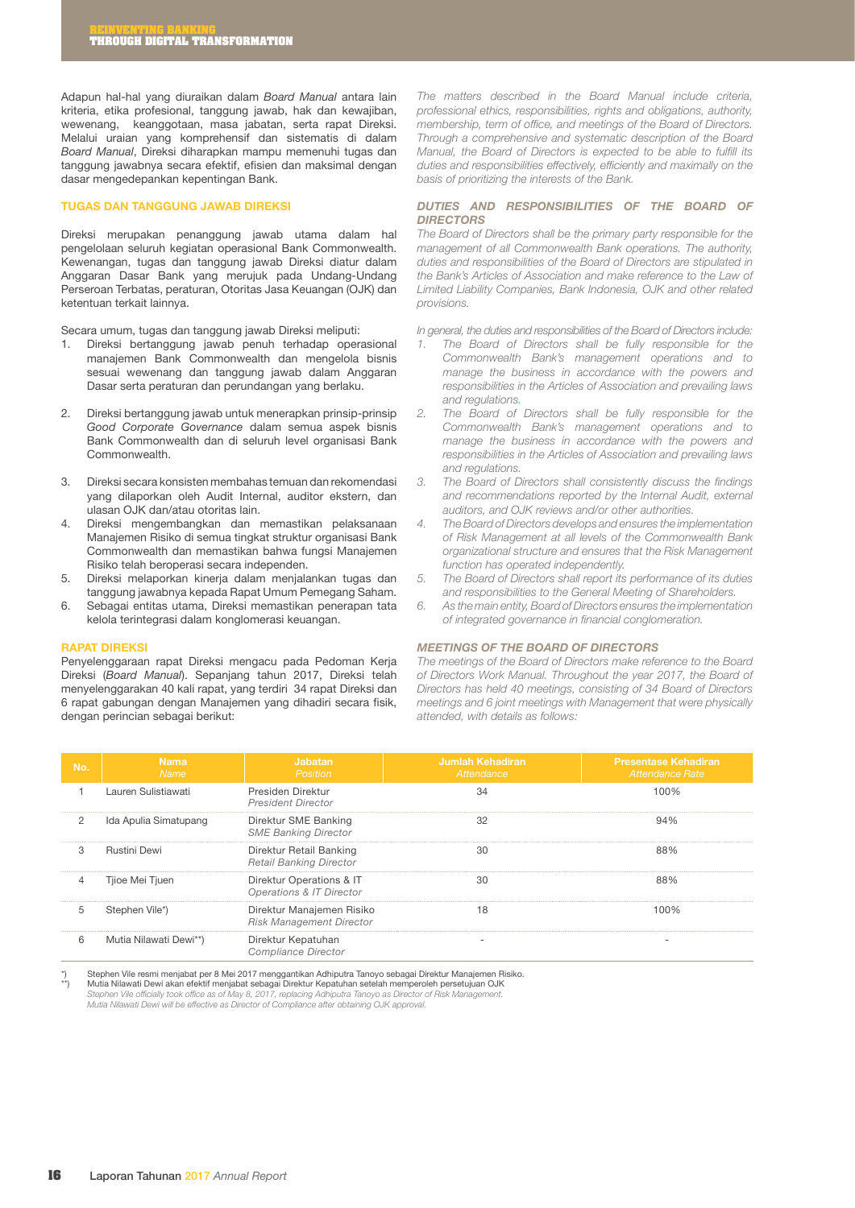Adapun hal-hal yang diuraikan dalam *Board Manual* antara lain kriteria, etika profesional, tanggung jawab, hak dan kewajiban, wewenang, keanggotaan, masa jabatan, serta rapat Direksi. Melalui uraian yang komprehensif dan sistematis di dalam *Board Manual*, Direksi diharapkan mampu memenuhi tugas dan tanggung jawabnya secara efektif, efisien dan maksimal dengan dasar mengedepankan kepentingan Bank.

*The matters described in the Board Manual include criteria, professional ethics, responsibilities, rights and obligations, authority, membership, term of office, and meetings of the Board of Directors. Through a comprehensive and systematic description of the Board Manual, the Board of Directors is expected to be able to fulfill its duties and responsibilities effectively, efficiently and maximally on the basis of prioritizing the interests of the Bank.*

## TUGAS DAN TANGGUNG JAWAB DIREKSI

Direksi merupakan penanggung jawab utama dalam hal pengelolaan seluruh kegiatan operasional Bank Commonwealth. Kewenangan, tugas dan tanggung jawab Direksi diatur dalam Anggaran Dasar Bank yang merujuk pada Undang-Undang Perseroan Terbatas, peraturan, Otoritas Jasa Keuangan (OJK) dan ketentuan terkait lainnya.

Secara umum, tugas dan tanggung jawab Direksi meliputi:

1. Direksi bertanggung jawab penuh terhadap operasional manajemen Bank Commonwealth dan mengelola bisnis sesuai wewenang dan tanggung jawab dalam Anggaran Dasar serta peraturan dan perundangan yang berlaku.
2. Direksi bertanggung jawab untuk menerapkan prinsip-prinsip *Good Corporate Governance* dalam semua aspek bisnis Bank Commonwealth dan di seluruh level organisasi Bank Commonwealth.
3. Direksi secara konsisten membahas temuan dan rekomendasi yang dilaporkan oleh Audit Internal, auditor ekstern, dan ulasan OJK dan/atau otoritas lain.
4. Direksi mengembangkan dan memastikan pelaksanaan Manajemen Risiko di semua tingkat struktur organisasi Bank Commonwealth dan memastikan bahwa fungsi Manajemen Risiko telah beroperasi secara independen.
5. Direksi melaporkan kinerja dalam menjalankan tugas dan tanggung jawabnya kepada Rapat Umum Pemegang Saham.
6. Sebagai entitas utama, Direksi memastikan penerapan tata kelola terintegrasi dalam konglomerasi keuangan.

## *DUTIES AND RESPONSIBILITIES OF THE BOARD OF DIRECTORS*

*The Board of Directors shall be the primary party responsible for the management of all Commonwealth Bank operations. The authority, duties and responsibilities of the Board of Directors are stipulated in the Bank's Articles of Association and make reference to the Law of Limited Liability Companies, Bank Indonesia, OJK and other related provisions.*

*In general, the duties and responsibilities of the Board of Directors include:*

1. *The Board of Directors shall be fully responsible for the Commonwealth Bank's management operations and to manage the business in accordance with the powers and responsibilities in the Articles of Association and prevailing laws and regulations.*
2. *The Board of Directors shall be fully responsible for the Commonwealth Bank's management operations and to manage the business in accordance with the powers and responsibilities in the Articles of Association and prevailing laws and regulations.*
3. *The Board of Directors shall consistently discuss the findings and recommendations reported by the Internal Audit, external auditors, and OJK reviews and/or other authorities.*
4. *The Board of Directors develops and ensures the implementation of Risk Management at all levels of the Commonwealth Bank organizational structure and ensures that the Risk Management function has operated independently.*
5. *The Board of Directors shall report its performance of its duties and responsibilities to the General Meeting of Shareholders.*
6. *As the main entity, Board of Directors ensures the implementation of integrated governance in financial conglomeration.*

## RAPAT DIREKSI

Penyelenggaraan rapat Direksi mengacu pada Pedoman Kerja Direksi (*Board Manual*). Sepanjang tahun 2017, Direksi telah menyelenggarakan 40 kali rapat, yang terdiri 34 rapat Direksi dan 6 rapat gabungan dengan Manajemen yang dihadiri secara fisik, dengan perincian sebagai berikut:

## *MEETINGS OF THE BOARD OF DIRECTORS*

*The meetings of the Board of Directors make reference to the Board of Directors Work Manual. Throughout the year 2017, the Board of Directors has held 40 meetings, consisting of 34 Board of Directors meetings and 6 joint meetings with Management that were physically attended, with details as follows:*

| No. | Nama *Name* | Jabatan *Position* | Jumlah Kehadiran *Attendance* | Presentase Kehadiran *Attendance Rate* |
|---|---|---|---|---|
| 1 | Lauren Sulistiawati | Presiden Direktur *President Director* | 34 | 100% |
| 2 | Ida Apulia Simatupang | Direktur SME Banking *SME Banking Director* | 32 | 94% |
| 3 | Rustini Dewi | Direktur Retail Banking *Retail Banking Director* | 30 | 88% |
| 4 | Tjioe Mei Tjuen | Direktur Operations & IT *Operations & IT Director* | 30 | 88% |
| 5 | Stephen Vile*) | Direktur Manajemen Risiko *Risk Management Director* | 18 | 100% |
| 6 | Mutia Nilawati Dewi**) | Direktur Kepatuhan *Compliance Director* | - | - |

*) Stephen Vile resmi menjabat per 8 Mei 2017 menggantikan Adhiputra Tanoyo sebagai Direktur Manajemen Risiko.
**) Mutia Nilawati Dewi akan efektif menjabat sebagai Direktur Kepatuhan setelah memperoleh persetujuan OJK
*Stephen Vile officially took office as of May 8, 2017, replacing Adhiputra Tanoyo as Director of Risk Management.*
*Mutia Nilawati Dewi will be effective as Director of Compliance after obtaining OJK approval.*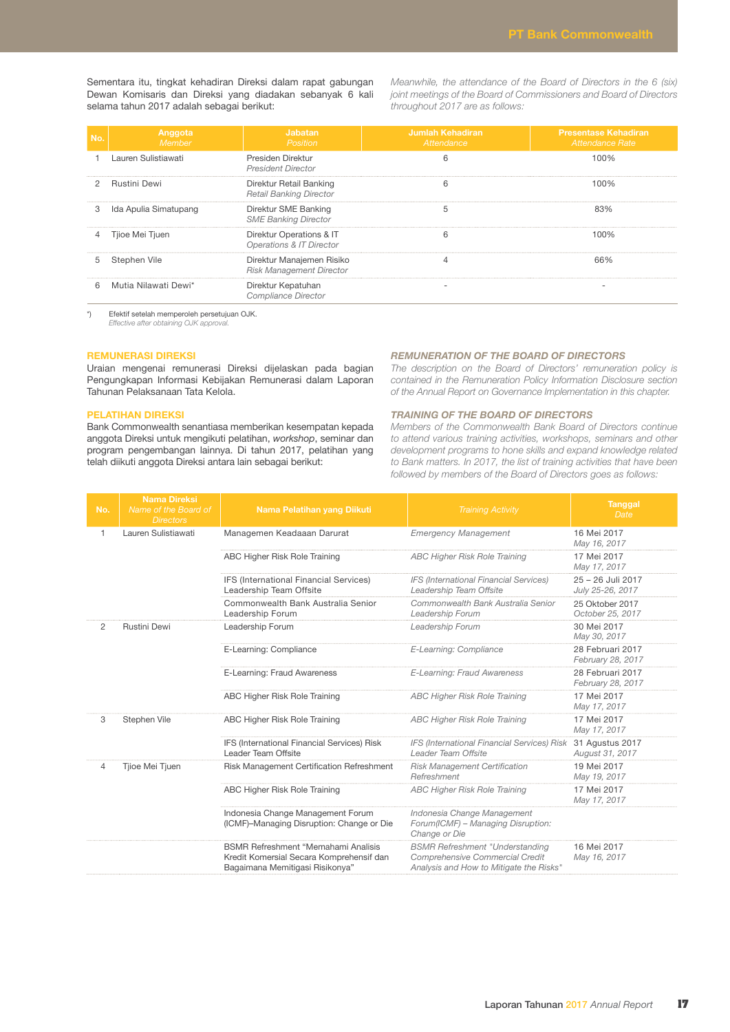Sementara itu, tingkat kehadiran Direksi dalam rapat gabungan Dewan Komisaris dan Direksi yang diadakan sebanyak 6 kali selama tahun 2017 adalah sebagai berikut:

*Meanwhile, the attendance of the Board of Directors in the 6 (six) joint meetings of the Board of Commissioners and Board of Directors throughout 2017 are as follows:*

| No. | Anggota *Member* | Jabatan *Position* | Jumlah Kehadiran *Attendance* | Presentase Kehadiran *Attendance Rate* |
|---|---|---|---|---|
| 1 | Lauren Sulistiawati | Presiden Direktur *President Director* | 6 | 100% |
| 2 | Rustini Dewi | Direktur Retail Banking *Retail Banking Director* | 6 | 100% |
| 3 | Ida Apulia Simatupang | Direktur SME Banking *SME Banking Director* | 5 | 83% |
| 4 | Tjioe Mei Tjuen | Direktur Operations & IT *Operations & IT Director* | 6 | 100% |
| 5 | Stephen Vile | Direktur Manajemen Risiko *Risk Management Director* | 4 | 66% |
| 6 | Mutia Nilawati Dewi* | Direktur Kepatuhan *Compliance Director* | - | - |

*) Efektif setelah memperoleh persetujuan OJK.
*Effective after obtaining OJK approval.*

## REMUNERASI DIREKSI

Uraian mengenai remunerasi Direksi dijelaskan pada bagian Pengungkapan Informasi Kebijakan Remunerasi dalam Laporan Tahunan Pelaksanaan Tata Kelola.

## *REMUNERATION OF THE BOARD OF DIRECTORS*

*The description on the Board of Directors' remuneration policy is contained in the Remuneration Policy Information Disclosure section of the Annual Report on Governance Implementation in this chapter.*

## PELATIHAN DIREKSI

Bank Commonwealth senantiasa memberikan kesempatan kepada anggota Direksi untuk mengikuti pelatihan, *workshop*, seminar dan program pengembangan lainnya. Di tahun 2017, pelatihan yang telah diikuti anggota Direksi antara lain sebagai berikut:

## *TRAINING OF THE BOARD OF DIRECTORS*

*Members of the Commonwealth Bank Board of Directors continue to attend various training activities, workshops, seminars and other development programs to hone skills and expand knowledge related to Bank matters. In 2017, the list of training activities that have been followed by members of the Board of Directors goes as follows:*

| No. | Nama Direksi *Name of the Board of Directors* | Nama Pelatihan yang Diikuti | *Training Activity* | Tanggal *Date* |
|---|---|---|---|---|
| 1 | Lauren Sulistiawati | Managemen Keadaaan Darurat | *Emergency Management* | 16 Mei 2017 *May 16, 2017* |
| | | ABC Higher Risk Role Training | *ABC Higher Risk Role Training* | 17 Mei 2017 *May 17, 2017* |
| | | IFS (International Financial Services) Leadership Team Offsite | *IFS (International Financial Services) Leadership Team Offsite* | 25 – 26 Juli 2017 *July 25-26, 2017* |
| | | Commonwealth Bank Australia Senior Leadership Forum | *Commonwealth Bank Australia Senior Leadership Forum* | 25 Oktober 2017 *October 25, 2017* |
| 2 | Rustini Dewi | Leadership Forum | *Leadership Forum* | 30 Mei 2017 *May 30, 2017* |
| | | E-Learning: Compliance | *E-Learning: Compliance* | 28 Februari 2017 *February 28, 2017* |
| | | E-Learning: Fraud Awareness | *E-Learning: Fraud Awareness* | 28 Februari 2017 *February 28, 2017* |
| | | ABC Higher Risk Role Training | *ABC Higher Risk Role Training* | 17 Mei 2017 *May 17, 2017* |
| 3 | Stephen Vile | ABC Higher Risk Role Training | *ABC Higher Risk Role Training* | 17 Mei 2017 *May 17, 2017* |
| | | IFS (International Financial Services) Risk Leader Team Offsite | *IFS (International Financial Services) Risk Leader Team Offsite* | 31 Agustus 2017 *August 31, 2017* |
| 4 | Tjioe Mei Tjuen | Risk Management Certification Refreshment | *Risk Management Certification Refreshment* | 19 Mei 2017 *May 19, 2017* |
| | | ABC Higher Risk Role Training | *ABC Higher Risk Role Training* | 17 Mei 2017 *May 17, 2017* |
| | | Indonesia Change Management Forum (ICMF)–Managing Disruption: Change or Die | *Indonesia Change Management Forum(ICMF) – Managing Disruption: Change or Die* | |
| | | BSMR Refreshment "Memahami Analisis Kredit Komersial Secara Komprehensif dan Bagaimana Memitigasi Risikonya" | *BSMR Refreshment "Understanding Comprehensive Commercial Credit Analysis and How to Mitigate the Risks"* | 16 Mei 2017 *May 16, 2017* |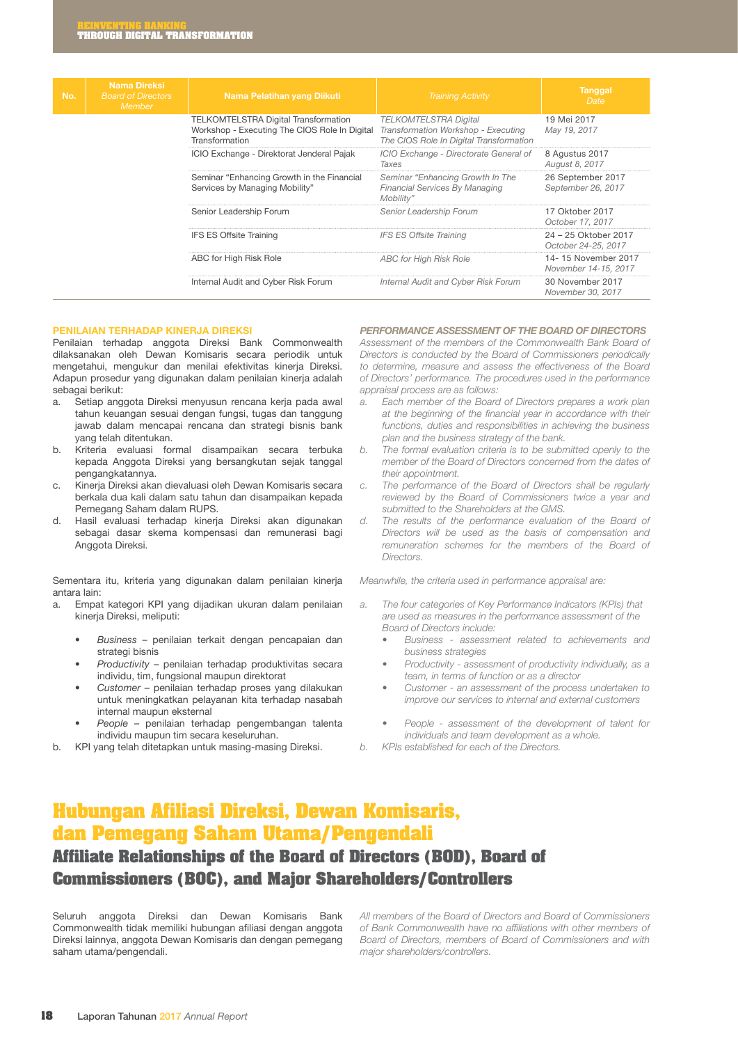| No. | Nama Direksi *Board of Directors Member* | Nama Pelatihan yang Diikuti | *Training Activity* | Tanggal *Date* |
|---|---|---|---|---|
| | | TELKOMTELSTRA Digital Transformation Workshop - Executing The CIOS Role In Digital Transformation | *TELKOMTELSTRA Digital Transformation Workshop - Executing The CIOS Role In Digital Transformation* | 19 Mei 2017 *May 19, 2017* |
| | | ICIO Exchange - Direktorat Jenderal Pajak | *ICIO Exchange - Directorate General of Taxes* | 8 Agustus 2017 *August 8, 2017* |
| | | Seminar "Enhancing Growth in the Financial Services by Managing Mobility" | *Seminar "Enhancing Growth In The Financial Services By Managing Mobility"* | 26 September 2017 *September 26, 2017* |
| | | Senior Leadership Forum | *Senior Leadership Forum* | 17 Oktober 2017 *October 17, 2017* |
| | | IFS ES Offsite Training | *IFS ES Offsite Training* | 24 – 25 Oktober 2017 *October 24-25, 2017* |
| | | ABC for High Risk Role | *ABC for High Risk Role* | 14- 15 November 2017 *November 14-15, 2017* |
| | | Internal Audit and Cyber Risk Forum | *Internal Audit and Cyber Risk Forum* | 30 November 2017 *November 30, 2017* |

**PENILAIAN TERHADAP KINERJA DIREKSI**

Penilaian terhadap anggota Direksi Bank Commonwealth dilaksanakan oleh Dewan Komisaris secara periodik untuk mengetahui, mengukur dan menilai efektivitas kinerja Direksi. Adapun prosedur yang digunakan dalam penilaian kinerja adalah sebagai berikut:

a. Setiap anggota Direksi menyusun rencana kerja pada awal tahun keuangan sesuai dengan fungsi, tugas dan tanggung jawab dalam mencapai rencana dan strategi bisnis bank yang telah ditentukan.
b. Kriteria evaluasi formal disampaikan secara terbuka kepada Anggota Direksi yang bersangkutan sejak tanggal pengangkatannya.
c. Kinerja Direksi akan dievaluasi oleh Dewan Komisaris secara berkala dua kali dalam satu tahun dan disampaikan kepada Pemegang Saham dalam RUPS.
d. Hasil evaluasi terhadap kinerja Direksi akan digunakan sebagai dasar skema kompensasi dan remunerasi bagi Anggota Direksi.

Sementara itu, kriteria yang digunakan dalam penilaian kinerja antara lain:

a. Empat kategori KPI yang dijadikan ukuran dalam penilaian kinerja Direksi, meliputi:
    - *Business* – penilaian terkait dengan pencapaian dan strategi bisnis
    - *Productivity* – penilaian terhadap produktivitas secara individu, tim, fungsional maupun direktorat
    - *Customer* – penilaian terhadap proses yang dilakukan untuk meningkatkan pelayanan kita terhadap nasabah internal maupun eksternal
    - *People* – penilaian terhadap pengembangan talenta individu maupun tim secara keseluruhan.
b. KPI yang telah ditetapkan untuk masing-masing Direksi.

***PERFORMANCE ASSESSMENT OF THE BOARD OF DIRECTORS***

*Assessment of the members of the Commonwealth Bank Board of Directors is conducted by the Board of Commissioners periodically to determine, measure and assess the effectiveness of the Board of Directors' performance. The procedures used in the performance appraisal process are as follows:*

*a. Each member of the Board of Directors prepares a work plan at the beginning of the financial year in accordance with their functions, duties and responsibilities in achieving the business plan and the business strategy of the bank.*
*b. The formal evaluation criteria is to be submitted openly to the member of the Board of Directors concerned from the dates of their appointment.*
*c. The performance of the Board of Directors shall be regularly reviewed by the Board of Commissioners twice a year and submitted to the Shareholders at the GMS.*
*d. The results of the performance evaluation of the Board of Directors will be used as the basis of compensation and remuneration schemes for the members of the Board of Directors.*

*Meanwhile, the criteria used in performance appraisal are:*

*a. The four categories of Key Performance Indicators (KPIs) that are used as measures in the performance assessment of the Board of Directors include:*
    - *Business - assessment related to achievements and business strategies*
    - *Productivity - assessment of productivity individually, as a team, in terms of function or as a director*
    - *Customer - an assessment of the process undertaken to improve our services to internal and external customers*
    - *People - assessment of the development of talent for individuals and team development as a whole.*
*b. KPIs established for each of the Directors.*

# Hubungan Afiliasi Direksi, Dewan Komisaris, dan Pemegang Saham Utama/Pengendali

## Affiliate Relationships of the Board of Directors (BOD), Board of Commissioners (BOC), and Major Shareholders/Controllers

Seluruh anggota Direksi dan Dewan Komisaris Bank Commonwealth tidak memiliki hubungan afiliasi dengan anggota Direksi lainnya, anggota Dewan Komisaris dan dengan pemegang saham utama/pengendali.

*All members of the Board of Directors and Board of Commissioners of Bank Commonwealth have no affiliations with other members of Board of Directors, members of Board of Commissioners and with major shareholders/controllers.*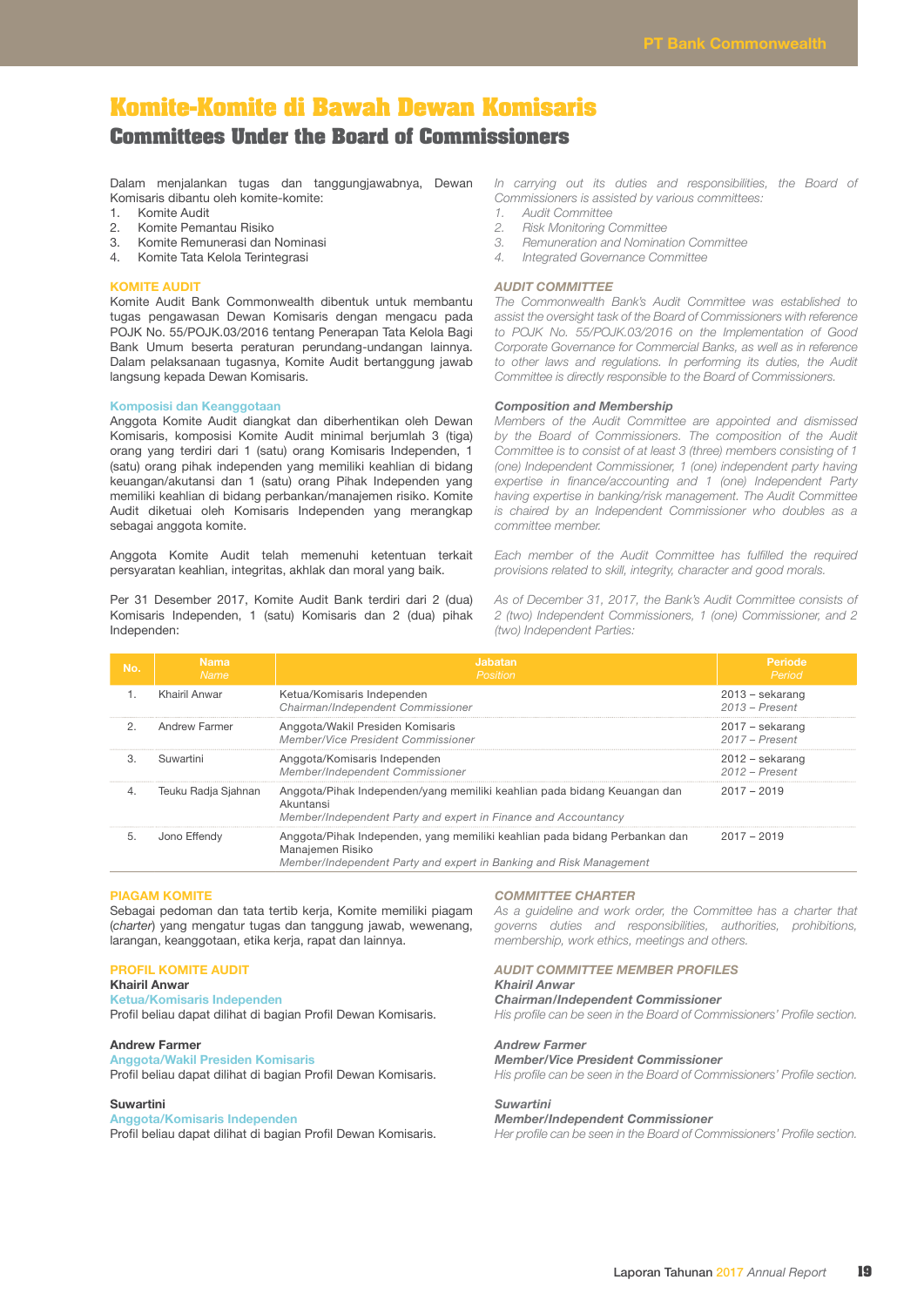# Komite-Komite di Bawah Dewan Komisaris

## Committees Under the Board of Commissioners

Dalam menjalankan tugas dan tanggungjawabnya, Dewan Komisaris dibantu oleh komite-komite:

1. Komite Audit
2. Komite Pemantau Risiko
3. Komite Remunerasi dan Nominasi
4. Komite Tata Kelola Terintegrasi

*In carrying out its duties and responsibilities, the Board of Commissioners is assisted by various committees:*

1. *Audit Committee*
2. *Risk Monitoring Committee*
3. *Remuneration and Nomination Committee*
4. *Integrated Governance Committee*

### KOMITE AUDIT

Komite Audit Bank Commonwealth dibentuk untuk membantu tugas pengawasan Dewan Komisaris dengan mengacu pada POJK No. 55/POJK.03/2016 tentang Penerapan Tata Kelola Bagi Bank Umum beserta peraturan perundang-undangan lainnya. Dalam pelaksanaan tugasnya, Komite Audit bertanggung jawab langsung kepada Dewan Komisaris.

### *AUDIT COMMITTEE*

*The Commonwealth Bank's Audit Committee was established to assist the oversight task of the Board of Commissioners with reference to POJK No. 55/POJK.03/2016 on the Implementation of Good Corporate Governance for Commercial Banks, as well as in reference to other laws and regulations. In performing its duties, the Audit Committee is directly responsible to the Board of Commissioners.*

#### Komposisi dan Keanggotaan

Anggota Komite Audit diangkat dan diberhentikan oleh Dewan Komisaris, komposisi Komite Audit minimal berjumlah 3 (tiga) orang yang terdiri dari 1 (satu) orang Komisaris Independen, 1 (satu) orang pihak independen yang memiliki keahlian di bidang keuangan/akutansi dan 1 (satu) orang Pihak Independen yang memiliki keahlian di bidang perbankan/manajemen risiko. Komite Audit diketuai oleh Komisaris Independen yang merangkap sebagai anggota komite.

Anggota Komite Audit telah memenuhi ketentuan terkait persyaratan keahlian, integritas, akhlak dan moral yang baik.

Per 31 Desember 2017, Komite Audit Bank terdiri dari 2 (dua) Komisaris Independen, 1 (satu) Komisaris dan 2 (dua) pihak Independen:

#### *Composition and Membership*

*Members of the Audit Committee are appointed and dismissed by the Board of Commissioners. The composition of the Audit Committee is to consist of at least 3 (three) members consisting of 1 (one) Independent Commissioner, 1 (one) independent party having expertise in finance/accounting and 1 (one) Independent Party having expertise in banking/risk management. The Audit Committee is chaired by an Independent Commissioner who doubles as a committee member.*

*Each member of the Audit Committee has fulfilled the required provisions related to skill, integrity, character and good morals.*

*As of December 31, 2017, the Bank's Audit Committee consists of 2 (two) Independent Commissioners, 1 (one) Commissioner, and 2 (two) Independent Parties:*

| No. | Nama<br>*Name* | Jabatan<br>*Position* | Periode<br>*Period* |
|---|---|---|---|
| 1. | Khairil Anwar | Ketua/Komisaris Independen<br>*Chairman/Independent Commissioner* | 2013 – sekarang<br>*2013 – Present* |
| 2. | Andrew Farmer | Anggota/Wakil Presiden Komisaris<br>*Member/Vice President Commissioner* | 2017 – sekarang<br>*2017 – Present* |
| 3. | Suwartini | Anggota/Komisaris Independen<br>*Member/Independent Commissioner* | 2012 – sekarang<br>*2012 – Present* |
| 4. | Teuku Radja Sjahnan | Anggota/Pihak Independen/yang memiliki keahlian pada bidang Keuangan dan Akuntansi<br>*Member/Independent Party and expert in Finance and Accountancy* | 2017 – 2019 |
| 5. | Jono Effendy | Anggota/Pihak Independen, yang memiliki keahlian pada bidang Perbankan dan Manajemen Risiko<br>*Member/Independent Party and expert in Banking and Risk Management* | 2017 – 2019 |

### PIAGAM KOMITE

Sebagai pedoman dan tata tertib kerja, Komite memiliki piagam (*charter*) yang mengatur tugas dan tanggung jawab, wewenang, larangan, keanggotaan, etika kerja, rapat dan lainnya.

### *COMMITTEE CHARTER*

*As a guideline and work order, the Committee has a charter that governs duties and responsibilities, authorities, prohibitions, membership, work ethics, meetings and others.*

### PROFIL KOMITE AUDIT

**Khairil Anwar**
Ketua/Komisaris Independen
Profil beliau dapat dilihat di bagian Profil Dewan Komisaris.

**Andrew Farmer**
Anggota/Wakil Presiden Komisaris
Profil beliau dapat dilihat di bagian Profil Dewan Komisaris.

**Suwartini**
Anggota/Komisaris Independen
Profil beliau dapat dilihat di bagian Profil Dewan Komisaris.

### *AUDIT COMMITTEE MEMBER PROFILES*

***Khairil Anwar***
***Chairman/Independent Commissioner***
*His profile can be seen in the Board of Commissioners' Profile section.*

***Andrew Farmer***
***Member/Vice President Commissioner***
*His profile can be seen in the Board of Commissioners' Profile section.*

***Suwartini***
***Member/Independent Commissioner***
*Her profile can be seen in the Board of Commissioners' Profile section.*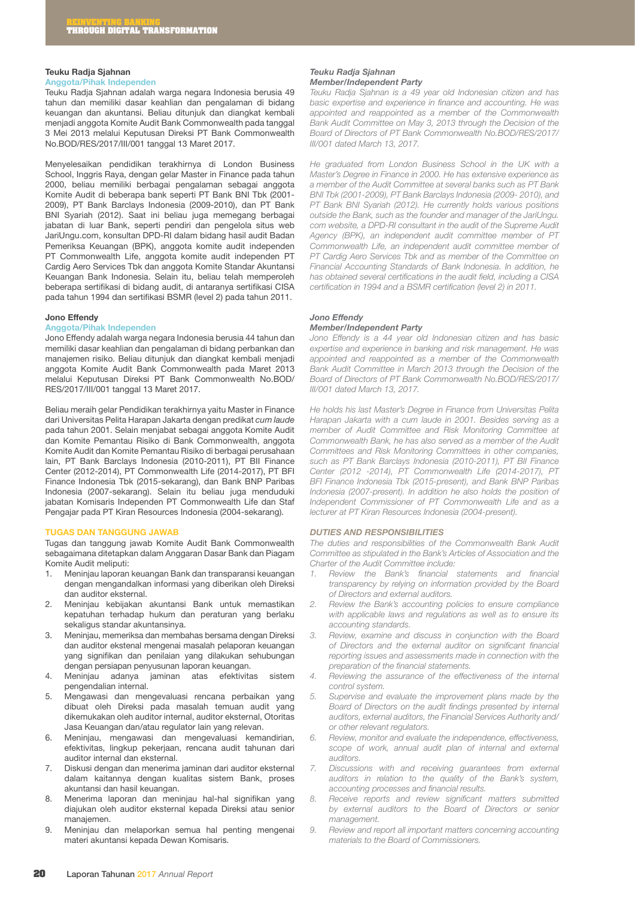### Teuku Radja Sjahnan

**Anggota/Pihak Independen**

Teuku Radja Sjahnan adalah warga negara Indonesia berusia 49 tahun dan memiliki dasar keahlian dan pengalaman di bidang keuangan dan akuntansi. Beliau ditunjuk dan diangkat kembali menjadi anggota Komite Audit Bank Commonwealth pada tanggal 3 Mei 2013 melalui Keputusan Direksi PT Bank Commonwealth No.BOD/RES/2017/III/001 tanggal 13 Maret 2017.

Menyelesaikan pendidikan terakhirnya di London Business School, Inggris Raya, dengan gelar Master in Finance pada tahun 2000, beliau memiliki berbagai pengalaman sebagai anggota Komite Audit di beberapa bank seperti PT Bank BNI Tbk (2001-2009), PT Bank Barclays Indonesia (2009-2010), dan PT Bank BNI Syariah (2012). Saat ini beliau juga memegang berbagai jabatan di luar Bank, seperti pendiri dan pengelola situs web JariUngu.com, konsultan DPD-RI dalam bidang hasil audit Badan Pemeriksa Keuangan (BPK), anggota komite audit independen PT Commonwealth Life, anggota komite audit independen PT Cardig Aero Services Tbk dan anggota Komite Standar Akuntansi Keuangan Bank Indonesia. Selain itu, beliau telah memperoleh beberapa sertifikasi di bidang audit, di antaranya sertifikasi CISA pada tahun 1994 dan sertifikasi BSMR (level 2) pada tahun 2011.

### Jono Effendy

**Anggota/Pihak Independen**

Jono Effendy adalah warga negara Indonesia berusia 44 tahun dan memiliki dasar keahlian dan pengalaman di bidang perbankan dan manajemen risiko. Beliau ditunjuk dan diangkat kembali menjadi anggota Komite Audit Bank Commonwealth pada Maret 2013 melalui Keputusan Direksi PT Bank Commonwealth No.BOD/RES/2017/III/001 tanggal 13 Maret 2017.

Beliau meraih gelar Pendidikan terakhirnya yaitu Master in Finance dari Universitas Pelita Harapan Jakarta dengan predikat *cum laude* pada tahun 2001. Selain menjabat sebagai anggota Komite Audit dan Komite Pemantau Risiko di Bank Commonwealth, anggota Komite Audit dan Komite Pemantau Risiko di berbagai perusahaan lain, PT Bank Barclays Indonesia (2010-2011), PT BII Finance Center (2012-2014), PT Commonwealth Life (2014-2017), PT BFI Finance Indonesia Tbk (2015-sekarang), dan Bank BNP Paribas Indonesia (2007-sekarang). Selain itu beliau juga menduduki jabatan Komisaris Independen PT Commonwealth Life dan Staf Pengajar pada PT Kiran Resources Indonesia (2004-sekarang).

### TUGAS DAN TANGGUNG JAWAB

Tugas dan tanggung jawab Komite Audit Bank Commonwealth sebagaimana ditetapkan dalam Anggaran Dasar Bank dan Piagam Komite Audit meliputi:

1. Meninjau laporan keuangan Bank dan transparansi keuangan dengan mengandalkan informasi yang diberikan oleh Direksi dan auditor eksternal.
2. Meninjau kebijakan akuntansi Bank untuk memastikan kepatuhan terhadap hukum dan peraturan yang berlaku sekaligus standar akuntansinya.
3. Meninjau, memeriksa dan membahas bersama dengan Direksi dan auditor ekstenal mengenai masalah pelaporan keuangan yang signifikan dan penilaian yang dilakukan sehubungan dengan persiapan penyusunan laporan keuangan.
4. Meninjau adanya jaminan atas efektivitas sistem pengendalian internal.
5. Mengawasi dan mengevaluasi rencana perbaikan yang dibuat oleh Direksi pada masalah temuan audit yang dikemukakan oleh auditor internal, auditor eksternal, Otoritas Jasa Keuangan dan/atau regulator lain yang relevan.
6. Meninjau, mengawasi dan mengevaluasi kemandirian, efektivitas, lingkup pekerjaan, rencana audit tahunan dari auditor internal dan eksternal.
7. Diskusi dengan dan menerima jaminan dari auditor eksternal dalam kaitannya dengan kualitas sistem Bank, proses akuntansi dan hasil keuangan.
8. Menerima laporan dan meninjau hal-hal signifikan yang diajukan oleh auditor eksternal kepada Direksi atau senior manajemen.
9. Meninjau dan melaporkan semua hal penting mengenai materi akuntansi kepada Dewan Komisaris.

### *Teuku Radja Sjahnan*

***Member/Independent Party***

*Teuku Radja Sjahnan is a 49 year old Indonesian citizen and has basic expertise and experience in finance and accounting. He was appointed and reappointed as a member of the Commonwealth Bank Audit Committee on May 3, 2013 through the Decision of the Board of Directors of PT Bank Commonwealth No.BOD/RES/2017/III/001 dated March 13, 2017.*

*He graduated from London Business School in the UK with a Master's Degree in Finance in 2000. He has extensive experience as a member of the Audit Committee at several banks such as PT Bank BNI Tbk (2001-2009), PT Bank Barclays Indonesia (2009- 2010), and PT Bank BNI Syariah (2012). He currently holds various positions outside the Bank, such as the founder and manager of the JariUngu.com website, a DPD-RI consultant in the audit of the Supreme Audit Agency (BPK), an independent audit committee member of PT Commonwealth Life, an independent audit committee member of PT Cardig Aero Services Tbk and as member of the Committee on Financial Accounting Standards of Bank Indonesia. In addition, he has obtained several certifications in the audit field, including a CISA certification in 1994 and a BSMR certification (level 2) in 2011.*

### *Jono Effendy*

***Member/Independent Party***

*Jono Effendy is a 44 year old Indonesian citizen and has basic expertise and experience in banking and risk management. He was appointed and reappointed as a member of the Commonwealth Bank Audit Committee in March 2013 through the Decision of the Board of Directors of PT Bank Commonwealth No.BOD/RES/2017/III/001 dated March 13, 2017.*

*He holds his last Master's Degree in Finance from Universitas Pelita Harapan Jakarta with a cum laude in 2001. Besides serving as a member of Audit Committee and Risk Monitoring Committee at Commonwealth Bank, he has also served as a member of the Audit Committees and Risk Monitoring Committees in other companies, such as PT Bank Barclays Indonesia (2010-2011), PT BII Finance Center (2012 -2014), PT Commonwealth Life (2014-2017), PT BFI Finance Indonesia Tbk (2015-present), and Bank BNP Paribas Indonesia (2007-present). In addition he also holds the position of Independent Commissioner of PT Commonwealth Life and as a lecturer at PT Kiran Resources Indonesia (2004-present).*

### *DUTIES AND RESPONSIBILITIES*

*The duties and responsibilities of the Commonwealth Bank Audit Committee as stipulated in the Bank's Articles of Association and the Charter of the Audit Committee include:*

1. *Review the Bank's financial statements and financial transparency by relying on information provided by the Board of Directors and external auditors.*
2. *Review the Bank's accounting policies to ensure compliance with applicable laws and regulations as well as to ensure its accounting standards.*
3. *Review, examine and discuss in conjunction with the Board of Directors and the external auditor on significant financial reporting issues and assessments made in connection with the preparation of the financial statements.*
4. *Reviewing the assurance of the effectiveness of the internal control system.*
5. *Supervise and evaluate the improvement plans made by the Board of Directors on the audit findings presented by internal auditors, external auditors, the Financial Services Authority and/or other relevant regulators.*
6. *Review, monitor and evaluate the independence, effectiveness, scope of work, annual audit plan of internal and external auditors.*
7. *Discussions with and receiving guarantees from external auditors in relation to the quality of the Bank's system, accounting processes and financial results.*
8. *Receive reports and review significant matters submitted by external auditors to the Board of Directors or senior management.*
9. *Review and report all important matters concerning accounting materials to the Board of Commissioners.*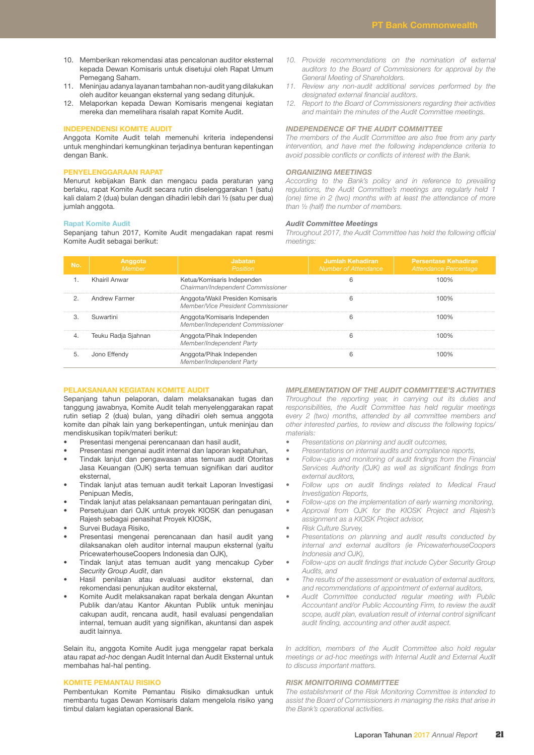10. Memberikan rekomendasi atas pencalonan auditor eksternal kepada Dewan Komisaris untuk disetujui oleh Rapat Umum Pemegang Saham.
11. Meninjau adanya layanan tambahan non-audit yang dilakukan oleh auditor keuangan eksternal yang sedang ditunjuk.
12. Melaporkan kepada Dewan Komisaris mengenai kegiatan mereka dan memelihara risalah rapat Komite Audit.

*10. Provide recommendations on the nomination of external auditors to the Board of Commissioners for approval by the General Meeting of Shareholders.*
*11. Review any non-audit additional services performed by the designated external financial auditors.*
*12. Report to the Board of Commissioners regarding their activities and maintain the minutes of the Audit Committee meetings.*

## INDEPENDENSI KOMITE AUDIT

Anggota Komite Audit telah memenuhi kriteria independensi untuk menghindari kemungkinan terjadinya benturan kepentingan dengan Bank.

## *INDEPENDENCE OF THE AUDIT COMMITTEE*

*The members of the Audit Committee are also free from any party intervention, and have met the following independence criteria to avoid possible conflicts or conflicts of interest with the Bank.*

## PENYELENGGARAAN RAPAT

Menurut kebijakan Bank dan mengacu pada peraturan yang berlaku, rapat Komite Audit secara rutin diselenggarakan 1 (satu) kali dalam 2 (dua) bulan dengan dihadiri lebih dari ½ (satu per dua) jumlah anggota.

## *ORGANIZING MEETINGS*

*According to the Bank's policy and in reference to prevailing regulations, the Audit Committee's meetings are regularly held 1 (one) time in 2 (two) months with at least the attendance of more than ½ (half) the number of members.*

### Rapat Komite Audit

Sepanjang tahun 2017, Komite Audit mengadakan rapat resmi Komite Audit sebagai berikut:

### *Audit Committee Meetings*

*Throughout 2017, the Audit Committee has held the following official meetings:*

| No. | Anggota<br>*Member* | Jabatan<br>*Position* | Jumlah Kehadiran<br>*Number of Attendance* | Persentase Kehadiran<br>*Attendance Percentage* |
|---|---|---|---|---|
| 1. | Khairil Anwar | Ketua/Komisaris Independen<br>*Chairman/Independent Commissioner* | 6 | 100% |
| 2. | Andrew Farmer | Anggota/Wakil Presiden Komisaris<br>*Member/Vice President Commissioner* | 6 | 100% |
| 3. | Suwartini | Anggota/Komisaris Independen<br>*Member/Independent Commissioner* | 6 | 100% |
| 4. | Teuku Radja Sjahnan | Anggota/Pihak Independen<br>*Member/Independent Party* | 6 | 100% |
| 5. | Jono Effendy | Anggota/Pihak Independen<br>*Member/Independent Party* | 6 | 100% |

## PELAKSANAAN KEGIATAN KOMITE AUDIT

Sepanjang tahun pelaporan, dalam melaksanakan tugas dan tanggung jawabnya, Komite Audit telah menyelenggarakan rapat rutin setiap 2 (dua) bulan, yang dihadiri oleh semua anggota komite dan pihak lain yang berkepentingan, untuk meninjau dan mendiskusikan topik/materi berikut:

- Presentasi mengenai perencanaan dan hasil audit,
- Presentasi mengenai audit internal dan laporan kepatuhan,
- Tindak lanjut dan pengawasan atas temuan audit Otoritas Jasa Keuangan (OJK) serta temuan signifikan dari auditor eksternal,
- Tindak lanjut atas temuan audit terkait Laporan Investigasi Penipuan Medis,
- Tindak lanjut atas pelaksanaan pemantauan peringatan dini,
- Persetujuan dari OJK untuk proyek KIOSK dan penugasan Rajesh sebagai penasihat Proyek KIOSK,
- Survei Budaya Risiko,
- Presentasi mengenai perencanaan dan hasil audit yang dilaksanakan oleh auditor internal maupun eksternal (yaitu PricewaterhouseCoopers Indonesia dan OJK),
- Tindak lanjut atas temuan audit yang mencakup *Cyber Security Group Audit*, dan
- Hasil penilaian atau evaluasi auditor eksternal, dan rekomendasi penunjukan auditor eksternal,
- Komite Audit melaksanakan rapat berkala dengan Akuntan Publik dan/atau Kantor Akuntan Publik untuk meninjau cakupan audit, rencana audit, hasil evaluasi pengendalian internal, temuan audit yang signifikan, akuntansi dan aspek audit lainnya.

Selain itu, anggota Komite Audit juga menggelar rapat berkala atau rapat *ad-hoc* dengan Audit Internal dan Audit Eksternal untuk membahas hal-hal penting.

## *IMPLEMENTATION OF THE AUDIT COMMITTEE'S ACTIVITIES*

*Throughout the reporting year, in carrying out its duties and responsibilities, the Audit Committee has held regular meetings every 2 (two) months, attended by all committee members and other interested parties, to review and discuss the following topics/materials:*

- *Presentations on planning and audit outcomes,*
- *Presentations on internal audits and compliance reports,*
- *Follow-ups and monitoring of audit findings from the Financial Services Authority (OJK) as well as significant findings from external auditors,*
- *Follow ups on audit findings related to Medical Fraud Investigation Reports,*
- *Follow-ups on the implementation of early warning monitoring,*
- *Approval from OJK for the KIOSK Project and Rajesh's assignment as a KIOSK Project advisor,*
- *Risk Culture Survey,*
- *Presentations on planning and audit results conducted by internal and external auditors (ie PricewaterhouseCoopers Indonesia and OJK),*
- *Follow-ups on audit findings that include Cyber Security Group Audits, and*
- *The results of the assessment or evaluation of external auditors, and recommendations of appointment of external auditors,*
- *Audit Committee conducted regular meeting with Public Accountant and/or Public Accounting Firm, to review the audit scope, audit plan, evaluation result of internal control significant audit finding, accounting and other audit aspect.*

*In addition, members of the Audit Committee also hold regular meetings or ad-hoc meetings with Internal Audit and External Audit to discuss important matters.*

## KOMITE PEMANTAU RISIKO

Pembentukan Komite Pemantau Risiko dimaksudkan untuk membantu tugas Dewan Komisaris dalam mengelola risiko yang timbul dalam kegiatan operasional Bank.

## *RISK MONITORING COMMITTEE*

*The establishment of the Risk Monitoring Committee is intended to assist the Board of Commissioners in managing the risks that arise in the Bank's operational activities.*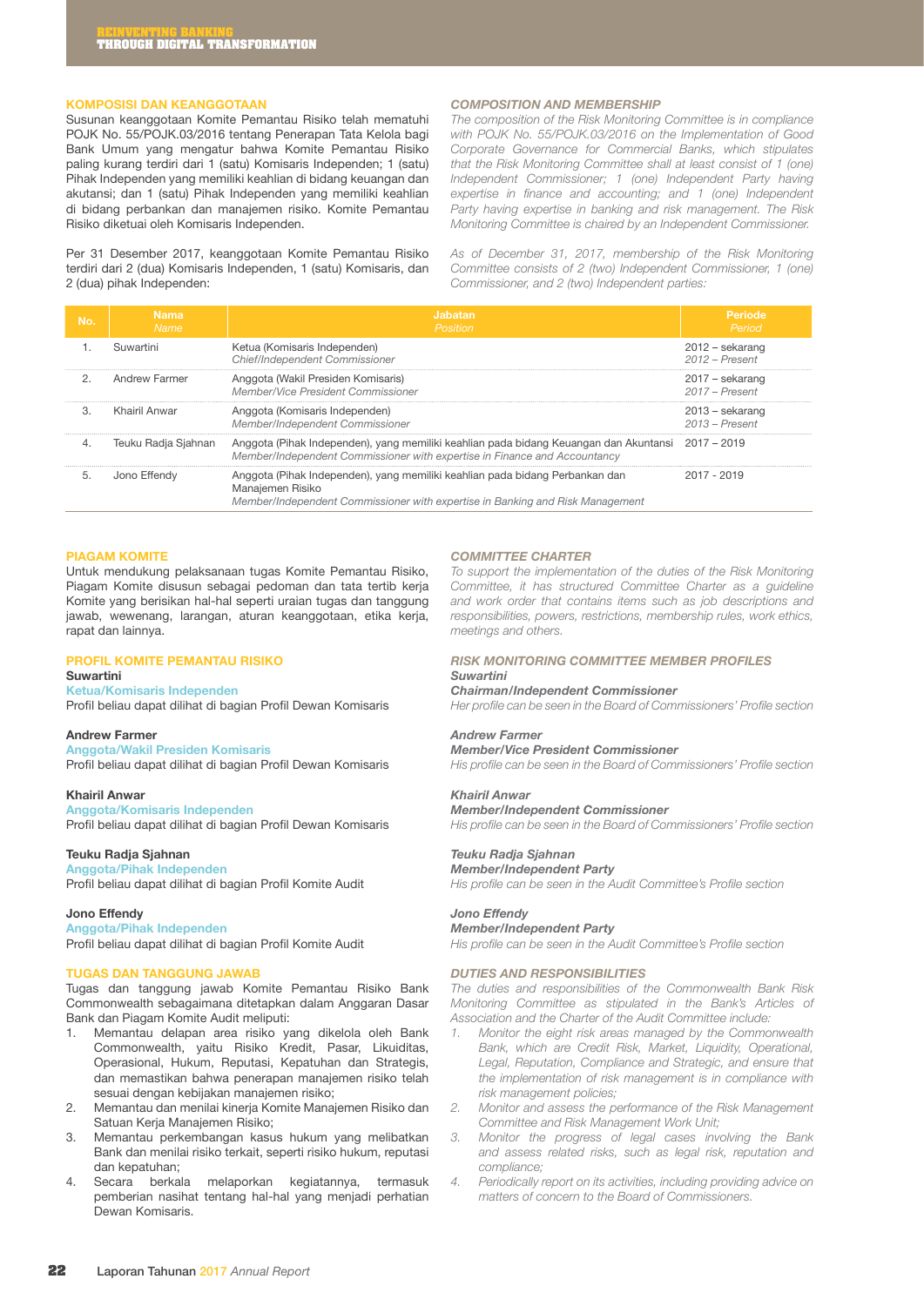## KOMPOSISI DAN KEANGGOTAAN

Susunan keanggotaan Komite Pemantau Risiko telah mematuhi POJK No. 55/POJK.03/2016 tentang Penerapan Tata Kelola bagi Bank Umum yang mengatur bahwa Komite Pemantau Risiko paling kurang terdiri dari 1 (satu) Komisaris Independen; 1 (satu) Pihak Independen yang memiliki keahlian di bidang keuangan dan akutansi; dan 1 (satu) Pihak Independen yang memiliki keahlian di bidang perbankan dan manajemen risiko. Komite Pemantau Risiko diketuai oleh Komisaris Independen.

Per 31 Desember 2017, keanggotaan Komite Pemantau Risiko terdiri dari 2 (dua) Komisaris Independen, 1 (satu) Komisaris, dan 2 (dua) pihak Independen:

## *COMPOSITION AND MEMBERSHIP*

*The composition of the Risk Monitoring Committee is in compliance with POJK No. 55/POJK.03/2016 on the Implementation of Good Corporate Governance for Commercial Banks, which stipulates that the Risk Monitoring Committee shall at least consist of 1 (one) Independent Commissioner; 1 (one) Independent Party having expertise in finance and accounting; and 1 (one) Independent Party having expertise in banking and risk management. The Risk Monitoring Committee is chaired by an Independent Commissioner.*

*As of December 31, 2017, membership of the Risk Monitoring Committee consists of 2 (two) Independent Commissioner, 1 (one) Commissioner, and 2 (two) Independent parties:*

| No. | Nama<br>*Name* | Jabatan<br>*Position* | Periode<br>*Period* |
|---|---|---|---|
| 1. | Suwartini | Ketua (Komisaris Independen)<br>*Chief/Independent Commissioner* | 2012 – sekarang<br>*2012 – Present* |
| 2. | Andrew Farmer | Anggota (Wakil Presiden Komisaris)<br>*Member/Vice President Commissioner* | 2017 – sekarang<br>*2017 – Present* |
| 3. | Khairil Anwar | Anggota (Komisaris Independen)<br>*Member/Independent Commissioner* | 2013 – sekarang<br>*2013 – Present* |
| 4. | Teuku Radja Sjahnan | Anggota (Pihak Independen), yang memiliki keahlian pada bidang Keuangan dan Akuntansi<br>*Member/Independent Commissioner with expertise in Finance and Accountancy* | 2017 – 2019 |
| 5. | Jono Effendy | Anggota (Pihak Independen), yang memiliki keahlian pada bidang Perbankan dan Manajemen Risiko<br>*Member/Independent Commissioner with expertise in Banking and Risk Management* | 2017 - 2019 |

## PIAGAM KOMITE

Untuk mendukung pelaksanaan tugas Komite Pemantau Risiko, Piagam Komite disusun sebagai pedoman dan tata tertib kerja Komite yang berisikan hal-hal seperti uraian tugas dan tanggung jawab, wewenang, larangan, aturan keanggotaan, etika kerja, rapat dan lainnya.

## *COMMITTEE CHARTER*

*To support the implementation of the duties of the Risk Monitoring Committee, it has structured Committee Charter as a guideline and work order that contains items such as job descriptions and responsibilities, powers, restrictions, membership rules, work ethics, meetings and others.*

## PROFIL KOMITE PEMANTAU RISIKO

**Suwartini**
**Ketua/Komisaris Independen**
Profil beliau dapat dilihat di bagian Profil Dewan Komisaris

**Andrew Farmer**
**Anggota/Wakil Presiden Komisaris**
Profil beliau dapat dilihat di bagian Profil Dewan Komisaris

**Khairil Anwar**
**Anggota/Komisaris Independen**
Profil beliau dapat dilihat di bagian Profil Dewan Komisaris

**Teuku Radja Sjahnan**
**Anggota/Pihak Independen**
Profil beliau dapat dilihat di bagian Profil Komite Audit

**Jono Effendy**
**Anggota/Pihak Independen**
Profil beliau dapat dilihat di bagian Profil Komite Audit

## *RISK MONITORING COMMITTEE MEMBER PROFILES*

***Suwartini***
***Chairman/Independent Commissioner***
*Her profile can be seen in the Board of Commissioners' Profile section*

***Andrew Farmer***
***Member/Vice President Commissioner***
*His profile can be seen in the Board of Commissioners' Profile section*

***Khairil Anwar***
***Member/Independent Commissioner***
*His profile can be seen in the Board of Commissioners' Profile section*

***Teuku Radja Sjahnan***
***Member/Independent Party***
*His profile can be seen in the Audit Committee's Profile section*

***Jono Effendy***
***Member/Independent Party***
*His profile can be seen in the Audit Committee's Profile section*

## TUGAS DAN TANGGUNG JAWAB

Tugas dan tanggung jawab Komite Pemantau Risiko Bank Commonwealth sebagaimana ditetapkan dalam Anggaran Dasar Bank dan Piagam Komite Audit meliputi:

1. Memantau delapan area risiko yang dikelola oleh Bank Commonwealth, yaitu Risiko Kredit, Pasar, Likuiditas, Operasional, Hukum, Reputasi, Kepatuhan dan Strategis, dan memastikan bahwa penerapan manajemen risiko telah sesuai dengan kebijakan manajemen risiko;
2. Memantau dan menilai kinerja Komite Manajemen Risiko dan Satuan Kerja Manajemen Risiko;
3. Memantau perkembangan kasus hukum yang melibatkan Bank dan menilai risiko terkait, seperti risiko hukum, reputasi dan kepatuhan;
4. Secara berkala melaporkan kegiatannya, termasuk pemberian nasihat tentang hal-hal yang menjadi perhatian Dewan Komisaris.

## *DUTIES AND RESPONSIBILITIES*

*The duties and responsibilities of the Commonwealth Bank Risk Monitoring Committee as stipulated in the Bank's Articles of Association and the Charter of the Audit Committee include:*

1. *Monitor the eight risk areas managed by the Commonwealth Bank, which are Credit Risk, Market, Liquidity, Operational, Legal, Reputation, Compliance and Strategic, and ensure that the implementation of risk management is in compliance with risk management policies;*
2. *Monitor and assess the performance of the Risk Management Committee and Risk Management Work Unit;*
3. *Monitor the progress of legal cases involving the Bank and assess related risks, such as legal risk, reputation and compliance;*
4. *Periodically report on its activities, including providing advice on matters of concern to the Board of Commissioners.*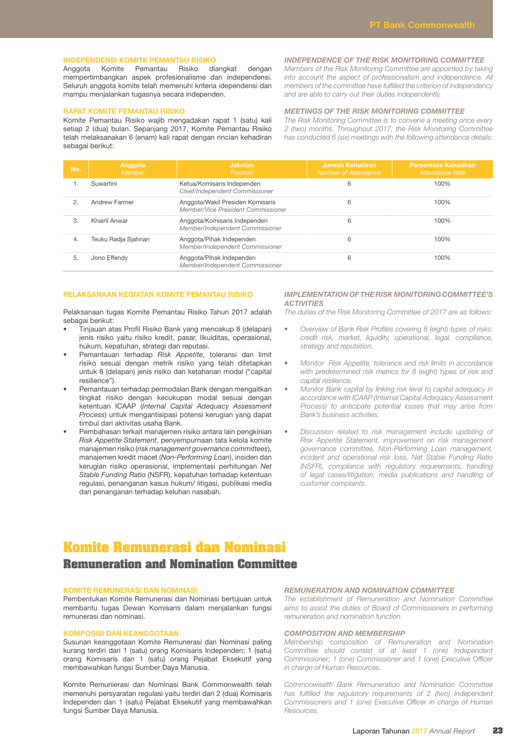### INDEPENDENSI KOMITE PEMANTAU RISIKO

Anggota Komite Pemantau Risiko diangkat dengan mempertimbangkan aspek profesionalisme dan independensi. Seluruh anggota komite telah memenuhi kriteria idependensi dan mampu menjalankan tugasnya secara independen.

### *INDEPENDENCE OF THE RISK MONITORING COMMITTEE*

*Members of the Risk Monitoring Committee are appointed by taking into account the aspect of professionalism and independence. All members of the committee have fulfilled the criterion of independency and are able to carry out their duties independently.*

### RAPAT KOMITE PEMANTAU RISIKO

Komite Pemantau Risiko wajib mengadakan rapat 1 (satu) kali setiap 2 (dua) bulan. Sepanjang 2017, Komite Pemantau Risiko telah melaksanakan 6 (enam) kali rapat dengan rincian kehadiran sebagai berikut:

### *MEETINGS OF THE RISK MONITORING COMMITTEE*

*The Risk Monitoring Committee is to convene a meeting once every 2 (two) months. Throughout 2017, the Risk Monitoring Committee has conducted 6 (six) meetings with the following attendance details:*

| No. | Anggota *Member* | Jabatan *Position* | Jumlah Kehadiran *Number of Attendance* | Persentase Kehadiran *Attendance Rate* |
|---|---|---|---|---|
| 1. | Suwartini | Ketua/Komisaris Independen *Chief/Independent Commissioner* | 6 | 100% |
| 2. | Andrew Farmer | Anggota/Wakil Presiden Komisaris *Member/Vice President Commissioner* | 6 | 100% |
| 3. | Khairil Anwar | Anggota/Komisaris Independen *Member/Independent Commissioner* | 6 | 100% |
| 4. | Teuku Radja Sjahnan | Anggota/Pihak Independen *Member/Independent Commissioner* | 6 | 100% |
| 5. | Jono Effendy | Anggota/Pihak Independen *Member/Independent Commissioner* | 6 | 100% |

### PELAKSANAAN KEGIATAN KOMITE PEMANTAU RISIKO

Pelaksanaan tugas Komite Pemantau Risiko Tahun 2017 adalah sebagai berikut:

- Tinjauan atas Profil Risiko Bank yang mencakup 8 (delapan) jenis risiko yaitu risiko kredit, pasar, likuiditas, operasional, hukum, kepatuhan, strategi dan reputasi.
- Pemantauan terhadap *Risk Appetite*, toleransi dan limit risiko sesuai dengan metrik risiko yang telah ditetapkan untuk 8 (delapan) jenis risiko dan ketahanan modal ("capital resilience").
- Pemantauan terhadap permodalan Bank dengan mengaitkan tingkat risiko dengan kecukupan modal sesuai dengan ketentuan ICAAP (*Internal Capital Adequacy Assessment Process*) untuk mengantisipasi potensi kerugian yang dapat timbul dari aktivitas usaha Bank.
- Pembahasan terkait manajemen risiko antara lain pengkinian *Risk Appetite Statement*, penyempurnaan tata kelola komite manajemen risiko (*risk management governance committees*), manajemen kredit macet (*Non-Performing Loan*), insiden dan kerugian risiko operasional, implementasi perhitungan *Net Stable Funding Ratio* (NSFR), kepatuhan terhadap ketentuan regulasi, penanganan kasus hukum/ litigasi, publikasi media dan penanganan terhadap keluhan nasabah.

### *IMPLEMENTATION OF THE RISK MONITORING COMMITTEE'S ACTIVITIES*

*The duties of the Risk Monitoring Committee of 2017 are as follows:*

- *Overview of Bank Risk Profiles covering 8 (eight) types of risks: credit risk, market, liquidity, operational, legal, compliance, strategy and reputation.*
- *Monitor Risk Appetite, tolerance and risk limits in accordance with predetermined risk metrics for 8 (eight) types of risk and capital resilience.*
- *Monitor Bank capital by linking risk level to capital adequacy in accordance with ICAAP (Internal Capital Adequacy Assessment Process) to anticipate potential losses that may arise from Bank's business activities.*
- *Discussion related to risk management include updating of Risk Appetite Statement, improvement on risk management governance committee, Non-Performing Loan management, incident and operational risk loss, Net Stable Funding Ratio (NSFR), compliance with regulatory requirements, handling of legal cases/litigation, media publications and handling of customer complaints.*

# Komite Remunerasi dan Nominasi

## Remuneration and Nomination Committee

### KOMITE REMUNERASI DAN NOMINASI

Pembentukan Komite Remunerasi dan Nominasi bertujuan untuk membantu tugas Dewan Komisaris dalam menjalankan fungsi remunerasi dan nominasi.

### *REMUNERATION AND NOMINATION COMMITTEE*

*The establishment of Remuneration and Nomination Committee aims to assist the duties of Board of Commissioners in performing remuneration and nomination function.*

### KOMPOSISI DAN KEANGGOTAAN

Susunan keanggotaan Komite Remunerasi dan Nominasi paling kurang terdiri dari 1 (satu) orang Komisaris Independen; 1 (satu) orang Komisaris dan 1 (satu) orang Pejabat Eksekutif yang membawahkan fungsi Sumber Daya Manusia.

Komite Remunierasi dan Nominasi Bank Commonwealth telah memenuhi persyaratan regulasi yaitu terdiri dari 2 (dua) Komisaris Independen dan 1 (satu) Pejabat Eksekutif yang membawahkan fungsi Sumber Daya Manusia.

### *COMPOSITION AND MEMBERSHIP*

*Membership composition of Remuneration and Nomination Committee should consist of at least 1 (one) Independent Commissioner; 1 (one) Commissioner and 1 (one) Executive Officer in charge of Human Resources.*

*Commonwealth Bank Remuneration and Nomination Committee has fulfilled the regulatory requirements of 2 (two) Independent Commissioners and 1 (one) Executive Officer in charge of Human Resources.*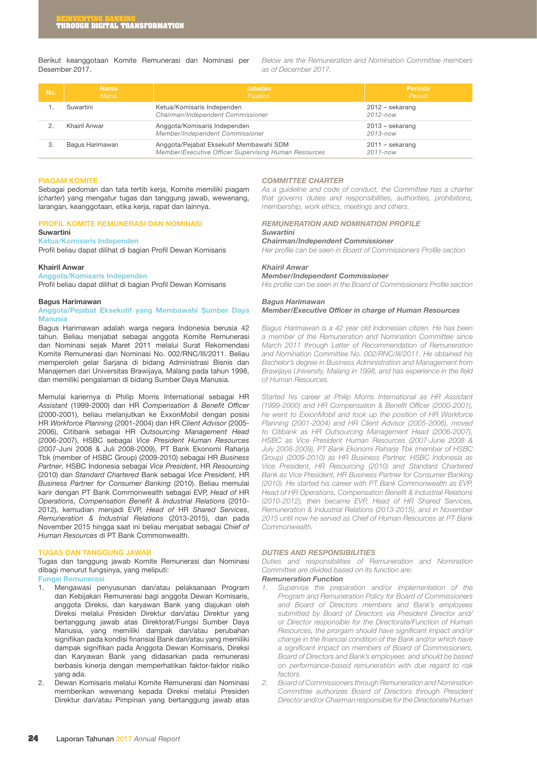Berikut keanggotaan Komite Remunerasi dan Nominasi per Desember 2017.

*Below are the Remuneration and Nomination Committee members as of December 2017.*

| No. | Nama<br>*Name* | Jabatan<br>*Position* | Periode<br>*Period* |
|---|---|---|---|
| 1. | Suwartini | Ketua/Komisaris Independen<br>*Chairman/Independent Commissioner* | 2012 – sekarang<br>*2012-now* |
| 2. | Khairil Anwar | Anggota/Komisaris Independen<br>*Member/Independent Commissioner* | 2013 – sekarang<br>*2013-now* |
| 3. | Bagus Harimawan | Anggota/Pejabat Eksekutif Membawahi SDM<br>*Member/Executive Officer Supervising Human Resources* | 2011 – sekarang<br>*2011-now* |

## PIAGAM KOMITE

Sebagai pedoman dan tata tertib kerja, Komite memiliki piagam (*charter*) yang mengatur tugas dan tanggung jawab, wewenang, larangan, keanggotaan, etika kerja, rapat dan lainnya.

## *COMMITTEE CHARTER*

*As a guideline and code of conduct, the Committee has a charter that governs duties and responsibilities, authorities, prohibitions, membership, work ethics, meetings and others.*

## PROFIL KOMITE REMUNERASI DAN NOMINASI

**Suwartini**
Ketua/Komisaris Independen
Profil beliau dapat dilihat di bagian Profil Dewan Komisaris

**Khairil Anwar**
Anggota/Komisaris Independen
Profil beliau dapat dilihat di bagian Profil Dewan Komisaris

**Bagus Harimawan**
Anggota/Pejabat Eksekutif yang Membawahi Sumber Daya Manusia

Bagus Harimawan adalah warga negara Indonesia berusia 42 tahun. Beliau menjabat sebagai anggota Komite Remunerasi dan Nominasi sejak Maret 2011 melalui Surat Rekomendasi Komite Remunerasi dan Nominasi No. 002/RNC/III/2011. Beliau memperoleh gelar Sarjana di bidang Administrasi Bisnis dan Manajemen dari Universitas Brawijaya, Malang pada tahun 1998, dan memiliki pengalaman di bidang Sumber Daya Manusia.

Memulai kariernya di Philip Morris International sebagai HR *Assistant* (1999-2000) dan HR *Compensation & Benefit Officer* (2000-2001), beliau melanjutkan ke ExxonMobil dengan posisi HR *Workforce Planning* (2001-2004) dan HR *Client Advisor* (2005-2006), Citibank sebagai HR *Outsourcing Management Head* (2006-2007), HSBC sebagai *Vice President Human Resources* (2007-Juni 2008 & Juli 2008-2009), PT Bank Ekonomi Raharja Tbk (member of HSBC Group) (2009-2010) sebagai HR *Business Partner*, HSBC Indonesia sebagai *Vice President*, HR *Resourcing* (2010) dan *Standard Chartered* Bank sebagai *Vice President*, HR *Business Partner for Consumer Banking* (2010). Beliau memulai karir dengan PT Bank Commonwealth sebagai EVP, *Head of* HR *Operations*, *Compensation Benefit & Industrial Relations* (2010-2012), kemudian menjadi EVP, *Head of* HR *Shared Services*, *Remuneration & Industrial Relations* (2013-2015), dan pada November 2015 hingga saat ini beliau menjabat sebagai *Chief of Human Resources* di PT Bank Commonwealth.

## *REMUNERATION AND NOMINATION PROFILE*

***Suwartini***
***Chairman/Independent Commissioner***
*Her profile can be seen in Board of Commissioners Profile section*

***Khairil Anwar***
***Member/Independent Commissioner***
*His profile can be seen in the Board of Commissioners Profile section*

***Bagus Harimawan***
***Member/Executive Officer in charge of Human Resources***

*Bagus Harimawan is a 42 year old Indonesian citizen. He has been a member of the Remuneration and Nomination Committee since March 2011 through Letter of Recommendation of Remuneration and Nomination Committee No. 002/RNC/III/2011. He obtained his Bachelor's degree in Business Administration and Management from Brawijaya University, Malang in 1998, and has experience in the field of Human Resources.*

*Started his career at Philip Morris International as HR Assistant (1999-2000) and HR Compensation & Benefit Officer (2000-2001), he went to ExxonMobil and took up the position of HR Workforce Planning (2001-2004) and HR Client Advisor (2005-2006), moved to Citibank as HR Outsourcing Management Head (2006-2007), HSBC as Vice President Human Resources (2007-June 2008 & July 2008-2009), PT Bank Ekonomi Raharja Tbk (member of HSBC Group) (2009-2010) as HR Business Partner, HSBC Indonesia as Vice President, HR Resourcing (2010) and Standard Chartered Bank as Vice President, HR Business Partner for Consumer Banking (2010). He started his career with PT Bank Commonwealth as EVP, Head of HR Operations, Compensation Benefit & Industrial Relations (2010-2012), then became EVP, Head of HR Shared Services, Remuneration & Industrial Relations (2013-2015), and in November 2015 until now he served as Chief of Human Resources at PT Bank Commonwealth.*

## TUGAS DAN TANGGUNG JAWAB

Tugas dan tanggung jawab Komite Remunerasi dan Nominasi dibagi menurut fungsinya, yang meliputi:

### Fungsi Remunerasi

1. Mengawasi penyusunan dan/atau pelaksanaan Program dan Kebijakan Remunerasi bagi anggota Dewan Komisaris, anggota Direksi, dan karyawan Bank yang diajukan oleh Direksi melalui Presiden Direktur dan/atau Direktur yang bertanggung jawab atas Direktorat/Fungsi Sumber Daya Manusia, yang memiliki dampak dan/atau perubahan signifikan pada kondisi finansial Bank dan/atau yang memiliki dampak signifikan pada Anggota Dewan Komisaris, Direksi dan Karyawan Bank yang didasarkan pada remunerasi berbasis kinerja dengan memperhatikan faktor-faktor risiko yang ada.
2. Dewan Komisaris melalui Komite Remunerasi dan Nominasi memberikan wewenang kepada Direksi melalui Presiden Direktur dan/atau Pimpinan yang bertanggung jawab atas

## *DUTIES AND RESPONSIBILITIES*

*Duties and responsibilities of Remuneration and Nomination Committee are divided based on its function are:*

### ***Remuneration Function***

1. *Supervise the preparation and/or implementation of the Program and Remuneration Policy for Board of Commissioners and Board of Directors members and Bank's employees submitted by Board of Directors via President Director and/or Director responsible for the Directorate/Function of Human Resources, the prorgam should have significant impact and/or change in the financial condition of the Bank and/or which have a significant impact on members of Board of Commissioners, Board of Directors and Bank's employees and should be based on performance-based remuneration with due regard to risk factors.*
2. *Board of Commissioners through Remuneration and Nomination Committee authorizes Board of Directors through President Director and/or Chairman responsible for the Directorate/Human*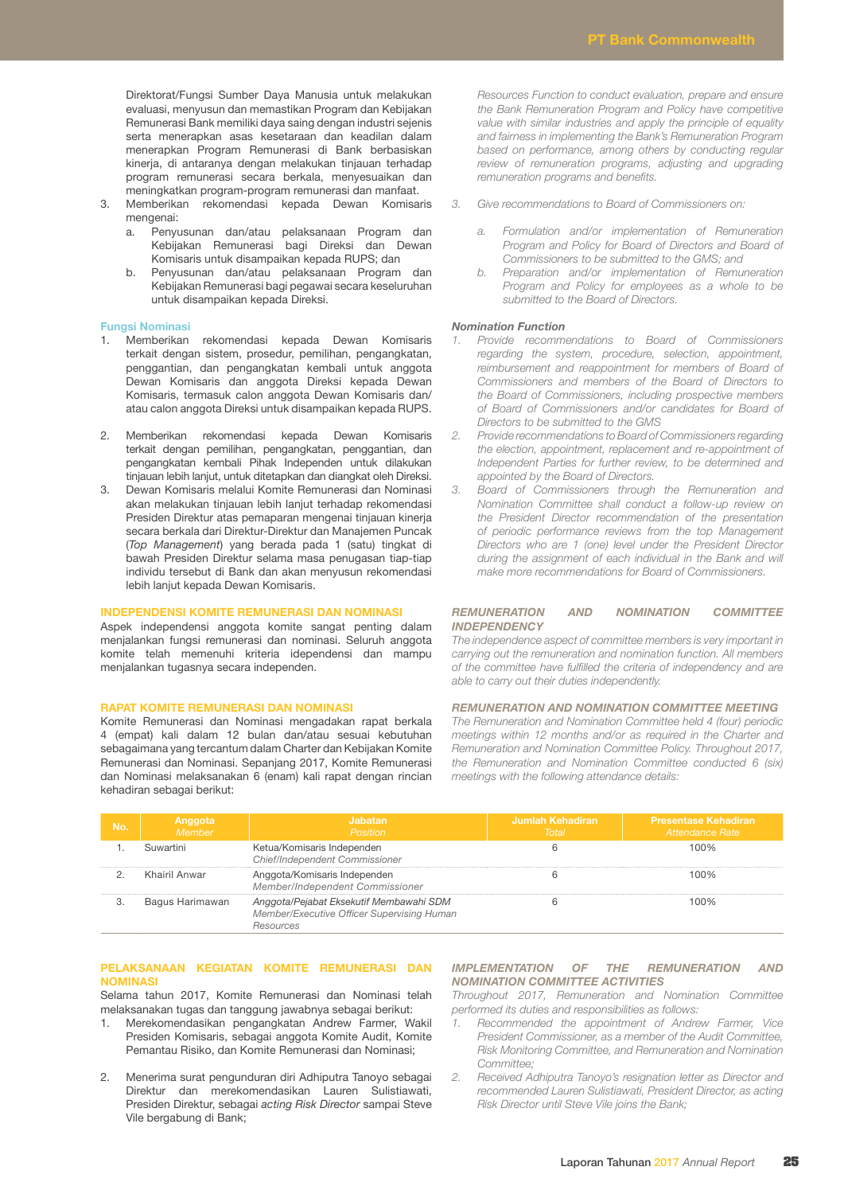Direktorat/Fungsi Sumber Daya Manusia untuk melakukan evaluasi, menyusun dan memastikan Program dan Kebijakan Remunerasi Bank memiliki daya saing dengan industri sejenis serta menerapkan asas kesetaraan dan keadilan dalam menerapkan Program Remunerasi di Bank berbasiskan kinerja, di antaranya dengan melakukan tinjauan terhadap program remunerasi secara berkala, menyesuaikan dan meningkatkan program-program remunerasi dan manfaat.

3. Memberikan rekomendasi kepada Dewan Komisaris mengenai:
   a. Penyusunan dan/atau pelaksanaan Program dan Kebijakan Remunerasi bagi Direksi dan Dewan Komisaris untuk disampaikan kepada RUPS; dan
   b. Penyusunan dan/atau pelaksanaan Program dan Kebijakan Remunerasi bagi pegawai secara keseluruhan untuk disampaikan kepada Direksi.

### Fungsi Nominasi

1. Memberikan rekomendasi kepada Dewan Komisaris terkait dengan sistem, prosedur, pemilihan, pengangkatan, penggantian, dan pengangkatan kembali untuk anggota Dewan Komisaris dan anggota Direksi kepada Dewan Komisaris, termasuk calon anggota Dewan Komisaris dan/atau calon anggota Direksi untuk disampaikan kepada RUPS.
2. Memberikan rekomendasi kepada Dewan Komisaris terkait dengan pemilihan, pengangkatan, penggantian, dan pengangkatan kembali Pihak Independen untuk dilakukan tinjauan lebih lanjut, untuk ditetapkan dan diangkat oleh Direksi.
3. Dewan Komisaris melalui Komite Remunerasi dan Nominasi akan melakukan tinjauan lebih lanjut terhadap rekomendasi Presiden Direktur atas pemaparan mengenai tinjauan kinerja secara berkala dari Direktur-Direktur dan Manajemen Puncak (*Top Management*) yang berada pada 1 (satu) tingkat di bawah Presiden Direktur selama masa penugasan tiap-tiap individu tersebut di Bank dan akan menyusun rekomendasi lebih lanjut kepada Dewan Komisaris.

### INDEPENDENSI KOMITE REMUNERASI DAN NOMINASI

Aspek independensi anggota komite sangat penting dalam menjalankan fungsi remunerasi dan nominasi. Seluruh anggota komite telah memenuhi kriteria idependensi dan mampu menjalankan tugasnya secara independen.

### RAPAT KOMITE REMUNERASI DAN NOMINASI

Komite Remunerasi dan Nominasi mengadakan rapat berkala 4 (empat) kali dalam 12 bulan dan/atau sesuai kebutuhan sebagaimana yang tercantum dalam Charter dan Kebijakan Komite Remunerasi dan Nominasi. Sepanjang 2017, Komite Remunerasi dan Nominasi melaksanakan 6 (enam) kali rapat dengan rincian kehadiran sebagai berikut:

*Resources Function to conduct evaluation, prepare and ensure the Bank Remuneration Program and Policy have competitive value with similar industries and apply the principle of equality and fairness in implementing the Bank's Remuneration Program based on performance, among others by conducting regular review of remuneration programs, adjusting and upgrading remuneration programs and benefits.*

*3. Give recommendations to Board of Commissioners on:*
   *a. Formulation and/or implementation of Remuneration Program and Policy for Board of Directors and Board of Commissioners to be submitted to the GMS; and*
   *b. Preparation and/or implementation of Remuneration Program and Policy for employees as a whole to be submitted to the Board of Directors.*

### *Nomination Function*

*1. Provide recommendations to Board of Commissioners regarding the system, procedure, selection, appointment, reimbursement and reappointment for members of Board of Commissioners and members of the Board of Directors to the Board of Commissioners, including prospective members of Board of Commissioners and/or candidates for Board of Directors to be submitted to the GMS*
*2. Provide recommendations to Board of Commissioners regarding the election, appointment, replacement and re-appointment of Independent Parties for further review, to be determined and appointed by the Board of Directors.*
*3. Board of Commissioners through the Remuneration and Nomination Committee shall conduct a follow-up review on the President Director recommendation of the presentation of periodic performance reviews from the top Management Directors who are 1 (one) level under the President Director during the assignment of each individual in the Bank and will make more recommendations for Board of Commissioners.*

### *REMUNERATION AND NOMINATION COMMITTEE INDEPENDENCY*

*The independence aspect of committee members is very important in carrying out the remuneration and nomination function. All members of the committee have fulfilled the criteria of independency and are able to carry out their duties independently.*

### *REMUNERATION AND NOMINATION COMMITTEE MEETING*

*The Remuneration and Nomination Committee held 4 (four) periodic meetings within 12 months and/or as required in the Charter and Remuneration and Nomination Committee Policy. Throughout 2017, the Remuneration and Nomination Committee conducted 6 (six) meetings with the following attendance details:*

| No. | Anggota *Member* | Jabatan *Position* | Jumlah Kehadiran *Total* | Presentase Kehadiran *Attendance Rate* |
|---|---|---|---|---|
| 1. | Suwartini | Ketua/Komisaris Independen *Chief/Independent Commissioner* | 6 | 100% |
| 2. | Khairil Anwar | Anggota/Komisaris Independen *Member/Independent Commissioner* | 6 | 100% |
| 3. | Bagus Harimawan | *Anggota/Pejabat Eksekutif Membawahi SDM* *Member/Executive Officer Supervising Human Resources* | 6 | 100% |

### PELAKSANAAN KEGIATAN KOMITE REMUNERASI DAN NOMINASI

Selama tahun 2017, Komite Remunerasi dan Nominasi telah melaksanakan tugas dan tanggung jawabnya sebagai berikut:

1. Merekomendasikan pengangkatan Andrew Farmer, Wakil Presiden Komisaris, sebagai anggota Komite Audit, Komite Pemantau Risiko, dan Komite Remunerasi dan Nominasi;
2. Menerima surat pengunduran diri Adhiputra Tanoyo sebagai Direktur dan merekomendasikan Lauren Sulistiawati, Presiden Direktur, sebagai *acting Risk Director* sampai Steve Vile bergabung di Bank;

### *IMPLEMENTATION OF THE REMUNERATION AND NOMINATION COMMITTEE ACTIVITIES*

*Throughout 2017, Remuneration and Nomination Committee performed its duties and responsibilities as follows:*

*1. Recommended the appointment of Andrew Farmer, Vice President Commissioner, as a member of the Audit Committee, Risk Monitoring Committee, and Remuneration and Nomination Committee;*
*2. Received Adhiputra Tanoyo's resignation letter as Director and recommended Lauren Sulistiawati, President Director, as acting Risk Director until Steve Vile joins the Bank;*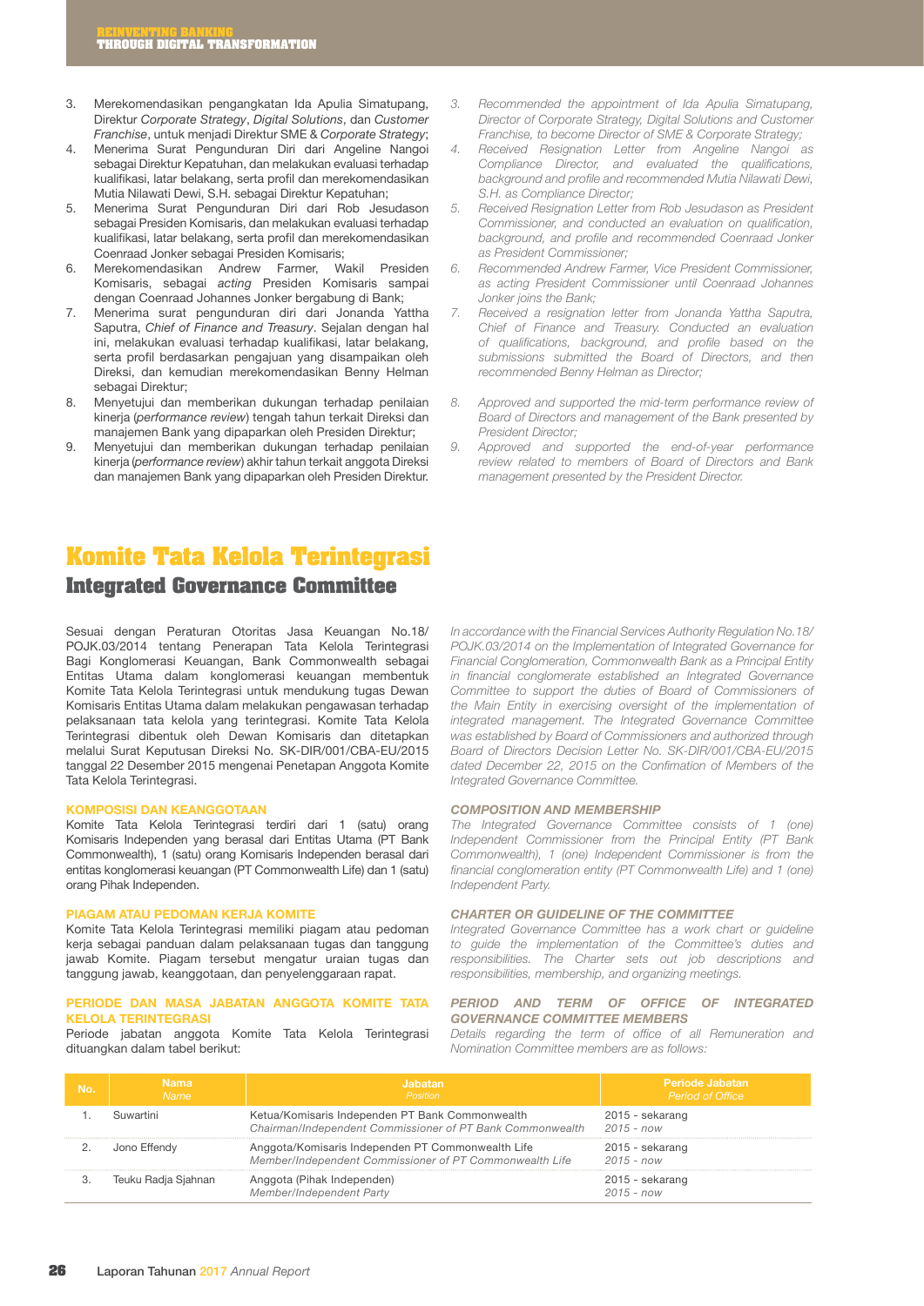3. Merekomendasikan pengangkatan Ida Apulia Simatupang, Direktur *Corporate Strategy*, *Digital Solutions*, dan *Customer Franchise*, untuk menjadi Direktur SME & *Corporate Strategy*;
4. Menerima Surat Pengunduran Diri dari Angeline Nangoi sebagai Direktur Kepatuhan, dan melakukan evaluasi terhadap kualifikasi, latar belakang, serta profil dan merekomendasikan Mutia Nilawati Dewi, S.H. sebagai Direktur Kepatuhan;
5. Menerima Surat Pengunduran Diri dari Rob Jesudason sebagai Presiden Komisaris, dan melakukan evaluasi terhadap kualifikasi, latar belakang, serta profil dan merekomendasikan Coenraad Jonker sebagai Presiden Komisaris;
6. Merekomendasikan Andrew Farmer, Wakil Presiden Komisaris, sebagai *acting* Presiden Komisaris sampai dengan Coenraad Johannes Jonker bergabung di Bank;
7. Menerima surat pengunduran diri dari Jonanda Yattha Saputra, *Chief of Finance and Treasury*. Sejalan dengan hal ini, melakukan evaluasi terhadap kualifikasi, latar belakang, serta profil berdasarkan pengajuan yang disampaikan oleh Direksi, dan kemudian merekomendasikan Benny Helman sebagai Direktur;
8. Menyetujui dan memberikan dukungan terhadap penilaian kinerja (*performance review*) tengah tahun terkait Direksi dan manajemen Bank yang dipaparkan oleh Presiden Direktur;
9. Menyetujui dan memberikan dukungan terhadap penilaian kinerja (*performance review*) akhir tahun terkait anggota Direksi dan manajemen Bank yang dipaparkan oleh Presiden Direktur.

*3. Recommended the appointment of Ida Apulia Simatupang, Director of Corporate Strategy, Digital Solutions and Customer Franchise, to become Director of SME & Corporate Strategy;*
*4. Received Resignation Letter from Angeline Nangoi as Compliance Director, and evaluated the qualifications, background and profile and recommended Mutia Nilawati Dewi, S.H. as Compliance Director;*
*5. Received Resignation Letter from Rob Jesudason as President Commissioner, and conducted an evaluation on qualification, background, and profile and recommended Coenraad Jonker as President Commissioner;*
*6. Recommended Andrew Farmer, Vice President Commissioner, as acting President Commissioner until Coenraad Johannes Jonker joins the Bank;*
*7. Received a resignation letter from Jonanda Yattha Saputra, Chief of Finance and Treasury. Conducted an evaluation of qualifications, background, and profile based on the submissions submitted the Board of Directors, and then recommended Benny Helman as Director;*
*8. Approved and supported the mid-term performance review of Board of Directors and management of the Bank presented by President Director;*
*9. Approved and supported the end-of-year performance review related to members of Board of Directors and Bank management presented by the President Director.*

# Komite Tata Kelola Terintegrasi
## Integrated Governance Committee

Sesuai dengan Peraturan Otoritas Jasa Keuangan No.18/ POJK.03/2014 tentang Penerapan Tata Kelola Terintegrasi Bagi Konglomerasi Keuangan, Bank Commonwealth sebagai Entitas Utama dalam konglomerasi keuangan membentuk Komite Tata Kelola Terintegrasi untuk mendukung tugas Dewan Komisaris Entitas Utama dalam melakukan pengawasan terhadap pelaksanaan tata kelola yang terintegrasi. Komite Tata Kelola Terintegrasi dibentuk oleh Dewan Komisaris dan ditetapkan melalui Surat Keputusan Direksi No. SK-DIR/001/CBA-EU/2015 tanggal 22 Desember 2015 mengenai Penetapan Anggota Komite Tata Kelola Terintegrasi.

*In accordance with the Financial Services Authority Regulation No.18/ POJK.03/2014 on the Implementation of Integrated Governance for Financial Conglomeration, Commonwealth Bank as a Principal Entity in financial conglomerate established an Integrated Governance Committee to support the duties of Board of Commissioners of the Main Entity in exercising oversight of the implementation of integrated management. The Integrated Governance Committee was established by Board of Commissioners and authorized through Board of Directors Decision Letter No. SK-DIR/001/CBA-EU/2015 dated December 22, 2015 on the Confimation of Members of the Integrated Governance Committee.*

### KOMPOSISI DAN KEANGGOTAAN

Komite Tata Kelola Terintegrasi terdiri dari 1 (satu) orang Komisaris Independen yang berasal dari Entitas Utama (PT Bank Commonwealth), 1 (satu) orang Komisaris Independen berasal dari entitas konglomerasi keuangan (PT Commonwealth Life) dan 1 (satu) orang Pihak Independen.

### *COMPOSITION AND MEMBERSHIP*

*The Integrated Governance Committee consists of 1 (one) Independent Commissioner from the Principal Entity (PT Bank Commonwealth), 1 (one) Independent Commissioner from the financial conglomeration entity (PT Commonwealth Life) and 1 (one) Independent Party.*

### PIAGAM ATAU PEDOMAN KERJA KOMITE

Komite Tata Kelola Terintegrasi memiliki piagam atau pedoman kerja sebagai panduan dalam pelaksanaan tugas dan tanggung jawab Komite. Piagam tersebut mengatur uraian tugas dan tanggung jawab, keanggotaan, dan penyelenggaraan rapat.

### *CHARTER OR GUIDELINE OF THE COMMITTEE*

*Integrated Governance Committee has a work chart or guideline to guide the implementation of the Committee's duties and responsibilities. The Charter sets out job descriptions and responsibilities, membership, and organizing meetings.*

### PERIODE DAN MASA JABATAN ANGGOTA KOMITE TATA KELOLA TERINTEGRASI

Periode jabatan anggota Komite Tata Kelola Terintegrasi dituangkan dalam tabel berikut:

### *PERIOD AND TERM OF OFFICE OF INTEGRATED GOVERNANCE COMMITTEE MEMBERS*

*Details regarding the term of office of all Remuneration and Nomination Committee members are as follows:*

| No. | Nama *Name* | Jabatan *Position* | Periode Jabatan *Period of Office* |
|---|---|---|---|
| 1. | Suwartini | Ketua/Komisaris Independen PT Bank Commonwealth *Chairman/Independent Commissioner of PT Bank Commonwealth* | 2015 - sekarang *2015 - now* |
| 2. | Jono Effendy | Anggota/Komisaris Independen PT Commonwealth Life *Member/Independent Commissioner of PT Commonwealth Life* | 2015 - sekarang *2015 - now* |
| 3. | Teuku Radja Sjahnan | Anggota (Pihak Independen) *Member/Independent Party* | 2015 - sekarang *2015 - now* |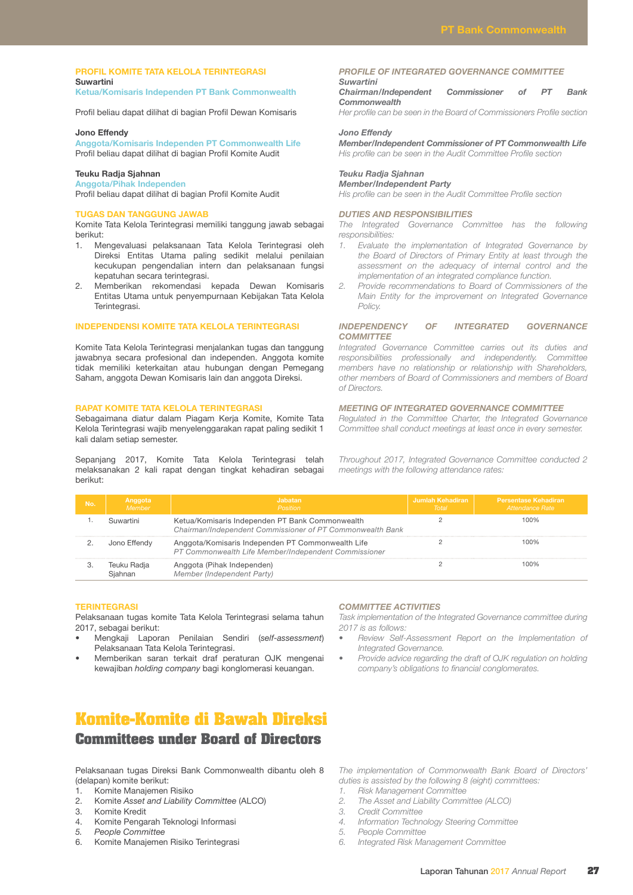## PROFIL KOMITE TATA KELOLA TERINTEGRASI

**Suwartini**
Ketua/Komisaris Independen PT Bank Commonwealth

Profil beliau dapat dilihat di bagian Profil Dewan Komisaris

**Jono Effendy**
Anggota/Komisaris Independen PT Commonwealth Life
Profil beliau dapat dilihat di bagian Profil Komite Audit

**Teuku Radja Sjahnan**
Anggota/Pihak Independen
Profil beliau dapat dilihat di bagian Profil Komite Audit

## TUGAS DAN TANGGUNG JAWAB

Komite Tata Kelola Terintegrasi memiliki tanggung jawab sebagai berikut:

1. Mengevaluasi pelaksanaan Tata Kelola Terintegrasi oleh Direksi Entitas Utama paling sedikit melalui penilaian kecukupan pengendalian intern dan pelaksanaan fungsi kepatuhan secara terintegrasi.
2. Memberikan rekomendasi kepada Dewan Komisaris Entitas Utama untuk penyempurnaan Kebijakan Tata Kelola Terintegrasi.

## INDEPENDENSI KOMITE TATA KELOLA TERINTEGRASI

Komite Tata Kelola Terintegrasi menjalankan tugas dan tanggung jawabnya secara profesional dan independen. Anggota komite tidak memiliki keterkaitan atau hubungan dengan Pemegang Saham, anggota Dewan Komisaris lain dan anggota Direksi.

## RAPAT KOMITE TATA KELOLA TERINTEGRASI

Sebagaimana diatur dalam Piagam Kerja Komite, Komite Tata Kelola Terintegrasi wajib menyelenggarakan rapat paling sedikit 1 kali dalam setiap semester.

Sepanjang 2017, Komite Tata Kelola Terintegrasi telah melaksanakan 2 kali rapat dengan tingkat kehadiran sebagai berikut:

## *PROFILE OF INTEGRATED GOVERNANCE COMMITTEE*

***Suwartini***
***Chairman/Independent Commissioner of PT Bank Commonwealth***
*Her profile can be seen in the Board of Commissioners Profile section*

***Jono Effendy***
***Member/Independent Commissioner of PT Commonwealth Life***
*His profile can be seen in the Audit Committee Profile section*

***Teuku Radja Sjahnan***
***Member/Independent Party***
*His profile can be seen in the Audit Committee Profile section*

## *DUTIES AND RESPONSIBILITIES*

*The Integrated Governance Committee has the following responsibilities:*

1. *Evaluate the implementation of Integrated Governance by the Board of Directors of Primary Entity at least through the assessment on the adequacy of internal control and the implementation of an integrated compliance function.*
2. *Provide recommendations to Board of Commissioners of the Main Entity for the improvement on Integrated Governance Policy.*

## *INDEPENDENCY OF INTEGRATED GOVERNANCE COMMITTEE*

*Integrated Governance Committee carries out its duties and responsibilities professionally and independently. Committee members have no relationship or relationship with Shareholders, other members of Board of Commissioners and members of Board of Directors.*

## *MEETING OF INTEGRATED GOVERNANCE COMMITTEE*

*Regulated in the Committee Charter, the Integrated Governance Committee shall conduct meetings at least once in every semester.*

*Throughout 2017, Integrated Governance Committee conducted 2 meetings with the following attendance rates:*

| No. | Anggota *Member* | Jabatan *Position* | Jumlah Kehadiran *Total* | Persentase Kehadiran *Attendance Rate* |
|---|---|---|---|---|
| 1. | Suwartini | Ketua/Komisaris Independen PT Bank Commonwealth *Chairman/Independent Commissioner of PT Commonwealth Bank* | 2 | 100% |
| 2. | Jono Effendy | Anggota/Komisaris Independen PT Commonwealth Life *PT Commonwealth Life Member/Independent Commissioner* | 2 | 100% |
| 3. | Teuku Radja Sjahnan | Anggota (Pihak Independen) *Member (Independent Party)* | 2 | 100% |

## TERINTEGRASI

Pelaksanaan tugas komite Tata Kelola Terintegrasi selama tahun 2017, sebagai berikut:

- Mengkaji Laporan Penilaian Sendiri (*self-assessment*) Pelaksanaan Tata Kelola Terintegrasi.
- Memberikan saran terkait draf peraturan OJK mengenai kewajiban *holding company* bagi konglomerasi keuangan.

## *COMMITTEE ACTIVITIES*

*Task implementation of the Integrated Governance committee during 2017 is as follows:*

- *Review Self-Assessment Report on the Implementation of Integrated Governance.*
- *Provide advice regarding the draft of OJK regulation on holding company's obligations to financial conglomerates.*

# Komite-Komite di Bawah Direksi
## Committees under Board of Directors

Pelaksanaan tugas Direksi Bank Commonwealth dibantu oleh 8 (delapan) komite berikut:

1. Komite Manajemen Risiko
2. Komite *Asset and Liability Committee* (ALCO)
3. Komite Kredit
4. Komite Pengarah Teknologi Informasi
5. *People Committee*
6. Komite Manajemen Risiko Terintegrasi

*The implementation of Commonwealth Bank Board of Directors' duties is assisted by the following 8 (eight) committees:*

1. *Risk Management Committee*
2. *The Asset and Liability Committee (ALCO)*
3. *Credit Committee*
4. *Information Technology Steering Committee*
5. *People Committee*
6. *Integrated Risk Management Committee*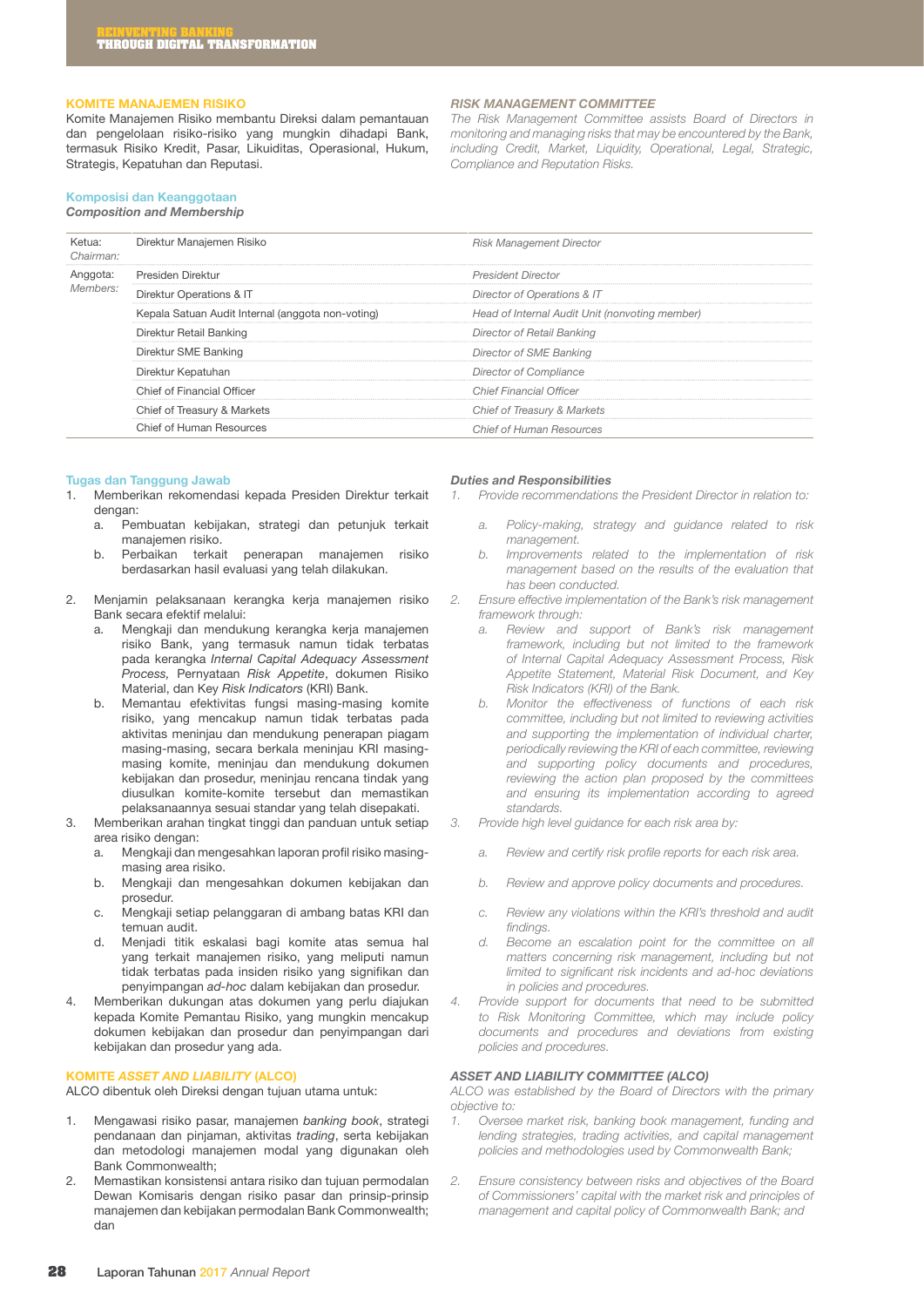## KOMITE MANAJEMEN RISIKO

Komite Manajemen Risiko membantu Direksi dalam pemantauan dan pengelolaan risiko-risiko yang mungkin dihadapi Bank, termasuk Risiko Kredit, Pasar, Likuiditas, Operasional, Hukum, Strategis, Kepatuhan dan Reputasi.

## *RISK MANAGEMENT COMMITTEE*

*The Risk Management Committee assists Board of Directors in monitoring and managing risks that may be encountered by the Bank, including Credit, Market, Liquidity, Operational, Legal, Strategic, Compliance and Reputation Risks.*

### Komposisi dan Keanggotaan
***Composition and Membership***

| | | |
|---|---|---|
| Ketua: *Chairman:* | Direktur Manajemen Risiko | *Risk Management Director* |
| Anggota: *Members:* | Presiden Direktur | *President Director* |
| | Direktur Operations & IT | *Director of Operations & IT* |
| | Kepala Satuan Audit Internal (anggota non-voting) | *Head of Internal Audit Unit (nonvoting member)* |
| | Direktur Retail Banking | *Director of Retail Banking* |
| | Direktur SME Banking | *Director of SME Banking* |
| | Direktur Kepatuhan | *Director of Compliance* |
| | Chief of Financial Officer | *Chief Financial Officer* |
| | Chief of Treasury & Markets | *Chief of Treasury & Markets* |
| | Chief of Human Resources | *Chief of Human Resources* |

### Tugas dan Tanggung Jawab

1. Memberikan rekomendasi kepada Presiden Direktur terkait dengan:
   a. Pembuatan kebijakan, strategi dan petunjuk terkait manajemen risiko.
   b. Perbaikan terkait penerapan manajemen risiko berdasarkan hasil evaluasi yang telah dilakukan.
2. Menjamin pelaksanaan kerangka kerja manajemen risiko Bank secara efektif melalui:
   a. Mengkaji dan mendukung kerangka kerja manajemen risiko Bank, yang termasuk namun tidak terbatas pada kerangka *Internal Capital Adequacy Assessment Process,* Pernyataan *Risk Appetite*, dokumen Risiko Material, dan Key *Risk Indicators* (KRI) Bank.
   b. Memantau efektivitas fungsi masing-masing komite risiko, yang mencakup namun tidak terbatas pada aktivitas meninjau dan mendukung penerapan piagam masing-masing, secara berkala meninjau KRI masing-masing komite, meninjau dan mendukung dokumen kebijakan dan prosedur, meninjau rencana tindak yang diusulkan komite-komite tersebut dan memastikan pelaksanaannya sesuai standar yang telah disepakati.
3. Memberikan arahan tingkat tinggi dan panduan untuk setiap area risiko dengan:
   a. Mengkaji dan mengesahkan laporan profil risiko masing-masing area risiko.
   b. Mengkaji dan mengesahkan dokumen kebijakan dan prosedur.
   c. Mengkaji setiap pelanggaran di ambang batas KRI dan temuan audit.
   d. Menjadi titik eskalasi bagi komite atas semua hal yang terkait manajemen risiko, yang meliputi namun tidak terbatas pada insiden risiko yang signifikan dan penyimpangan *ad-hoc* dalam kebijakan dan prosedur.
4. Memberikan dukungan atas dokumen yang perlu diajukan kepada Komite Pemantau Risiko, yang mungkin mencakup dokumen kebijakan dan prosedur dan penyimpangan dari kebijakan dan prosedur yang ada.

### *Duties and Responsibilities*

1. *Provide recommendations the President Director in relation to:*
   a. *Policy-making, strategy and guidance related to risk management.*
   b. *Improvements related to the implementation of risk management based on the results of the evaluation that has been conducted.*
2. *Ensure effective implementation of the Bank's risk management framework through:*
   a. *Review and support of Bank's risk management framework, including but not limited to the framework of Internal Capital Adequacy Assessment Process, Risk Appetite Statement, Material Risk Document, and Key Risk Indicators (KRI) of the Bank.*
   b. *Monitor the effectiveness of functions of each risk committee, including but not limited to reviewing activities and supporting the implementation of individual charter, periodically reviewing the KRI of each committee, reviewing and supporting policy documents and procedures, reviewing the action plan proposed by the committees and ensuring its implementation according to agreed standards.*
3. *Provide high level guidance for each risk area by:*
   a. *Review and certify risk profile reports for each risk area.*
   b. *Review and approve policy documents and procedures.*
   c. *Review any violations within the KRI's threshold and audit findings.*
   d. *Become an escalation point for the committee on all matters concerning risk management, including but not limited to significant risk incidents and ad-hoc deviations in policies and procedures.*
4. *Provide support for documents that need to be submitted to Risk Monitoring Committee, which may include policy documents and procedures and deviations from existing policies and procedures.*

## KOMITE *ASSET AND LIABILITY* (ALCO)

ALCO dibentuk oleh Direksi dengan tujuan utama untuk:

1. Mengawasi risiko pasar, manajemen *banking book*, strategi pendanaan dan pinjaman, aktivitas *trading*, serta kebijakan dan metodologi manajemen modal yang digunakan oleh Bank Commonwealth;
2. Memastikan konsistensi antara risiko dan tujuan permodalan Dewan Komisaris dengan risiko pasar dan prinsip-prinsip manajemen dan kebijakan permodalan Bank Commonwealth; dan

## *ASSET AND LIABILITY COMMITTEE (ALCO)*

*ALCO was established by the Board of Directors with the primary objective to:*

1. *Oversee market risk, banking book management, funding and lending strategies, trading activities, and capital management policies and methodologies used by Commonwealth Bank;*
2. *Ensure consistency between risks and objectives of the Board of Commissioners' capital with the market risk and principles of management and capital policy of Commonwealth Bank; and*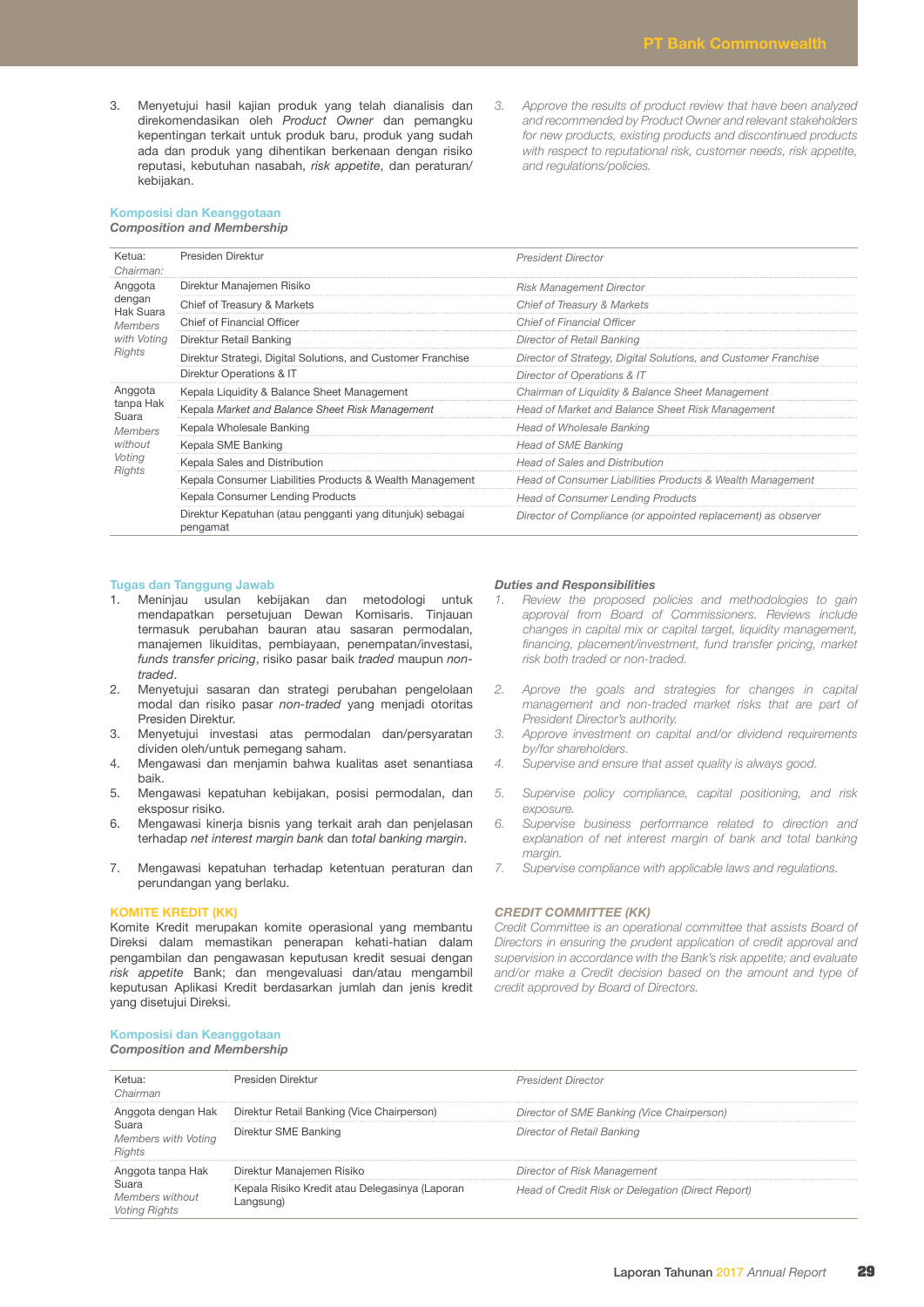3. Menyetujui hasil kajian produk yang telah dianalisis dan direkomendasikan oleh *Product Owner* dan pemangku kepentingan terkait untuk produk baru, produk yang sudah ada dan produk yang dihentikan berkenaan dengan risiko reputasi, kebutuhan nasabah, *risk appetite*, dan peraturan/ kebijakan.

*3. Approve the results of product review that have been analyzed and recommended by Product Owner and relevant stakeholders for new products, existing products and discontinued products with respect to reputational risk, customer needs, risk appetite, and regulations/policies.*

### Komposisi dan Keanggotaan
***Composition and Membership***

| | | |
|---|---|---|
| Ketua: *Chairman:* | Presiden Direktur | *President Director* |
| Anggota dengan Hak Suara *Members with Voting Rights* | Direktur Manajemen Risiko | *Risk Management Director* |
| | Chief of Treasury & Markets | *Chief of Treasury & Markets* |
| | Chief of Financial Officer | *Chief of Financial Officer* |
| | Direktur Retail Banking | *Director of Retail Banking* |
| | Direktur Strategi, Digital Solutions, and Customer Franchise | *Director of Strategy, Digital Solutions, and Customer Franchise* |
| | Direktur Operations & IT | *Director of Operations & IT* |
| Anggota tanpa Hak Suara *Members without Voting Rights* | Kepala Liquidity & Balance Sheet Management | *Chairman of Liquidity & Balance Sheet Management* |
| | Kepala *Market and Balance Sheet Risk Management* | *Head of Market and Balance Sheet Risk Management* |
| | Kepala Wholesale Banking | *Head of Wholesale Banking* |
| | Kepala SME Banking | *Head of SME Banking* |
| | Kepala Sales and Distribution | *Head of Sales and Distribution* |
| | Kepala Consumer Liabilities Products & Wealth Management | *Head of Consumer Liabilities Products & Wealth Management* |
| | Kepala Consumer Lending Products | *Head of Consumer Lending Products* |
| | Direktur Kepatuhan (atau pengganti yang ditunjuk) sebagai pengamat | *Director of Compliance (or appointed replacement) as observer* |

### Tugas dan Tanggung Jawab

1. Meninjau usulan kebijakan dan metodologi untuk mendapatkan persetujuan Dewan Komisaris. Tinjauan termasuk perubahan bauran atau sasaran permodalan, manajemen likuiditas, pembiayaan, penempatan/investasi, *funds transfer pricing*, risiko pasar baik *traded* maupun *non-traded*.
2. Menyetujui sasaran dan strategi perubahan pengelolaan modal dan risiko pasar *non-traded* yang menjadi otoritas Presiden Direktur.
3. Menyetujui investasi atas permodalan dan/persyaratan dividen oleh/untuk pemegang saham.
4. Mengawasi dan menjamin bahwa kualitas aset senantiasa baik.
5. Mengawasi kepatuhan kebijakan, posisi permodalan, dan eksposur risiko.
6. Mengawasi kinerja bisnis yang terkait arah dan penjelasan terhadap *net interest margin bank* dan *total banking margin*.
7. Mengawasi kepatuhan terhadap ketentuan peraturan dan perundangan yang berlaku.

### *Duties and Responsibilities*

*1. Review the proposed policies and methodologies to gain approval from Board of Commissioners. Reviews include changes in capital mix or capital target, liquidity management, financing, placement/investment, fund transfer pricing, market risk both traded or non-traded.*
*2. Aprove the goals and strategies for changes in capital management and non-traded market risks that are part of President Director's authority.*
*3. Approve investment on capital and/or dividend requirements by/for shareholders.*
*4. Supervise and ensure that asset quality is always good.*
*5. Supervise policy compliance, capital positioning, and risk exposure.*
*6. Supervise business performance related to direction and explanation of net interest margin of bank and total banking margin.*
*7. Supervise compliance with applicable laws and regulations.*

## KOMITE KREDIT (KK)

Komite Kredit merupakan komite operasional yang membantu Direksi dalam memastikan penerapan kehati-hatian dalam pengambilan dan pengawasan keputusan kredit sesuai dengan *risk appetite* Bank; dan mengevaluasi dan/atau mengambil keputusan Aplikasi Kredit berdasarkan jumlah dan jenis kredit yang disetujui Direksi.

## *CREDIT COMMITTEE (KK)*

*Credit Committee is an operational committee that assists Board of Directors in ensuring the prudent application of credit approval and supervision in accordance with the Bank's risk appetite; and evaluate and/or make a Credit decision based on the amount and type of credit approved by Board of Directors.*

### Komposisi dan Keanggotaan
***Composition and Membership***

| | | |
|---|---|---|
| Ketua: *Chairman* | Presiden Direktur | *President Director* |
| Anggota dengan Hak Suara *Members with Voting Rights* | Direktur Retail Banking (Vice Chairperson) | *Director of SME Banking (Vice Chairperson)* |
| | Direktur SME Banking | *Director of Retail Banking* |
| Anggota tanpa Hak Suara *Members without Voting Rights* | Direktur Manajemen Risiko | *Director of Risk Management* |
| | Kepala Risiko Kredit atau Delegasinya (Laporan Langsung) | *Head of Credit Risk or Delegation (Direct Report)* |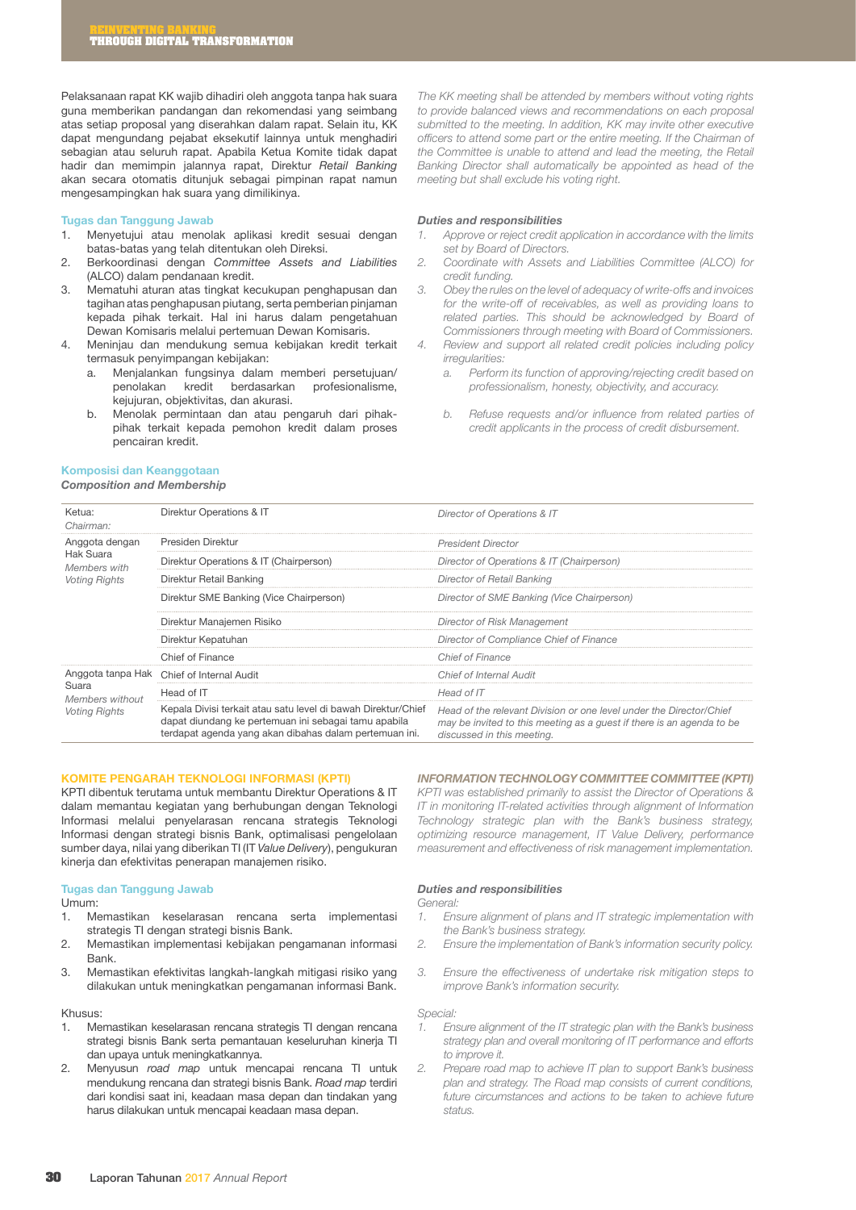Pelaksanaan rapat KK wajib dihadiri oleh anggota tanpa hak suara guna memberikan pandangan dan rekomendasi yang seimbang atas setiap proposal yang diserahkan dalam rapat. Selain itu, KK dapat mengundang pejabat eksekutif lainnya untuk menghadiri sebagian atau seluruh rapat. Apabila Ketua Komite tidak dapat hadir dan memimpin jalannya rapat, Direktur *Retail Banking* akan secara otomatis ditunjuk sebagai pimpinan rapat namun mengesampingkan hak suara yang dimilikinya.

*The KK meeting shall be attended by members without voting rights to provide balanced views and recommendations on each proposal submitted to the meeting. In addition, KK may invite other executive officers to attend some part or the entire meeting. If the Chairman of the Committee is unable to attend and lead the meeting, the Retail Banking Director shall automatically be appointed as head of the meeting but shall exclude his voting right.*

### Tugas dan Tanggung Jawab

1. Menyetujui atau menolak aplikasi kredit sesuai dengan batas-batas yang telah ditentukan oleh Direksi.
2. Berkoordinasi dengan *Committee Assets and Liabilities* (ALCO) dalam pendanaan kredit.
3. Mematuhi aturan atas tingkat kecukupan penghapusan dan tagihan atas penghapusan piutang, serta pemberian pinjaman kepada pihak terkait. Hal ini harus dalam pengetahuan Dewan Komisaris melalui pertemuan Dewan Komisaris.
4. Meninjau dan mendukung semua kebijakan kredit terkait termasuk penyimpangan kebijakan:
   a. Menjalankan fungsinya dalam memberi persetujuan/ penolakan kredit berdasarkan profesionalisme, kejujuran, objektivitas, dan akurasi.
   b. Menolak permintaan dan atau pengaruh dari pihak-pihak terkait kepada pemohon kredit dalam proses pencairan kredit.

### *Duties and responsibilities*

1. *Approve or reject credit application in accordance with the limits set by Board of Directors.*
2. *Coordinate with Assets and Liabilities Committee (ALCO) for credit funding.*
3. *Obey the rules on the level of adequacy of write-offs and invoices for the write-off of receivables, as well as providing loans to related parties. This should be acknowledged by Board of Commissioners through meeting with Board of Commissioners.*
4. *Review and support all related credit policies including policy irregularities:*
   a. *Perform its function of approving/rejecting credit based on professionalism, honesty, objectivity, and accuracy.*
   b. *Refuse requests and/or influence from related parties of credit applicants in the process of credit disbursement.*

### Komposisi dan Keanggotaan
### *Composition and Membership*

| | | |
|---|---|---|
| Ketua: *Chairman:* | Direktur Operations & IT | *Director of Operations & IT* |
| Anggota dengan Hak Suara *Members with Voting Rights* | Presiden Direktur | *President Director* |
| | Direktur Operations & IT (Chairperson) | *Director of Operations & IT (Chairperson)* |
| | Direktur Retail Banking | *Director of Retail Banking* |
| | Direktur SME Banking (Vice Chairperson) | *Director of SME Banking (Vice Chairperson)* |
| | Direktur Manajemen Risiko | *Director of Risk Management* |
| | Direktur Kepatuhan | *Director of Compliance Chief of Finance* |
| | Chief of Finance | *Chief of Finance* |
| Anggota tanpa Hak Suara *Members without Voting Rights* | Chief of Internal Audit | *Chief of Internal Audit* |
| | Head of IT | *Head of IT* |
| | Kepala Divisi terkait atau satu level di bawah Direktur/Chief dapat diundang ke pertemuan ini sebagai tamu apabila terdapat agenda yang akan dibahas dalam pertemuan ini. | *Head of the relevant Division or one level under the Director/Chief may be invited to this meeting as a guest if there is an agenda to be discussed in this meeting.* |

## KOMITE PENGARAH TEKNOLOGI INFORMASI (KPTI)

KPTI dibentuk terutama untuk membantu Direktur Operations & IT dalam memantau kegiatan yang berhubungan dengan Teknologi Informasi melalui penyelarasan rencana strategis Teknologi Informasi dengan strategi bisnis Bank, optimalisasi pengelolaan sumber daya, nilai yang diberikan TI (IT *Value Delivery*), pengukuran kinerja dan efektivitas penerapan manajemen risiko.

## *INFORMATION TECHNOLOGY COMMITTEE COMMITTEE (KPTI)*

*KPTI was established primarily to assist the Director of Operations & IT in monitoring IT-related activities through alignment of Information Technology strategic plan with the Bank's business strategy, optimizing resource management, IT Value Delivery, performance measurement and effectiveness of risk management implementation.*

### Tugas dan Tanggung Jawab

Umum:

1. Memastikan keselarasan rencana serta implementasi strategis TI dengan strategi bisnis Bank.
2. Memastikan implementasi kebijakan pengamanan informasi Bank.
3. Memastikan efektivitas langkah-langkah mitigasi risiko yang dilakukan untuk meningkatkan pengamanan informasi Bank.

Khusus:

1. Memastikan keselarasan rencana strategis TI dengan rencana strategi bisnis Bank serta pemantauan keseluruhan kinerja TI dan upaya untuk meningkatkannya.
2. Menyusun *road map* untuk mencapai rencana TI untuk mendukung rencana dan strategi bisnis Bank. *Road map* terdiri dari kondisi saat ini, keadaan masa depan dan tindakan yang harus dilakukan untuk mencapai keadaan masa depan.

### *Duties and responsibilities*

*General:*

1. *Ensure alignment of plans and IT strategic implementation with the Bank's business strategy.*
2. *Ensure the implementation of Bank's information security policy.*
3. *Ensure the effectiveness of undertake risk mitigation steps to improve Bank's information security.*

*Special:*

1. *Ensure alignment of the IT strategic plan with the Bank's business strategy plan and overall monitoring of IT performance and efforts to improve it.*
2. *Prepare road map to achieve IT plan to support Bank's business plan and strategy. The Road map consists of current conditions, future circumstances and actions to be taken to achieve future status.*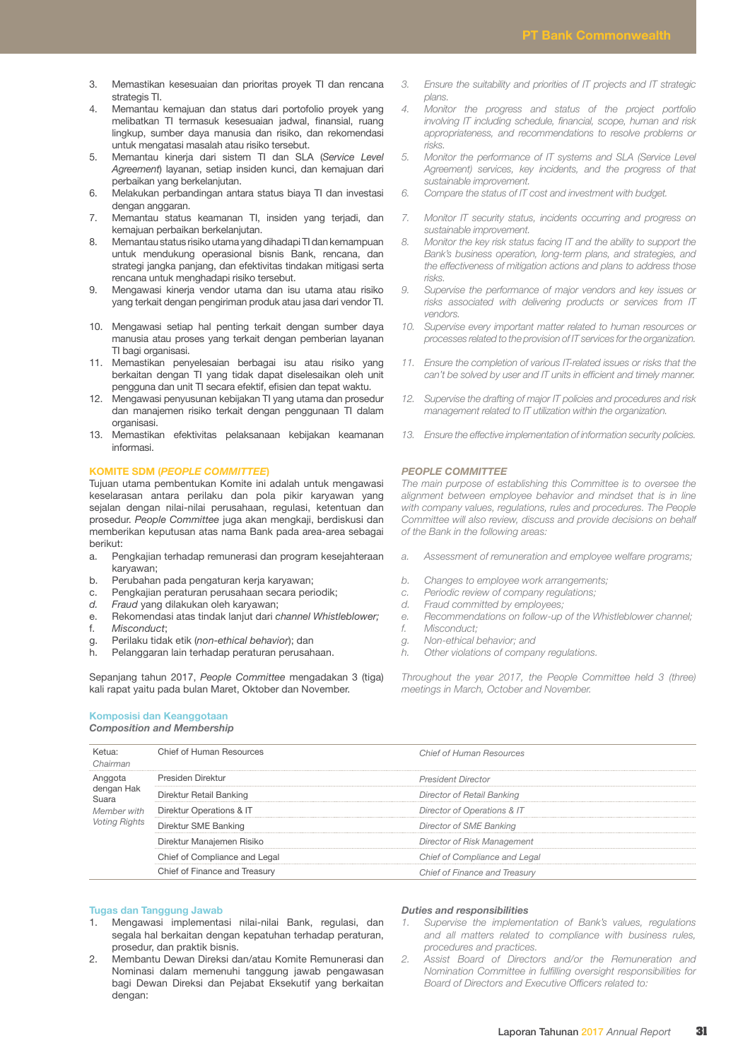3. Memastikan kesesuaian dan prioritas proyek TI dan rencana strategis TI.
4. Memantau kemajuan dan status dari portofolio proyek yang melibatkan TI termasuk kesesuaian jadwal, finansial, ruang lingkup, sumber daya manusia dan risiko, dan rekomendasi untuk mengatasi masalah atau risiko tersebut.
5. Memantau kinerja dari sistem TI dan SLA (*Service Level Agreement*) layanan, setiap insiden kunci, dan kemajuan dari perbaikan yang berkelanjutan.
6. Melakukan perbandingan antara status biaya TI dan investasi dengan anggaran.
7. Memantau status keamanan TI, insiden yang terjadi, dan kemajuan perbaikan berkelanjutan.
8. Memantau status risiko utama yang dihadapi TI dan kemampuan untuk mendukung operasional bisnis Bank, rencana, dan strategi jangka panjang, dan efektivitas tindakan mitigasi serta rencana untuk menghadapi risiko tersebut.
9. Mengawasi kinerja vendor utama dan isu utama atau risiko yang terkait dengan pengiriman produk atau jasa dari vendor TI.
10. Mengawasi setiap hal penting terkait dengan sumber daya manusia atau proses yang terkait dengan pemberian layanan TI bagi organisasi.
11. Memastikan penyelesaian berbagai isu atau risiko yang berkaitan dengan TI yang tidak dapat diselesaikan oleh unit pengguna dan unit TI secara efektif, efisien dan tepat waktu.
12. Mengawasi penyusunan kebijakan TI yang utama dan prosedur dan manajemen risiko terkait dengan penggunaan TI dalam organisasi.
13. Memastikan efektivitas pelaksanaan kebijakan keamanan informasi.

*3. Ensure the suitability and priorities of IT projects and IT strategic plans.*
*4. Monitor the progress and status of the project portfolio involving IT including schedule, financial, scope, human and risk appropriateness, and recommendations to resolve problems or risks.*
*5. Monitor the performance of IT systems and SLA (Service Level Agreement) services, key incidents, and the progress of that sustainable improvement.*
*6. Compare the status of IT cost and investment with budget.*
*7. Monitor IT security status, incidents occurring and progress on sustainable improvement.*
*8. Monitor the key risk status facing IT and the ability to support the Bank's business operation, long-term plans, and strategies, and the effectiveness of mitigation actions and plans to address those risks.*
*9. Supervise the performance of major vendors and key issues or risks associated with delivering products or services from IT vendors.*
*10. Supervise every important matter related to human resources or processes related to the provision of IT services for the organization.*
*11. Ensure the completion of various IT-related issues or risks that the can't be solved by user and IT units in efficient and timely manner.*
*12. Supervise the drafting of major IT policies and procedures and risk management related to IT utilization within the organization.*
*13. Ensure the effective implementation of information security policies.*

## KOMITE SDM (*PEOPLE COMMITTEE*)

Tujuan utama pembentukan Komite ini adalah untuk mengawasi keselarasan antara perilaku dan pola pikir karyawan yang sejalan dengan nilai-nilai perusahaan, regulasi, ketentuan dan prosedur. *People Committee* juga akan mengkaji, berdiskusi dan memberikan keputusan atas nama Bank pada area-area sebagai berikut:

a. Pengkajian terhadap remunerasi dan program kesejahteraan karyawan;
b. Perubahan pada pengaturan kerja karyawan;
c. Pengkajian peraturan perusahaan secara periodik;
d. *Fraud* yang dilakukan oleh karyawan;
e. Rekomendasi atas tindak lanjut dari *channel Whistleblower;*
f. *Misconduct*;
g. Perilaku tidak etik (*non-ethical behavior*); dan
h. Pelanggaran lain terhadap peraturan perusahaan.

Sepanjang tahun 2017, *People Committee* mengadakan 3 (tiga) kali rapat yaitu pada bulan Maret, Oktober dan November.

## *PEOPLE COMMITTEE*

*The main purpose of establishing this Committee is to oversee the alignment between employee behavior and mindset that is in line with company values, regulations, rules and procedures. The People Committee will also review, discuss and provide decisions on behalf of the Bank in the following areas:*

*a. Assessment of remuneration and employee welfare programs;*
*b. Changes to employee work arrangements;*
*c. Periodic review of company regulations;*
*d. Fraud committed by employees;*
*e. Recommendations on follow-up of the Whistleblower channel;*
*f. Misconduct;*
*g. Non-ethical behavior; and*
*h. Other violations of company regulations.*

*Throughout the year 2017, the People Committee held 3 (three) meetings in March, October and November.*

### Komposisi dan Keanggotaan
### *Composition and Membership*

| | | |
|---|---|---|
| Ketua: *Chairman* | Chief of Human Resources | *Chief of Human Resources* |
| Anggota dengan Hak Suara *Member with Voting Rights* | Presiden Direktur | *President Director* |
| | Direktur Retail Banking | *Director of Retail Banking* |
| | Direktur Operations & IT | *Director of Operations & IT* |
| | Direktur SME Banking | *Director of SME Banking* |
| | Direktur Manajemen Risiko | *Director of Risk Management* |
| | Chief of Compliance and Legal | *Chief of Compliance and Legal* |
| | Chief of Finance and Treasury | *Chief of Finance and Treasury* |

### Tugas dan Tanggung Jawab

1. Mengawasi implementasi nilai-nilai Bank, regulasi, dan segala hal berkaitan dengan kepatuhan terhadap peraturan, prosedur, dan praktik bisnis.
2. Membantu Dewan Direksi dan/atau Komite Remunerasi dan Nominasi dalam memenuhi tanggung jawab pengawasan bagi Dewan Direksi dan Pejabat Eksekutif yang berkaitan dengan:

### *Duties and responsibilities*

*1. Supervise the implementation of Bank's values, regulations and all matters related to compliance with business rules, procedures and practices.*
*2. Assist Board of Directors and/or the Remuneration and Nomination Committee in fulfilling oversight responsibilities for Board of Directors and Executive Officers related to:*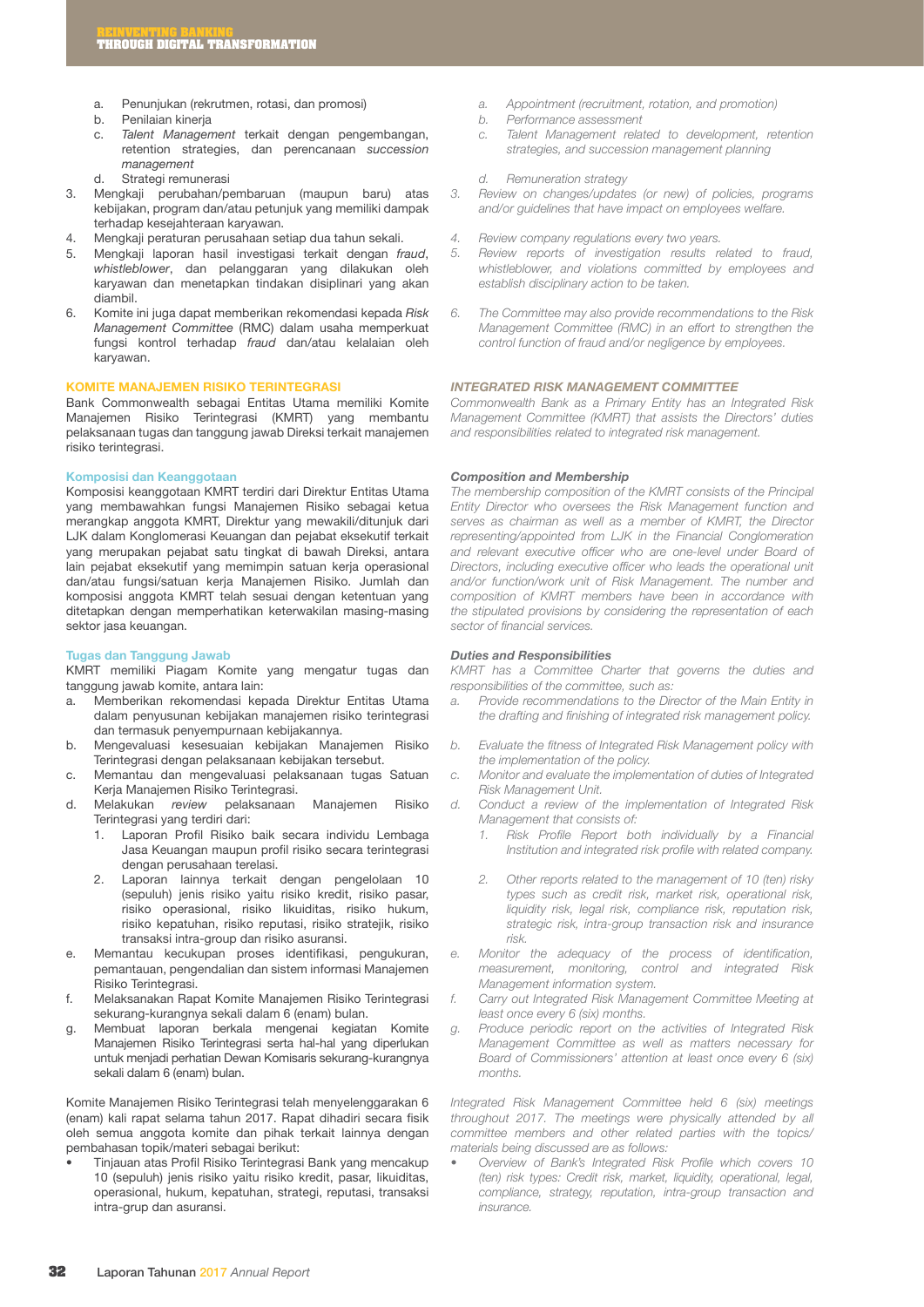a. Penunjukan (rekrutmen, rotasi, dan promosi)
b. Penilaian kinerja
c. *Talent Management* terkait dengan pengembangan, retention strategies, dan perencanaan *succession management*
d. Strategi remunerasi

3. Mengkaji perubahan/pembaruan (maupun baru) atas kebijakan, program dan/atau petunjuk yang memiliki dampak terhadap kesejahteraan karyawan.
4. Mengkaji peraturan perusahaan setiap dua tahun sekali.
5. Mengkaji laporan hasil investigasi terkait dengan *fraud*, *whistleblower*, dan pelanggaran yang dilakukan oleh karyawan dan menetapkan tindakan disiplinari yang akan diambil.
6. Komite ini juga dapat memberikan rekomendasi kepada *Risk Management Committee* (RMC) dalam usaha memperkuat fungsi kontrol terhadap *fraud* dan/atau kelalaian oleh karyawan.

## KOMITE MANAJEMEN RISIKO TERINTEGRASI

Bank Commonwealth sebagai Entitas Utama memiliki Komite Manajemen Risiko Terintegrasi (KMRT) yang membantu pelaksanaan tugas dan tanggung jawab Direksi terkait manajemen risiko terintegrasi.

### Komposisi dan Keanggotaan

Komposisi keanggotaan KMRT terdiri dari Direktur Entitas Utama yang membawahkan fungsi Manajemen Risiko sebagai ketua merangkap anggota KMRT, Direktur yang mewakili/ditunjuk dari LJK dalam Konglomerasi Keuangan dan pejabat eksekutif terkait yang merupakan pejabat satu tingkat di bawah Direksi, antara lain pejabat eksekutif yang memimpin satuan kerja operasional dan/atau fungsi/satuan kerja Manajemen Risiko. Jumlah dan komposisi anggota KMRT telah sesuai dengan ketentuan yang ditetapkan dengan memperhatikan keterwakilan masing-masing sektor jasa keuangan.

### Tugas dan Tanggung Jawab

KMRT memiliki Piagam Komite yang mengatur tugas dan tanggung jawab komite, antara lain:

a. Memberikan rekomendasi kepada Direktur Entitas Utama dalam penyusunan kebijakan manajemen risiko terintegrasi dan termasuk penyempurnaan kebijakannya.
b. Mengevaluasi kesesuaian kebijakan Manajemen Risiko Terintegrasi dengan pelaksanaan kebijakan tersebut.
c. Memantau dan mengevaluasi pelaksanaan tugas Satuan Kerja Manajemen Risiko Terintegrasi.
d. Melakukan *review* pelaksanaan Manajemen Risiko Terintegrasi yang terdiri dari:
    1. Laporan Profil Risiko baik secara individu Lembaga Jasa Keuangan maupun profil risiko secara terintegrasi dengan perusahaan terelasi.
    2. Laporan lainnya terkait dengan pengelolaan 10 (sepuluh) jenis risiko yaitu risiko kredit, risiko pasar, risiko operasional, risiko likuiditas, risiko hukum, risiko kepatuhan, risiko reputasi, risiko stratejik, risiko transaksi intra-group dan risiko asuransi.
e. Memantau kecukupan proses identifikasi, pengukuran, pemantauan, pengendalian dan sistem informasi Manajemen Risiko Terintegrasi.
f. Melaksanakan Rapat Komite Manajemen Risiko Terintegrasi sekurang-kurangnya sekali dalam 6 (enam) bulan.
g. Membuat laporan berkala mengenai kegiatan Komite Manajemen Risiko Terintegrasi serta hal-hal yang diperlukan untuk menjadi perhatian Dewan Komisaris sekurang-kurangnya sekali dalam 6 (enam) bulan.

Komite Manajemen Risiko Terintegrasi telah menyelenggarakan 6 (enam) kali rapat selama tahun 2017. Rapat dihadiri secara fisik oleh semua anggota komite dan pihak terkait lainnya dengan pembahasan topik/materi sebagai berikut:

- Tinjauan atas Profil Risiko Terintegrasi Bank yang mencakup 10 (sepuluh) jenis risiko yaitu risiko kredit, pasar, likuiditas, operasional, hukum, kepatuhan, strategi, reputasi, transaksi intra-grup dan asuransi.

*a. Appointment (recruitment, rotation, and promotion)*
*b. Performance assessment*
*c. Talent Management related to development, retention strategies, and succession management planning*
*d. Remuneration strategy*

*3. Review on changes/updates (or new) of policies, programs and/or guidelines that have impact on employees welfare.*
*4. Review company regulations every two years.*
*5. Review reports of investigation results related to fraud, whistleblower, and violations committed by employees and establish disciplinary action to be taken.*
*6. The Committee may also provide recommendations to the Risk Management Committee (RMC) in an effort to strengthen the control function of fraud and/or negligence by employees.*

## *INTEGRATED RISK MANAGEMENT COMMITTEE*

*Commonwealth Bank as a Primary Entity has an Integrated Risk Management Committee (KMRT) that assists the Directors' duties and responsibilities related to integrated risk management.*

### *Composition and Membership*

*The membership composition of the KMRT consists of the Principal Entity Director who oversees the Risk Management function and serves as chairman as well as a member of KMRT, the Director representing/appointed from LJK in the Financial Conglomeration and relevant executive officer who are one-level under Board of Directors, including executive officer who leads the operational unit and/or function/work unit of Risk Management. The number and composition of KMRT members have been in accordance with the stipulated provisions by considering the representation of each sector of financial services.*

### *Duties and Responsibilities*

*KMRT has a Committee Charter that governs the duties and responsibilities of the committee, such as:*

*a. Provide recommendations to the Director of the Main Entity in the drafting and finishing of integrated risk management policy.*
*b. Evaluate the fitness of Integrated Risk Management policy with the implementation of the policy.*
*c. Monitor and evaluate the implementation of duties of Integrated Risk Management Unit.*
*d. Conduct a review of the implementation of Integrated Risk Management that consists of:*
    *1. Risk Profile Report both individually by a Financial Institution and integrated risk profile with related company.*
    *2. Other reports related to the management of 10 (ten) risky types such as credit risk, market risk, operational risk, liquidity risk, legal risk, compliance risk, reputation risk, strategic risk, intra-group transaction risk and insurance risk.*
*e. Monitor the adequacy of the process of identification, measurement, monitoring, control and integrated Risk Management information system.*
*f. Carry out Integrated Risk Management Committee Meeting at least once every 6 (six) months.*
*g. Produce periodic report on the activities of Integrated Risk Management Committee as well as matters necessary for Board of Commissioners' attention at least once every 6 (six) months.*

*Integrated Risk Management Committee held 6 (six) meetings throughout 2017. The meetings were physically attended by all committee members and other related parties with the topics/ materials being discussed are as follows:*

- *Overview of Bank's Integrated Risk Profile which covers 10 (ten) risk types: Credit risk, market, liquidity, operational, legal, compliance, strategy, reputation, intra-group transaction and insurance.*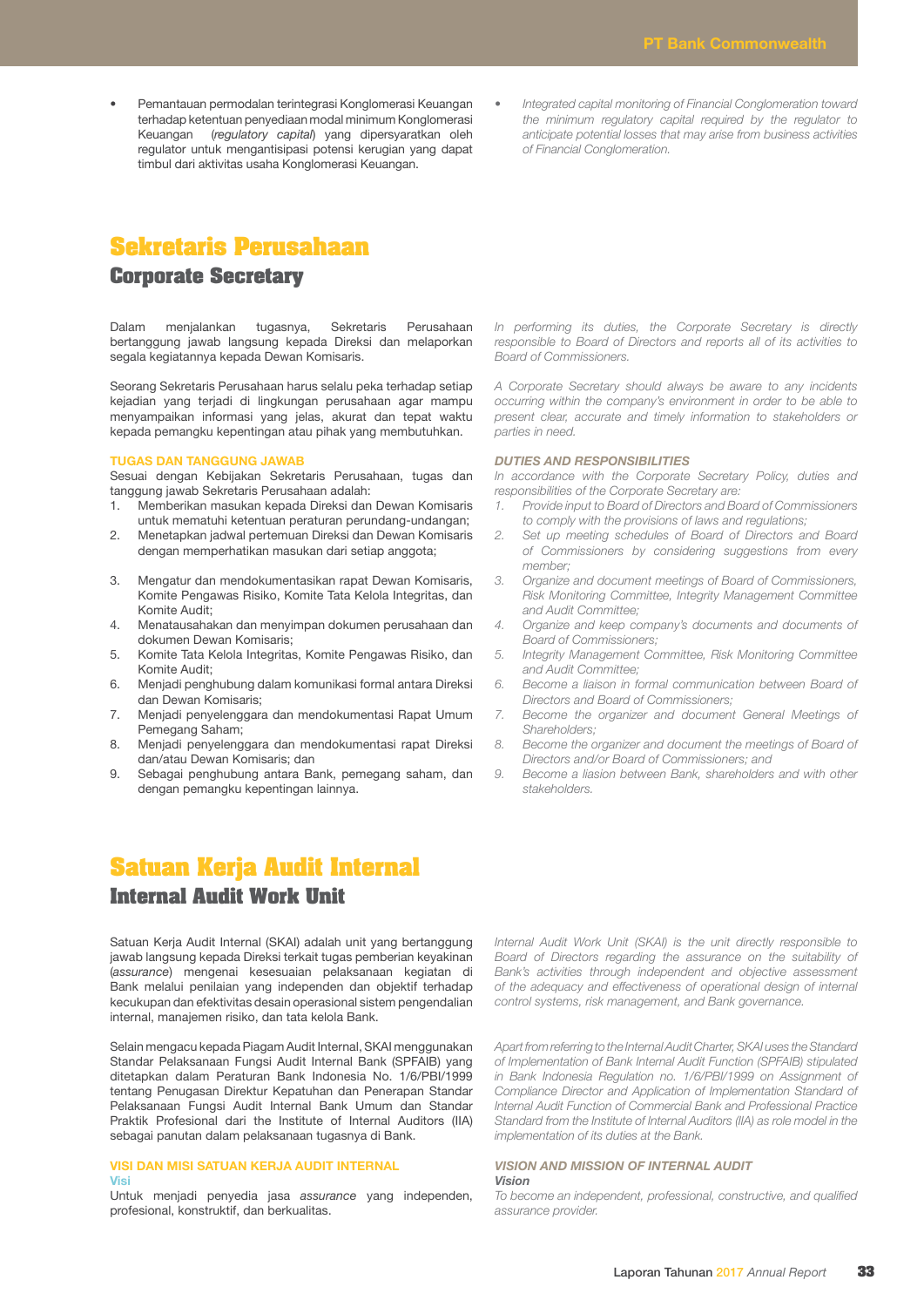- Pemantauan permodalan terintegrasi Konglomerasi Keuangan terhadap ketentuan penyediaan modal minimum Konglomerasi Keuangan (*regulatory capital*) yang dipersyaratkan oleh regulator untuk mengantisipasi potensi kerugian yang dapat timbul dari aktivitas usaha Konglomerasi Keuangan.

- *Integrated capital monitoring of Financial Conglomeration toward the minimum regulatory capital required by the regulator to anticipate potential losses that may arise from business activities of Financial Conglomeration.*

# Sekretaris Perusahaan
## Corporate Secretary

Dalam menjalankan tugasnya, Sekretaris Perusahaan bertanggung jawab langsung kepada Direksi dan melaporkan segala kegiatannya kepada Dewan Komisaris.

*In performing its duties, the Corporate Secretary is directly responsible to Board of Directors and reports all of its activities to Board of Commissioners.*

Seorang Sekretaris Perusahaan harus selalu peka terhadap setiap kejadian yang terjadi di lingkungan perusahaan agar mampu menyampaikan informasi yang jelas, akurat dan tepat waktu kepada pemangku kepentingan atau pihak yang membutuhkan.

*A Corporate Secretary should always be aware to any incidents occurring within the company's environment in order to be able to present clear, accurate and timely information to stakeholders or parties in need.*

### TUGAS DAN TANGGUNG JAWAB

Sesuai dengan Kebijakan Sekretaris Perusahaan, tugas dan tanggung jawab Sekretaris Perusahaan adalah:

1. Memberikan masukan kepada Direksi dan Dewan Komisaris untuk mematuhi ketentuan peraturan perundang-undangan;
2. Menetapkan jadwal pertemuan Direksi dan Dewan Komisaris dengan memperhatikan masukan dari setiap anggota;
3. Mengatur dan mendokumentasikan rapat Dewan Komisaris, Komite Pengawas Risiko, Komite Tata Kelola Integritas, dan Komite Audit;
4. Menatausahakan dan menyimpan dokumen perusahaan dan dokumen Dewan Komisaris;
5. Komite Tata Kelola Integritas, Komite Pengawas Risiko, dan Komite Audit;
6. Menjadi penghubung dalam komunikasi formal antara Direksi dan Dewan Komisaris;
7. Menjadi penyelenggara dan mendokumentasi Rapat Umum Pemegang Saham;
8. Menjadi penyelenggara dan mendokumentasi rapat Direksi dan/atau Dewan Komisaris; dan
9. Sebagai penghubung antara Bank, pemegang saham, dan dengan pemangku kepentingan lainnya.

### *DUTIES AND RESPONSIBILITIES*

*In accordance with the Corporate Secretary Policy, duties and responsibilities of the Corporate Secretary are:*

1. *Provide input to Board of Directors and Board of Commissioners to comply with the provisions of laws and regulations;*
2. *Set up meeting schedules of Board of Directors and Board of Commissioners by considering suggestions from every member;*
3. *Organize and document meetings of Board of Commissioners, Risk Monitoring Committee, Integrity Management Committee and Audit Committee;*
4. *Organize and keep company's documents and documents of Board of Commissioners;*
5. *Integrity Management Committee, Risk Monitoring Committee and Audit Committee;*
6. *Become a liaison in formal communication between Board of Directors and Board of Commissioners;*
7. *Become the organizer and document General Meetings of Shareholders;*
8. *Become the organizer and document the meetings of Board of Directors and/or Board of Commissioners; and*
9. *Become a liasion between Bank, shareholders and with other stakeholders.*

# Satuan Kerja Audit Internal
## Internal Audit Work Unit

Satuan Kerja Audit Internal (SKAI) adalah unit yang bertanggung jawab langsung kepada Direksi terkait tugas pemberian keyakinan (*assurance*) mengenai kesesuaian pelaksanaan kegiatan di Bank melalui penilaian yang independen dan objektif terhadap kecukupan dan efektivitas desain operasional sistem pengendalian internal, manajemen risiko, dan tata kelola Bank.

*Internal Audit Work Unit (SKAI) is the unit directly responsible to Board of Directors regarding the assurance on the suitability of Bank's activities through independent and objective assessment of the adequacy and effectiveness of operational design of internal control systems, risk management, and Bank governance.*

Selain mengacu kepada Piagam Audit Internal, SKAI menggunakan Standar Pelaksanaan Fungsi Audit Internal Bank (SPFAIB) yang ditetapkan dalam Peraturan Bank Indonesia No. 1/6/PBI/1999 tentang Penugasan Direktur Kepatuhan dan Penerapan Standar Pelaksanaan Fungsi Audit Internal Bank Umum dan Standar Praktik Profesional dari the Institute of Internal Auditors (IIA) sebagai panutan dalam pelaksanaan tugasnya di Bank.

*Apart from referring to the Internal Audit Charter, SKAI uses the Standard of Implementation of Bank Internal Audit Function (SPFAIB) stipulated in Bank Indonesia Regulation no. 1/6/PBI/1999 on Assignment of Compliance Director and Application of Implementation Standard of Internal Audit Function of Commercial Bank and Professional Practice Standard from the Institute of Internal Auditors (IIA) as role model in the implementation of its duties at the Bank.*

### VISI DAN MISI SATUAN KERJA AUDIT INTERNAL

**Visi**

Untuk menjadi penyedia jasa *assurance* yang independen, profesional, konstruktif, dan berkualitas.

### *VISION AND MISSION OF INTERNAL AUDIT*

***Vision***

*To become an independent, professional, constructive, and qualified assurance provider.*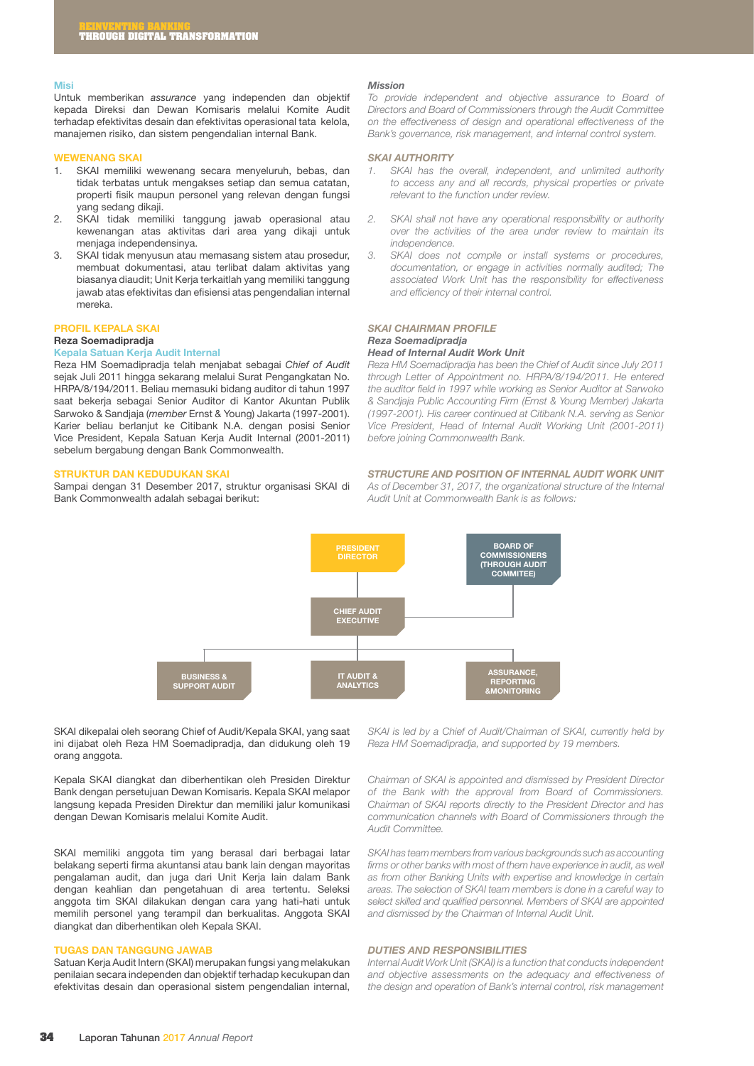## Misi

Untuk memberikan *assurance* yang independen dan objektif kepada Direksi dan Dewan Komisaris melalui Komite Audit terhadap efektivitas desain dan efektivitas operasional tata kelola, manajemen risiko, dan sistem pengendalian internal Bank.

## *Mission*

*To provide independent and objective assurance to Board of Directors and Board of Commissioners through the Audit Committee on the effectiveness of design and operational effectiveness of the Bank's governance, risk management, and internal control system.*

## WEWENANG SKAI

1. SKAI memiliki wewenang secara menyeluruh, bebas, dan tidak terbatas untuk mengakses setiap dan semua catatan, properti fisik maupun personel yang relevan dengan fungsi yang sedang dikaji.
2. SKAI tidak memiliki tanggung jawab operasional atau kewenangan atas aktivitas dari area yang dikaji untuk menjaga independensinya.
3. SKAI tidak menyusun atau memasang sistem atau prosedur, membuat dokumentasi, atau terlibat dalam aktivitas yang biasanya diaudit; Unit Kerja terkaitlah yang memiliki tanggung jawab atas efektivitas dan efisiensi atas pengendalian internal mereka.

## *SKAI AUTHORITY*

1. *SKAI has the overall, independent, and unlimited authority to access any and all records, physical properties or private relevant to the function under review.*
2. *SKAI shall not have any operational responsibility or authority over the activities of the area under review to maintain its independence.*
3. *SKAI does not compile or install systems or procedures, documentation, or engage in activities normally audited; The associated Work Unit has the responsibility for effectiveness and efficiency of their internal control.*

## PROFIL KEPALA SKAI

**Reza Soemadipradja**

**Kepala Satuan Kerja Audit Internal**

Reza HM Soemadipradja telah menjabat sebagai *Chief of Audit* sejak Juli 2011 hingga sekarang melalui Surat Pengangkatan No. HRPA/8/194/2011. Beliau memasuki bidang auditor di tahun 1997 saat bekerja sebagai Senior Auditor di Kantor Akuntan Publik Sarwoko & Sandjaja (*member* Ernst & Young) Jakarta (1997-2001). Karier beliau berlanjut ke Citibank N.A. dengan posisi Senior Vice President, Kepala Satuan Kerja Audit Internal (2001-2011) sebelum bergabung dengan Bank Commonwealth.

## *SKAI CHAIRMAN PROFILE*

***Reza Soemadipradja***

***Head of Internal Audit Work Unit***

*Reza HM Soemadipradja has been the Chief of Audit since July 2011 through Letter of Appointment no. HRPA/8/194/2011. He entered the auditor field in 1997 while working as Senior Auditor at Sarwoko & Sandjaja Public Accounting Firm (Ernst & Young Member) Jakarta (1997-2001). His career continued at Citibank N.A. serving as Senior Vice President, Head of Internal Audit Working Unit (2001-2011) before joining Commonwealth Bank.*

## STRUKTUR DAN KEDUDUKAN SKAI

Sampai dengan 31 Desember 2017, struktur organisasi SKAI di Bank Commonwealth adalah sebagai berikut:

## *STRUCTURE AND POSITION OF INTERNAL AUDIT WORK UNIT*

*As of December 31, 2017, the organizational structure of the Internal Audit Unit at Commonwealth Bank is as follows:*

- PRESIDENT DIRECTOR
- BOARD OF COMMISSIONERS (THROUGH AUDIT COMMITEE)
  - CHIEF AUDIT EXECUTIVE
    - BUSINESS & SUPPORT AUDIT
    - IT AUDIT & ANALYTICS
    - ASSURANCE, REPORTING &MONITORING

SKAI dikepalai oleh seorang Chief of Audit/Kepala SKAI, yang saat ini dijabat oleh Reza HM Soemadipradja, dan didukung oleh 19 orang anggota.

*SKAI is led by a Chief of Audit/Chairman of SKAI, currently held by Reza HM Soemadipradja, and supported by 19 members.*

Kepala SKAI diangkat dan diberhentikan oleh Presiden Direktur Bank dengan persetujuan Dewan Komisaris. Kepala SKAI melapor langsung kepada Presiden Direktur dan memiliki jalur komunikasi dengan Dewan Komisaris melalui Komite Audit.

*Chairman of SKAI is appointed and dismissed by President Director of the Bank with the approval from Board of Commissioners. Chairman of SKAI reports directly to the President Director and has communication channels with Board of Commissioners through the Audit Committee.*

SKAI memiliki anggota tim yang berasal dari berbagai latar belakang seperti firma akuntansi atau bank lain dengan mayoritas pengalaman audit, dan juga dari Unit Kerja lain dalam Bank dengan keahlian dan pengetahuan di area tertentu. Seleksi anggota tim SKAI dilakukan dengan cara yang hati-hati untuk memilih personel yang terampil dan berkualitas. Anggota SKAI diangkat dan diberhentikan oleh Kepala SKAI.

*SKAI has team members from various backgrounds such as accounting firms or other banks with most of them have experience in audit, as well as from other Banking Units with expertise and knowledge in certain areas. The selection of SKAI team members is done in a careful way to select skilled and qualified personnel. Members of SKAI are appointed and dismissed by the Chairman of Internal Audit Unit.*

## TUGAS DAN TANGGUNG JAWAB

Satuan Kerja Audit Intern (SKAI) merupakan fungsi yang melakukan penilaian secara independen dan objektif terhadap kecukupan dan efektivitas desain dan operasional sistem pengendalian internal,

## *DUTIES AND RESPONSIBILITIES*

*Internal Audit Work Unit (SKAI) is a function that conducts independent and objective assessments on the adequacy and effectiveness of the design and operation of Bank's internal control, risk management*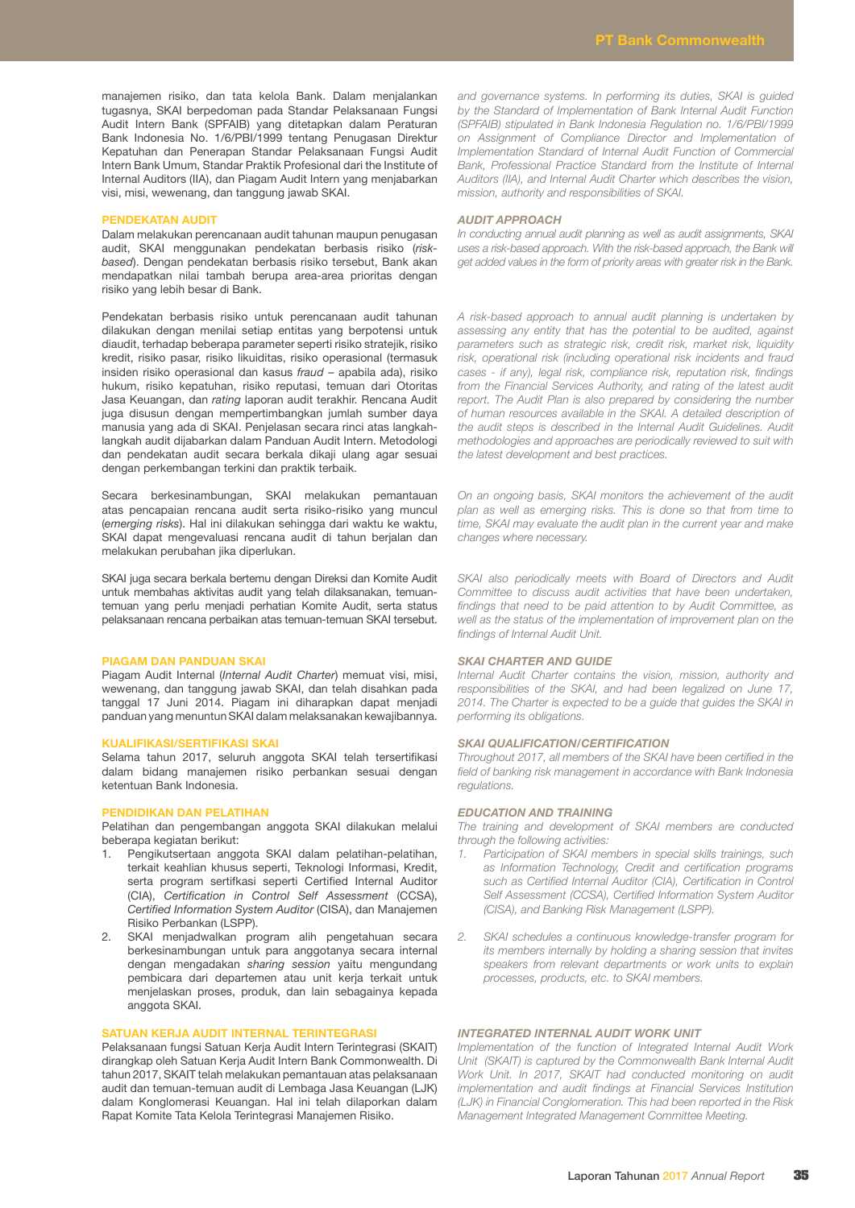manajemen risiko, dan tata kelola Bank. Dalam menjalankan tugasnya, SKAI berpedoman pada Standar Pelaksanaan Fungsi Audit Intern Bank (SPFAIB) yang ditetapkan dalam Peraturan Bank Indonesia No. 1/6/PBI/1999 tentang Penugasan Direktur Kepatuhan dan Penerapan Standar Pelaksanaan Fungsi Audit Intern Bank Umum, Standar Praktik Profesional dari the Institute of Internal Auditors (IIA), dan Piagam Audit Intern yang menjabarkan visi, misi, wewenang, dan tanggung jawab SKAI.

## PENDEKATAN AUDIT

Dalam melakukan perencanaan audit tahunan maupun penugasan audit, SKAI menggunakan pendekatan berbasis risiko (*risk-based*). Dengan pendekatan berbasis risiko tersebut, Bank akan mendapatkan nilai tambah berupa area-area prioritas dengan risiko yang lebih besar di Bank.

Pendekatan berbasis risiko untuk perencanaan audit tahunan dilakukan dengan menilai setiap entitas yang berpotensi untuk diaudit, terhadap beberapa parameter seperti risiko stratejik, risiko kredit, risiko pasar, risiko likuiditas, risiko operasional (termasuk insiden risiko operasional dan kasus *fraud* – apabila ada), risiko hukum, risiko kepatuhan, risiko reputasi, temuan dari Otoritas Jasa Keuangan, dan *rating* laporan audit terakhir. Rencana Audit juga disusun dengan mempertimbangkan jumlah sumber daya manusia yang ada di SKAI. Penjelasan secara rinci atas langkah-langkah audit dijabarkan dalam Panduan Audit Intern. Metodologi dan pendekatan audit secara berkala dikaji ulang agar sesuai dengan perkembangan terkini dan praktik terbaik.

Secara berkesinambungan, SKAI melakukan pemantauan atas pencapaian rencana audit serta risiko-risiko yang muncul (*emerging risks*). Hal ini dilakukan sehingga dari waktu ke waktu, SKAI dapat mengevaluasi rencana audit di tahun berjalan dan melakukan perubahan jika diperlukan.

SKAI juga secara berkala bertemu dengan Direksi dan Komite Audit untuk membahas aktivitas audit yang telah dilaksanakan, temuan-temuan yang perlu menjadi perhatian Komite Audit, serta status pelaksanaan rencana perbaikan atas temuan-temuan SKAI tersebut.

## PIAGAM DAN PANDUAN SKAI

Piagam Audit Internal (*Internal Audit Charter*) memuat visi, misi, wewenang, dan tanggung jawab SKAI, dan telah disahkan pada tanggal 17 Juni 2014. Piagam ini diharapkan dapat menjadi panduan yang menuntun SKAI dalam melaksanakan kewajibannya.

## KUALIFIKASI/SERTIFIKASI SKAI

Selama tahun 2017, seluruh anggota SKAI telah tersertifikasi dalam bidang manajemen risiko perbankan sesuai dengan ketentuan Bank Indonesia.

## PENDIDIKAN DAN PELATIHAN

Pelatihan dan pengembangan anggota SKAI dilakukan melalui beberapa kegiatan berikut:

1. Pengikutsertaan anggota SKAI dalam pelatihan-pelatihan, terkait keahlian khusus seperti, Teknologi Informasi, Kredit, serta program sertifkasi seperti Certified Internal Auditor (CIA), *Certification in Control Self Assessment* (CCSA), *Certified Information System Auditor* (CISA), dan Manajemen Risiko Perbankan (LSPP).
2. SKAI menjadwalkan program alih pengetahuan secara berkesinambungan untuk para anggotanya secara internal dengan mengadakan *sharing session* yaitu mengundang pembicara dari departemen atau unit kerja terkait untuk menjelaskan proses, produk, dan lain sebagainya kepada anggota SKAI.

## SATUAN KERJA AUDIT INTERNAL TERINTEGRASI

Pelaksanaan fungsi Satuan Kerja Audit Intern Terintegrasi (SKAIT) dirangkap oleh Satuan Kerja Audit Intern Bank Commonwealth. Di tahun 2017, SKAIT telah melakukan pemantauan atas pelaksanaan audit dan temuan-temuan audit di Lembaga Jasa Keuangan (LJK) dalam Konglomerasi Keuangan. Hal ini telah dilaporkan dalam Rapat Komite Tata Kelola Terintegrasi Manajemen Risiko.

*and governance systems. In performing its duties, SKAI is guided by the Standard of Implementation of Bank Internal Audit Function (SPFAIB) stipulated in Bank Indonesia Regulation no. 1/6/PBI/1999 on Assignment of Compliance Director and Implementation of Implementation Standard of Internal Audit Function of Commercial Bank, Professional Practice Standard from the Institute of Internal Auditors (IIA), and Internal Audit Charter which describes the vision, mission, authority and responsibilities of SKAI.*

## *AUDIT APPROACH*

*In conducting annual audit planning as well as audit assignments, SKAI uses a risk-based approach. With the risk-based approach, the Bank will get added values in the form of priority areas with greater risk in the Bank.*

*A risk-based approach to annual audit planning is undertaken by assessing any entity that has the potential to be audited, against parameters such as strategic risk, credit risk, market risk, liquidity risk, operational risk (including operational risk incidents and fraud cases - if any), legal risk, compliance risk, reputation risk, findings from the Financial Services Authority, and rating of the latest audit report. The Audit Plan is also prepared by considering the number of human resources available in the SKAI. A detailed description of the audit steps is described in the Internal Audit Guidelines. Audit methodologies and approaches are periodically reviewed to suit with the latest development and best practices.*

*On an ongoing basis, SKAI monitors the achievement of the audit plan as well as emerging risks. This is done so that from time to time, SKAI may evaluate the audit plan in the current year and make changes where necessary.*

*SKAI also periodically meets with Board of Directors and Audit Committee to discuss audit activities that have been undertaken, findings that need to be paid attention to by Audit Committee, as well as the status of the implementation of improvement plan on the findings of Internal Audit Unit.*

## *SKAI CHARTER AND GUIDE*

*Internal Audit Charter contains the vision, mission, authority and responsibilities of the SKAI, and had been legalized on June 17, 2014. The Charter is expected to be a guide that guides the SKAI in performing its obligations.*

## *SKAI QUALIFICATION/CERTIFICATION*

*Throughout 2017, all members of the SKAI have been certified in the field of banking risk management in accordance with Bank Indonesia regulations.*

## *EDUCATION AND TRAINING*

*The training and development of SKAI members are conducted through the following activities:*

1. *Participation of SKAI members in special skills trainings, such as Information Technology, Credit and certification programs such as Certified Internal Auditor (CIA), Certification in Control Self Assessment (CCSA), Certified Information System Auditor (CISA), and Banking Risk Management (LSPP).*
2. *SKAI schedules a continuous knowledge-transfer program for its members internally by holding a sharing session that invites speakers from relevant departments or work units to explain processes, products, etc. to SKAI members.*

## *INTEGRATED INTERNAL AUDIT WORK UNIT*

*Implementation of the function of Integrated Internal Audit Work Unit (SKAIT) is captured by the Commonwealth Bank Internal Audit Work Unit. In 2017, SKAIT had conducted monitoring on audit implementation and audit findings at Financial Services Institution (LJK) in Financial Conglomeration. This had been reported in the Risk Management Integrated Management Committee Meeting.*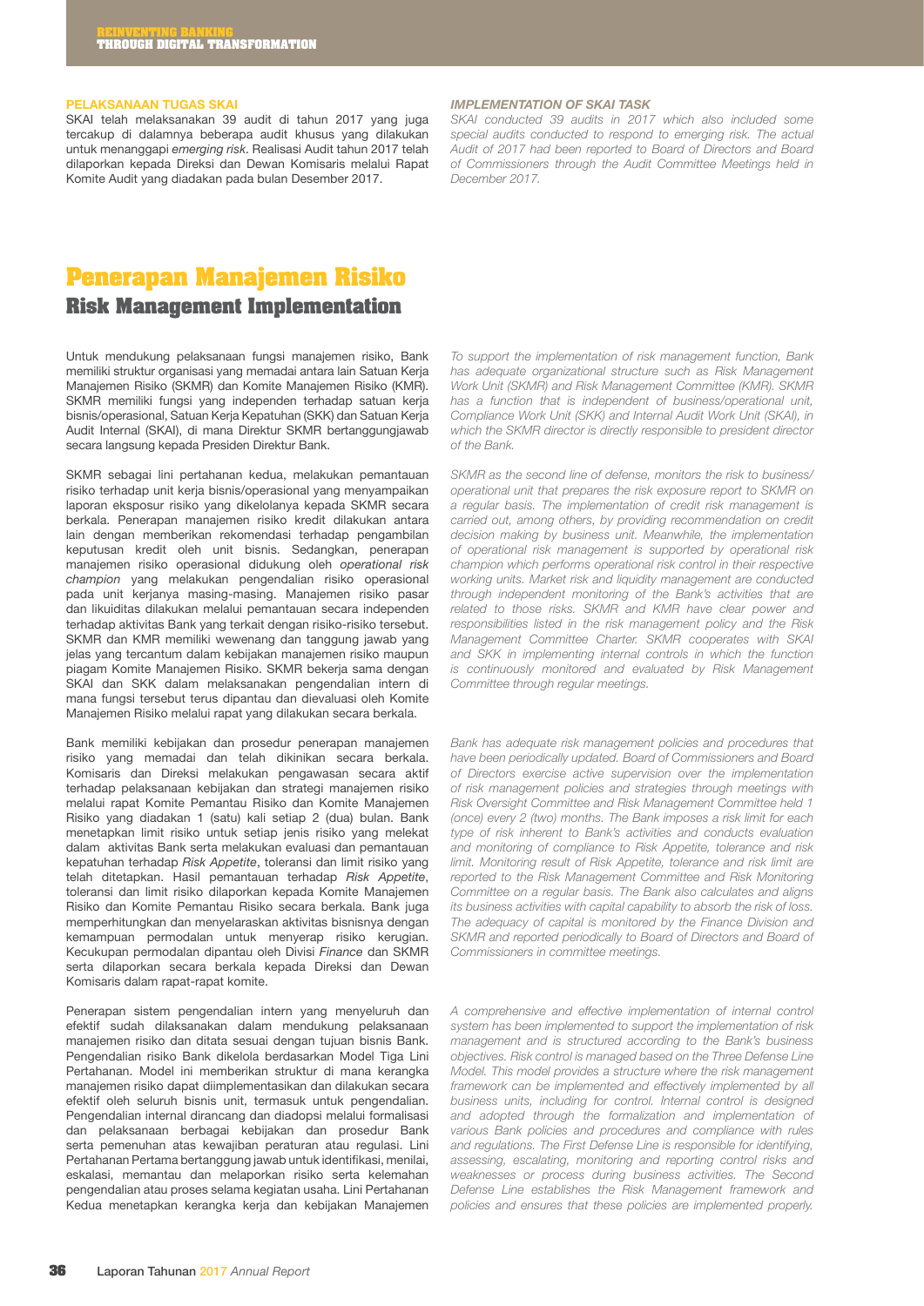#### PELAKSANAAN TUGAS SKAI

SKAI telah melaksanakan 39 audit di tahun 2017 yang juga tercakup di dalamnya beberapa audit khusus yang dilakukan untuk menanggapi *emerging risk*. Realisasi Audit tahun 2017 telah dilaporkan kepada Direksi dan Dewan Komisaris melalui Rapat Komite Audit yang diadakan pada bulan Desember 2017.

#### *IMPLEMENTATION OF SKAI TASK*

*SKAI conducted 39 audits in 2017 which also included some special audits conducted to respond to emerging risk. The actual Audit of 2017 had been reported to Board of Directors and Board of Commissioners through the Audit Committee Meetings held in December 2017.*

# Penerapan Manajemen Risiko
## Risk Management Implementation

Untuk mendukung pelaksanaan fungsi manajemen risiko, Bank memiliki struktur organisasi yang memadai antara lain Satuan Kerja Manajemen Risiko (SKMR) dan Komite Manajemen Risiko (KMR). SKMR memiliki fungsi yang independen terhadap satuan kerja bisnis/operasional, Satuan Kerja Kepatuhan (SKK) dan Satuan Kerja Audit Internal (SKAI), di mana Direktur SKMR bertanggungjawab secara langsung kepada Presiden Direktur Bank.

*To support the implementation of risk management function, Bank has adequate organizational structure such as Risk Management Work Unit (SKMR) and Risk Management Committee (KMR). SKMR has a function that is independent of business/operational unit, Compliance Work Unit (SKK) and Internal Audit Work Unit (SKAI), in which the SKMR director is directly responsible to president director of the Bank.*

SKMR sebagai lini pertahanan kedua, melakukan pemantauan risiko terhadap unit kerja bisnis/operasional yang menyampaikan laporan eksposur risiko yang dikelolanya kepada SKMR secara berkala. Penerapan manajemen risiko kredit dilakukan antara lain dengan memberikan rekomendasi terhadap pengambilan keputusan kredit oleh unit bisnis. Sedangkan, penerapan manajemen risiko operasional didukung oleh *operational risk champion* yang melakukan pengendalian risiko operasional pada unit kerjanya masing-masing. Manajemen risiko pasar dan likuiditas dilakukan melalui pemantauan secara independen terhadap aktivitas Bank yang terkait dengan risiko-risiko tersebut. SKMR dan KMR memiliki wewenang dan tanggung jawab yang jelas yang tercantum dalam kebijakan manajemen risiko maupun piagam Komite Manajemen Risiko. SKMR bekerja sama dengan SKAI dan SKK dalam melaksanakan pengendalian intern di mana fungsi tersebut terus dipantau dan dievaluasi oleh Komite Manajemen Risiko melalui rapat yang dilakukan secara berkala.

*SKMR as the second line of defense, monitors the risk to business/operational unit that prepares the risk exposure report to SKMR on a regular basis. The implementation of credit risk management is carried out, among others, by providing recommendation on credit decision making by business unit. Meanwhile, the implementation of operational risk management is supported by operational risk champion which performs operational risk control in their respective working units. Market risk and liquidity management are conducted through independent monitoring of the Bank's activities that are related to those risks. SKMR and KMR have clear power and responsibilities listed in the risk management policy and the Risk Management Committee Charter. SKMR cooperates with SKAI and SKK in implementing internal controls in which the function is continuously monitored and evaluated by Risk Management Committee through regular meetings.*

Bank memiliki kebijakan dan prosedur penerapan manajemen risiko yang memadai dan telah dikinikan secara berkala. Komisaris dan Direksi melakukan pengawasan secara aktif terhadap pelaksanaan kebijakan dan strategi manajemen risiko melalui rapat Komite Pemantau Risiko dan Komite Manajemen Risiko yang diadakan 1 (satu) kali setiap 2 (dua) bulan. Bank menetapkan limit risiko untuk setiap jenis risiko yang melekat dalam aktivitas Bank serta melakukan evaluasi dan pemantauan kepatuhan terhadap *Risk Appetite*, toleransi dan limit risiko yang telah ditetapkan. Hasil pemantauan terhadap *Risk Appetite*, toleransi dan limit risiko dilaporkan kepada Komite Manajemen Risiko dan Komite Pemantau Risiko secara berkala. Bank juga memperhitungkan dan menyelaraskan aktivitas bisnisnya dengan kemampuan permodalan untuk menyerap risiko kerugian. Kecukupan permodalan dipantau oleh Divisi *Finance* dan SKMR serta dilaporkan secara berkala kepada Direksi dan Dewan Komisaris dalam rapat-rapat komite.

*Bank has adequate risk management policies and procedures that have been periodically updated. Board of Commissioners and Board of Directors exercise active supervision over the implementation of risk management policies and strategies through meetings with Risk Oversight Committee and Risk Management Committee held 1 (once) every 2 (two) months. The Bank imposes a risk limit for each type of risk inherent to Bank's activities and conducts evaluation and monitoring of compliance to Risk Appetite, tolerance and risk limit. Monitoring result of Risk Appetite, tolerance and risk limit are reported to the Risk Management Committee and Risk Monitoring Committee on a regular basis. The Bank also calculates and aligns its business activities with capital capability to absorb the risk of loss. The adequacy of capital is monitored by the Finance Division and SKMR and reported periodically to Board of Directors and Board of Commissioners in committee meetings.*

Penerapan sistem pengendalian intern yang menyeluruh dan efektif sudah dilaksanakan dalam mendukung pelaksanaan manajemen risiko dan ditata sesuai dengan tujuan bisnis Bank. Pengendalian risiko Bank dikelola berdasarkan Model Tiga Lini Pertahanan. Model ini memberikan struktur di mana kerangka manajemen risiko dapat diimplementasikan dan dilakukan secara efektif oleh seluruh bisnis unit, termasuk untuk pengendalian. Pengendalian internal dirancang dan diadopsi melalui formalisasi dan pelaksanaan berbagai kebijakan dan prosedur Bank serta pemenuhan atas kewajiban peraturan atau regulasi. Lini Pertahanan Pertama bertanggung jawab untuk identifikasi, menilai, eskalasi, memantau dan melaporkan risiko serta kelemahan pengendalian atau proses selama kegiatan usaha. Lini Pertahanan Kedua menetapkan kerangka kerja dan kebijakan Manajemen

*A comprehensive and effective implementation of internal control system has been implemented to support the implementation of risk management and is structured according to the Bank's business objectives. Risk control is managed based on the Three Defense Line Model. This model provides a structure where the risk management framework can be implemented and effectively implemented by all business units, including for control. Internal control is designed and adopted through the formalization and implementation of various Bank policies and procedures and compliance with rules and regulations. The First Defense Line is responsible for identifying, assessing, escalating, monitoring and reporting control risks and weaknesses or process during business activities. The Second Defense Line establishes the Risk Management framework and policies and ensures that these policies are implemented properly.*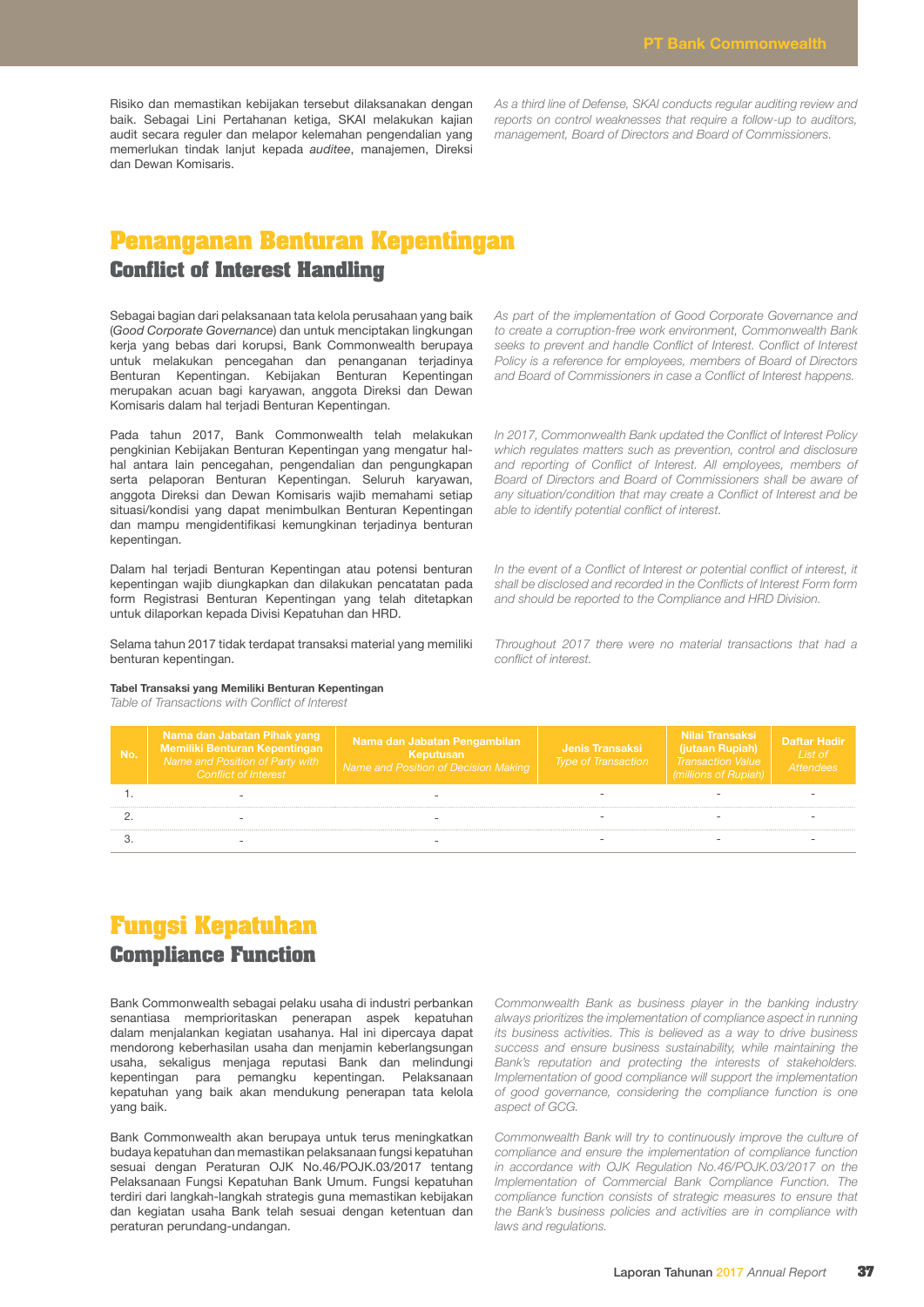Risiko dan memastikan kebijakan tersebut dilaksanakan dengan baik. Sebagai Lini Pertahanan ketiga, SKAI melakukan kajian audit secara reguler dan melapor kelemahan pengendalian yang memerlukan tindak lanjut kepada *auditee*, manajemen, Direksi dan Dewan Komisaris.

*As a third line of Defense, SKAI conducts regular auditing review and reports on control weaknesses that require a follow-up to auditors, management, Board of Directors and Board of Commissioners.*

# Penanganan Benturan Kepentingan
## Conflict of Interest Handling

Sebagai bagian dari pelaksanaan tata kelola perusahaan yang baik (*Good Corporate Governance*) dan untuk menciptakan lingkungan kerja yang bebas dari korupsi, Bank Commonwealth berupaya untuk melakukan pencegahan dan penanganan terjadinya Benturan Kepentingan. Kebijakan Benturan Kepentingan merupakan acuan bagi karyawan, anggota Direksi dan Dewan Komisaris dalam hal terjadi Benturan Kepentingan.

*As part of the implementation of Good Corporate Governance and to create a corruption-free work environment, Commonwealth Bank seeks to prevent and handle Conflict of Interest. Conflict of Interest Policy is a reference for employees, members of Board of Directors and Board of Commissioners in case a Conflict of Interest happens.*

Pada tahun 2017, Bank Commonwealth telah melakukan pengkinian Kebijakan Benturan Kepentingan yang mengatur hal-hal antara lain pencegahan, pengendalian dan pengungkapan serta pelaporan Benturan Kepentingan. Seluruh karyawan, anggota Direksi dan Dewan Komisaris wajib memahami setiap situasi/kondisi yang dapat menimbulkan Benturan Kepentingan dan mampu mengidentifikasi kemungkinan terjadinya benturan kepentingan.

*In 2017, Commonwealth Bank updated the Conflict of Interest Policy which regulates matters such as prevention, control and disclosure and reporting of Conflict of Interest. All employees, members of Board of Directors and Board of Commissioners shall be aware of any situation/condition that may create a Conflict of Interest and be able to identify potential conflict of interest.*

Dalam hal terjadi Benturan Kepentingan atau potensi benturan kepentingan wajib diungkapkan dan dilakukan pencatatan pada form Registrasi Benturan Kepentingan yang telah ditetapkan untuk dilaporkan kepada Divisi Kepatuhan dan HRD.

*In the event of a Conflict of Interest or potential conflict of interest, it shall be disclosed and recorded in the Conflicts of Interest Form form and should be reported to the Compliance and HRD Division.*

Selama tahun 2017 tidak terdapat transaksi material yang memiliki benturan kepentingan.

*Throughout 2017 there were no material transactions that had a conflict of interest.*

**Tabel Transaksi yang Memiliki Benturan Kepentingan**
*Table of Transactions with Conflict of Interest*

| No. | Nama dan Jabatan Pihak yang Memiliki Benturan Kepentingan *Name and Position of Party with Conflict of Interest* | Nama dan Jabatan Pengambilan Keputusan *Name and Position of Decision Making* | Jenis Transaksi *Type of Transaction* | Nilai Transaksi (jutaan Rupiah) *Transaction Value (millions of Rupiah)* | Daftar Hadir *List of Attendees* |
|---|---|---|---|---|---|
| 1. | - | - | - | - | - |
| 2. | - | - | - | - | - |
| 3. | - | - | - | - | - |

# Fungsi Kepatuhan
## Compliance Function

Bank Commonwealth sebagai pelaku usaha di industri perbankan senantiasa memprioritaskan penerapan aspek kepatuhan dalam menjalankan kegiatan usahanya. Hal ini dipercaya dapat mendorong keberhasilan usaha dan menjamin keberlangsungan usaha, sekaligus menjaga reputasi Bank dan melindungi kepentingan para pemangku kepentingan. Pelaksanaan kepatuhan yang baik akan mendukung penerapan tata kelola yang baik.

*Commonwealth Bank as business player in the banking industry always prioritizes the implementation of compliance aspect in running its business activities. This is believed as a way to drive business success and ensure business sustainability, while maintaining the Bank's reputation and protecting the interests of stakeholders. Implementation of good compliance will support the implementation of good governance, considering the compliance function is one aspect of GCG.*

Bank Commonwealth akan berupaya untuk terus meningkatkan budaya kepatuhan dan memastikan pelaksanaan fungsi kepatuhan sesuai dengan Peraturan OJK No.46/POJK.03/2017 tentang Pelaksanaan Fungsi Kepatuhan Bank Umum. Fungsi kepatuhan terdiri dari langkah-langkah strategis guna memastikan kebijakan dan kegiatan usaha Bank telah sesuai dengan ketentuan dan peraturan perundang-undangan.

*Commonwealth Bank will try to continuously improve the culture of compliance and ensure the implementation of compliance function in accordance with OJK Regulation No.46/POJK.03/2017 on the Implementation of Commercial Bank Compliance Function. The compliance function consists of strategic measures to ensure that the Bank's business policies and activities are in compliance with laws and regulations.*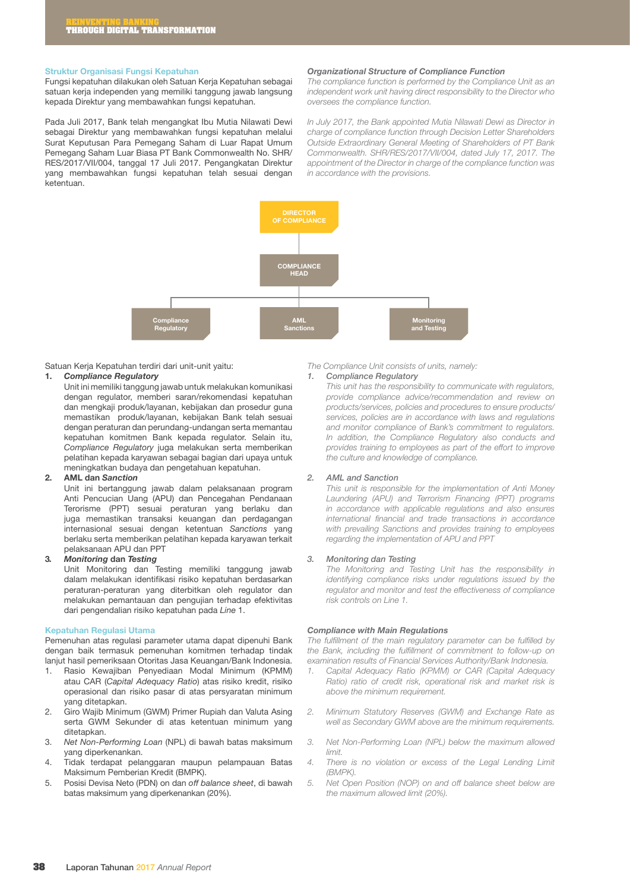### Struktur Organisasi Fungsi Kepatuhan

Fungsi kepatuhan dilakukan oleh Satuan Kerja Kepatuhan sebagai satuan kerja independen yang memiliki tanggung jawab langsung kepada Direktur yang membawahkan fungsi kepatuhan.

Pada Juli 2017, Bank telah mengangkat Ibu Mutia Nilawati Dewi sebagai Direktur yang membawahkan fungsi kepatuhan melalui Surat Keputusan Para Pemegang Saham di Luar Rapat Umum Pemegang Saham Luar Biasa PT Bank Commonwealth No. SHR/RES/2017/VII/004, tanggal 17 Juli 2017. Pengangkatan Direktur yang membawahkan fungsi kepatuhan telah sesuai dengan ketentuan.

### *Organizational Structure of Compliance Function*

*The compliance function is performed by the Compliance Unit as an independent work unit having direct responsibility to the Director who oversees the compliance function.*

*In July 2017, the Bank appointed Mutia Nilawati Dewi as Director in charge of compliance function through Decision Letter Shareholders Outside Extraordinary General Meeting of Shareholders of PT Bank Commonwealth. SHR/RES/2017/VII/004, dated July 17, 2017. The appointment of the Director in charge of the compliance function was in accordance with the provisions.*

DIRECTOR OF COMPLIANCE
→ COMPLIANCE HEAD
→ Compliance Regulatory | AML Sanctions | Monitoring and Testing

Satuan Kerja Kepatuhan terdiri dari unit-unit yaitu:

1. ***Compliance Regulatory***
   Unit ini memiliki tanggung jawab untuk melakukan komunikasi dengan regulator, memberi saran/rekomendasi kepatuhan dan mengkaji produk/layanan, kebijakan dan prosedur guna memastikan produk/layanan, kebijakan Bank telah sesuai dengan peraturan dan perundang-undangan serta memantau kepatuhan komitmen Bank kepada regulator. Selain itu, *Compliance Regulatory* juga melakukan serta memberikan pelatihan kepada karyawan sebagai bagian dari upaya untuk meningkatkan budaya dan pengetahuan kepatuhan.
2. **AML dan *Sanction***
   Unit ini bertanggung jawab dalam pelaksanaan program Anti Pencucian Uang (APU) dan Pencegahan Pendanaan Terorisme (PPT) sesuai peraturan yang berlaku dan juga memastikan transaksi keuangan dan perdagangan internasional sesuai dengan ketentuan *Sanctions* yang berlaku serta memberikan pelatihan kepada karyawan terkait pelaksanaan APU dan PPT
3. ***Monitoring* dan *Testing***
   Unit Monitoring dan Testing memiliki tanggung jawab dalam melakukan identifikasi risiko kepatuhan berdasarkan peraturan-peraturan yang diterbitkan oleh regulator dan melakukan pemantauan dan pengujian terhadap efektivitas dari pengendalian risiko kepatuhan pada *Line* 1.

*The Compliance Unit consists of units, namely:*

1. *Compliance Regulatory*
   *This unit has the responsibility to communicate with regulators, provide compliance advice/recommendation and review on products/services, policies and procedures to ensure products/services, policies are in accordance with laws and regulations and monitor compliance of Bank's commitment to regulators. In addition, the Compliance Regulatory also conducts and provides training to employees as part of the effort to improve the culture and knowledge of compliance.*
2. *AML and Sanction*
   *This unit is responsible for the implementation of Anti Money Laundering (APU) and Terrorism Financing (PPT) programs in accordance with applicable regulations and also ensures international financial and trade transactions in accordance with prevailing Sanctions and provides training to employees regarding the implementation of APU and PPT*
3. *Monitoring dan Testing*
   *The Monitoring and Testing Unit has the responsibility in identifying compliance risks under regulations issued by the regulator and monitor and test the effectiveness of compliance risk controls on Line 1.*

### Kepatuhan Regulasi Utama

Pemenuhan atas regulasi parameter utama dapat dipenuhi Bank dengan baik termasuk pemenuhan komitmen terhadap tindak lanjut hasil pemeriksaan Otoritas Jasa Keuangan/Bank Indonesia.

1. Rasio Kewajiban Penyediaan Modal Minimum (KPMM) atau CAR (*Capital Adequacy Ratio*) atas risiko kredit, risiko operasional dan risiko pasar di atas persyaratan minimum yang ditetapkan.
2. Giro Wajib Minimum (GWM) Primer Rupiah dan Valuta Asing serta GWM Sekunder di atas ketentuan minimum yang ditetapkan.
3. *Net Non-Performing Loan* (NPL) di bawah batas maksimum yang diperkenankan.
4. Tidak terdapat pelanggaran maupun pelampauan Batas Maksimum Pemberian Kredit (BMPK).
5. Posisi Devisa Neto (PDN) on dan *off balance sheet*, di bawah batas maksimum yang diperkenankan (20%).

### *Compliance with Main Regulations*

*The fulfillment of the main regulatory parameter can be fulfilled by the Bank, including the fulfillment of commitment to follow-up on examination results of Financial Services Authority/Bank Indonesia.*

1. *Capital Adequacy Ratio (KPMM) or CAR (Capital Adequacy Ratio) ratio of credit risk, operational risk and market risk is above the minimum requirement.*
2. *Minimum Statutory Reserves (GWM) and Exchange Rate as well as Secondary GWM above are the minimum requirements.*
3. *Net Non-Performing Loan (NPL) below the maximum allowed limit.*
4. *There is no violation or excess of the Legal Lending Limit (BMPK).*
5. *Net Open Position (NOP) on and off balance sheet below are the maximum allowed limit (20%).*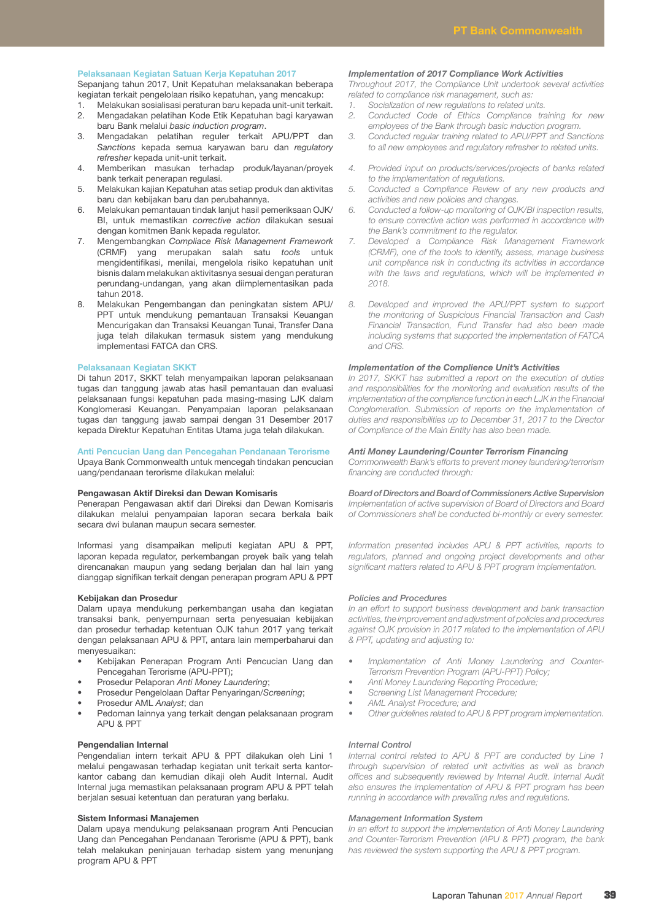### Pelaksanaan Kegiatan Satuan Kerja Kepatuhan 2017

Sepanjang tahun 2017, Unit Kepatuhan melaksanakan beberapa kegiatan terkait pengelolaan risiko kepatuhan, yang mencakup:

1. Melakukan sosialisasi peraturan baru kepada unit-unit terkait.
2. Mengadakan pelatihan Kode Etik Kepatuhan bagi karyawan baru Bank melalui *basic induction program*.
3. Mengadakan pelatihan reguler terkait APU/PPT dan *Sanctions* kepada semua karyawan baru dan *regulatory refresher* kepada unit-unit terkait.
4. Memberikan masukan terhadap produk/layanan/proyek bank terkait penerapan regulasi.
5. Melakukan kajian Kepatuhan atas setiap produk dan aktivitas baru dan kebijakan baru dan perubahannya.
6. Melakukan pemantauan tindak lanjut hasil pemeriksaan OJK/BI, untuk memastikan *corrective action* dilakukan sesuai dengan komitmen Bank kepada regulator.
7. Mengembangkan *Compliace Risk Management Framework* (CRMF) yang merupakan salah satu *tools* untuk mengidentifikasi, menilai, mengelola risiko kepatuhan unit bisnis dalam melakukan aktivitasnya sesuai dengan peraturan perundang-undangan, yang akan diimplementasikan pada tahun 2018.
8. Melakukan Pengembangan dan peningkatan sistem APU/PPT untuk mendukung pemantauan Transaksi Keuangan Mencurigakan dan Transaksi Keuangan Tunai, Transfer Dana juga telah dilakukan termasuk sistem yang mendukung implementasi FATCA dan CRS.

### Pelaksanaan Kegiatan SKKT

Di tahun 2017, SKKT telah menyampaikan laporan pelaksanaan tugas dan tanggung jawab atas hasil pemantauan dan evaluasi pelaksanaan fungsi kepatuhan pada masing-masing LJK dalam Konglomerasi Keuangan. Penyampaian laporan pelaksanaan tugas dan tanggung jawab sampai dengan 31 Desember 2017 kepada Direktur Kepatuhan Entitas Utama juga telah dilakukan.

### Anti Pencucian Uang dan Pencegahan Pendanaan Terorisme

Upaya Bank Commonwealth untuk mencegah tindakan pencucian uang/pendanaan terorisme dilakukan melalui:

#### Pengawasan Aktif Direksi dan Dewan Komisaris

Penerapan Pengawasan aktif dari Direksi dan Dewan Komisaris dilakukan melalui penyampaian laporan secara berkala baik secara dwi bulanan maupun secara semester.

Informasi yang disampaikan meliputi kegiatan APU & PPT, laporan kepada regulator, perkembangan proyek baik yang telah direncanakan maupun yang sedang berjalan dan hal lain yang dianggap signifikan terkait dengan penerapan program APU & PPT

#### Kebijakan dan Prosedur

Dalam upaya mendukung perkembangan usaha dan kegiatan transaksi bank, penyempurnaan serta penyesuaian kebijakan dan prosedur terhadap ketentuan OJK tahun 2017 yang terkait dengan pelaksanaan APU & PPT, antara lain memperbaharui dan menyesuaikan:

- Kebijakan Penerapan Program Anti Pencucian Uang dan Pencegahan Terorisme (APU-PPT);
- Prosedur Pelaporan *Anti Money Laundering*;
- Prosedur Pengelolaan Daftar Penyaringan/*Screening*;
- Prosedur AML *Analyst*; dan
- Pedoman lainnya yang terkait dengan pelaksanaan program APU & PPT

#### Pengendalian Internal

Pengendalian intern terkait APU & PPT dilakukan oleh Lini 1 melalui pengawasan terhadap kegiatan unit terkait serta kantor-kantor cabang dan kemudian dikaji oleh Audit Internal. Audit Internal juga memastikan pelaksanaan program APU & PPT telah berjalan sesuai ketentuan dan peraturan yang berlaku.

#### Sistem Informasi Manajemen

Dalam upaya mendukung pelaksanaan program Anti Pencucian Uang dan Pencegahan Pendanaan Terorisme (APU & PPT), bank telah melakukan peninjauan terhadap sistem yang menunjang program APU & PPT

### *Implementation of 2017 Compliance Work Activities*

*Throughout 2017, the Compliance Unit undertook several activities related to compliance risk management, such as:*

1. *Socialization of new regulations to related units.*
2. *Conducted Code of Ethics Compliance training for new employees of the Bank through basic induction program.*
3. *Conducted regular training related to APU/PPT and Sanctions to all new employees and regulatory refresher to related units.*
4. *Provided input on products/services/projects of banks related to the implementation of regulations.*
5. *Conducted a Compliance Review of any new products and activities and new policies and changes.*
6. *Conducted a follow-up monitoring of OJK/BI inspection results, to ensure corrective action was performed in accordance with the Bank's commitment to the regulator.*
7. *Developed a Compliance Risk Management Framework (CRMF), one of the tools to identify, assess, manage business unit compliance risk in conducting its activities in accordance with the laws and regulations, which will be implemented in 2018.*
8. *Developed and improved the APU/PPT system to support the monitoring of Suspicious Financial Transaction and Cash Financial Transaction, Fund Transfer had also been made including systems that supported the implementation of FATCA and CRS.*

### *Implementation of the Complience Unit's Activities*

*In 2017, SKKT has submitted a report on the execution of duties and responsibilities for the monitoring and evaluation results of the implementation of the compliance function in each LJK in the Financial Conglomeration. Submission of reports on the implementation of duties and responsibilities up to December 31, 2017 to the Director of Compliance of the Main Entity has also been made.*

### *Anti Money Laundering/Counter Terrorism Financing*

*Commonwealth Bank's efforts to prevent money laundering/terrorism financing are conducted through:*

#### *Board of Directors and Board of Commissioners Active Supervision*

*Implementation of active supervision of Board of Directors and Board of Commissioners shall be conducted bi-monthly or every semester.*

*Information presented includes APU & PPT activities, reports to regulators, planned and ongoing project developments and other significant matters related to APU & PPT program implementation.*

#### *Policies and Procedures*

*In an effort to support business development and bank transaction activities, the improvement and adjustment of policies and procedures against OJK provision in 2017 related to the implementation of APU & PPT, updating and adjusting to:*

- *Implementation of Anti Money Laundering and Counter-Terrorism Prevention Program (APU-PPT) Policy;*
- *Anti Money Laundering Reporting Procedure;*
- *Screening List Management Procedure;*
- *AML Analyst Procedure; and*
- *Other guidelines related to APU & PPT program implementation.*

#### *Internal Control*

*Internal control related to APU & PPT are conducted by Line 1 through supervision of related unit activities as well as branch offices and subsequently reviewed by Internal Audit. Internal Audit also ensures the implementation of APU & PPT program has been running in accordance with prevailing rules and regulations.*

#### *Management Information System*

*In an effort to support the implementation of Anti Money Laundering and Counter-Terrorism Prevention (APU & PPT) program, the bank has reviewed the system supporting the APU & PPT program.*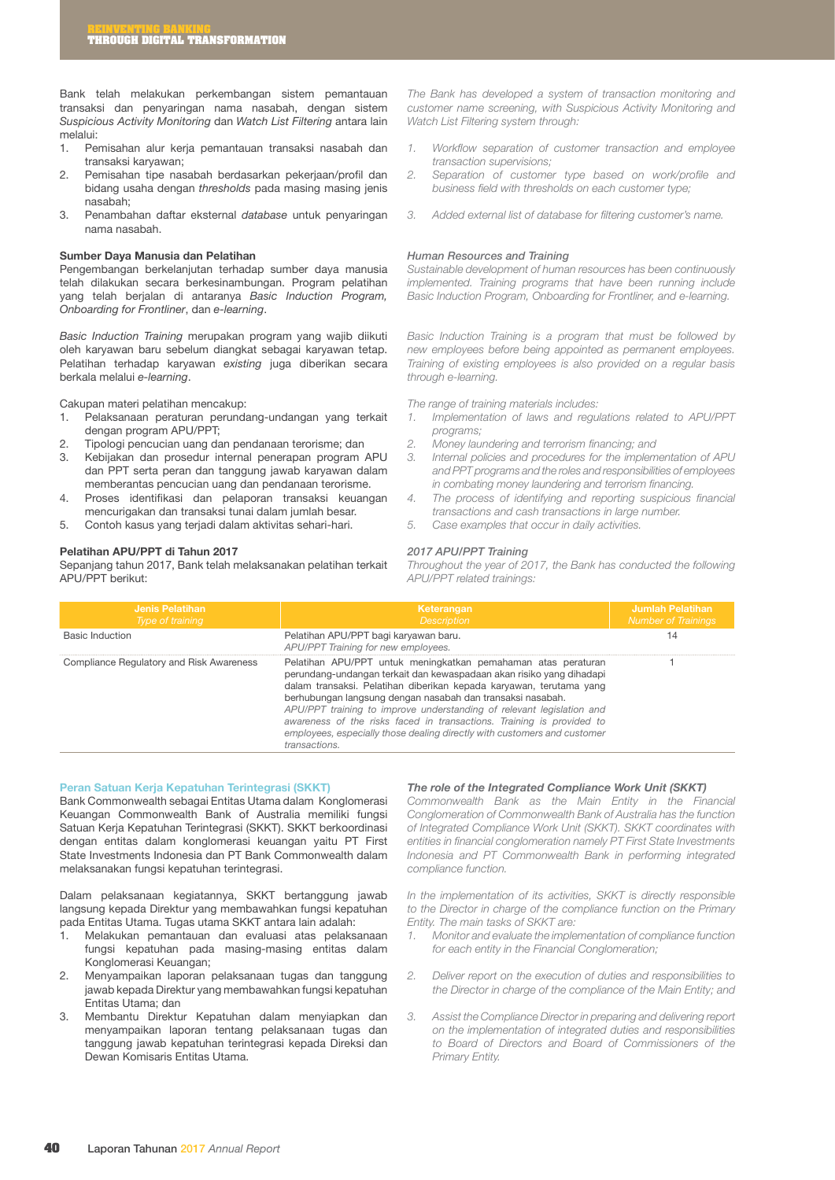Bank telah melakukan perkembangan sistem pemantauan transaksi dan penyaringan nama nasabah, dengan sistem *Suspicious Activity Monitoring* dan *Watch List Filtering* antara lain melalui:

1. Pemisahan alur kerja pemantauan transaksi nasabah dan transaksi karyawan;
2. Pemisahan tipe nasabah berdasarkan pekerjaan/profil dan bidang usaha dengan *thresholds* pada masing masing jenis nasabah;
3. Penambahan daftar eksternal *database* untuk penyaringan nama nasabah.

*The Bank has developed a system of transaction monitoring and customer name screening, with Suspicious Activity Monitoring and Watch List Filtering system through:*

1. *Workflow separation of customer transaction and employee transaction supervisions;*
2. *Separation of customer type based on work/profile and business field with thresholds on each customer type;*
3. *Added external list of database for filtering customer's name.*

**Sumber Daya Manusia dan Pelatihan**

Pengembangan berkelanjutan terhadap sumber daya manusia telah dilakukan secara berkesinambungan. Program pelatihan yang telah berjalan di antaranya *Basic Induction Program, Onboarding for Frontliner*, dan *e-learning*.

*Human Resources and Training*

*Sustainable development of human resources has been continuously implemented. Training programs that have been running include Basic Induction Program, Onboarding for Frontliner, and e-learning.*

*Basic Induction Training* merupakan program yang wajib diikuti oleh karyawan baru sebelum diangkat sebagai karyawan tetap. Pelatihan terhadap karyawan *existing* juga diberikan secara berkala melalui *e-learning*.

*Basic Induction Training is a program that must be followed by new employees before being appointed as permanent employees. Training of existing employees is also provided on a regular basis through e-learning.*

Cakupan materi pelatihan mencakup:

1. Pelaksanaan peraturan perundang-undangan yang terkait dengan program APU/PPT;
2. Tipologi pencucian uang dan pendanaan terorisme; dan
3. Kebijakan dan prosedur internal penerapan program APU dan PPT serta peran dan tanggung jawab karyawan dalam memberantas pencucian uang dan pendanaan terorisme.
4. Proses identifikasi dan pelaporan transaksi keuangan mencurigakan dan transaksi tunai dalam jumlah besar.
5. Contoh kasus yang terjadi dalam aktivitas sehari-hari.

*The range of training materials includes:*

1. *Implementation of laws and regulations related to APU/PPT programs;*
2. *Money laundering and terrorism financing; and*
3. *Internal policies and procedures for the implementation of APU and PPT programs and the roles and responsibilities of employees in combating money laundering and terrorism financing.*
4. *The process of identifying and reporting suspicious financial transactions and cash transactions in large number.*
5. *Case examples that occur in daily activities.*

**Pelatihan APU/PPT di Tahun 2017**

Sepanjang tahun 2017, Bank telah melaksanakan pelatihan terkait APU/PPT berikut:

*2017 APU/PPT Training*

*Throughout the year of 2017, the Bank has conducted the following APU/PPT related trainings:*

| Jenis Pelatihan *Type of training* | Keterangan *Description* | Jumlah Pelatihan *Number of Trainings* |
|---|---|---|
| Basic Induction | Pelatihan APU/PPT bagi karyawan baru. *APU/PPT Training for new employees.* | 14 |
| Compliance Regulatory and Risk Awareness | Pelatihan APU/PPT untuk meningkatkan pemahaman atas peraturan perundang-undangan terkait dan kewaspadaan akan risiko yang dihadapi dalam transaksi. Pelatihan diberikan kepada karyawan, terutama yang berhubungan langsung dengan nasabah dan transaksi nasabah. *APU/PPT training to improve understanding of relevant legislation and awareness of the risks faced in transactions. Training is provided to employees, especially those dealing directly with customers and customer transactions.* | 1 |

**Peran Satuan Kerja Kepatuhan Terintegrasi (SKKT)**

Bank Commonwealth sebagai Entitas Utama dalam Konglomerasi Keuangan Commonwealth Bank of Australia memiliki fungsi Satuan Kerja Kepatuhan Terintegrasi (SKKT). SKKT berkoordinasi dengan entitas dalam konglomerasi keuangan yaitu PT First State Investments Indonesia dan PT Bank Commonwealth dalam melaksanakan fungsi kepatuhan terintegrasi.

***The role of the Integrated Compliance Work Unit (SKKT)***

*Commonwealth Bank as the Main Entity in the Financial Conglomeration of Commonwealth Bank of Australia has the function of Integrated Compliance Work Unit (SKKT). SKKT coordinates with entities in financial conglomeration namely PT First State Investments Indonesia and PT Commonwealth Bank in performing integrated compliance function.*

Dalam pelaksanaan kegiatannya, SKKT bertanggung jawab langsung kepada Direktur yang membawahkan fungsi kepatuhan pada Entitas Utama. Tugas utama SKKT antara lain adalah:

1. Melakukan pemantauan dan evaluasi atas pelaksanaan fungsi kepatuhan pada masing-masing entitas dalam Konglomerasi Keuangan;
2. Menyampaikan laporan pelaksanaan tugas dan tanggung jawab kepada Direktur yang membawahkan fungsi kepatuhan Entitas Utama; dan
3. Membantu Direktur Kepatuhan dalam menyiapkan dan menyampaikan laporan tentang pelaksanaan tugas dan tanggung jawab kepatuhan terintegrasi kepada Direksi dan Dewan Komisaris Entitas Utama.

*In the implementation of its activities, SKKT is directly responsible to the Director in charge of the compliance function on the Primary Entity. The main tasks of SKKT are:*

1. *Monitor and evaluate the implementation of compliance function for each entity in the Financial Conglomeration;*
2. *Deliver report on the execution of duties and responsibilities to the Director in charge of the compliance of the Main Entity; and*
3. *Assist the Compliance Director in preparing and delivering report on the implementation of integrated duties and responsibilities to Board of Directors and Board of Commissioners of the Primary Entity.*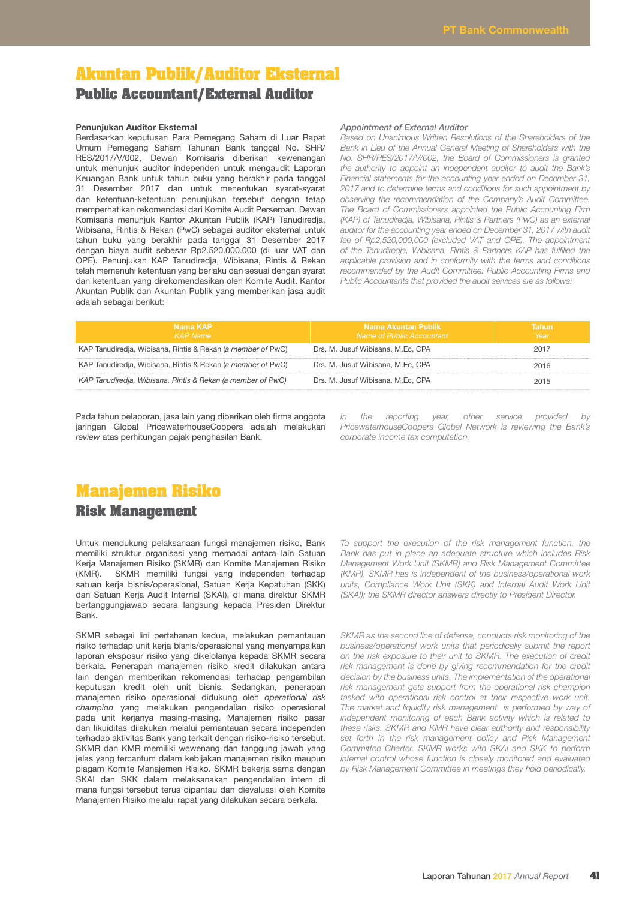# Akuntan Publik/Auditor Eksternal
## Public Accountant/External Auditor

**Penunjukan Auditor Eksternal**

Berdasarkan keputusan Para Pemegang Saham di Luar Rapat Umum Pemegang Saham Tahunan Bank tanggal No. SHR/RES/2017/V/002, Dewan Komisaris diberikan kewenangan untuk menunjuk auditor independen untuk mengaudit Laporan Keuangan Bank untuk tahun buku yang berakhir pada tanggal 31 Desember 2017 dan untuk menentukan syarat-syarat dan ketentuan-ketentuan penunjukan tersebut dengan tetap memperhatikan rekomendasi dari Komite Audit Perseroan. Dewan Komisaris menunjuk Kantor Akuntan Publik (KAP) Tanudiredja, Wibisana, Rintis & Rekan (PwC) sebagai auditor eksternal untuk tahun buku yang berakhir pada tanggal 31 Desember 2017 dengan biaya audit sebesar Rp2.520.000.000 (di luar VAT dan OPE). Penunjukan KAP Tanudiredja, Wibisana, Rintis & Rekan telah memenuhi ketentuan yang berlaku dan sesuai dengan syarat dan ketentuan yang direkomendasikan oleh Komite Audit. Kantor Akuntan Publik dan Akuntan Publik yang memberikan jasa audit adalah sebagai berikut:

*Appointment of External Auditor*

*Based on Unanimous Written Resolutions of the Shareholders of the Bank in Lieu of the Annual General Meeting of Shareholders with the No. SHR/RES/2017/V/002, the Board of Commissioners is granted the authority to appoint an independent auditor to audit the Bank's Financial statements for the accounting year ended on December 31, 2017 and to determine terms and conditions for such appointment by observing the recommendation of the Company's Audit Committee. The Board of Commissioners appointed the Public Accounting Firm (KAP) of Tanudiredja, Wibisana, Rintis & Partners (PwC) as an external auditor for the accounting year ended on December 31, 2017 with audit fee of Rp2,520,000,000 (excluded VAT and OPE). The appointment of the Tanudiredja, Wibisana, Rintis & Partners KAP has fulfilled the applicable provision and in conformity with the terms and conditions recommended by the Audit Committee. Public Accounting Firms and Public Accountants that provided the audit services are as follows:*

| Nama KAP *KAP Name* | Nama Akuntan Publik *Name of Public Accountant* | Tahun *Year* |
|---|---|---|
| KAP Tanudiredja, Wibisana, Rintis & Rekan (*a member of* PwC) | Drs. M. Jusuf Wibisana, M.Ec, CPA | 2017 |
| KAP Tanudiredja, Wibisana, Rintis & Rekan (*a member of* PwC) | Drs. M. Jusuf Wibisana, M.Ec, CPA | 2016 |
| *KAP Tanudiredja, Wibisana, Rintis & Rekan (a member of PwC)* | Drs. M. Jusuf Wibisana, M.Ec, CPA | 2015 |

Pada tahun pelaporan, jasa lain yang diberikan oleh firma anggota jaringan Global PricewaterhouseCoopers adalah melakukan *review* atas perhitungan pajak penghasilan Bank.

*In the reporting year, other service provided by PricewaterhouseCoopers Global Network is reviewing the Bank's corporate income tax computation.*

# Manajemen Risiko
## Risk Management

Untuk mendukung pelaksanaan fungsi manajemen risiko, Bank memiliki struktur organisasi yang memadai antara lain Satuan Kerja Manajemen Risiko (SKMR) dan Komite Manajemen Risiko (KMR). SKMR memiliki fungsi yang independen terhadap satuan kerja bisnis/operasional, Satuan Kerja Kepatuhan (SKK) dan Satuan Kerja Audit Internal (SKAI), di mana direktur SKMR bertanggungjawab secara langsung kepada Presiden Direktur Bank.

*To support the execution of the risk management function, the Bank has put in place an adequate structure which includes Risk Management Work Unit (SKMR) and Risk Management Committee (KMR). SKMR has is independent of the business/operational work units, Compliance Work Unit (SKK) and Internal Audit Work Unit (SKAI); the SKMR director answers directly to President Director.*

SKMR sebagai lini pertahanan kedua, melakukan pemantauan risiko terhadap unit kerja bisnis/operasional yang menyampaikan laporan eksposur risiko yang dikelolanya kepada SKMR secara berkala. Penerapan manajemen risiko kredit dilakukan antara lain dengan memberikan rekomendasi terhadap pengambilan keputusan kredit oleh unit bisnis. Sedangkan, penerapan manajemen risiko operasional didukung oleh *operational risk champion* yang melakukan pengendalian risiko operasional pada unit kerjanya masing-masing. Manajemen risiko pasar dan likuiditas dilakukan melalui pemantauan secara independen terhadap aktivitas Bank yang terkait dengan risiko-risiko tersebut. SKMR dan KMR memiliki wewenang dan tanggung jawab yang jelas yang tercantum dalam kebijakan manajemen risiko maupun piagam Komite Manajemen Risiko. SKMR bekerja sama dengan SKAI dan SKK dalam melaksanakan pengendalian intern di mana fungsi tersebut terus dipantau dan dievaluasi oleh Komite Manajemen Risiko melalui rapat yang dilakukan secara berkala.

*SKMR as the second line of defense, conducts risk monitoring of the business/operational work units that periodically submit the report on the risk exposure to their unit to SKMR. The execution of credit risk management is done by giving recommendation for the credit decision by the business units. The implementation of the operational risk management gets support from the operational risk champion tasked with operational risk control at their respective work unit. The market and liquidity risk management is performed by way of independent monitoring of each Bank activity which is related to these risks. SKMR and KMR have clear authority and responsibility set forth in the risk management policy and Risk Management Committee Charter. SKMR works with SKAI and SKK to perform internal control whose function is closely monitored and evaluated by Risk Management Committee in meetings they hold periodically.*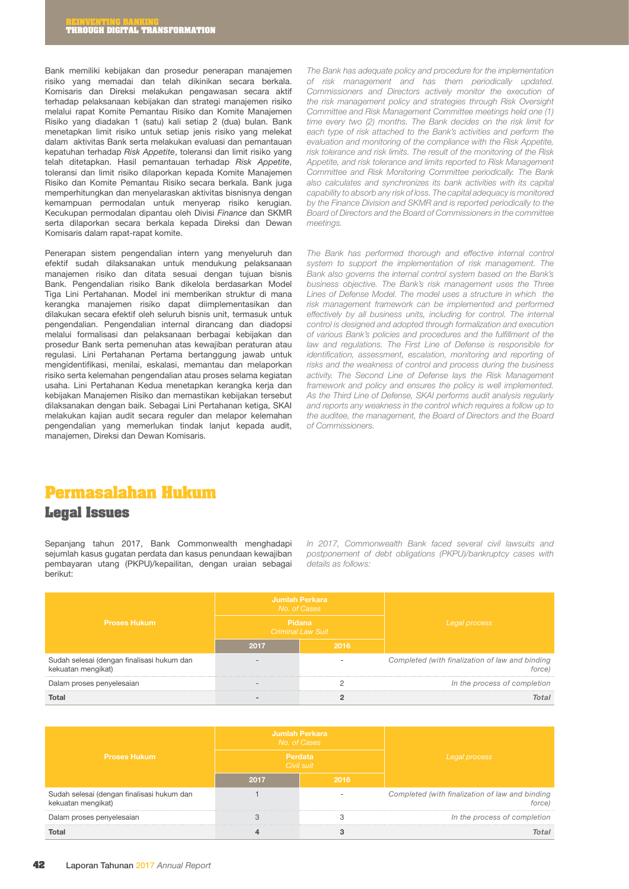Bank memiliki kebijakan dan prosedur penerapan manajemen risiko yang memadai dan telah dikinikan secara berkala. Komisaris dan Direksi melakukan pengawasan secara aktif terhadap pelaksanaan kebijakan dan strategi manajemen risiko melalui rapat Komite Pemantau Risiko dan Komite Manajemen Risiko yang diadakan 1 (satu) kali setiap 2 (dua) bulan. Bank menetapkan limit risiko untuk setiap jenis risiko yang melekat dalam aktivitas Bank serta melakukan evaluasi dan pemantauan kepatuhan terhadap *Risk Appetite*, toleransi dan limit risiko yang telah ditetapkan. Hasil pemantauan terhadap *Risk Appetite*, toleransi dan limit risiko dilaporkan kepada Komite Manajemen Risiko dan Komite Pemantau Risiko secara berkala. Bank juga memperhitungkan dan menyelaraskan aktivitas bisnisnya dengan kemampuan permodalan untuk menyerap risiko kerugian. Kecukupan permodalan dipantau oleh Divisi *Finance* dan SKMR serta dilaporkan secara berkala kepada Direksi dan Dewan Komisaris dalam rapat-rapat komite.

*The Bank has adequate policy and procedure for the implementation of risk management and has them periodically updated. Commissioners and Directors actively monitor the execution of the risk management policy and strategies through Risk Oversight Committee and Risk Management Committee meetings held one (1) time every two (2) months. The Bank decides on the risk limit for each type of risk attached to the Bank's activities and perform the evaluation and monitoring of the compliance with the Risk Appetite, risk tolerance and risk limits. The result of the monitoring of the Risk Appetite, and risk tolerance and limits reported to Risk Management Committee and Risk Monitoring Committee periodically. The Bank also calculates and synchronizes its bank activities with its capital capability to absorb any risk of loss. The capital adequacy is monitored by the Finance Division and SKMR and is reported periodically to the Board of Directors and the Board of Commissioners in the committee meetings.*

Penerapan sistem pengendalian intern yang menyeluruh dan efektif sudah dilaksanakan untuk mendukung pelaksanaan manajemen risiko dan ditata sesuai dengan tujuan bisnis Bank. Pengendalian risiko Bank dikelola berdasarkan Model Tiga Lini Pertahanan. Model ini memberikan struktur di mana kerangka manajemen risiko dapat diimplementasikan dan dilakukan secara efektif oleh seluruh bisnis unit, termasuk untuk pengendalian. Pengendalian internal dirancang dan diadopsi melalui formalisasi dan pelaksanaan berbagai kebijakan dan prosedur Bank serta pemenuhan atas kewajiban peraturan atau regulasi. Lini Pertahanan Pertama bertanggung jawab untuk mengidentifikasi, menilai, eskalasi, memantau dan melaporkan risiko serta kelemahan pengendalian atau proses selama kegiatan usaha. Lini Pertahanan Kedua menetapkan kerangka kerja dan kebijakan Manajemen Risiko dan memastikan kebijakan tersebut dilaksanakan dengan baik. Sebagai Lini Pertahanan ketiga, SKAI melakukan kajian audit secara reguler dan melapor kelemahan pengendalian yang memerlukan tindak lanjut kepada audit, manajemen, Direksi dan Dewan Komisaris.

*The Bank has performed thorough and effective internal control system to support the implementation of risk management. The Bank also governs the internal control system based on the Bank's business objective. The Bank's risk management uses the Three Lines of Defense Model. The model uses a structure in which the risk management framework can be implemented and performed effectively by all business units, including for control. The internal control is designed and adopted through formalization and execution of various Bank's policies and procedures and the fulfillment of the law and regulations. The First Line of Defense is responsible for identification, assessment, escalation, monitoring and reporting of risks and the weakness of control and process during the business activity. The Second Line of Defense lays the Risk Management framework and policy and ensures the policy is well implemented. As the Third Line of Defense, SKAI performs audit analysis regularly and reports any weakness in the control which requires a follow up to the auditee, the management, the Board of Directors and the Board of Commissioners.*

# Permasalahan Hukum
## Legal Issues

Sepanjang tahun 2017, Bank Commonwealth menghadapi sejumlah kasus gugatan perdata dan kasus penundaan kewajiban pembayaran utang (PKPU)/kepailitan, dengan uraian sebagai berikut:

*In 2017, Commonwealth Bank faced several civil lawsuits and postponement of debt obligations (PKPU)/bankruptcy cases with details as follows:*

| Proses Hukum | Jumlah Perkara *No. of Cases* | | *Legal process* |
|---|---|---|---|
| | Pidana *Criminal Law Suit* | | |
| | 2017 | 2016 | |
| Sudah selesai (dengan finalisasi hukum dan kekuatan mengikat) | - | - | *Completed (with finalization of law and binding force)* |
| Dalam proses penyelesaian | - | 2 | *In the process of completion* |
| **Total** | **-** | **2** | ***Total*** |

| Proses Hukum | Jumlah Perkara *No. of Cases* | | *Legal process* |
|---|---|---|---|
| | Perdata *Civil suit* | | |
| | 2017 | 2016 | |
| Sudah selesai (dengan finalisasi hukum dan kekuatan mengikat) | 1 | - | *Completed (with finalization of law and binding force)* |
| Dalam proses penyelesaian | 3 | 3 | *In the process of completion* |
| **Total** | **4** | **3** | ***Total*** |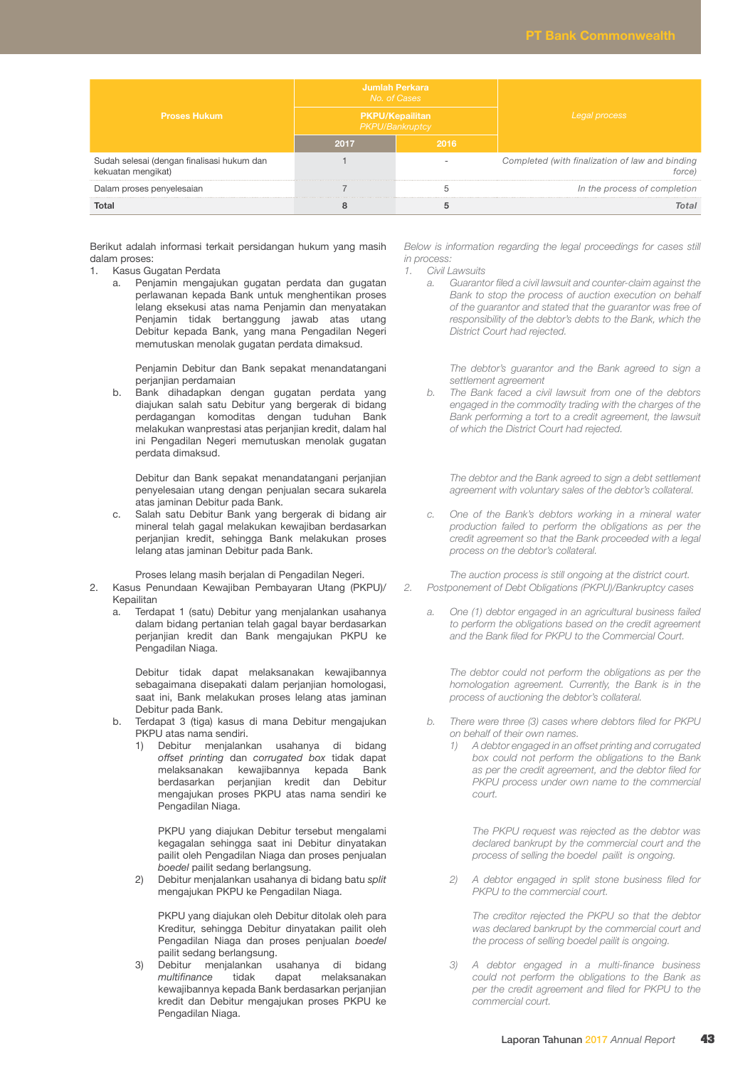| Proses Hukum | Jumlah Perkara *No. of Cases* | | *Legal process* |
|---|---|---|---|
| | PKPU/Kepailitan *PKPU/Bankruptcy* | | |
| | 2017 | 2016 | |
| Sudah selesai (dengan finalisasi hukum dan kekuatan mengikat) | 1 | - | *Completed (with finalization of law and binding force)* |
| Dalam proses penyelesaian | 7 | 5 | *In the process of completion* |
| **Total** | **8** | **5** | ***Total*** |

Berikut adalah informasi terkait persidangan hukum yang masih dalam proses:

1. Kasus Gugatan Perdata
   a. Penjamin mengajukan gugatan perdata dan gugatan perlawanan kepada Bank untuk menghentikan proses lelang eksekusi atas nama Penjamin dan menyatakan Penjamin tidak bertanggung jawab atas utang Debitur kepada Bank, yang mana Pengadilan Negeri memutuskan menolak gugatan perdata dimaksud.

      Penjamin Debitur dan Bank sepakat menandatangani perjanjian perdamaian
   b. Bank dihadapkan dengan gugatan perdata yang diajukan salah satu Debitur yang bergerak di bidang perdagangan komoditas dengan tuduhan Bank melakukan wanprestasi atas perjanjian kredit, dalam hal ini Pengadilan Negeri memutuskan menolak gugatan perdata dimaksud.

      Debitur dan Bank sepakat menandatangani perjanjian penyelesaian utang dengan penjualan secara sukarela atas jaminan Debitur pada Bank.
   c. Salah satu Debitur Bank yang bergerak di bidang air mineral telah gagal melakukan kewajiban berdasarkan perjanjian kredit, sehingga Bank melakukan proses lelang atas jaminan Debitur pada Bank.

      Proses lelang masih berjalan di Pengadilan Negeri.
2. Kasus Penundaan Kewajiban Pembayaran Utang (PKPU)/ Kepailitan
   a. Terdapat 1 (satu) Debitur yang menjalankan usahanya dalam bidang pertanian telah gagal bayar berdasarkan perjanjian kredit dan Bank mengajukan PKPU ke Pengadilan Niaga.

      Debitur tidak dapat melaksanakan kewajibannya sebagaimana disepakati dalam perjanjian homologasi, saat ini, Bank melakukan proses lelang atas jaminan Debitur pada Bank.
   b. Terdapat 3 (tiga) kasus di mana Debitur mengajukan PKPU atas nama sendiri.
      1) Debitur menjalankan usahanya di bidang *offset printing* dan *corrugated box* tidak dapat melaksanakan kewajibannya kepada Bank berdasarkan perjanjian kredit dan Debitur mengajukan proses PKPU atas nama sendiri ke Pengadilan Niaga.

         PKPU yang diajukan Debitur tersebut mengalami kegagalan sehingga saat ini Debitur dinyatakan pailit oleh Pengadilan Niaga dan proses penjualan *boedel* pailit sedang berlangsung.
      2) Debitur menjalankan usahanya di bidang batu *split* mengajukan PKPU ke Pengadilan Niaga.

         PKPU yang diajukan oleh Debitur ditolak oleh para Kreditur, sehingga Debitur dinyatakan pailit oleh Pengadilan Niaga dan proses penjualan *boedel* pailit sedang berlangsung.
      3) Debitur menjalankan usahanya di bidang *multifinance* tidak dapat melaksanakan kewajibannya kepada Bank berdasarkan perjanjian kredit dan Debitur mengajukan proses PKPU ke Pengadilan Niaga.

*Below is information regarding the legal proceedings for cases still in process:*

1. *Civil Lawsuits*
   a. *Guarantor filed a civil lawsuit and counter-claim against the Bank to stop the process of auction execution on behalf of the guarantor and stated that the guarantor was free of responsibility of the debtor's debts to the Bank, which the District Court had rejected.*

      *The debtor's guarantor and the Bank agreed to sign a settlement agreement*
   b. *The Bank faced a civil lawsuit from one of the debtors engaged in the commodity trading with the charges of the Bank performing a tort to a credit agreement, the lawsuit of which the District Court had rejected.*

      *The debtor and the Bank agreed to sign a debt settlement agreement with voluntary sales of the debtor's collateral.*
   c. *One of the Bank's debtors working in a mineral water production failed to perform the obligations as per the credit agreement so that the Bank proceeded with a legal process on the debtor's collateral.*

      *The auction process is still ongoing at the district court.*
2. *Postponement of Debt Obligations (PKPU)/Bankruptcy cases*
   a. *One (1) debtor engaged in an agricultural business failed to perform the obligations based on the credit agreement and the Bank filed for PKPU to the Commercial Court.*

      *The debtor could not perform the obligations as per the homologation agreement. Currently, the Bank is in the process of auctioning the debtor's collateral.*
   b. *There were three (3) cases where debtors filed for PKPU on behalf of their own names.*
      1) *A debtor engaged in an offset printing and corrugated box could not perform the obligations to the Bank as per the credit agreement, and the debtor filed for PKPU process under own name to the commercial court.*

         *The PKPU request was rejected as the debtor was declared bankrupt by the commercial court and the process of selling the boedel pailit is ongoing.*
      2) *A debtor engaged in split stone business filed for PKPU to the commercial court.*

         *The creditor rejected the PKPU so that the debtor was declared bankrupt by the commercial court and the process of selling boedel pailit is ongoing.*
      3) *A debtor engaged in a multi-finance business could not perform the obligations to the Bank as per the credit agreement and filed for PKPU to the commercial court.*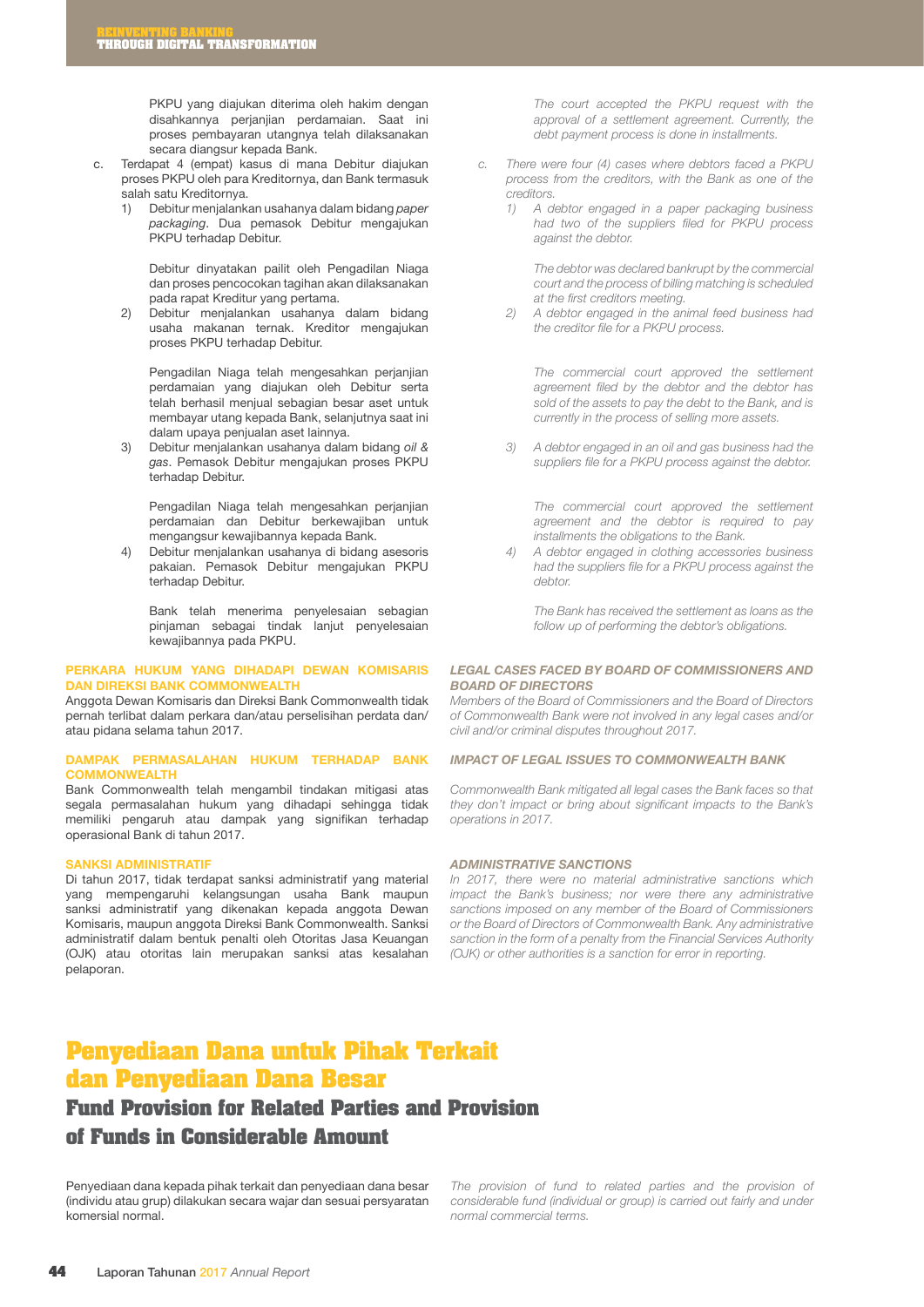PKPU yang diajukan diterima oleh hakim dengan disahkannya perjanjian perdamaian. Saat ini proses pembayaran utangnya telah dilaksanakan secara diangsur kepada Bank.

c. Terdapat 4 (empat) kasus di mana Debitur diajukan proses PKPU oleh para Kreditornya, dan Bank termasuk salah satu Kreditornya.
   1) Debitur menjalankan usahanya dalam bidang *paper packaging*. Dua pemasok Debitur mengajukan PKPU terhadap Debitur.

      Debitur dinyatakan pailit oleh Pengadilan Niaga dan proses pencocokan tagihan akan dilaksanakan pada rapat Kreditur yang pertama.
   2) Debitur menjalankan usahanya dalam bidang usaha makanan ternak. Kreditor mengajukan proses PKPU terhadap Debitur.

      Pengadilan Niaga telah mengesahkan perjanjian perdamaian yang diajukan oleh Debitur serta telah berhasil menjual sebagian besar aset untuk membayar utang kepada Bank, selanjutnya saat ini dalam upaya penjualan aset lainnya.
   3) Debitur menjalankan usahanya dalam bidang *oil & gas*. Pemasok Debitur mengajukan proses PKPU terhadap Debitur.

      Pengadilan Niaga telah mengesahkan perjanjian perdamaian dan Debitur berkewajiban untuk mengangsur kewajibannya kepada Bank.
   4) Debitur menjalankan usahanya di bidang asesoris pakaian. Pemasok Debitur mengajukan PKPU terhadap Debitur.

      Bank telah menerima penyelesaian sebagian pinjaman sebagai tindak lanjut penyelesaian kewajibannya pada PKPU.

*The court accepted the PKPU request with the approval of a settlement agreement. Currently, the debt payment process is done in installments.*

*c. There were four (4) cases where debtors faced a PKPU process from the creditors, with the Bank as one of the creditors.*
   *1) A debtor engaged in a paper packaging business had two of the suppliers filed for PKPU process against the debtor.*

      *The debtor was declared bankrupt by the commercial court and the process of billing matching is scheduled at the first creditors meeting.*
   *2) A debtor engaged in the animal feed business had the creditor file for a PKPU process.*

      *The commercial court approved the settlement agreement filed by the debtor and the debtor has sold of the assets to pay the debt to the Bank, and is currently in the process of selling more assets.*
   *3) A debtor engaged in an oil and gas business had the suppliers file for a PKPU process against the debtor.*

      *The commercial court approved the settlement agreement and the debtor is required to pay installments the obligations to the Bank.*
   *4) A debtor engaged in clothing accessories business had the suppliers file for a PKPU process against the debtor.*

      *The Bank has received the settlement as loans as the follow up of performing the debtor's obligations.*

### PERKARA HUKUM YANG DIHADAPI DEWAN KOMISARIS DAN DIREKSI BANK COMMONWEALTH

Anggota Dewan Komisaris dan Direksi Bank Commonwealth tidak pernah terlibat dalam perkara dan/atau perselisihan perdata dan/atau pidana selama tahun 2017.

### *LEGAL CASES FACED BY BOARD OF COMMISSIONERS AND BOARD OF DIRECTORS*

*Members of the Board of Commissioners and the Board of Directors of Commonwealth Bank were not involved in any legal cases and/or civil and/or criminal disputes throughout 2017.*

### DAMPAK PERMASALAHAN HUKUM TERHADAP BANK COMMONWEALTH

Bank Commonwealth telah mengambil tindakan mitigasi atas segala permasalahan hukum yang dihadapi sehingga tidak memiliki pengaruh atau dampak yang signifikan terhadap operasional Bank di tahun 2017.

### *IMPACT OF LEGAL ISSUES TO COMMONWEALTH BANK*

*Commonwealth Bank mitigated all legal cases the Bank faces so that they don't impact or bring about significant impacts to the Bank's operations in 2017.*

### SANKSI ADMINISTRATIF

Di tahun 2017, tidak terdapat sanksi administratif yang material yang mempengaruhi kelangsungan usaha Bank maupun sanksi administratif yang dikenakan kepada anggota Dewan Komisaris, maupun anggota Direksi Bank Commonwealth. Sanksi administratif dalam bentuk penalti oleh Otoritas Jasa Keuangan (OJK) atau otoritas lain merupakan sanksi atas kesalahan pelaporan.

### *ADMINISTRATIVE SANCTIONS*

*In 2017, there were no material administrative sanctions which impact the Bank's business; nor were there any administrative sanctions imposed on any member of the Board of Commissioners or the Board of Directors of Commonwealth Bank. Any administrative sanction in the form of a penalty from the Financial Services Authority (OJK) or other authorities is a sanction for error in reporting.*

# Penyediaan Dana untuk Pihak Terkait dan Penyediaan Dana Besar

## Fund Provision for Related Parties and Provision of Funds in Considerable Amount

Penyediaan dana kepada pihak terkait dan penyediaan dana besar (individu atau grup) dilakukan secara wajar dan sesuai persyaratan komersial normal.

*The provision of fund to related parties and the provision of considerable fund (individual or group) is carried out fairly and under normal commercial terms.*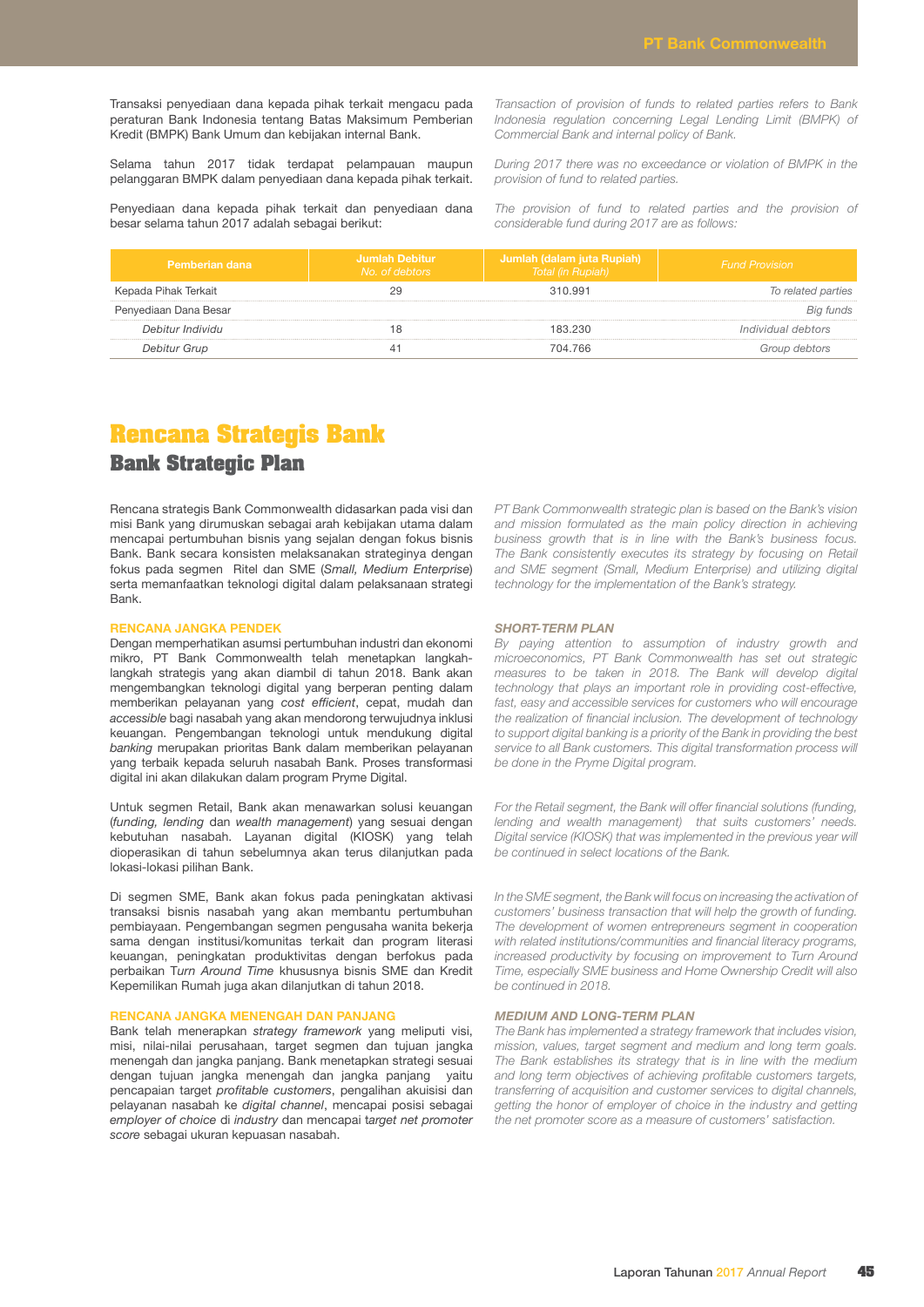Transaksi penyediaan dana kepada pihak terkait mengacu pada peraturan Bank Indonesia tentang Batas Maksimum Pemberian Kredit (BMPK) Bank Umum dan kebijakan internal Bank.

*Transaction of provision of funds to related parties refers to Bank Indonesia regulation concerning Legal Lending Limit (BMPK) of Commercial Bank and internal policy of Bank.*

Selama tahun 2017 tidak terdapat pelampauan maupun pelanggaran BMPK dalam penyediaan dana kepada pihak terkait.

*During 2017 there was no exceedance or violation of BMPK in the provision of fund to related parties.*

Penyediaan dana kepada pihak terkait dan penyediaan dana besar selama tahun 2017 adalah sebagai berikut:

*The provision of fund to related parties and the provision of considerable fund during 2017 are as follows:*

| Pemberian dana | Jumlah Debitur *No. of debtors* | Jumlah (dalam juta Rupiah) *Total (in Rupiah)* | *Fund Provision* |
|---|---|---|---|
| Kepada Pihak Terkait | 29 | 310.991 | *To related parties* |
| Penyediaan Dana Besar | | | *Big funds* |
| *Debitur Individu* | 18 | 183.230 | *Individual debtors* |
| *Debitur Grup* | 41 | 704.766 | *Group debtors* |

# Rencana Strategis Bank
## Bank Strategic Plan

Rencana strategis Bank Commonwealth didasarkan pada visi dan misi Bank yang dirumuskan sebagai arah kebijakan utama dalam mencapai pertumbuhan bisnis yang sejalan dengan fokus bisnis Bank. Bank secara konsisten melaksanakan strateginya dengan fokus pada segmen Ritel dan SME (*Small, Medium Enterprise*) serta memanfaatkan teknologi digital dalam pelaksanaan strategi Bank.

*PT Bank Commonwealth strategic plan is based on the Bank's vision and mission formulated as the main policy direction in achieving business growth that is in line with the Bank's business focus. The Bank consistently executes its strategy by focusing on Retail and SME segment (Small, Medium Enterprise) and utilizing digital technology for the implementation of the Bank's strategy.*

### RENCANA JANGKA PENDEK

Dengan memperhatikan asumsi pertumbuhan industri dan ekonomi mikro, PT Bank Commonwealth telah menetapkan langkah-langkah strategis yang akan diambil di tahun 2018. Bank akan mengembangkan teknologi digital yang berperan penting dalam memberikan pelayanan yang *cost efficient*, cepat, mudah dan *accessible* bagi nasabah yang akan mendorong terwujudnya inklusi keuangan. Pengembangan teknologi untuk mendukung digital *banking* merupakan prioritas Bank dalam memberikan pelayanan yang terbaik kepada seluruh nasabah Bank. Proses transformasi digital ini akan dilakukan dalam program Pryme Digital.

Untuk segmen Retail, Bank akan menawarkan solusi keuangan (*funding, lending* dan *wealth management*) yang sesuai dengan kebutuhan nasabah. Layanan digital (KIOSK) yang telah dioperasikan di tahun sebelumnya akan terus dilanjutkan pada lokasi-lokasi pilihan Bank.

Di segmen SME, Bank akan fokus pada peningkatan aktivasi transaksi bisnis nasabah yang akan membantu pertumbuhan pembiayaan. Pengembangan segmen pengusaha wanita bekerja sama dengan institusi/komunitas terkait dan program literasi keuangan, peningkatan produktivitas dengan berfokus pada perbaikan T*urn Around Time* khususnya bisnis SME dan Kredit Kepemilikan Rumah juga akan dilanjutkan di tahun 2018.

### *SHORT-TERM PLAN*

*By paying attention to assumption of industry growth and microeconomics, PT Bank Commonwealth has set out strategic measures to be taken in 2018. The Bank will develop digital technology that plays an important role in providing cost-effective, fast, easy and accessible services for customers who will encourage the realization of financial inclusion. The development of technology to support digital banking is a priority of the Bank in providing the best service to all Bank customers. This digital transformation process will be done in the Pryme Digital program.*

*For the Retail segment, the Bank will offer financial solutions (funding, lending and wealth management) that suits customers' needs. Digital service (KIOSK) that was implemented in the previous year will be continued in select locations of the Bank.*

*In the SME segment, the Bank will focus on increasing the activation of customers' business transaction that will help the growth of funding. The development of women entrepreneurs segment in cooperation with related institutions/communities and financial literacy programs, increased productivity by focusing on improvement to Turn Around Time, especially SME business and Home Ownership Credit will also be continued in 2018.*

### RENCANA JANGKA MENENGAH DAN PANJANG

Bank telah menerapkan *strategy framework* yang meliputi visi, misi, nilai-nilai perusahaan, target segmen dan tujuan jangka menengah dan jangka panjang. Bank menetapkan strategi sesuai dengan tujuan jangka menengah dan jangka panjang yaitu pencapaian target *profitable customers*, pengalihan akuisisi dan pelayanan nasabah ke *digital channel*, mencapai posisi sebagai *employer of choice* di *industry* dan mencapai *target net promoter score* sebagai ukuran kepuasan nasabah.

### *MEDIUM AND LONG-TERM PLAN*

*The Bank has implemented a strategy framework that includes vision, mission, values, target segment and medium and long term goals. The Bank establishes its strategy that is in line with the medium and long term objectives of achieving profitable customers targets, transferring of acquisition and customer services to digital channels, getting the honor of employer of choice in the industry and getting the net promoter score as a measure of customers' satisfaction.*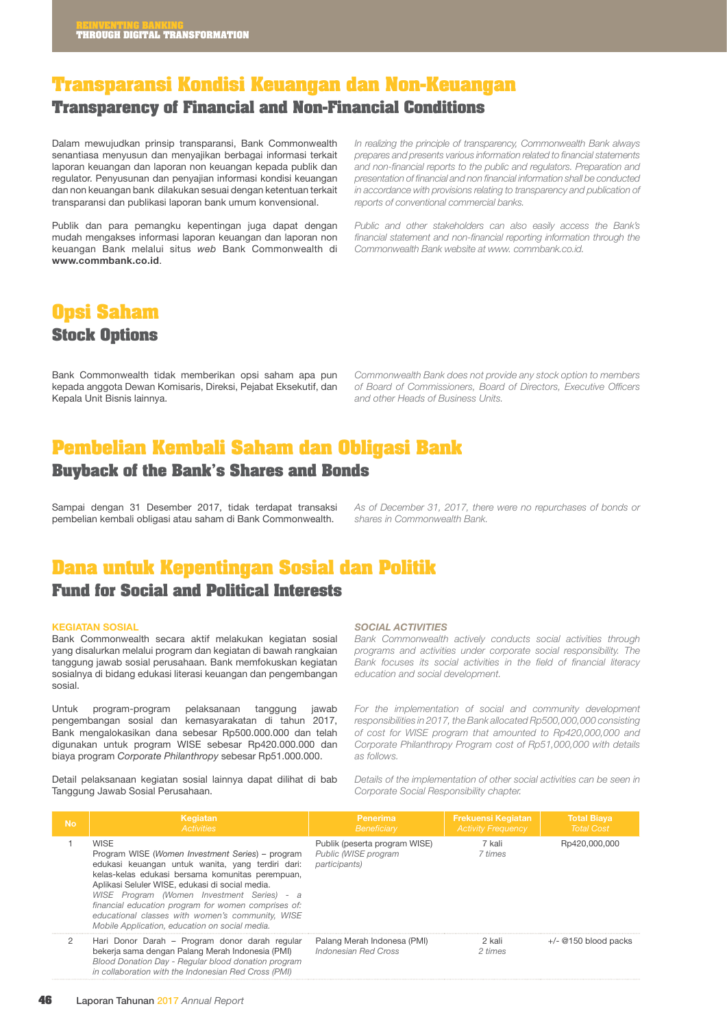# Transparansi Kondisi Keuangan dan Non-Keuangan
## Transparency of Financial and Non-Financial Conditions

Dalam mewujudkan prinsip transparansi, Bank Commonwealth senantiasa menyusun dan menyajikan berbagai informasi terkait laporan keuangan dan laporan non keuangan kepada publik dan regulator. Penyusunan dan penyajian informasi kondisi keuangan dan non keuangan bank dilakukan sesuai dengan ketentuan terkait transparansi dan publikasi laporan bank umum konvensional.

Publik dan para pemangku kepentingan juga dapat dengan mudah mengakses informasi laporan keuangan dan laporan non keuangan Bank melalui situs *web* Bank Commonwealth di **www.commbank.co.id**.

*In realizing the principle of transparency, Commonwealth Bank always prepares and presents various information related to financial statements and non-financial reports to the public and regulators. Preparation and presentation of financial and non financial information shall be conducted in accordance with provisions relating to transparency and publication of reports of conventional commercial banks.*

*Public and other stakeholders can also easily access the Bank's financial statement and non-financial reporting information through the Commonwealth Bank website at www. commbank.co.id.*

# Opsi Saham
## Stock Options

Bank Commonwealth tidak memberikan opsi saham apa pun kepada anggota Dewan Komisaris, Direksi, Pejabat Eksekutif, dan Kepala Unit Bisnis lainnya.

*Commonwealth Bank does not provide any stock option to members of Board of Commissioners, Board of Directors, Executive Officers and other Heads of Business Units.*

# Pembelian Kembali Saham dan Obligasi Bank
## Buyback of the Bank's Shares and Bonds

Sampai dengan 31 Desember 2017, tidak terdapat transaksi pembelian kembali obligasi atau saham di Bank Commonwealth.

*As of December 31, 2017, there were no repurchases of bonds or shares in Commonwealth Bank.*

# Dana untuk Kepentingan Sosial dan Politik
## Fund for Social and Political Interests

**KEGIATAN SOSIAL**

Bank Commonwealth secara aktif melakukan kegiatan sosial yang disalurkan melalui program dan kegiatan di bawah rangkaian tanggung jawab sosial perusahaan. Bank memfokuskan kegiatan sosialnya di bidang edukasi literasi keuangan dan pengembangan sosial.

Untuk program-program pelaksanaan tanggung jawab pengembangan sosial dan kemasyarakatan di tahun 2017, Bank mengalokasikan dana sebesar Rp500.000.000 dan telah digunakan untuk program WISE sebesar Rp420.000.000 dan biaya program *Corporate Philanthropy* sebesar Rp51.000.000.

Detail pelaksanaan kegiatan sosial lainnya dapat dilihat di bab Tanggung Jawab Sosial Perusahaan.

***SOCIAL ACTIVITIES***

*Bank Commonwealth actively conducts social activities through programs and activities under corporate social responsibility. The Bank focuses its social activities in the field of financial literacy education and social development.*

*For the implementation of social and community development responsibilities in 2017, the Bank allocated Rp500,000,000 consisting of cost for WISE program that amounted to Rp420,000,000 and Corporate Philanthropy Program cost of Rp51,000,000 with details as follows.*

*Details of the implementation of other social activities can be seen in Corporate Social Responsibility chapter.*

| No | Kegiatan *Activities* | Penerima *Beneficiary* | Frekuensi Kegiatan *Activity Frequency* | Total Biaya *Total Cost* |
|---|---|---|---|---|
| 1 | WISE<br>Program WISE (*Women Investment Series*) – program edukasi keuangan untuk wanita, yang terdiri dari: kelas-kelas edukasi bersama komunitas perempuan, Aplikasi Seluler WISE, edukasi di social media.<br>*WISE Program (Women Investment Series) - a financial education program for women comprises of: educational classes with women's community, WISE Mobile Application, education on social media.* | Publik (peserta program WISE)<br>*Public (WISE program participants)* | 7 kali<br>*7 times* | Rp420,000,000 |
| 2 | Hari Donor Darah – Program donor darah regular bekerja sama dengan Palang Merah Indonesia (PMI)<br>*Blood Donation Day - Regular blood donation program in collaboration with the Indonesian Red Cross (PMI)* | Palang Merah Indonesia (PMI)<br>*Indonesian Red Cross* | 2 kali<br>*2 times* | +/- @150 blood packs |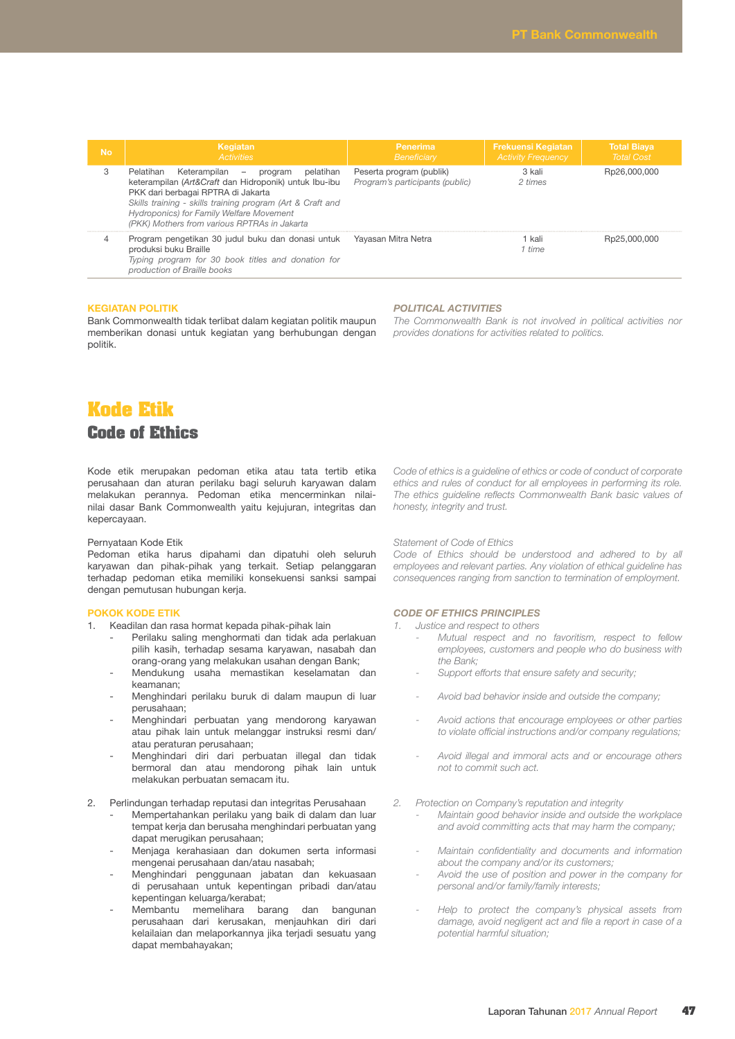| No | Kegiatan *Activities* | Penerima *Beneficiary* | Frekuensi Kegiatan *Activity Frequency* | Total Biaya *Total Cost* |
|---|---|---|---|---|
| 3 | Pelatihan Keterampilan – program pelatihan keterampilan (*Art&Craft* dan Hidroponik) untuk Ibu-ibu PKK dari berbagai RPTRA di Jakarta *Skills training - skills training program (Art & Craft and Hydroponics) for Family Welfare Movement (PKK) Mothers from various RPTRAs in Jakarta* | Peserta program (publik) *Program's participants (public)* | 3 kali *2 times* | Rp26,000,000 |
| 4 | Program pengetikan 30 judul buku dan donasi untuk produksi buku Braille *Typing program for 30 book titles and donation for production of Braille books* | Yayasan Mitra Netra | 1 kali *1 time* | Rp25,000,000 |

**KEGIATAN POLITIK**

Bank Commonwealth tidak terlibat dalam kegiatan politik maupun memberikan donasi untuk kegiatan yang berhubungan dengan politik.

***POLITICAL ACTIVITIES***

*The Commonwealth Bank is not involved in political activities nor provides donations for activities related to politics.*

# Kode Etik
## Code of Ethics

Kode etik merupakan pedoman etika atau tata tertib etika perusahaan dan aturan perilaku bagi seluruh karyawan dalam melakukan perannya. Pedoman etika mencerminkan nilai-nilai dasar Bank Commonwealth yaitu kejujuran, integritas dan kepercayaan.

*Code of ethics is a guideline of ethics or code of conduct of corporate ethics and rules of conduct for all employees in performing its role. The ethics guideline reflects Commonwealth Bank basic values of honesty, integrity and trust.*

Pernyataan Kode Etik

Pedoman etika harus dipahami dan dipatuhi oleh seluruh karyawan dan pihak-pihak yang terkait. Setiap pelanggaran terhadap pedoman etika memiliki konsekuensi sanksi sampai dengan pemutusan hubungan kerja.

*Statement of Code of Ethics*

*Code of Ethics should be understood and adhered to by all employees and relevant parties. Any violation of ethical guideline has consequences ranging from sanction to termination of employment.*

**POKOK KODE ETIK**

1. Keadilan dan rasa hormat kepada pihak-pihak lain
   - Perilaku saling menghormati dan tidak ada perlakuan pilih kasih, terhadap sesama karyawan, nasabah dan orang-orang yang melakukan usahan dengan Bank;
   - Mendukung usaha memastikan keselamatan dan keamanan;
   - Menghindari perilaku buruk di dalam maupun di luar perusahaan;
   - Menghindari perbuatan yang mendorong karyawan atau pihak lain untuk melanggar instruksi resmi dan/atau peraturan perusahaan;
   - Menghindari diri dari perbuatan illegal dan tidak bermoral dan atau mendorong pihak lain untuk melakukan perbuatan semacam itu.
2. Perlindungan terhadap reputasi dan integritas Perusahaan
   - Mempertahankan perilaku yang baik di dalam dan luar tempat kerja dan berusaha menghindari perbuatan yang dapat merugikan perusahaan;
   - Menjaga kerahasiaan dan dokumen serta informasi mengenai perusahaan dan/atau nasabah;
   - Menghindari penggunaan jabatan dan kekuasaan di perusahaan untuk kepentingan pribadi dan/atau kepentingan keluarga/kerabat;
   - Membantu memelihara barang dan bangunan perusahaan dari kerusakan, menjauhkan diri dari kelailaian dan melaporkannya jika terjadi sesuatu yang dapat membahayakan;

***CODE OF ETHICS PRINCIPLES***

1. *Justice and respect to others*
   - *Mutual respect and no favoritism, respect to fellow employees, customers and people who do business with the Bank;*
   - *Support efforts that ensure safety and security;*
   - *Avoid bad behavior inside and outside the company;*
   - *Avoid actions that encourage employees or other parties to violate official instructions and/or company regulations;*
   - *Avoid illegal and immoral acts and or encourage others not to commit such act.*
2. *Protection on Company's reputation and integrity*
   - *Maintain good behavior inside and outside the workplace and avoid committing acts that may harm the company;*
   - *Maintain confidentiality and documents and information about the company and/or its customers;*
   - *Avoid the use of position and power in the company for personal and/or family/family interests;*
   - *Help to protect the company's physical assets from damage, avoid negligent act and file a report in case of a potential harmful situation;*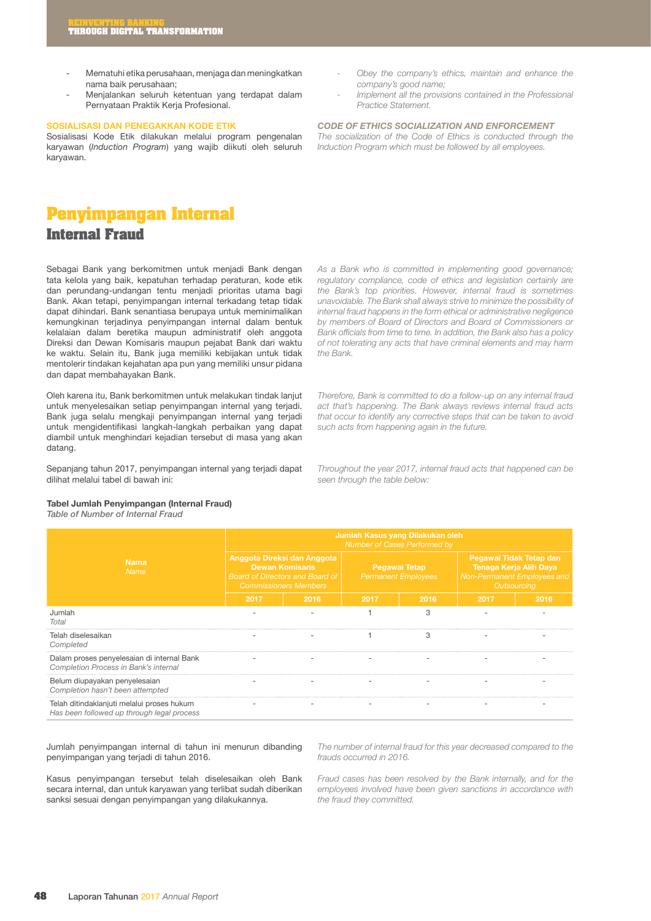- Mematuhi etika perusahaan, menjaga dan meningkatkan nama baik perusahaan;
- Menjalankan seluruh ketentuan yang terdapat dalam Pernyataan Praktik Kerja Profesional.

- *Obey the company's ethics, maintain and enhance the company's good name;*
- *Implement all the provisions contained in the Professional Practice Statement.*

**SOSIALISASI DAN PENEGAKKAN KODE ETIK**

Sosialisasi Kode Etik dilakukan melalui program pengenalan karyawan (*Induction Program*) yang wajib diikuti oleh seluruh karyawan.

***CODE OF ETHICS SOCIALIZATION AND ENFORCEMENT***

*The socialization of the Code of Ethics is conducted through the Induction Program which must be followed by all employees.*

# Penyimpangan Internal
## Internal Fraud

Sebagai Bank yang berkomitmen untuk menjadi Bank dengan tata kelola yang baik, kepatuhan terhadap peraturan, kode etik dan perundang-undangan tentu menjadi prioritas utama bagi Bank. Akan tetapi, penyimpangan internal terkadang tetap tidak dapat dihindari. Bank senantiasa berupaya untuk meminimalkan kemungkinan terjadinya penyimpangan internal dalam bentuk kelalaian dalam beretika maupun administratif oleh anggota Direksi dan Dewan Komisaris maupun pejabat Bank dari waktu ke waktu. Selain itu, Bank juga memiliki kebijakan untuk tidak mentolerir tindakan kejahatan apa pun yang memiliki unsur pidana dan dapat membahayakan Bank.

*As a Bank who is committed in implementing good governance; regulatory compliance, code of ethics and legislation certainly are the Bank's top priorities. However, internal fraud is sometimes unavoidable. The Bank shall always strive to minimize the possibility of internal fraud happens in the form ethical or administrative negligence by members of Board of Directors and Board of Commissioners or Bank officials from time to time. In addition, the Bank also has a policy of not tolerating any acts that have criminal elements and may harm the Bank.*

Oleh karena itu, Bank berkomitmen untuk melakukan tindak lanjut untuk menyelesaikan setiap penyimpangan internal yang terjadi. Bank juga selalu mengkaji penyimpangan internal yang terjadi untuk mengidentifikasi langkah-langkah perbaikan yang dapat diambil untuk menghindari kejadian tersebut di masa yang akan datang.

*Therefore, Bank is committed to do a follow-up on any internal fraud act that's happening. The Bank always reviews internal fraud acts that occur to identify any corrective steps that can be taken to avoid such acts from happening again in the future.*

Sepanjang tahun 2017, penyimpangan internal yang terjadi dapat dilihat melalui tabel di bawah ini:

*Throughout the year 2017, internal fraud acts that happened can be seen through the table below:*

**Tabel Jumlah Penyimpangan (Internal Fraud)**
*Table of Number of Internal Fraud*

| Nama *Name* | Jumlah Kasus yang Dilakukan oleh *Number of Cases Performed by* | | | | | |
|---|---|---|---|---|---|---|
| | Anggota Direksi dan Anggota Dewan Komisaris *Board of Directors and Board of Commissioners Members* | | Pegawai Tetap *Permanent Employees* | | Pegawai Tidak Tetap dan Tenaga Kerja Alih Daya *Non-Permanent Employees and Outsourcing* | |
| | 2017 | 2016 | 2017 | 2016 | 2017 | 2016 |
| Jumlah *Total* | - | - | 1 | 3 | - | - |
| Telah diselesaikan *Completed* | - | - | 1 | 3 | - | - |
| Dalam proses penyelesaian di internal Bank *Completion Process in Bank's internal* | - | - | - | - | - | - |
| Belum diupayakan penyelesaian *Completion hasn't been attempted* | - | - | - | - | - | - |
| Telah ditindaklanjuti melalui proses hukum *Has been followed up through legal process* | - | - | - | - | - | - |

Jumlah penyimpangan internal di tahun ini menurun dibanding penyimpangan yang terjadi di tahun 2016.

*The number of internal fraud for this year decreased compared to the frauds occurred in 2016.*

Kasus penyimpangan tersebut telah diselesaikan oleh Bank secara internal, dan untuk karyawan yang terlibat sudah diberikan sanksi sesuai dengan penyimpangan yang dilakukannya.

*Fraud cases has been resolved by the Bank internally, and for the employees involved have been given sanctions in accordance with the fraud they committed.*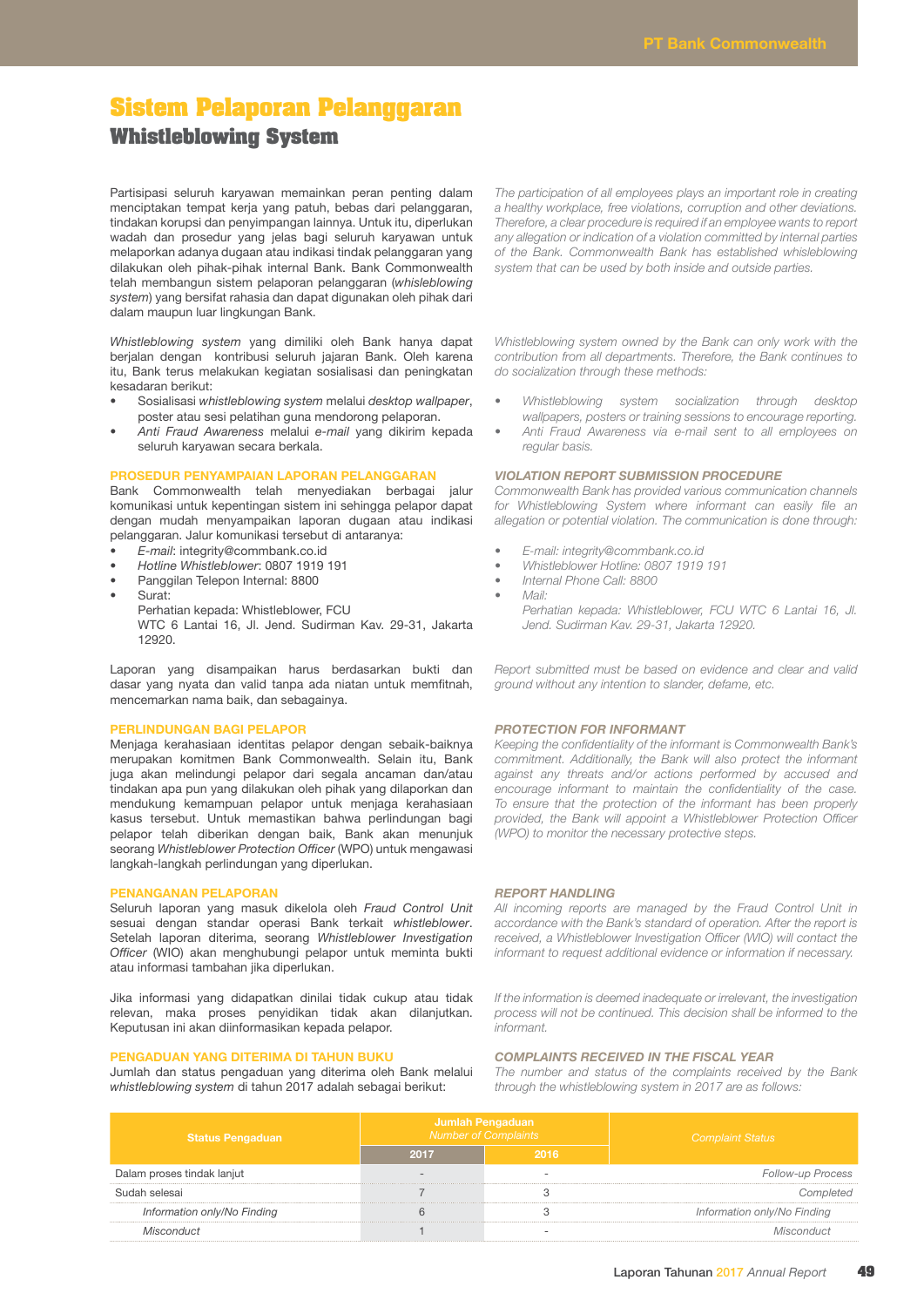# Sistem Pelaporan Pelanggaran
## Whistleblowing System

Partisipasi seluruh karyawan memainkan peran penting dalam menciptakan tempat kerja yang patuh, bebas dari pelanggaran, tindakan korupsi dan penyimpangan lainnya. Untuk itu, diperlukan wadah dan prosedur yang jelas bagi seluruh karyawan untuk melaporkan adanya dugaan atau indikasi tindak pelanggaran yang dilakukan oleh pihak-pihak internal Bank. Bank Commonwealth telah membangun sistem pelaporan pelanggaran (*whisleblowing system*) yang bersifat rahasia dan dapat digunakan oleh pihak dari dalam maupun luar lingkungan Bank.

*The participation of all employees plays an important role in creating a healthy workplace, free violations, corruption and other deviations. Therefore, a clear procedure is required if an employee wants to report any allegation or indication of a violation committed by internal parties of the Bank. Commonwealth Bank has established whisleblowing system that can be used by both inside and outside parties.*

*Whistleblowing system* yang dimiliki oleh Bank hanya dapat berjalan dengan kontribusi seluruh jajaran Bank. Oleh karena itu, Bank terus melakukan kegiatan sosialisasi dan peningkatan kesadaran berikut:

- Sosialisasi *whistleblowing system* melalui *desktop wallpaper*, poster atau sesi pelatihan guna mendorong pelaporan.
- *Anti Fraud Awareness* melalui *e-mail* yang dikirim kepada seluruh karyawan secara berkala.

*Whistleblowing system owned by the Bank can only work with the contribution from all departments. Therefore, the Bank continues to do socialization through these methods:*

- *Whistleblowing system socialization through desktop wallpapers, posters or training sessions to encourage reporting.*
- *Anti Fraud Awareness via e-mail sent to all employees on regular basis.*

### PROSEDUR PENYAMPAIAN LAPORAN PELANGGARAN

Bank Commonwealth telah menyediakan berbagai jalur komunikasi untuk kepentingan sistem ini sehingga pelapor dapat dengan mudah menyampaikan laporan dugaan atau indikasi pelanggaran. Jalur komunikasi tersebut di antaranya:

- *E-mail*: integrity@commbank.co.id
- *Hotline Whistleblower*: 0807 1919 191
- Panggilan Telepon Internal: 8800
- Surat:
  Perhatian kepada: Whistleblower, FCU
  WTC 6 Lantai 16, Jl. Jend. Sudirman Kav. 29-31, Jakarta 12920.

### *VIOLATION REPORT SUBMISSION PROCEDURE*

*Commonwealth Bank has provided various communication channels for Whistleblowing System where informant can easily file an allegation or potential violation. The communication is done through:*

- *E-mail: integrity@commbank.co.id*
- *Whistleblower Hotline: 0807 1919 191*
- *Internal Phone Call: 8800*
- *Mail:*
  *Perhatian kepada: Whistleblower, FCU WTC 6 Lantai 16, Jl. Jend. Sudirman Kav. 29-31, Jakarta 12920.*

Laporan yang disampaikan harus berdasarkan bukti dan dasar yang nyata dan valid tanpa ada niatan untuk memfitnah, mencemarkan nama baik, dan sebagainya.

*Report submitted must be based on evidence and clear and valid ground without any intention to slander, defame, etc.*

### PERLINDUNGAN BAGI PELAPOR

Menjaga kerahasiaan identitas pelapor dengan sebaik-baiknya merupakan komitmen Bank Commonwealth. Selain itu, Bank juga akan melindungi pelapor dari segala ancaman dan/atau tindakan apa pun yang dilakukan oleh pihak yang dilaporkan dan mendukung kemampuan pelapor untuk menjaga kerahasiaan kasus tersebut. Untuk memastikan bahwa perlindungan bagi pelapor telah diberikan dengan baik, Bank akan menunjuk seorang *Whistleblower Protection Officer* (WPO) untuk mengawasi langkah-langkah perlindungan yang diperlukan.

### *PROTECTION FOR INFORMANT*

*Keeping the confidentiality of the informant is Commonwealth Bank's commitment. Additionally, the Bank will also protect the informant against any threats and/or actions performed by accused and encourage informant to maintain the confidentiality of the case. To ensure that the protection of the informant has been properly provided, the Bank will appoint a Whistleblower Protection Officer (WPO) to monitor the necessary protective steps.*

### PENANGANAN PELAPORAN

Seluruh laporan yang masuk dikelola oleh *Fraud Control Unit* sesuai dengan standar operasi Bank terkait *whistleblower*. Setelah laporan diterima, seorang *Whistleblower Investigation Officer* (WIO) akan menghubungi pelapor untuk meminta bukti atau informasi tambahan jika diperlukan.

### *REPORT HANDLING*

*All incoming reports are managed by the Fraud Control Unit in accordance with the Bank's standard of operation. After the report is received, a Whistleblower Investigation Officer (WIO) will contact the informant to request additional evidence or information if necessary.*

Jika informasi yang didapatkan dinilai tidak cukup atau tidak relevan, maka proses penyidikan tidak akan dilanjutkan. Keputusan ini akan diinformasikan kepada pelapor.

*If the information is deemed inadequate or irrelevant, the investigation process will not be continued. This decision shall be informed to the informant.*

### PENGADUAN YANG DITERIMA DI TAHUN BUKU

Jumlah dan status pengaduan yang diterima oleh Bank melalui *whistleblowing system* di tahun 2017 adalah sebagai berikut:

### *COMPLAINTS RECEIVED IN THE FISCAL YEAR*

*The number and status of the complaints received by the Bank through the whistleblowing system in 2017 are as follows:*

| Status Pengaduan | Jumlah Pengaduan *Number of Complaints* | | *Complaint Status* |
|---|---|---|---|
| | 2017 | 2016 | |
| Dalam proses tindak lanjut | - | - | *Follow-up Process* |
| Sudah selesai | 7 | 3 | *Completed* |
| *Information only/No Finding* | 6 | 3 | *Information only/No Finding* |
| *Misconduct* | 1 | - | *Misconduct* |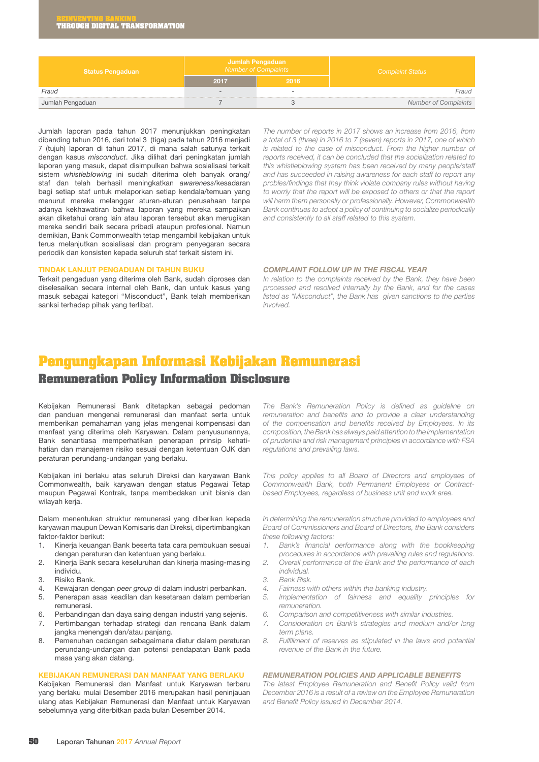| Status Pengaduan | Jumlah Pengaduan *Number of Complaints* | | *Complaint Status* |
|---|---|---|---|
| | 2017 | 2016 | |
| *Fraud* | - | - | *Fraud* |
| Jumlah Pengaduan | 7 | 3 | *Number of Complaints* |

Jumlah laporan pada tahun 2017 menunjukkan peningkatan dibanding tahun 2016, dari total 3 (tiga) pada tahun 2016 menjadi 7 (tujuh) laporan di tahun 2017, di mana salah satunya terkait dengan kasus *misconduct*. Jika dilihat dari peningkatan jumlah laporan yang masuk, dapat disimpulkan bahwa sosialisasi terkait sistem *whistleblowing* ini sudah diterima oleh banyak orang/staf dan telah berhasil meningkatkan *awareness*/kesadaran bagi setiap staf untuk melaporkan setiap kendala/temuan yang menurut mereka melanggar aturan-aturan perusahaan tanpa adanya kekhawatiran bahwa laporan yang mereka sampaikan akan diketahui orang lain atau laporan tersebut akan merugikan mereka sendiri baik secara pribadi ataupun profesional. Namun demikian, Bank Commonwealth tetap mengambil kebijakan untuk terus melanjutkan sosialisasi dan program penyegaran secara periodik dan konsisten kepada seluruh staf terkait sistem ini.

*The number of reports in 2017 shows an increase from 2016, from a total of 3 (three) in 2016 to 7 (seven) reports in 2017, one of which is related to the case of misconduct. From the higher number of reports received, it can be concluded that the socialization related to this whistleblowing system has been received by many people/staff and has succeeded in raising awareness for each staff to report any probles/findings that they think violate company rules without having to worriy that the report will be exposed to others or that the report will harm them personally or professionally. However, Commonwealth Bank continues to adopt a policy of continuing to socialize periodically and consistently to all staff related to this system.*

### TINDAK LANJUT PENGADUAN DI TAHUN BUKU

Terkait pengaduan yang diterima oleh Bank, sudah diproses dan diselesaikan secara internal oleh Bank, dan untuk kasus yang masuk sebagai kategori "Misconduct", Bank telah memberikan sanksi terhadap pihak yang terlibat.

### *COMPLAINT FOLLOW UP IN THE FISCAL YEAR*

*In relation to the complaints received by the Bank, they have been processed and resolved internally by the Bank, and for the cases listed as "Misconduct", the Bank has given sanctions to the parties involved.*

# Pengungkapan Informasi Kebijakan Remunerasi
## Remuneration Policy Information Disclosure

Kebijakan Remunerasi Bank ditetapkan sebagai pedoman dan panduan mengenai remunerasi dan manfaat serta untuk memberikan pemahaman yang jelas mengenai kompensasi dan manfaat yang diterima oleh Karyawan. Dalam penyusunannya, Bank senantiasa memperhatikan penerapan prinsip kehati-hatian dan manajemen risiko sesuai dengan ketentuan OJK dan peraturan perundang-undangan yang berlaku.

*The Bank's Remuneration Policy is defined as guideline on remuneration and benefits and to provide a clear understanding of the compensation and benefits received by Employees. In its composition, the Bank has always paid attention to the implementation of prudential and risk management principles in accordance with FSA regulations and prevailing laws.*

Kebijakan ini berlaku atas seluruh Direksi dan karyawan Bank Commonwealth, baik karyawan dengan status Pegawai Tetap maupun Pegawai Kontrak, tanpa membedakan unit bisnis dan wilayah kerja.

*This policy applies to all Board of Directors and employees of Commonwealth Bank, both Permanent Employees or Contract-based Employees, regardless of business unit and work area.*

Dalam menentukan struktur remunerasi yang diberikan kepada karyawan maupun Dewan Komisaris dan Direksi, dipertimbangkan faktor-faktor berikut:

1. Kinerja keuangan Bank beserta tata cara pembukuan sesuai dengan peraturan dan ketentuan yang berlaku.
2. Kinerja Bank secara keseluruhan dan kinerja masing-masing individu.
3. Risiko Bank.
4. Kewajaran dengan *peer group* di dalam industri perbankan.
5. Penerapan asas keadilan dan kesetaraan dalam pemberian remunerasi.
6. Perbandingan dan daya saing dengan industri yang sejenis.
7. Pertimbangan terhadap strategi dan rencana Bank dalam jangka menengah dan/atau panjang.
8. Pemenuhan cadangan sebagaimana diatur dalam peraturan perundang-undangan dan potensi pendapatan Bank pada masa yang akan datang.

*In determining the remuneration structure provided to employees and Board of Commissioners and Board of Directors, the Bank considers these following factors:*

1. *Bank's financial performance along with the bookkeeping procedures in accordance with prevailing rules and regulations.*
2. *Overall performance of the Bank and the performance of each individual.*
3. *Bank Risk.*
4. *Fairness with others within the banking industry.*
5. *Implementation of fairness and equality principles for remuneration.*
6. *Comparison and competitiveness with similar industries.*
7. *Consideration on Bank's strategies and medium and/or long term plans.*
8. *Fulfillment of reserves as stipulated in the laws and potential revenue of the Bank in the future.*

### KEBIJAKAN REMUNERASI DAN MANFAAT YANG BERLAKU

Kebijakan Remunerasi dan Manfaat untuk Karyawan terbaru yang berlaku mulai Desember 2016 merupakan hasil peninjauan ulang atas Kebijakan Remunerasi dan Manfaat untuk Karyawan sebelumnya yang diterbitkan pada bulan Desember 2014.

### *REMUNERATION POLICIES AND APPLICABLE BENEFITS*

*The latest Employee Remuneration and Benefit Policy valid from December 2016 is a result of a review on the Employee Remuneration and Benefit Policy issued in December 2014.*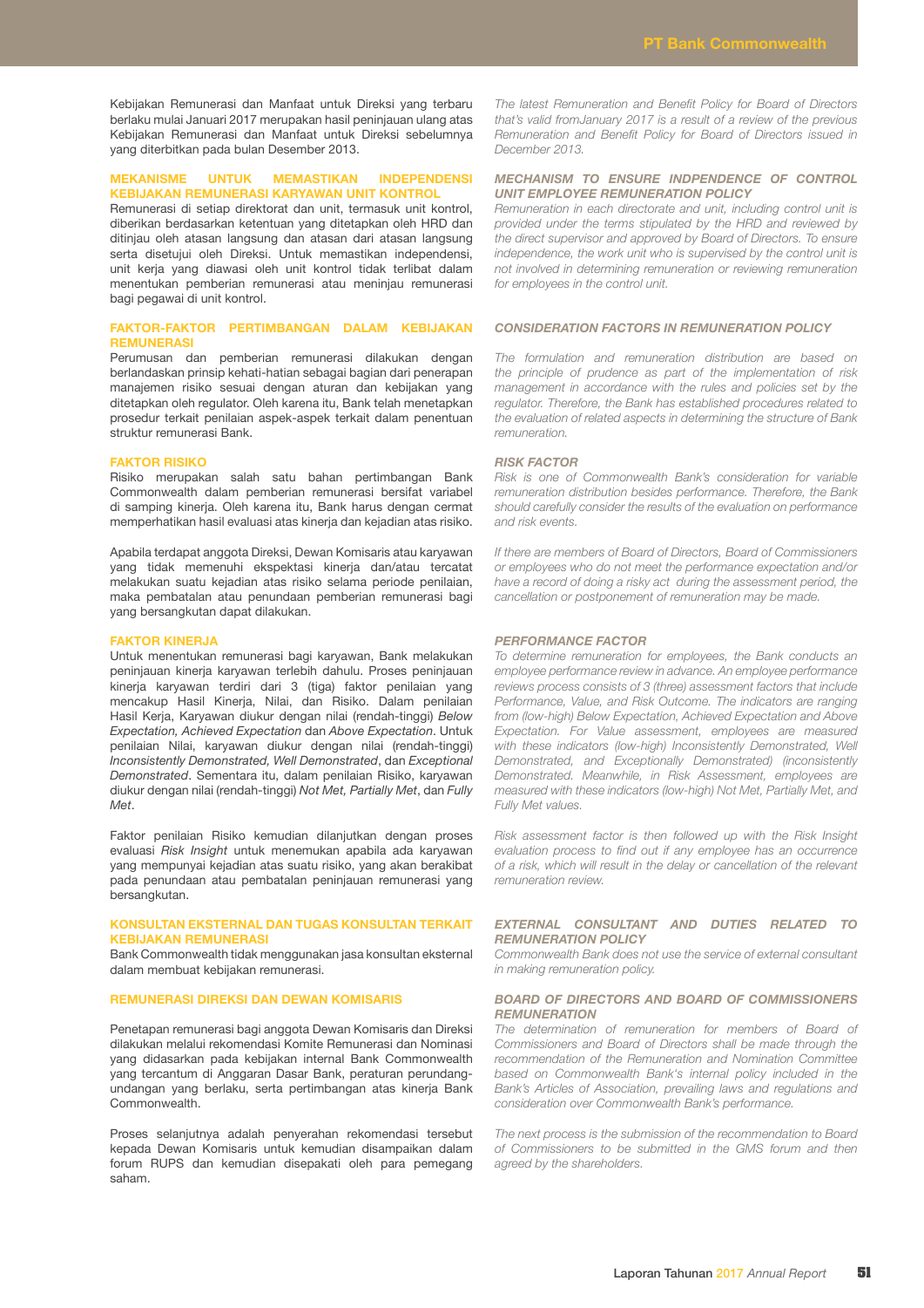Kebijakan Remunerasi dan Manfaat untuk Direksi yang terbaru berlaku mulai Januari 2017 merupakan hasil peninjauan ulang atas Kebijakan Remunerasi dan Manfaat untuk Direksi sebelumnya yang diterbitkan pada bulan Desember 2013.

*The latest Remuneration and Benefit Policy for Board of Directors that's valid fromJanuary 2017 is a result of a review of the previous Remuneration and Benefit Policy for Board of Directors issued in December 2013.*

### MEKANISME UNTUK MEMASTIKAN INDEPENDENSI KEBIJAKAN REMUNERASI KARYAWAN UNIT KONTROL

Remunerasi di setiap direktorat dan unit, termasuk unit kontrol, diberikan berdasarkan ketentuan yang ditetapkan oleh HRD dan ditinjau oleh atasan langsung dan atasan dari atasan langsung serta disetujui oleh Direksi. Untuk memastikan independensi, unit kerja yang diawasi oleh unit kontrol tidak terlibat dalam menentukan pemberian remunerasi atau meninjau remunerasi bagi pegawai di unit kontrol.

### *MECHANISM TO ENSURE INDPENDENCE OF CONTROL UNIT EMPLOYEE REMUNERATION POLICY*

*Remuneration in each directorate and unit, including control unit is provided under the terms stipulated by the HRD and reviewed by the direct supervisor and approved by Board of Directors. To ensure independence, the work unit who is supervised by the control unit is not involved in determining remuneration or reviewing remuneration for employees in the control unit.*

### FAKTOR-FAKTOR PERTIMBANGAN DALAM KEBIJAKAN REMUNERASI

Perumusan dan pemberian remunerasi dilakukan dengan berlandaskan prinsip kehati-hatian sebagai bagian dari penerapan manajemen risiko sesuai dengan aturan dan kebijakan yang ditetapkan oleh regulator. Oleh karena itu, Bank telah menetapkan prosedur terkait penilaian aspek-aspek terkait dalam penentuan struktur remunerasi Bank.

### *CONSIDERATION FACTORS IN REMUNERATION POLICY*

*The formulation and remuneration distribution are based on the principle of prudence as part of the implementation of risk management in accordance with the rules and policies set by the regulator. Therefore, the Bank has established procedures related to the evaluation of related aspects in determining the structure of Bank remuneration.*

### FAKTOR RISIKO

Risiko merupakan salah satu bahan pertimbangan Bank Commonwealth dalam pemberian remunerasi bersifat variabel di samping kinerja. Oleh karena itu, Bank harus dengan cermat memperhatikan hasil evaluasi atas kinerja dan kejadian atas risiko.

Apabila terdapat anggota Direksi, Dewan Komisaris atau karyawan yang tidak memenuhi ekspektasi kinerja dan/atau tercatat melakukan suatu kejadian atas risiko selama periode penilaian, maka pembatalan atau penundaan pemberian remunerasi bagi yang bersangkutan dapat dilakukan.

### *RISK FACTOR*

*Risk is one of Commonwealth Bank's consideration for variable remuneration distribution besides performance. Therefore, the Bank should carefully consider the results of the evaluation on performance and risk events.*

*If there are members of Board of Directors, Board of Commissioners or employees who do not meet the performance expectation and/or have a record of doing a risky act during the assessment period, the cancellation or postponement of remuneration may be made.*

### FAKTOR KINERJA

Untuk menentukan remunerasi bagi karyawan, Bank melakukan peninjauan kinerja karyawan terlebih dahulu. Proses peninjauan kinerja karyawan terdiri dari 3 (tiga) faktor penilaian yang mencakup Hasil Kinerja, Nilai, dan Risiko. Dalam penilaian Hasil Kerja, Karyawan diukur dengan nilai (rendah-tinggi) *Below Expectation, Achieved Expectation* dan *Above Expectation*. Untuk penilaian Nilai, karyawan diukur dengan nilai (rendah-tinggi) *Inconsistently Demonstrated, Well Demonstrated*, dan *Exceptional Demonstrated*. Sementara itu, dalam penilaian Risiko, karyawan diukur dengan nilai (rendah-tinggi) *Not Met, Partially Met*, dan *Fully Met*.

Faktor penilaian Risiko kemudian dilanjutkan dengan proses evaluasi *Risk Insight* untuk menemukan apabila ada karyawan yang mempunyai kejadian atas suatu risiko, yang akan berakibat pada penundaan atau pembatalan peninjauan remunerasi yang bersangkutan.

### *PERFORMANCE FACTOR*

*To determine remuneration for employees, the Bank conducts an employee performance review in advance. An employee performance reviews process consists of 3 (three) assessment factors that include Performance, Value, and Risk Outcome. The indicators are ranging from (low-high) Below Expectation, Achieved Expectation and Above Expectation. For Value assessment, employees are measured with these indicators (low-high) Inconsistently Demonstrated, Well Demonstrated, and Exceptionally Demonstrated) (inconsistently Demonstrated. Meanwhile, in Risk Assessment, employees are measured with these indicators (low-high) Not Met, Partially Met, and Fully Met values.*

*Risk assessment factor is then followed up with the Risk Insight evaluation process to find out if any employee has an occurrence of a risk, which will result in the delay or cancellation of the relevant remuneration review.*

### KONSULTAN EKSTERNAL DAN TUGAS KONSULTAN TERKAIT KEBIJAKAN REMUNERASI

Bank Commonwealth tidak menggunakan jasa konsultan eksternal dalam membuat kebijakan remunerasi.

### *EXTERNAL CONSULTANT AND DUTIES RELATED TO REMUNERATION POLICY*

*Commonwealth Bank does not use the service of external consultant in making remuneration policy.*

### REMUNERASI DIREKSI DAN DEWAN KOMISARIS

Penetapan remunerasi bagi anggota Dewan Komisaris dan Direksi dilakukan melalui rekomendasi Komite Remunerasi dan Nominasi yang didasarkan pada kebijakan internal Bank Commonwealth yang tercantum di Anggaran Dasar Bank, peraturan perundang-undangan yang berlaku, serta pertimbangan atas kinerja Bank Commonwealth.

Proses selanjutnya adalah penyerahan rekomendasi tersebut kepada Dewan Komisaris untuk kemudian disampaikan dalam forum RUPS dan kemudian disepakati oleh para pemegang saham.

### *BOARD OF DIRECTORS AND BOARD OF COMMISSIONERS REMUNERATION*

*The determination of remuneration for members of Board of Commissioners and Board of Directors shall be made through the recommendation of the Remuneration and Nomination Committee based on Commonwealth Bank's internal policy included in the Bank's Articles of Association, prevailing laws and regulations and consideration over Commonwealth Bank's performance.*

*The next process is the submission of the recommendation to Board of Commissioners to be submitted in the GMS forum and then agreed by the shareholders.*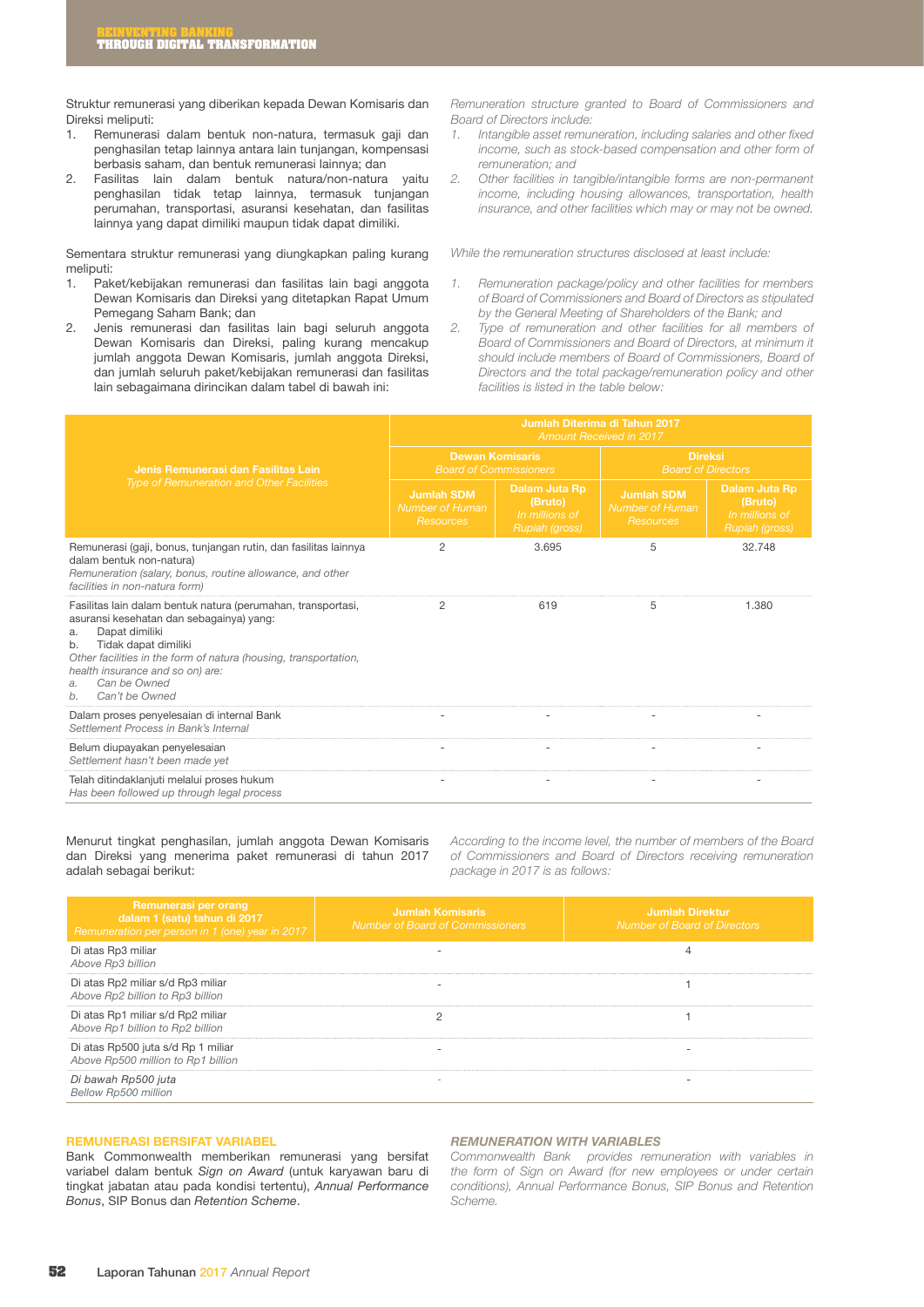Struktur remunerasi yang diberikan kepada Dewan Komisaris dan Direksi meliputi:

1. Remunerasi dalam bentuk non-natura, termasuk gaji dan penghasilan tetap lainnya antara lain tunjangan, kompensasi berbasis saham, dan bentuk remunerasi lainnya; dan
2. Fasilitas lain dalam bentuk natura/non-natura yaitu penghasilan tidak tetap lainnya, termasuk tunjangan perumahan, transportasi, asuransi kesehatan, dan fasilitas lainnya yang dapat dimiliki maupun tidak dapat dimiliki.

*Remuneration structure granted to Board of Commissioners and Board of Directors include:*

1. *Intangible asset remuneration, including salaries and other fixed income, such as stock-based compensation and other form of remuneration; and*
2. *Other facilities in tangible/intangible forms are non-permanent income, including housing allowances, transportation, health insurance, and other facilities which may or may not be owned.*

Sementara struktur remunerasi yang diungkapkan paling kurang meliputi:

1. Paket/kebijakan remunerasi dan fasilitas lain bagi anggota Dewan Komisaris dan Direksi yang ditetapkan Rapat Umum Pemegang Saham Bank; dan
2. Jenis remunerasi dan fasilitas lain bagi seluruh anggota Dewan Komisaris dan Direksi, paling kurang mencakup jumlah anggota Dewan Komisaris, jumlah anggota Direksi, dan jumlah seluruh paket/kebijakan remunerasi dan fasilitas lain sebagaimana dirincikan dalam tabel di bawah ini:

*While the remuneration structures disclosed at least include:*

1. *Remuneration package/policy and other facilities for members of Board of Commissioners and Board of Directors as stipulated by the General Meeting of Shareholders of the Bank; and*
2. *Type of remuneration and other facilities for all members of Board of Commissioners and Board of Directors, at minimum it should include members of Board of Commissioners, Board of Directors and the total package/remuneration policy and other facilities is listed in the table below:*

| Jenis Remunerasi dan Fasilitas Lain *Type of Remuneration and Other Facilities* | Jumlah Diterima di Tahun 2017 *Amount Received in 2017* | | | |
|---|---|---|---|---|
| | Dewan Komisaris *Board of Commissioners* | | Direksi *Board of Directors* | |
| | Jumlah SDM *Number of Human Resources* | Dalam Juta Rp (Bruto) *In millions of Rupiah (gross)* | Jumlah SDM *Number of Human Resources* | Dalam Juta Rp (Bruto) *In millions of Rupiah (gross)* |
| Remunerasi (gaji, bonus, tunjangan rutin, dan fasilitas lainnya dalam bentuk non-natura) *Remuneration (salary, bonus, routine allowance, and other facilities in non-natura form)* | 2 | 3.695 | 5 | 32.748 |
| Fasilitas lain dalam bentuk natura (perumahan, transportasi, asuransi kesehatan dan sebagainya) yang: a. Dapat dimiliki b. Tidak dapat dimiliki *Other facilities in the form of natura (housing, transportation, health insurance and so on) are: a. Can be Owned b. Can't be Owned* | 2 | 619 | 5 | 1.380 |
| Dalam proses penyelesaian di internal Bank *Settlement Process in Bank's Internal* | - | - | - | - |
| Belum diupayakan penyelesaian *Settlement hasn't been made yet* | - | - | - | - |
| Telah ditindaklanjuti melalui proses hukum *Has been followed up through legal process* | - | - | - | - |

Menurut tingkat penghasilan, jumlah anggota Dewan Komisaris dan Direksi yang menerima paket remunerasi di tahun 2017 adalah sebagai berikut:

*According to the income level, the number of members of the Board of Commissioners and Board of Directors receiving remuneration package in 2017 is as follows:*

| Remunerasi per orang dalam 1 (satu) tahun di 2017 *Remuneration per person in 1 (one) year in 2017* | Jumlah Komisaris *Number of Board of Commissioners* | Jumlah Direktur *Number of Board of Directors* |
|---|---|---|
| Di atas Rp3 miliar *Above Rp3 billion* | - | 4 |
| Di atas Rp2 miliar s/d Rp3 miliar *Above Rp2 billion to Rp3 billion* | - | 1 |
| Di atas Rp1 miliar s/d Rp2 miliar *Above Rp1 billion to Rp2 billion* | 2 | 1 |
| Di atas Rp500 juta s/d Rp 1 miliar *Above Rp500 million to Rp1 billion* | - | - |
| *Di bawah Rp500 juta* *Bellow Rp500 million* | - | - |

## REMUNERASI BERSIFAT VARIABEL

Bank Commonwealth memberikan remunerasi yang bersifat variabel dalam bentuk *Sign on Award* (untuk karyawan baru di tingkat jabatan atau pada kondisi tertentu), *Annual Performance Bonus*, SIP Bonus dan *Retention Scheme*.

## *REMUNERATION WITH VARIABLES*

*Commonwealth Bank provides remuneration with variables in the form of Sign on Award (for new employees or under certain conditions), Annual Performance Bonus, SIP Bonus and Retention Scheme.*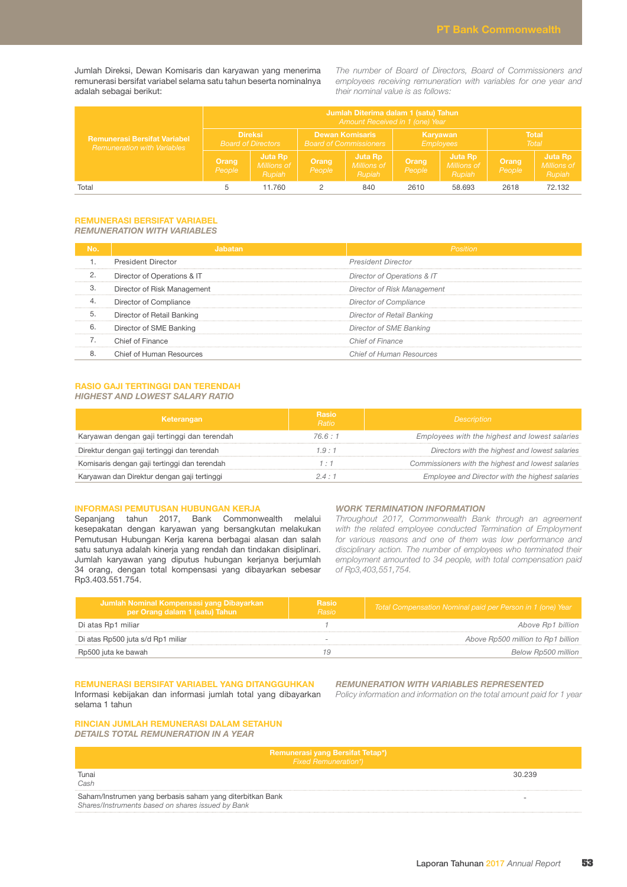Jumlah Direksi, Dewan Komisaris dan karyawan yang menerima remunerasi bersifat variabel selama satu tahun beserta nominalnya adalah sebagai berikut:

*The number of Board of Directors, Board of Commissioners and employees receiving remuneration with variables for one year and their nominal value is as follows:*

| Remunerasi Bersifat Variabel *Remuneration with Variables* | Jumlah Diterima dalam 1 (satu) Tahun *Amount Received in 1 (one) Year* | | | | | | | |
|---|---|---|---|---|---|---|---|---|
| | Direksi *Board of Directors* | | Dewan Komisaris *Board of Commissioners* | | Karyawan *Employees* | | Total *Total* | |
| | Orang *People* | Juta Rp *Millions of Rupiah* | Orang *People* | Juta Rp *Millions of Rupiah* | Orang *People* | Juta Rp *Millions of Rupiah* | Orang *People* | Juta Rp *Millions of Rupiah* |
| Total | 5 | 11.760 | 2 | 840 | 2610 | 58.693 | 2618 | 72.132 |

## REMUNERASI BERSIFAT VARIABEL
### *REMUNERATION WITH VARIABLES*

| No. | Jabatan | *Position* |
|---|---|---|
| 1. | President Director | *President Director* |
| 2. | Director of Operations & IT | *Director of Operations & IT* |
| 3. | Director of Risk Management | *Director of Risk Management* |
| 4. | Director of Compliance | *Director of Compliance* |
| 5. | Director of Retail Banking | *Director of Retail Banking* |
| 6. | Director of SME Banking | *Director of SME Banking* |
| 7. | Chief of Finance | *Chief of Finance* |
| 8. | Chief of Human Resources | *Chief of Human Resources* |

## RASIO GAJI TERTINGGI DAN TERENDAH
### *HIGHEST AND LOWEST SALARY RATIO*

| Keterangan | Rasio *Ratio* | *Description* |
|---|---|---|
| Karyawan dengan gaji tertinggi dan terendah | *76.6 : 1* | *Employees with the highest and lowest salaries* |
| Direktur dengan gaji tertinggi dan terendah | *1.9 : 1* | *Directors with the highest and lowest salaries* |
| Komisaris dengan gaji tertinggi dan terendah | *1 : 1* | *Commissioners with the highest and lowest salaries* |
| Karyawan dan Direktur dengan gaji tertinggi | *2.4 : 1* | *Employee and Director with the highest salaries* |

## INFORMASI PEMUTUSAN HUBUNGAN KERJA

Sepanjang tahun 2017, Bank Commonwealth melalui kesepakatan dengan karyawan yang bersangkutan melakukan Pemutusan Hubungan Kerja karena berbagai alasan dan salah satu satunya adalah kinerja yang rendah dan tindakan disiplinari. Jumlah karyawan yang diputus hubungan kerjanya berjumlah 34 orang, dengan total kompensasi yang dibayarkan sebesar Rp3.403.551.754.

## *WORK TERMINATION INFORMATION*

*Throughout 2017, Commonwealth Bank through an agreement with the related employee conducted Termination of Employment for various reasons and one of them was low performance and disciplinary action. The number of employees who terminated their employment amounted to 34 people, with total compensation paid of Rp3,403,551,754.*

| Jumlah Nominal Kompensasi yang Dibayarkan per Orang dalam 1 (satu) Tahun | Rasio *Rasio* | *Total Compensation Nominal paid per Person in 1 (one) Year* |
|---|---|---|
| Di atas Rp1 miliar | *1* | *Above Rp1 billion* |
| Di atas Rp500 juta s/d Rp1 miliar | *-* | *Above Rp500 million to Rp1 billion* |
| Rp500 juta ke bawah | *19* | *Below Rp500 million* |

## REMUNERASI BERSIFAT VARIABEL YANG DITANGGUHKAN

Informasi kebijakan dan informasi jumlah total yang dibayarkan selama 1 tahun

## *REMUNERATION WITH VARIABLES REPRESENTED*

*Policy information and information on the total amount paid for 1 year*

## RINCIAN JUMLAH REMUNERASI DALAM SETAHUN
### *DETAILS TOTAL REMUNERATION IN A YEAR*

| Remunerasi yang Bersifat Tetap*) *Fixed Remuneration*)* | |
|---|---|
| Tunai *Cash* | 30.239 |
| Saham/Instrumen yang berbasis saham yang diterbitkan Bank *Shares/Instruments based on shares issued by Bank* | - |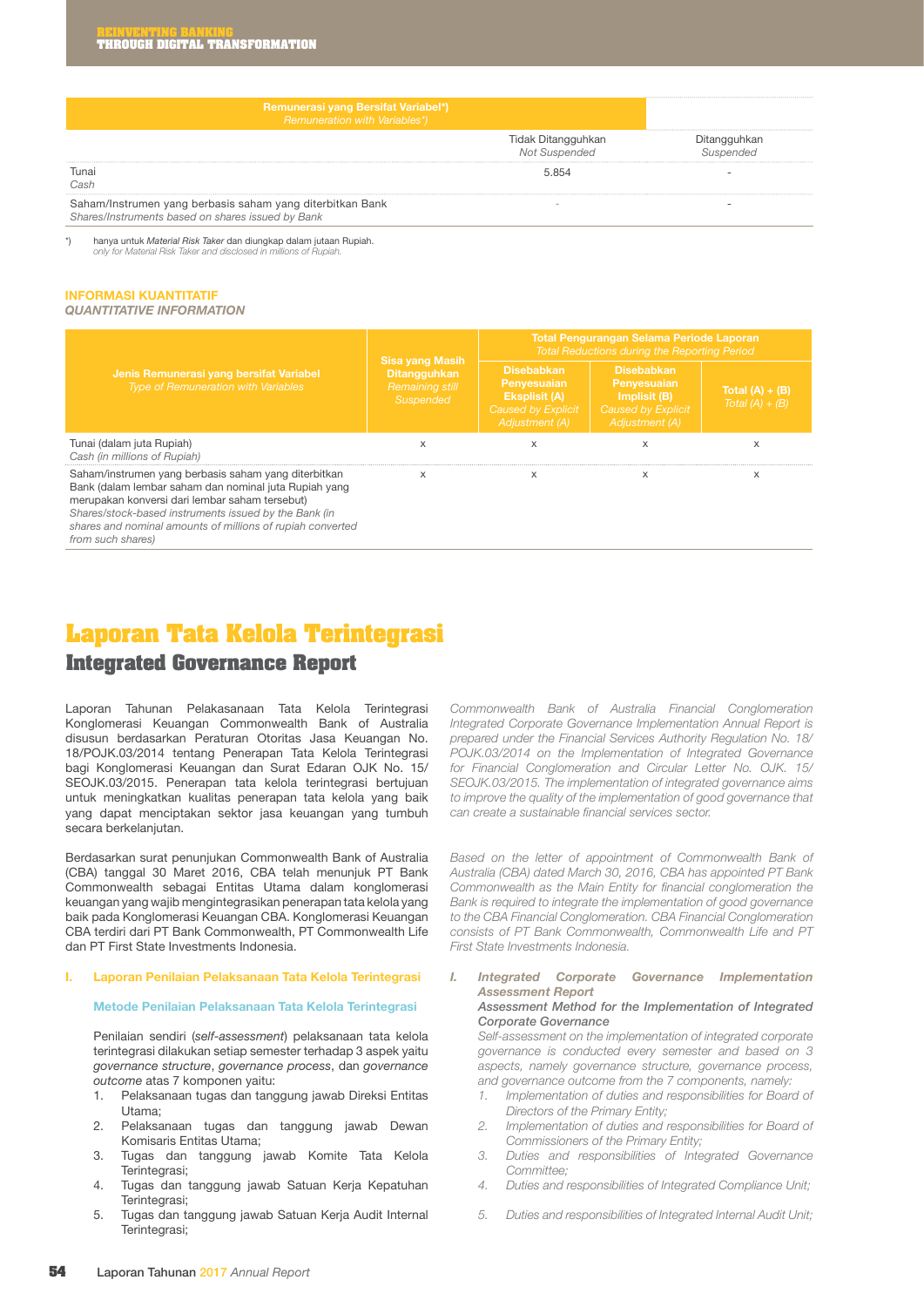| Remunerasi yang Bersifat Variabel*)<br>*Remuneration with Variables*)* | Tidak Ditangguhkan<br>*Not Suspended* | Ditangguhkan<br>*Suspended* |
|---|---|---|
| Tunai<br>*Cash* | 5.854 | - |
| Saham/Instrumen yang berbasis saham yang diterbitkan Bank<br>*Shares/Instruments based on shares issued by Bank* | - | - |

*) hanya untuk *Material Risk Taker* dan diungkap dalam jutaan Rupiah.
*only for Material Risk Taker and disclosed in millions of Rupiah.*

**INFORMASI KUANTITATIF**
***QUANTITATIVE INFORMATION***

| Jenis Remunerasi yang bersifat Variabel<br>*Type of Remuneration with Variables* | Sisa yang Masih Ditangguhkan<br>*Remaining still Suspended* | Total Pengurangan Selama Periode Laporan<br>*Total Reductions during the Reporting Period* | | |
|---|---|---|---|---|
| | | Disebabkan Penyesuaian Eksplisit (A)<br>*Caused by Explicit Adjustment (A)* | Disebabkan Penyesuaian Implisit (B)<br>*Caused by Explicit Adjustment (A)* | Total (A) + (B)<br>*Total (A) + (B)* |
| Tunai (dalam juta Rupiah)<br>*Cash (in millions of Rupiah)* | x | x | x | x |
| Saham/instrumen yang berbasis saham yang diterbitkan Bank (dalam lembar saham dan nominal juta Rupiah yang merupakan konversi dari lembar saham tersebut)<br>*Shares/stock-based instruments issued by the Bank (in shares and nominal amounts of millions of rupiah converted from such shares)* | x | x | x | x |

# Laporan Tata Kelola Terintegrasi
## Integrated Governance Report

Laporan Tahunan Pelakasanaan Tata Kelola Terintegrasi Konglomerasi Keuangan Commonwealth Bank of Australia disusun berdasarkan Peraturan Otoritas Jasa Keuangan No. 18/POJK.03/2014 tentang Penerapan Tata Kelola Terintegrasi bagi Konglomerasi Keuangan dan Surat Edaran OJK No. 15/SEOJK.03/2015. Penerapan tata kelola terintegrasi bertujuan untuk meningkatkan kualitas penerapan tata kelola yang baik yang dapat menciptakan sektor jasa keuangan yang tumbuh secara berkelanjutan.

*Commonwealth Bank of Australia Financial Conglomeration Integrated Corporate Governance Implementation Annual Report is prepared under the Financial Services Authority Regulation No. 18/POJK.03/2014 on the Implementation of Integrated Governance for Financial Conglomeration and Circular Letter No. OJK. 15/SEOJK.03/2015. The implementation of integrated governance aims to improve the quality of the implementation of good governance that can create a sustainable financial services sector.*

Berdasarkan surat penunjukan Commonwealth Bank of Australia (CBA) tanggal 30 Maret 2016, CBA telah menunjuk PT Bank Commonwealth sebagai Entitas Utama dalam konglomerasi keuangan yang wajib mengintegrasikan penerapan tata kelola yang baik pada Konglomerasi Keuangan CBA. Konglomerasi Keuangan CBA terdiri dari PT Bank Commonwealth, PT Commonwealth Life dan PT First State Investments Indonesia.

*Based on the letter of appointment of Commonwealth Bank of Australia (CBA) dated March 30, 2016, CBA has appointed PT Bank Commonwealth as the Main Entity for financial conglomeration the Bank is required to integrate the implementation of good governance to the CBA Financial Conglomeration. CBA Financial Conglomeration consists of PT Bank Commonwealth, Commonwealth Life and PT First State Investments Indonesia.*

### I. Laporan Penilaian Pelaksanaan Tata Kelola Terintegrasi

#### Metode Penilaian Pelaksanaan Tata Kelola Terintegrasi

Penilaian sendiri (*self-assessment*) pelaksanaan tata kelola terintegrasi dilakukan setiap semester terhadap 3 aspek yaitu *governance structure*, *governance process*, dan *governance outcome* atas 7 komponen yaitu:

1. Pelaksanaan tugas dan tanggung jawab Direksi Entitas Utama;
2. Pelaksanaan tugas dan tanggung jawab Dewan Komisaris Entitas Utama;
3. Tugas dan tanggung jawab Komite Tata Kelola Terintegrasi;
4. Tugas dan tanggung jawab Satuan Kerja Kepatuhan Terintegrasi;
5. Tugas dan tanggung jawab Satuan Kerja Audit Internal Terintegrasi;

### *I. Integrated Corporate Governance Implementation Assessment Report*

#### *Assessment Method for the Implementation of Integrated Corporate Governance*

*Self-assessment on the implementation of integrated corporate governance is conducted every semester and based on 3 aspects, namely governance structure, governance process, and governance outcome from the 7 components, namely:*

1. *Implementation of duties and responsibilities for Board of Directors of the Primary Entity;*
2. *Implementation of duties and responsibilities for Board of Commissioners of the Primary Entity;*
3. *Duties and responsibilities of Integrated Governance Committee;*
4. *Duties and responsibilities of Integrated Compliance Unit;*
5. *Duties and responsibilities of Integrated Internal Audit Unit;*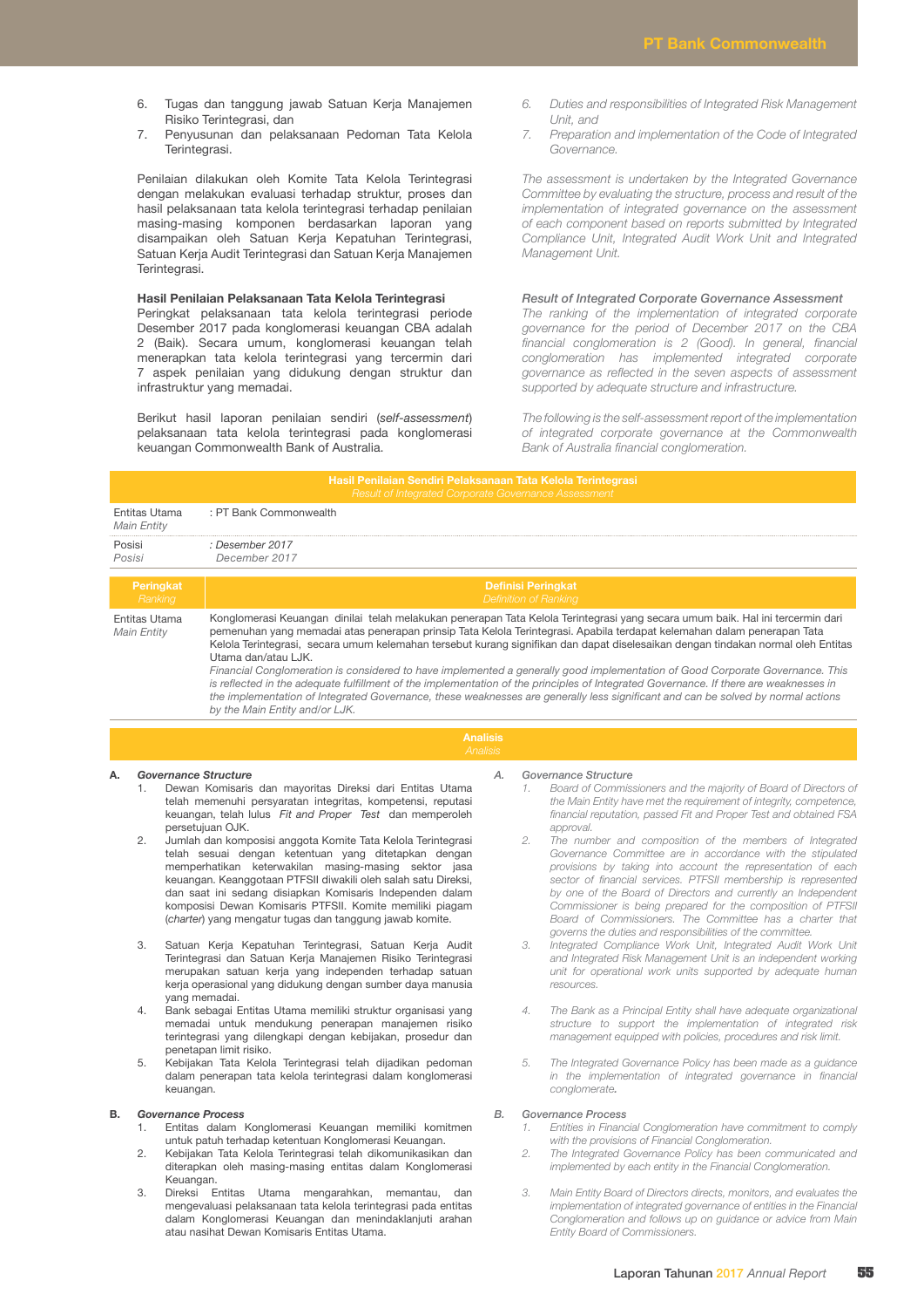6. Tugas dan tanggung jawab Satuan Kerja Manajemen Risiko Terintegrasi, dan
7. Penyusunan dan pelaksanaan Pedoman Tata Kelola Terintegrasi.

Penilaian dilakukan oleh Komite Tata Kelola Terintegrasi dengan melakukan evaluasi terhadap struktur, proses dan hasil pelaksanaan tata kelola terintegrasi terhadap penilaian masing-masing komponen berdasarkan laporan yang disampaikan oleh Satuan Kerja Kepatuhan Terintegrasi, Satuan Kerja Audit Terintegrasi dan Satuan Kerja Manajemen Risiko Terintegrasi.

*6. Duties and responsibilities of Integrated Risk Management Unit, and*
*7. Preparation and implementation of the Code of Integrated Governance.*

*The assessment is undertaken by the Integrated Governance Committee by evaluating the structure, process and result of the implementation of integrated governance on the assessment of each component based on reports submitted by Integrated Compliance Unit, Integrated Audit Work Unit and Integrated Management Unit.*

**Hasil Penilaian Pelaksanaan Tata Kelola Terintegrasi**

Peringkat pelaksanaan tata kelola terintegrasi periode Desember 2017 pada konglomerasi keuangan CBA adalah 2 (Baik). Secara umum, konglomerasi keuangan telah menerapkan tata kelola terintegrasi yang tercermin dari 7 aspek penilaian yang didukung dengan struktur dan infrastruktur yang memadai.

Berikut hasil laporan penilaian sendiri (*self-assessment*) pelaksanaan tata kelola terintegrasi pada konglomerasi keuangan Commonwealth Bank of Australia.

***Result of Integrated Corporate Governance Assessment***

*The ranking of the implementation of integrated corporate governance for the period of December 2017 on the CBA financial conglomeration is 2 (Good). In general, financial conglomeration has implemented integrated corporate governance as reflected in the seven aspects of assessment supported by adequate structure and infrastructure.*

*The following is the self-assessment report of the implementation of integrated corporate governance at the Commonwealth Bank of Australia financial conglomeration.*

| **Hasil Penilaian Sendiri Pelaksanaan Tata Kelola Terintegrasi** *Result of Integrated Corporate Governance Assessment* | |
|---|---|
| Entitas Utama *Main Entity* | : PT Bank Commonwealth |
| Posisi *Posisi* | *: Desember 2017* *December 2017* |
| **Peringkat** *Ranking* | **Definisi Peringkat** *Definition of Ranking* |
| Entitas Utama *Main Entity* | Konglomerasi Keuangan dinilai telah melakukan penerapan Tata Kelola Terintegrasi yang secara umum baik. Hal ini tercermin dari pemenuhan yang memadai atas penerapan prinsip Tata Kelola Terintegrasi. Apabila terdapat kelemahan dalam penerapan Tata Kelola Terintegrasi, secara umum kelemahan tersebut kurang signifikan dan dapat diselesaikan dengan tindakan normal oleh Entitas Utama dan/atau LJK. *Financial Conglomeration is considered to have implemented a generally good implementation of Good Corporate Governance. This is reflected in the adequate fulfillment of the implementation of the principles of Integrated Governance. If there are weaknesses in the implementation of Integrated Governance, these weaknesses are generally less significant and can be solved by normal actions by the Main Entity and/or LJK.* |

**Analisis**
*Analisis*

**A. *Governance Structure***

1. Dewan Komisaris dan mayoritas Direksi dari Entitas Utama telah memenuhi persyaratan integritas, kompetensi, reputasi keuangan, telah lulus *Fit and Proper Test* dan memperoleh persetujuan OJK.
2. Jumlah dan komposisi anggota Komite Tata Kelola Terintegrasi telah sesuai dengan ketentuan yang ditetapkan dengan memperhatikan keterwakilan masing-masing sektor jasa keuangan. Keanggotaan PTFSII diwakili oleh salah satu Direksi, dan saat ini sedang disiapkan Komisaris Independen dalam komposisi Dewan Komisaris PTFSII. Komite memiliki piagam (*charter*) yang mengatur tugas dan tanggung jawab komite.
3. Satuan Kerja Kepatuhan Terintegrasi, Satuan Kerja Audit Terintegrasi dan Satuan Kerja Manajemen Risiko Terintegrasi merupakan satuan kerja yang independen terhadap satuan kerja operasional yang didukung dengan sumber daya manusia yang memadai.
4. Bank sebagai Entitas Utama memiliki struktur organisasi yang memadai untuk mendukung penerapan manajemen risiko terintegrasi yang dilengkapi dengan kebijakan, prosedur dan penetapan limit risiko.
5. Kebijakan Tata Kelola Terintegrasi telah dijadikan pedoman dalam penerapan tata kelola terintegrasi dalam konglomerasi keuangan.

***A. Governance Structure***

*1. Board of Commissioners and the majority of Board of Directors of the Main Entity have met the requirement of integrity, competence, financial reputation, passed Fit and Proper Test and obtained FSA approval.*
*2. The number and composition of the members of Integrated Governance Committee are in accordance with the stipulated provisions by taking into account the representation of each sector of financial services. PTFSII membership is represented by one of the Board of Directors and currently an Independent Commissioner is being prepared for the composition of PTFSII Board of Commissioners. The Committee has a charter that governs the duties and responsibilities of the committee.*
*3. Integrated Compliance Work Unit, Integrated Audit Work Unit and Integrated Risk Management Unit is an independent working unit for operational work units supported by adequate human resources.*
*4. The Bank as a Principal Entity shall have adequate organizational structure to support the implementation of integrated risk management equipped with policies, procedures and risk limit.*
*5. The Integrated Governance Policy has been made as a guidance in the implementation of integrated governance in financial conglomerate.*

**B. *Governance Process***

1. Entitas dalam Konglomerasi Keuangan memiliki komitmen untuk patuh terhadap ketentuan Konglomerasi Keuangan.
2. Kebijakan Tata Kelola Terintegrasi telah dikomunikasikan dan diterapkan oleh masing-masing entitas dalam Konglomerasi Keuangan.
3. Direksi Entitas Utama mengarahkan, memantau, dan mengevaluasi pelaksanaan tata kelola terintegrasi pada entitas dalam Konglomerasi Keuangan dan menindaklanjuti arahan atau nasihat Dewan Komisaris Entitas Utama.

***B. Governance Process***

*1. Entities in Financial Conglomeration have commitment to comply with the provisions of Financial Conglomeration.*
*2. The Integrated Governance Policy has been communicated and implemented by each entity in the Financial Conglomeration.*
*3. Main Entity Board of Directors directs, monitors, and evaluates the implementation of integrated governance of entities in the Financial Conglomeration and follows up on guidance or advice from Main Entity Board of Commissioners.*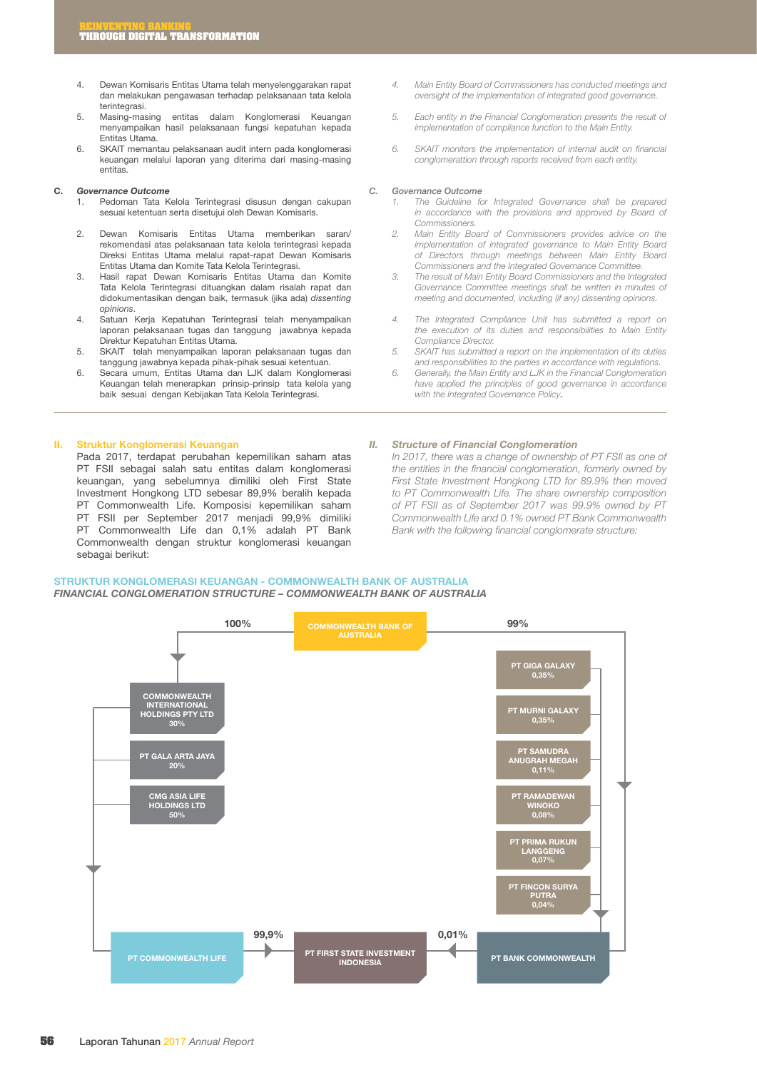4. Dewan Komisaris Entitas Utama telah menyelenggarakan rapat dan melakukan pengawasan terhadap pelaksanaan tata kelola terintegrasi.
5. Masing-masing entitas dalam Konglomerasi Keuangan menyampaikan hasil pelaksanaan fungsi kepatuhan kepada Entitas Utama.
6. SKAIT memantau pelaksanaan audit intern pada konglomerasi keuangan melalui laporan yang diterima dari masing-masing entitas.

*4. Main Entity Board of Commissioners has conducted meetings and oversight of the implementation of integrated good governance.*

*5. Each entity in the Financial Conglomeration presents the result of implementation of compliance function to the Main Entity.*

*6. SKAIT monitors the implementation of internal audit on financial conglomerattion through reports received from each entity.*

**C. *Governance Outcome***

1. Pedoman Tata Kelola Terintegrasi disusun dengan cakupan sesuai ketentuan serta disetujui oleh Dewan Komisaris.
2. Dewan Komisaris Entitas Utama memberikan saran/ rekomendasi atas pelaksanaan tata kelola terintegrasi kepada Direksi Entitas Utama melalui rapat-rapat Dewan Komisaris Entitas Utama dan Komite Tata Kelola Terintegrasi.
3. Hasil rapat Dewan Komisaris Entitas Utama dan Komite Tata Kelola Terintegrasi dituangkan dalam risalah rapat dan didokumentasikan dengan baik, termasuk (jika ada) *dissenting opinions*.
4. Satuan Kerja Kepatuhan Terintegrasi telah menyampaikan laporan pelaksanaan tugas dan tanggung jawabnya kepada Direktur Kepatuhan Entitas Utama.
5. SKAIT telah menyampaikan laporan pelaksanaan tugas dan tanggung jawabnya kepada pihak-pihak sesuai ketentuan.
6. Secara umum, Entitas Utama dan LJK dalam Konglomerasi Keuangan telah menerapkan prinsip-prinsip tata kelola yang baik sesuai dengan Kebijakan Tata Kelola Terintegrasi.

*C. Governance Outcome*

*1. The Guideline for Integrated Governance shall be prepared in accordance with the provisions and approved by Board of Commissioners.*

*2. Main Entity Board of Commissioners provides advice on the implementation of integrated governance to Main Entity Board of Directors through meetings between Main Entity Board Commissioners and the Integrated Governance Committee.*

*3. The result of Main Entity Board Commissioners and the Integrated Governance Committee meetings shall be written in minutes of meeting and documented, including (if any) dissenting opinions.*

*4. The Integrated Compliance Unit has submitted a report on the execution of its duties and responsibilities to Main Entity Compliance Director.*

*5. SKAIT has submitted a report on the implementation of its duties and responsibilities to the parties in accordance with regulations.*

*6. Generally, the Main Entity and LJK in the Financial Conglomeration have applied the principles of good governance in accordance with the Integrated Governance Policy.*

## II. Struktur Konglomerasi Keuangan

Pada 2017, terdapat perubahan kepemilikan saham atas PT FSII sebagai salah satu entitas dalam konglomerasi keuangan, yang sebelumnya dimiliki oleh First State Investment Hongkong LTD sebesar 89,9% beralih kepada PT Commonwealth Life. Komposisi kepemilikan saham PT FSII per September 2017 menjadi 99,9% dimiliki PT Commonwealth Life dan 0,1% adalah PT Bank Commonwealth dengan struktur konglomerasi keuangan sebagai berikut:

## *II. Structure of Financial Conglomeration*

*In 2017, there was a change of ownership of PT FSII as one of the entities in the financial conglomeration, formerly owned by First State Investment Hongkong LTD for 89.9% then moved to PT Commonwealth Life. The share ownership composition of PT FSII as of September 2017 was 99.9% owned by PT Commonwealth Life and 0.1% owned PT Bank Commonwealth Bank with the following financial conglomerate structure:*

**STRUKTUR KONGLOMERASI KEUANGAN - COMMONWEALTH BANK OF AUSTRALIA**

***FINANCIAL CONGLOMERATION STRUCTURE – COMMONWEALTH BANK OF AUSTRALIA***

- COMMONWEALTH BANK OF AUSTRALIA
  - 100% → COMMONWEALTH INTERNATIONAL HOLDINGS PTY LTD 30%
    - PT GALA ARTA JAYA 20%
    - CMG ASIA LIFE HOLDINGS LTD 50%
    - → PT COMMONWEALTH LIFE
  - 99% → PT BANK COMMONWEALTH
    - PT GIGA GALAXY 0,35%
    - PT MURNI GALAXY 0,35%
    - PT SAMUDRA ANUGRAH MEGAH 0,11%
    - PT RAMADEWAN WINOKO 0,08%
    - PT PRIMA RUKUN LANGGENG 0,07%
    - PT FINCON SURYA PUTRA 0,04%
- PT COMMONWEALTH LIFE — 99,9% → PT FIRST STATE INVESTMENT INDONESIA
- PT BANK COMMONWEALTH — 0,01% → PT FIRST STATE INVESTMENT INDONESIA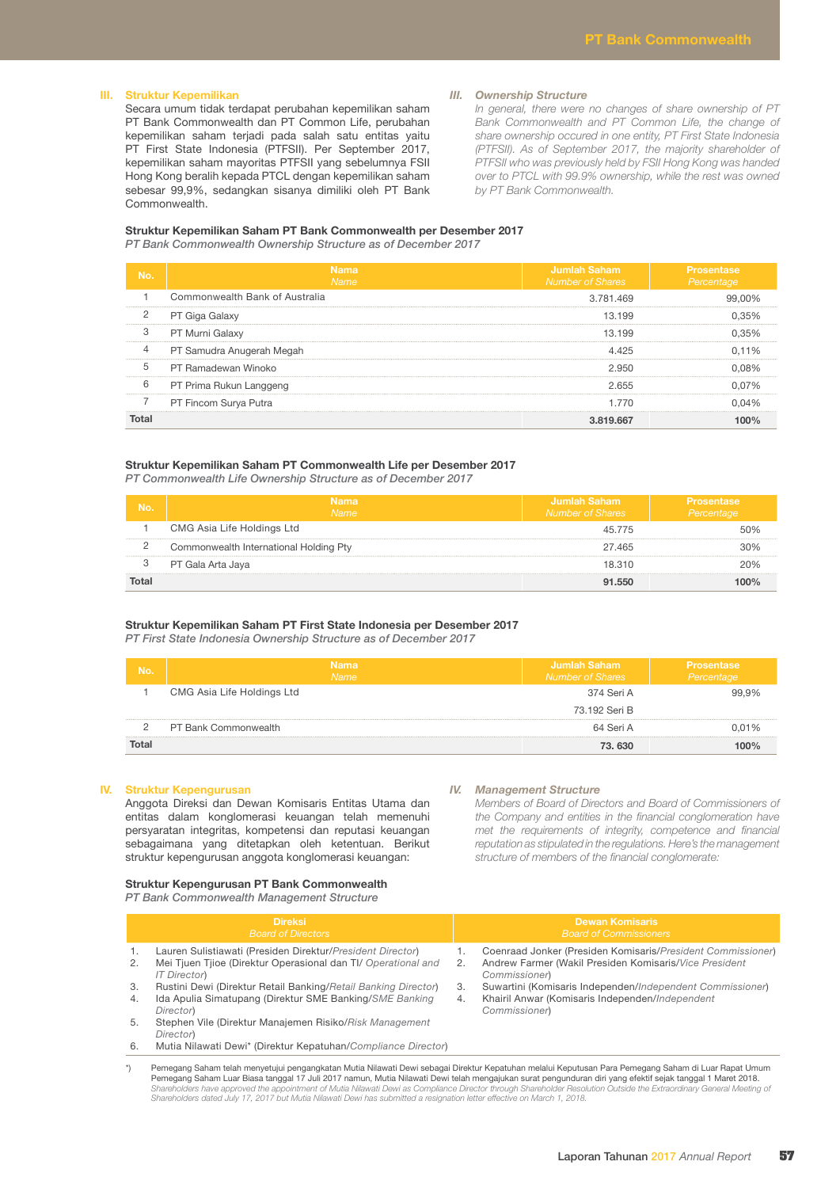## III. Struktur Kepemilikan

Secara umum tidak terdapat perubahan kepemilikan saham PT Bank Commonwealth dan PT Common Life, perubahan kepemilikan saham terjadi pada salah satu entitas yaitu PT First State Indonesia (PTFSII). Per September 2017, kepemilikan saham mayoritas PTFSII yang sebelumnya FSII Hong Kong beralih kepada PTCL dengan kepemilikan saham sebesar 99,9%, sedangkan sisanya dimiliki oleh PT Bank Commonwealth.

## *III. Ownership Structure*

*In general, there were no changes of share ownership of PT Bank Commonwealth and PT Common Life, the change of share ownership occured in one entity, PT First State Indonesia (PTFSII). As of September 2017, the majority shareholder of PTFSII who was previously held by FSII Hong Kong was handed over to PTCL with 99.9% ownership, while the rest was owned by PT Bank Commonwealth.*

### Struktur Kepemilikan Saham PT Bank Commonwealth per Desember 2017
*PT Bank Commonwealth Ownership Structure as of December 2017*

| No. | Nama *Name* | Jumlah Saham *Number of Shares* | Prosentase *Percentage* |
|---|---|---|---|
| 1 | Commonwealth Bank of Australia | 3.781.469 | 99,00% |
| 2 | PT Giga Galaxy | 13.199 | 0,35% |
| 3 | PT Murni Galaxy | 13.199 | 0,35% |
| 4 | PT Samudra Anugerah Megah | 4.425 | 0,11% |
| 5 | PT Ramadewan Winoko | 2.950 | 0,08% |
| 6 | PT Prima Rukun Langgeng | 2.655 | 0,07% |
| 7 | PT Fincom Surya Putra | 1.770 | 0,04% |
| **Total** | | **3.819.667** | **100%** |

### Struktur Kepemilikan Saham PT Commonwealth Life per Desember 2017
*PT Commonwealth Life Ownership Structure as of December 2017*

| No. | Nama *Name* | Jumlah Saham *Number of Shares* | Prosentase *Percentage* |
|---|---|---|---|
| 1 | CMG Asia Life Holdings Ltd | 45.775 | 50% |
| 2 | Commonwealth International Holding Pty | 27.465 | 30% |
| 3 | PT Gala Arta Jaya | 18.310 | 20% |
| **Total** | | **91.550** | **100%** |

### Struktur Kepemilikan Saham PT First State Indonesia per Desember 2017
*PT First State Indonesia Ownership Structure as of December 2017*

| No. | Nama *Name* | Jumlah Saham *Number of Shares* | Prosentase *Percentage* |
|---|---|---|---|
| 1 | CMG Asia Life Holdings Ltd | 374 Seri A<br>73.192 Seri B | 99,9% |
| 2 | PT Bank Commonwealth | 64 Seri A | 0,01% |
| **Total** | | **73. 630** | **100%** |

## IV. Struktur Kepengurusan

Anggota Direksi dan Dewan Komisaris Entitas Utama dan entitas dalam konglomerasi keuangan telah memenuhi persyaratan integritas, kompetensi dan reputasi keuangan sebagaimana yang ditetapkan oleh ketentuan. Berikut struktur kepengurusan anggota konglomerasi keuangan:

## *IV. Management Structure*

*Members of Board of Directors and Board of Commissioners of the Company and entities in the financial conglomerate have met the requirements of integrity, competence and financial reputation as stipulated in the regulations. Here's the management structure of members of the financial conglomerate:*

### Struktur Kepengurusan PT Bank Commonwealth
*PT Bank Commonwealth Management Structure*

| Direksi *Board of Directors* | Dewan Komisaris *Board of Commissioners* |
|---|---|
| 1. Lauren Sulistiawati (Presiden Direktur/*President Director*) | 1. Coenraad Jonker (Presiden Komisaris/*President Commissioner*) |
| 2. Mei Tjuen Tjioe (Direktur Operasional dan TI/ *Operational and IT Director*) | 2. Andrew Farmer (Wakil Presiden Komisaris/*Vice President Commissioner*) |
| 3. Rustini Dewi (Direktur Retail Banking/*Retail Banking Director*) | 3. Suwartini (Komisaris Independen/*Independent Commissioner*) |
| 4. Ida Apulia Simatupang (Direktur SME Banking/*SME Banking Director*) | 4. Khairil Anwar (Komisaris Independen/*Independent Commissioner*) |
| 5. Stephen Vile (Direktur Manajemen Risiko/*Risk Management Director*) | |
| 6. Mutia Nilawati Dewi* (Direktur Kepatuhan/*Compliance Director*) | |

*) Pemegang Saham telah menyetujui pengangkatan Mutia Nilawati Dewi sebagai Direktur Kepatuhan melalui Keputusan Para Pemegang Saham di Luar Rapat Umum Pemegang Saham Luar Biasa tanggal 17 Juli 2017 namun, Mutia Nilawati Dewi telah mengajukan surat pengunduran diri yang efektif sejak tanggal 1 Maret 2018.
*Shareholders have approved the appointment of Mutia Nilawati Dewi as Compliance Director through Shareholder Resolution Outside the Extraordinary General Meeting of Shareholders dated July 17, 2017 but Mutia Nilawati Dewi has submitted a resignation letter effective on March 1, 2018.*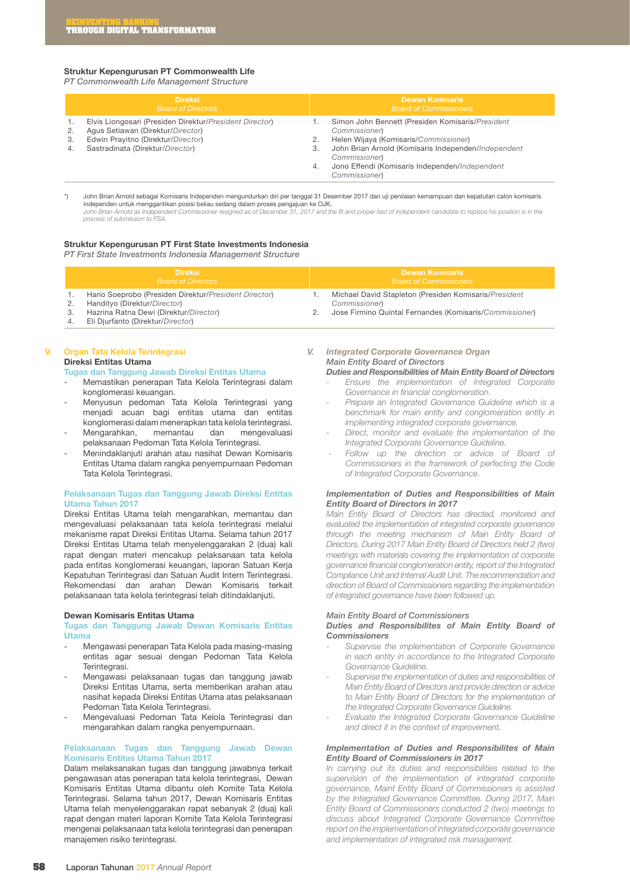### Struktur Kepengurusan PT Commonwealth Life
*PT Commonwealth Life Management Structure*

| Direksi *Board of Directors* | Dewan Komisaris *Board of Commissioners* |
|---|---|
| 1. Elvis Liongosari (Presiden Direktur/*President Director*) | 1. Simon John Bennett (Presiden Komisaris/*President Commissioner*) |
| 2. Agus Setiawan (Direktur/*Director*) | 2. Helen Wijaya (Komisaris/*Commissioner*) |
| 3. Edwin Prayitno (Direktur/*Director*) | 3. John Brian Arnold (Komisaris Independen/*Independent Commissioner*) |
| 4. Sastradinata (Direktur/*Director*) | 4. Jono Effendi (Komisaris Independen/*Independent Commissioner*) |

*) John Brian Arnold sebagai Komisaris Independen mengundurkan diri per tanggal 31 Desember 2017 dan uji penilaian kemampuan dan kepatutan calon komisaris independen untuk menggantikan posisi beliau sedang dalam proses pengajuan ke OJK.
*John Brian Arnold as Independent Commissioner resigned as of December 31, 2017 and the fit and proper test of independent candidate to replace his position is in the process of submission to FSA.*

### Struktur Kepengurusan PT First State Investments Indonesia
*PT First State Investments Indonesia Management Structure*

| Direksi *Board of Directors* | Dewan Komisaris *Board of Commissioners* |
|---|---|
| 1. Hario Soeprobo (Presiden Direktur/*President Director*) | 1. Michael David Stapleton (Presiden Komisaris/*President Commissioner*) |
| 2. Handityo (Direktur/*Director*) | 2. Jose Firmino Quintal Fernandes (Komisaris/*Commissioner*) |
| 3. Hazrina Ratna Dewi (Direktur/*Director*) | |
| 4. Eli Djurfanto (Direktur/*Director*) | |

## V. Organ Tata Kelola Terintegrasi

### Direksi Entitas Utama

**Tugas dan Tanggung Jawab Direksi Entitas Utama**

- Memastikan penerapan Tata Kelola Terintegrasi dalam konglomerasi keuangan.
- Menyusun pedoman Tata Kelola Terintegrasi yang menjadi acuan bagi entitas utama dan entitas konglomerasi dalam menerapkan tata kelola terintegrasi.
- Mengarahkan, memantau dan mengevaluasi pelaksanaan Pedoman Tata Kelola Terintegrasi.
- Menindaklanjuti arahan atau nasihat Dewan Komisaris Entitas Utama dalam rangka penyempurnaan Pedoman Tata Kelola Terintegrasi.

**Pelaksanaan Tugas dan Tanggung Jawab Direksi Entitas Utama Tahun 2017**

Direksi Entitas Utama telah mengarahkan, memantau dan mengevaluasi pelaksanaan tata kelola terintegrasi melalui mekanisme rapat Direksi Entitas Utama. Selama tahun 2017 Direksi Entitas Utama telah menyelenggarakan 2 (dua) kali rapat dengan materi mencakup pelaksanaan tata kelola pada entitas konglomerasi keuangan, laporan Satuan Kerja Kepatuhan Terintegrasi dan Satuan Audit Intern Terintegrasi. Rekomendasi dan arahan Dewan Komisaris terkait pelaksanaan tata kelola terintegrasi telah ditindaklanjuti.

### Dewan Komisaris Entitas Utama

**Tugas dan Tanggung Jawab Dewan Komisaris Entitas Utama**

- Mengawasi penerapan Tata Kelola pada masing-masing entitas agar sesuai dengan Pedoman Tata Kelola Terintegrasi.
- Mengawasi pelaksanaan tugas dan tanggung jawab Direksi Entitas Utama, serta memberikan arahan atau nasihat kepada Direksi Entitas Utama atas pelaksanaan Pedoman Tata Kelola Terintegrasi.
- Mengevaluasi Pedoman Tata Kelola Terintegrasi dan mengarahkan dalam rangka penyempurnaan.

**Pelaksanaan Tugas dan Tanggung Jawab Dewan Komisaris Entitas Utama Tahun 2017**

Dalam melaksanakan tugas dan tanggung jawabnya terkait pengawasan atas penerapan tata kelola terintegrasi, Dewan Komisaris Entitas Utama dibantu oleh Komite Tata Kelola Terintegrasi. Selama tahun 2017, Dewan Komisaris Entitas Utama telah menyelenggarakan rapat sebanyak 2 (dua) kali rapat dengan materi laporan Komite Tata Kelola Terintegrasi mengenai pelaksanaan tata kelola terintegrasi dan penerapan manajemen risiko terintegrasi.

## *V. Integrated Corporate Governance Organ*

### *Main Entity Board of Directors*

***Duties and Responsibilities of Main Entity Board of Directors***

- *Ensure the implementation of Integrated Corporate Governance in financial conglomeration.*
- *Prepare an Integrated Governance Guideline which is a benchmark for main entity and conglomeration entity in implementing integrated corporate governance.*
- *Direct, monitor and evaluate the implementation of the Integrated Corporate Governance Guideline.*
- *Follow up the direction or advice of Board of Commissioners in the framework of perfecting the Code of Integrated Corporate Governance.*

***Implementation of Duties and Responsibilities of Main Entity Board of Directors in 2017***

*Main Entity Board of Directors has directed, monitored and evaluated the implementation of integrated corporate governance through the meeting mechanism of Main Entity Board of Directors. During 2017 Main Entity Board of Directors held 2 (two) meetings with materials covering the implementation of corporate governance financial conglomeration entity, report of the Integrated Compliance Unit and Internal Audit Unit. The recommendation and direction of Board of Commissioners regarding the implementation of integrated governance have been followed up.*

### *Main Entity Board of Commissioners*

***Duties and Responsibilites of Main Entity Board of Commissioners***

- *Supervise the implementation of Corporate Governance in each entity in accordance to the Integrated Corporate Governance Guideline.*
- *Supervise the implementation of duties and responsibilities of Main Entity Board of Directors and provide direction or advice to Main Entity Board of Directors for the implementation of the Integrated Corporate Governance Guideline.*
- *Evaluate the Integrated Corporate Governance Guideline and direct it in the context of improvement.*

***Implementation of Duties and Responsibilites of Main Entity Board of Commissioners in 2017***

*In carrying out its duties and responsibilities related to the supervision of the implementation of integrated corporate governance, Maint Entity Board of Commissioners is assisted by the Integrated Governance Committee. During 2017, Main Entity Board of Commissioners conducted 2 (two) meetings to discuss about Integrated Corporate Governance Committee report on the implementation of integrated corporate governance and implementation of integrated risk management.*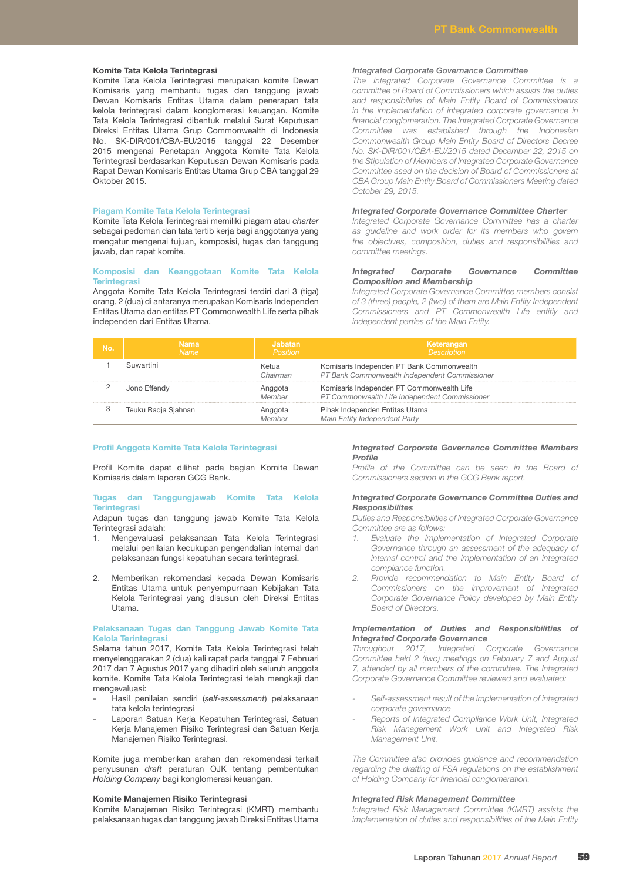### Komite Tata Kelola Terintegrasi

Komite Tata Kelola Terintegrasi merupakan komite Dewan Komisaris yang membantu tugas dan tanggung jawab Dewan Komisaris Entitas Utama dalam penerapan tata kelola terintegrasi dalam konglomerasi keuangan. Komite Tata Kelola Terintegrasi dibentuk melalui Surat Keputusan Direksi Entitas Utama Grup Commonwealth di Indonesia No. SK-DIR/001/CBA-EU/2015 tanggal 22 Desember 2015 mengenai Penetapan Anggota Komite Tata Kelola Terintegrasi berdasarkan Keputusan Dewan Komisaris pada Rapat Dewan Komisaris Entitas Utama Grup CBA tanggal 29 Oktober 2015.

### *Integrated Corporate Governance Committee*

*The Integrated Corporate Governance Committee is a committee of Board of Commissioners which assists the duties and responsibilities of Main Entity Board of Commissioenrs in the implementation of integrated corporate governance in financial conglomeration. The Integrated Corporate Governance Committee was established through the Indonesian Commonwealth Group Main Entity Board of Directors Decree No. SK-DIR/001/CBA-EU/2015 dated December 22, 2015 on the Stipulation of Members of Integrated Corporate Governance Committee ased on the decision of Board of Commissioners at CBA Group Main Entity Board of Commissioners Meeting dated October 29, 2015.*

#### Piagam Komite Tata Kelola Terintegrasi

Komite Tata Kelola Terintegrasi memiliki piagam atau *charter* sebagai pedoman dan tata tertib kerja bagi anggotanya yang mengatur mengenai tujuan, komposisi, tugas dan tanggung jawab, dan rapat komite.

#### *Integrated Corporate Governance Committee Charter*

*Integrated Corporate Governance Committee has a charter as guideline and work order for its members who govern the objectives, composition, duties and responsibilities and committee meetings.*

#### Komposisi dan Keanggotaan Komite Tata Kelola Terintegrasi

Anggota Komite Tata Kelola Terintegrasi terdiri dari 3 (tiga) orang, 2 (dua) di antaranya merupakan Komisaris Independen Entitas Utama dan entitas PT Commonwealth Life serta pihak independen dari Entitas Utama.

#### *Integrated Corporate Governance Committee Composition and Membership*

*Integrated Corporate Governance Committee members consist of 3 (three) people, 2 (two) of them are Main Entity Independent Commissioners and PT Commonwealth Life entitiy and independent parties of the Main Entity.*

| No. | Nama<br>*Name* | Jabatan<br>*Position* | Keterangan<br>*Description* |
|---|---|---|---|
| 1 | Suwartini | Ketua<br>*Chairman* | Komisaris Independen PT Bank Commonwealth<br>*PT Bank Commonwealth Independent Commissioner* |
| 2 | Jono Effendy | Anggota<br>*Member* | Komisaris Independen PT Commonwealth Life<br>*PT Commonwealth Life Independent Commissioner* |
| 3 | Teuku Radja Sjahnan | Anggota<br>*Member* | Pihak Independen Entitas Utama<br>*Main Entity Independent Party* |

#### Profil Anggota Komite Tata Kelola Terintegrasi

Profil Komite dapat dilihat pada bagian Komite Dewan Komisaris dalam laporan GCG Bank.

#### *Integrated Corporate Governance Committee Members Profile*

*Profile of the Committee can be seen in the Board of Commissioners section in the GCG Bank report.*

#### Tugas dan Tanggungjawab Komite Tata Kelola Terintegrasi

Adapun tugas dan tanggung jawab Komite Tata Kelola Terintegrasi adalah:

1. Mengevaluasi pelaksanaan Tata Kelola Terintegrasi melalui penilaian kecukupan pengendalian internal dan pelaksanaan fungsi kepatuhan secara terintegrasi.
2. Memberikan rekomendasi kepada Dewan Komisaris Entitas Utama untuk penyempurnaan Kebijakan Tata Kelola Terintegrasi yang disusun oleh Direksi Entitas Utama.

#### *Integrated Corporate Governance Committee Duties and Responsibilites*

*Duties and Responsibilities of Integrated Corporate Governance Committee are as follows:*

1. *Evaluate the implementation of Integrated Corporate Governance through an assessment of the adequacy of internal control and the implementation of an integrated compliance function.*
2. *Provide recommendation to Main Entity Board of Commissioners on the improvement of Integrated Corporate Governance Policy developed by Main Entity Board of Directors.*

#### Pelaksanaan Tugas dan Tanggung Jawab Komite Tata Kelola Terintegrasi

Selama tahun 2017, Komite Tata Kelola Terintegrasi telah menyelenggarakan 2 (dua) kali rapat pada tanggal 7 Februari 2017 dan 7 Agustus 2017 yang dihadiri oleh seluruh anggota komite. Komite Tata Kelola Terintegrasi telah mengkaji dan mengevaluasi:

- Hasil penilaian sendiri (*self-assessment*) pelaksanaan tata kelola terintegrasi
- Laporan Satuan Kerja Kepatuhan Terintegrasi, Satuan Kerja Manajemen Risiko Terintegrasi dan Satuan Kerja Manajemen Risiko Terintegrasi.

Komite juga memberikan arahan dan rekomendasi terkait penyusunan *draft* peraturan OJK tentang pembentukan *Holding Company* bagi konglomerasi keuangan.

#### *Implementation of Duties and Responsibilities of Integrated Corporate Governance*

*Throughout 2017, Integrated Corporate Governance Committee held 2 (two) meetings on February 7 and August 7, attended by all members of the committee. The Integrated Corporate Governance Committee reviewed and evaluated:*

- *Self-assessment result of the implementation of integrated corporate governance*
- *Reports of Integrated Compliance Work Unit, Integrated Risk Management Work Unit and Integrated Risk Management Unit.*

*The Committee also provides guidance and recommendation regarding the drafting of FSA regulations on the establishment of Holding Company for financial conglomeration.*

### Komite Manajemen Risiko Terintegrasi

Komite Manajemen Risiko Terintegrasi (KMRT) membantu pelaksanaan tugas dan tanggung jawab Direksi Entitas Utama

### *Integrated Risk Management Committee*

*Integrated Risk Management Committee (KMRT) assists the implementation of duties and responsibilities of the Main Entity*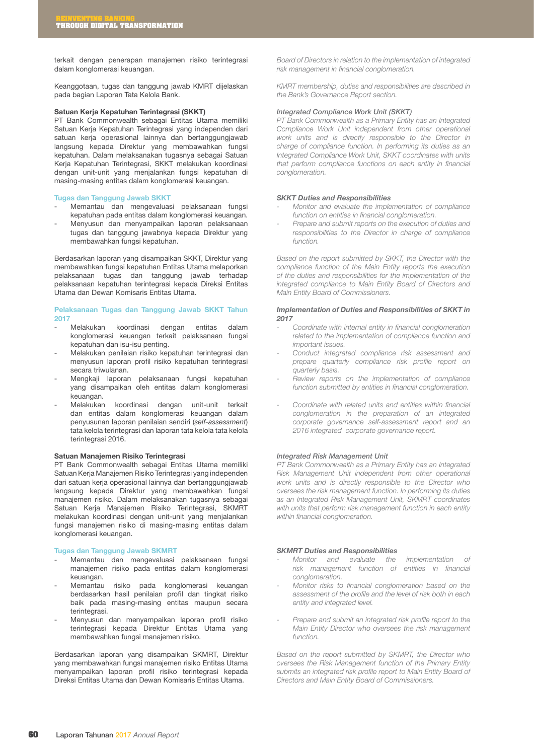terkait dengan penerapan manajemen risiko terintegrasi dalam konglomerasi keuangan.

Keanggotaan, tugas dan tanggung jawab KMRT dijelaskan pada bagian Laporan Tata Kelola Bank.

**Satuan Kerja Kepatuhan Terintegrasi (SKKT)**
PT Bank Commonwealth sebagai Entitas Utama memiliki Satuan Kerja Kepatuhan Terintegrasi yang independen dari satuan kerja operasional lainnya dan bertanggungjawab langsung kepada Direktur yang membawahkan fungsi kepatuhan. Dalam melaksanakan tugasnya sebagai Satuan Kerja Kepatuhan Terintegrasi, SKKT melakukan koordinasi dengan unit-unit yang menjalankan fungsi kepatuhan di masing-masing entitas dalam konglomerasi keuangan.

**Tugas dan Tanggung Jawab SKKT**
- Memantau dan mengevaluasi pelaksanaan fungsi kepatuhan pada entitas dalam konglomerasi keuangan.
- Menyusun dan menyampaikan laporan pelaksanaan tugas dan tanggung jawabnya kepada Direktur yang membawahkan fungsi kepatuhan.

Berdasarkan laporan yang disampaikan SKKT, Direktur yang membawahkan fungsi kepatuhan Entitas Utama melaporkan pelaksanaan tugas dan tanggung jawab terhadap pelaksanaan kepatuhan terintegrasi kepada Direksi Entitas Utama dan Dewan Komisaris Entitas Utama.

**Pelaksanaan Tugas dan Tanggung Jawab SKKT Tahun 2017**
- Melakukan koordinasi dengan entitas dalam konglomerasi keuangan terkait pelaksanaan fungsi kepatuhan dan isu-isu penting.
- Melakukan penilaian risiko kepatuhan terintegrasi dan menyusun laporan profil risiko kepatuhan terintegrasi secara triwulanan.
- Mengkaji laporan pelaksanaan fungsi kepatuhan yang disampaikan oleh entitas dalam konglomerasi keuangan.
- Melakukan koordinasi dengan unit-unit terkait dan entitas dalam konglomerasi keuangan dalam penyusunan laporan penilaian sendiri (*self-assessment*) tata kelola terintegrasi dan laporan tata kelola tata kelola terintegrasi 2016.

**Satuan Manajemen Risiko Terintegrasi**
PT Bank Commonwealth sebagai Entitas Utama memiliki Satuan Kerja Manajemen Risiko Terintegrasi yang independen dari satuan kerja operasional lainnya dan bertanggungjawab langsung kepada Direktur yang membawahkan fungsi manajemen risiko. Dalam melaksanakan tugasnya sebagai Satuan Kerja Manajemen Risiko Terintegrasi, SKMRT melakukan koordinasi dengan unit-unit yang menjalankan fungsi manajemen risiko di masing-masing entitas dalam konglomerasi keuangan.

**Tugas dan Tanggung Jawab SKMRT**
- Memantau dan mengevaluasi pelaksanaan fungsi manajemen risiko pada entitas dalam konglomerasi keuangan.
- Memantau risiko pada konglomerasi keuangan berdasarkan hasil penilaian profil dan tingkat risiko baik pada masing-masing entitas maupun secara terintegrasi.
- Menyusun dan menyampaikan laporan profil risiko terintegrasi kepada Direktur Entitas Utama yang membawahkan fungsi manajemen risiko.

Berdasarkan laporan yang disampaikan SKMRT, Direktur yang membawahkan fungsi manajemen risiko Entitas Utama menyampaikan laporan profil risiko terintegrasi kepada Direksi Entitas Utama dan Dewan Komisaris Entitas Utama.

*Board of Directors in relation to the implementation of integrated risk management in financial conglomeration.*

*KMRT membership, duties and responsibilities are described in the Bank's Governance Report section.*

***Integrated Compliance Work Unit (SKKT)***
*PT Bank Commonwealth as a Primary Entity has an Integrated Compliance Work Unit independent from other operational work units and is directly responsible to the Director in charge of compliance function. In performing its duties as an Integrated Compliance Work Unit, SKKT coordinates with units that perform compliance functions on each entity in financial conglomeration.*

***SKKT Duties and Responsibilities***
- *Monitor and evaluate the implementation of compliance function on entities in financial conglomeration.*
- *Prepare and submit reports on the execution of duties and responsibilities to the Director in charge of compliance function.*

*Based on the report submitted by SKKT, the Director with the compliance function of the Main Entity reports the execution of the duties and responsibilities for the implementation of the integrated compliance to Main Entity Board of Directors and Main Entity Board of Commissioners.*

***Implementation of Duties and Responsibilities of SKKT in 2017***
- *Coordinate with internal entity in financial conglomeration related to the implementation of compliance function and important issues.*
- *Conduct integrated compliance risk assessment and prepare quarterly compliance risk profile report on quarterly basis.*
- *Review reports on the implementation of compliance function submitted by entities in financial conglomeration.*
- *Coordinate with related units and entities within financial conglomeration in the preparation of an integrated corporate governance self-assessment report and an 2016 integrated corporate governance report.*

***Integrated Risk Management Unit***
*PT Bank Commonwealth as a Primary Entity has an Integrated Risk Management Unit independent from other operational work units and is directly responsible to the Director who oversees the risk management function. In performing its duties as an Integrated Risk Management Unit, SKMRT coordinates with units that perform risk management function in each entity within financial conglomeration.*

***SKMRT Duties and Responsibilities***
- *Monitor and evaluate the implementation of risk management function of entities in financial conglomeration.*
- *Monitor risks to financial conglomeration based on the assessment of the profile and the level of risk both in each entity and integrated level.*
- *Prepare and submit an integrated risk profile report to the Main Entity Director who oversees the risk management function.*

*Based on the report submitted by SKMRT, the Director who oversees the Risk Management function of the Primary Entity submits an integrated risk profile report to Main Entity Board of Directors and Main Entity Board of Commissioners.*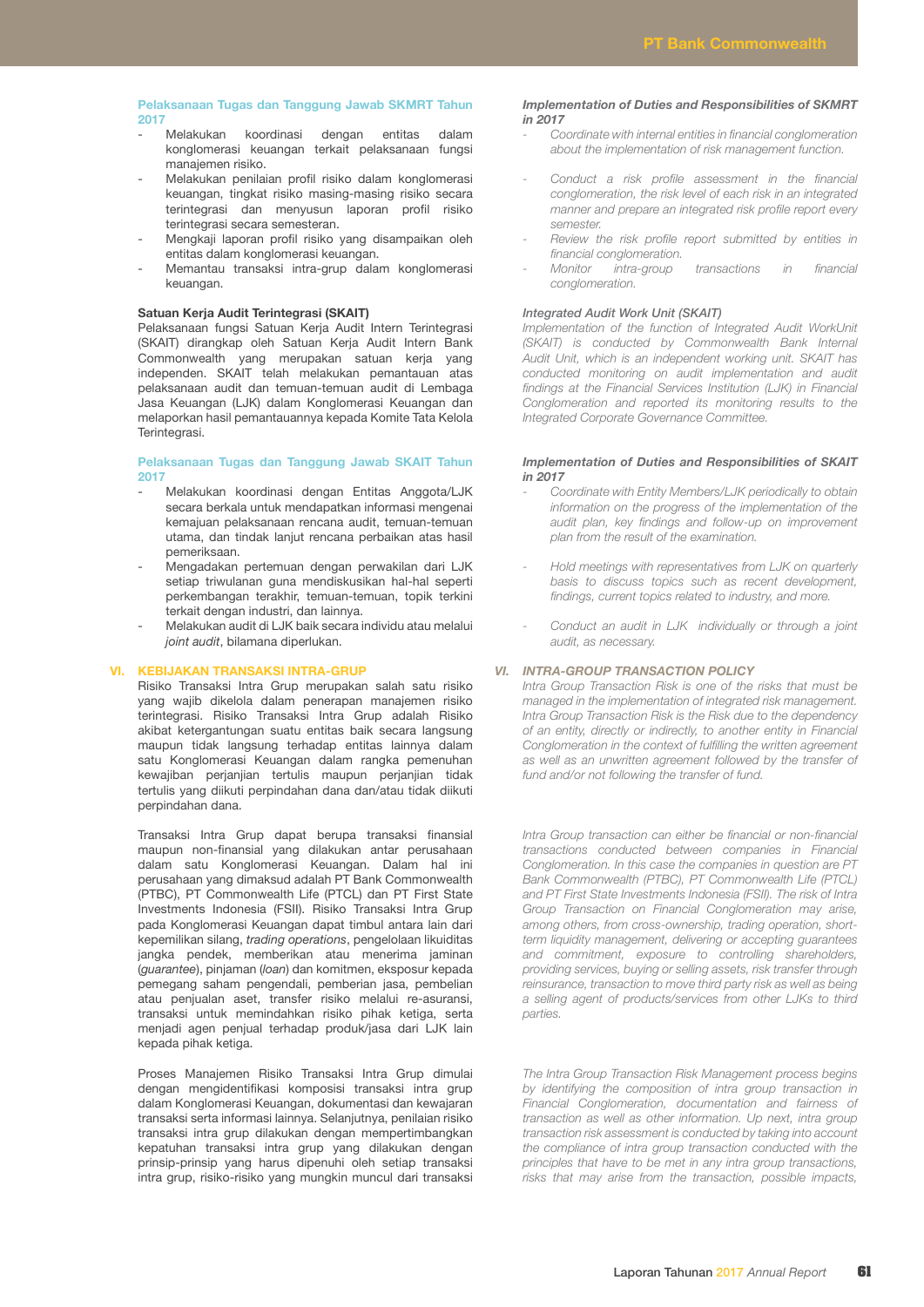### Pelaksanaan Tugas dan Tanggung Jawab SKMRT Tahun 2017

- Melakukan koordinasi dengan entitas dalam konglomerasi keuangan terkait pelaksanaan fungsi manajemen risiko.
- Melakukan penilaian profil risiko dalam konglomerasi keuangan, tingkat risiko masing-masing risiko secara terintegrasi dan menyusun laporan profil risiko terintegrasi secara semesteran.
- Mengkaji laporan profil risiko yang disampaikan oleh entitas dalam konglomerasi keuangan.
- Memantau transaksi intra-grup dalam konglomerasi keuangan.

### *Implementation of Duties and Responsibilities of SKMRT in 2017*

- *Coordinate with internal entities in financial conglomeration about the implementation of risk management function.*
- *Conduct a risk profile assessment in the financial conglomeration, the risk level of each risk in an integrated manner and prepare an integrated risk profile report every semester.*
- *Review the risk profile report submitted by entities in financial conglomeration.*
- *Monitor intra-group transactions in financial conglomeration.*

### Satuan Kerja Audit Terintegrasi (SKAIT)

Pelaksanaan fungsi Satuan Kerja Audit Intern Terintegrasi (SKAIT) dirangkap oleh Satuan Kerja Audit Intern Bank Commonwealth yang merupakan satuan kerja yang independen. SKAIT telah melakukan pemantauan atas pelaksanaan audit dan temuan-temuan audit di Lembaga Jasa Keuangan (LJK) dalam Konglomerasi Keuangan dan melaporkan hasil pemantauannya kepada Komite Tata Kelola Terintegrasi.

### *Integrated Audit Work Unit (SKAIT)*

*Implementation of the function of Integrated Audit WorkUnit (SKAIT) is conducted by Commonwealth Bank Internal Audit Unit, which is an independent working unit. SKAIT has conducted monitoring on audit implementation and audit findings at the Financial Services Institution (LJK) in Financial Conglomeration and reported its monitoring results to the Integrated Corporate Governance Committee.*

### Pelaksanaan Tugas dan Tanggung Jawab SKAIT Tahun 2017

- Melakukan koordinasi dengan Entitas Anggota/LJK secara berkala untuk mendapatkan informasi mengenai kemajuan pelaksanaan rencana audit, temuan-temuan utama, dan tindak lanjut rencana perbaikan atas hasil pemeriksaan.
- Mengadakan pertemuan dengan perwakilan dari LJK setiap triwulanan guna mendiskusikan hal-hal seperti perkembangan terakhir, temuan-temuan, topik terkini terkait dengan industri, dan lainnya.
- Melakukan audit di LJK baik secara individu atau melalui *joint audit*, bilamana diperlukan.

### *Implementation of Duties and Responsibilities of SKAIT in 2017*

- *Coordinate with Entity Members/LJK periodically to obtain information on the progress of the implementation of the audit plan, key findings and follow-up on improvement plan from the result of the examination.*
- *Hold meetings with representatives from LJK on quarterly basis to discuss topics such as recent development, findings, current topics related to industry, and more.*
- *Conduct an audit in LJK individually or through a joint audit, as necessary.*

## VI. KEBIJAKAN TRANSAKSI INTRA-GRUP

Risiko Transaksi Intra Grup merupakan salah satu risiko yang wajib dikelola dalam penerapan manajemen risiko terintegrasi. Risiko Transaksi Intra Grup adalah Risiko akibat ketergantungan suatu entitas baik secara langsung maupun tidak langsung terhadap entitas lainnya dalam satu Konglomerasi Keuangan dalam rangka pemenuhan kewajiban perjanjian tertulis maupun perjanjian tidak tertulis yang diikuti perpindahan dana dan/atau tidak diikuti perpindahan dana.

Transaksi Intra Grup dapat berupa transaksi finansial maupun non-finansial yang dilakukan antar perusahaan dalam satu Konglomerasi Keuangan. Dalam hal ini perusahaan yang dimaksud adalah PT Bank Commonwealth (PTBC), PT Commonwealth Life (PTCL) dan PT First State Investments Indonesia (FSII). Risiko Transaksi Intra Grup pada Konglomerasi Keuangan dapat timbul antara lain dari kepemilikan silang, *trading operations*, pengelolaan likuiditas jangka pendek, memberikan atau menerima jaminan (*guarantee*), pinjaman (*loan*) dan komitmen, eksposur kepada pemegang saham pengendali, pemberian jasa, pembelian atau penjualan aset, transfer risiko melalui re-asuransi, transaksi untuk memindahkan risiko pihak ketiga, serta menjadi agen penjual terhadap produk/jasa dari LJK lain kepada pihak ketiga.

Proses Manajemen Risiko Transaksi Intra Grup dimulai dengan mengidentifikasi komposisi transaksi intra grup dalam Konglomerasi Keuangan, dokumentasi dan kewajaran transaksi serta informasi lainnya. Selanjutnya, penilaian risiko transaksi intra grup dilakukan dengan mempertimbangkan kepatuhan transaksi intra grup yang dilakukan dengan prinsip-prinsip yang harus dipenuhi oleh setiap transaksi intra grup, risiko-risiko yang mungkin muncul dari transaksi

## *VI. INTRA-GROUP TRANSACTION POLICY*

*Intra Group Transaction Risk is one of the risks that must be managed in the implementation of integrated risk management. Intra Group Transaction Risk is the Risk due to the dependency of an entity, directly or indirectly, to another entity in Financial Conglomeration in the context of fulfilling the written agreement as well as an unwritten agreement followed by the transfer of fund and/or not following the transfer of fund.*

*Intra Group transaction can either be financial or non-financial transactions conducted between companies in Financial Conglomeration. In this case the companies in question are PT Bank Commonwealth (PTBC), PT Commonwealth Life (PTCL) and PT First State Investments Indonesia (FSII). The risk of Intra Group Transaction on Financial Conglomeration may arise, among others, from cross-ownership, trading operation, short-term liquidity management, delivering or accepting guarantees and commitment, exposure to controlling shareholders, providing services, buying or selling assets, risk transfer through reinsurance, transaction to move third party risk as well as being a selling agent of products/services from other LJKs to third parties.*

*The Intra Group Transaction Risk Management process begins by identifying the composition of intra group transaction in Financial Conglomeration, documentation and fairness of transaction as well as other information. Up next, intra group transaction risk assessment is conducted by taking into account the compliance of intra group transaction conducted with the principles that have to be met in any intra group transactions, risks that may arise from the transaction, possible impacts,*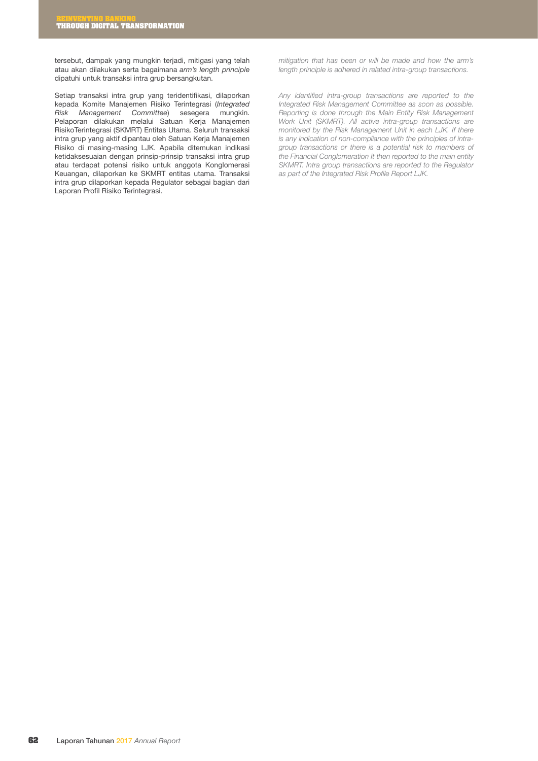tersebut, dampak yang mungkin terjadi, mitigasi yang telah atau akan dilakukan serta bagaimana *arm's length principle* dipatuhi untuk transaksi intra grup bersangkutan.

Setiap transaksi intra grup yang teridentifikasi, dilaporkan kepada Komite Manajemen Risiko Terintegrasi (*Integrated Risk Management Committee*) sesegera mungkin. Pelaporan dilakukan melalui Satuan Kerja Manajemen RisikoTerintegrasi (SKMRT) Entitas Utama. Seluruh transaksi intra grup yang aktif dipantau oleh Satuan Kerja Manajemen Risiko di masing-masing LJK. Apabila ditemukan indikasi ketidaksesuaian dengan prinsip-prinsip transaksi intra grup atau terdapat potensi risiko untuk anggota Konglomerasi Keuangan, dilaporkan ke SKMRT entitas utama. Transaksi intra grup dilaporkan kepada Regulator sebagai bagian dari Laporan Profil Risiko Terintegrasi.

*mitigation that has been or will be made and how the arm's length principle is adhered in related intra-group transactions.*

*Any identified intra-group transactions are reported to the Integrated Risk Management Committee as soon as possible. Reporting is done through the Main Entity Risk Management Work Unit (SKMRT). All active intra-group transactions are monitored by the Risk Management Unit in each LJK. If there is any indication of non-compliance with the principles of intra-group transactions or there is a potential risk to members of the Financial Conglomeration It then reported to the main entity SKMRT. Intra group transactions are reported to the Regulator as part of the Integrated Risk Profile Report LJK.*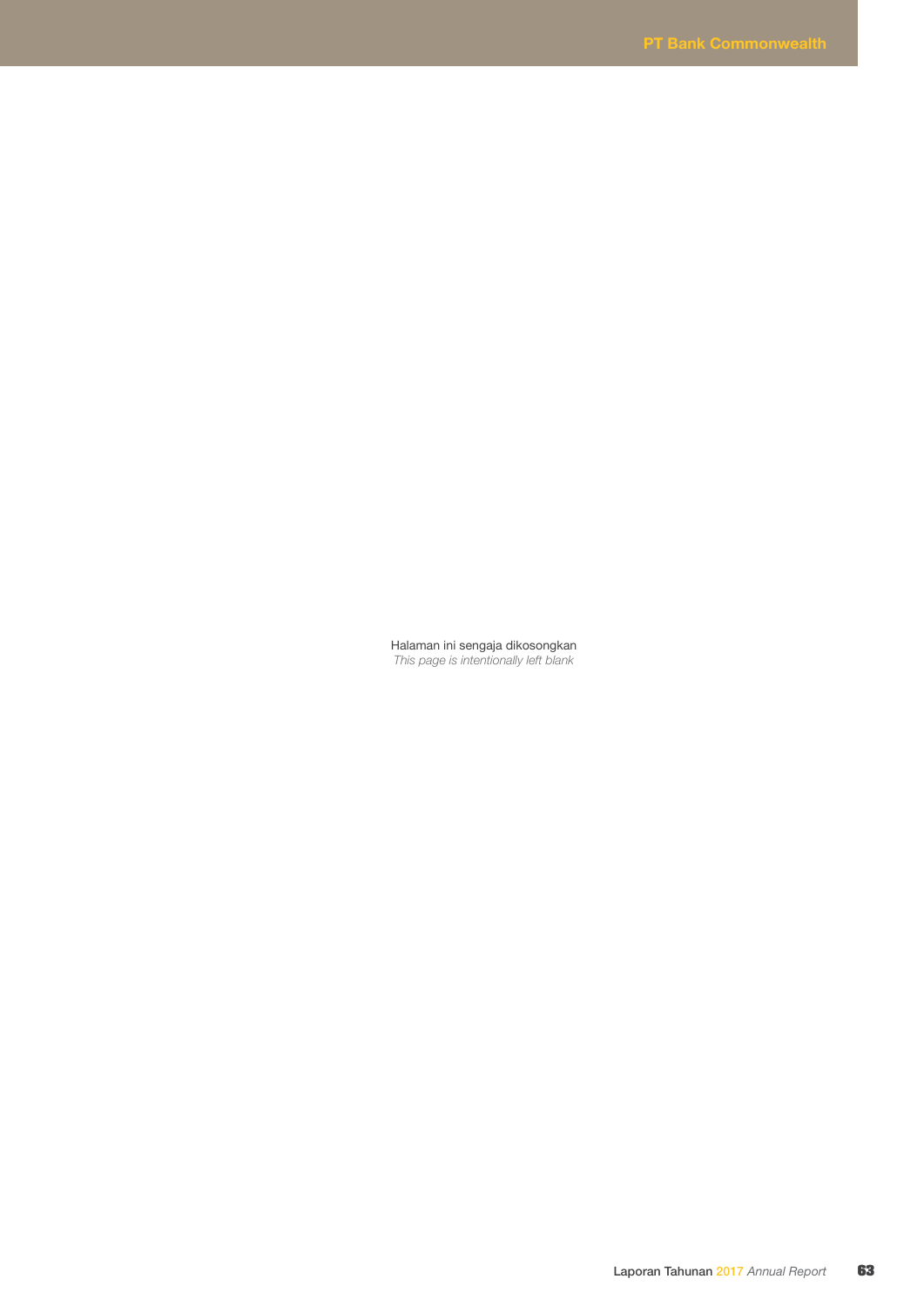Halaman ini sengaja dikosongkan

*This page is intentionally left blank*